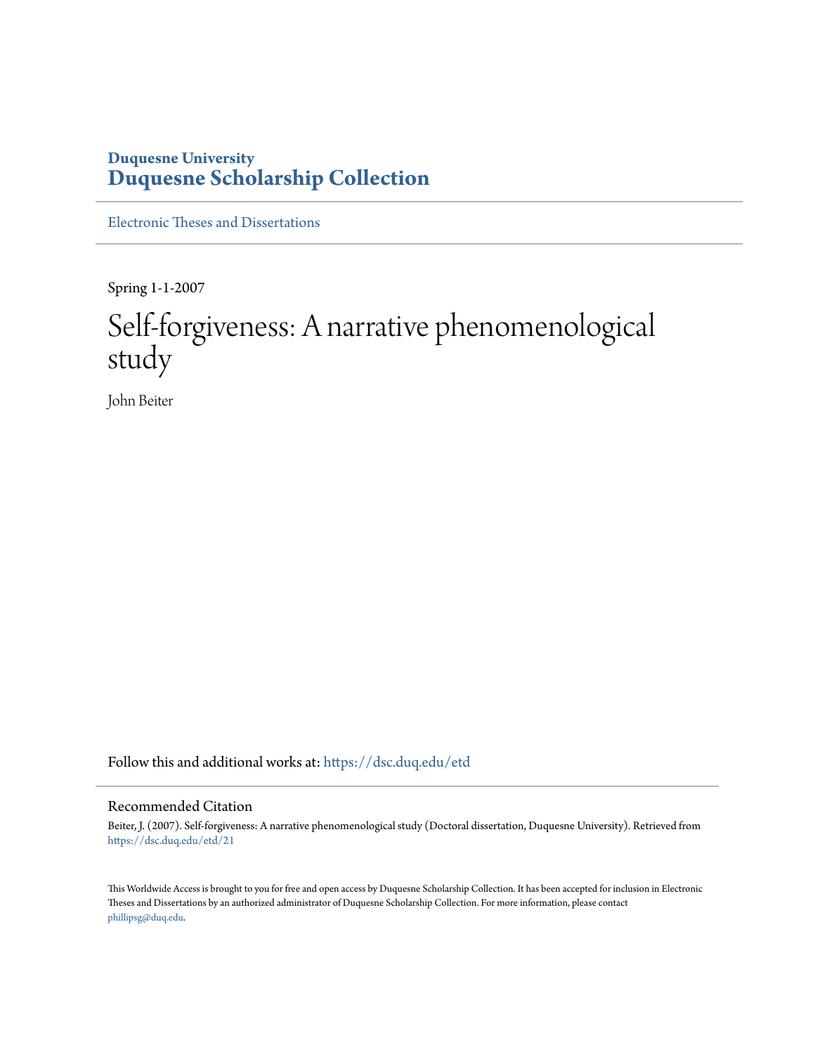Duquesne University
**Duquesne Scholarship Collection**

Electronic Theses and Dissertations

Spring 1-1-2007

# Self-forgiveness: A narrative phenomenological study

John Beiter

Follow this and additional works at: https://dsc.duq.edu/etd

## Recommended Citation

Beiter, J. (2007). Self-forgiveness: A narrative phenomenological study (Doctoral dissertation, Duquesne University). Retrieved from https://dsc.duq.edu/etd/21

This Worldwide Access is brought to you for free and open access by Duquesne Scholarship Collection. It has been accepted for inclusion in Electronic Theses and Dissertations by an authorized administrator of Duquesne Scholarship Collection. For more information, please contact phillipsg@duq.edu.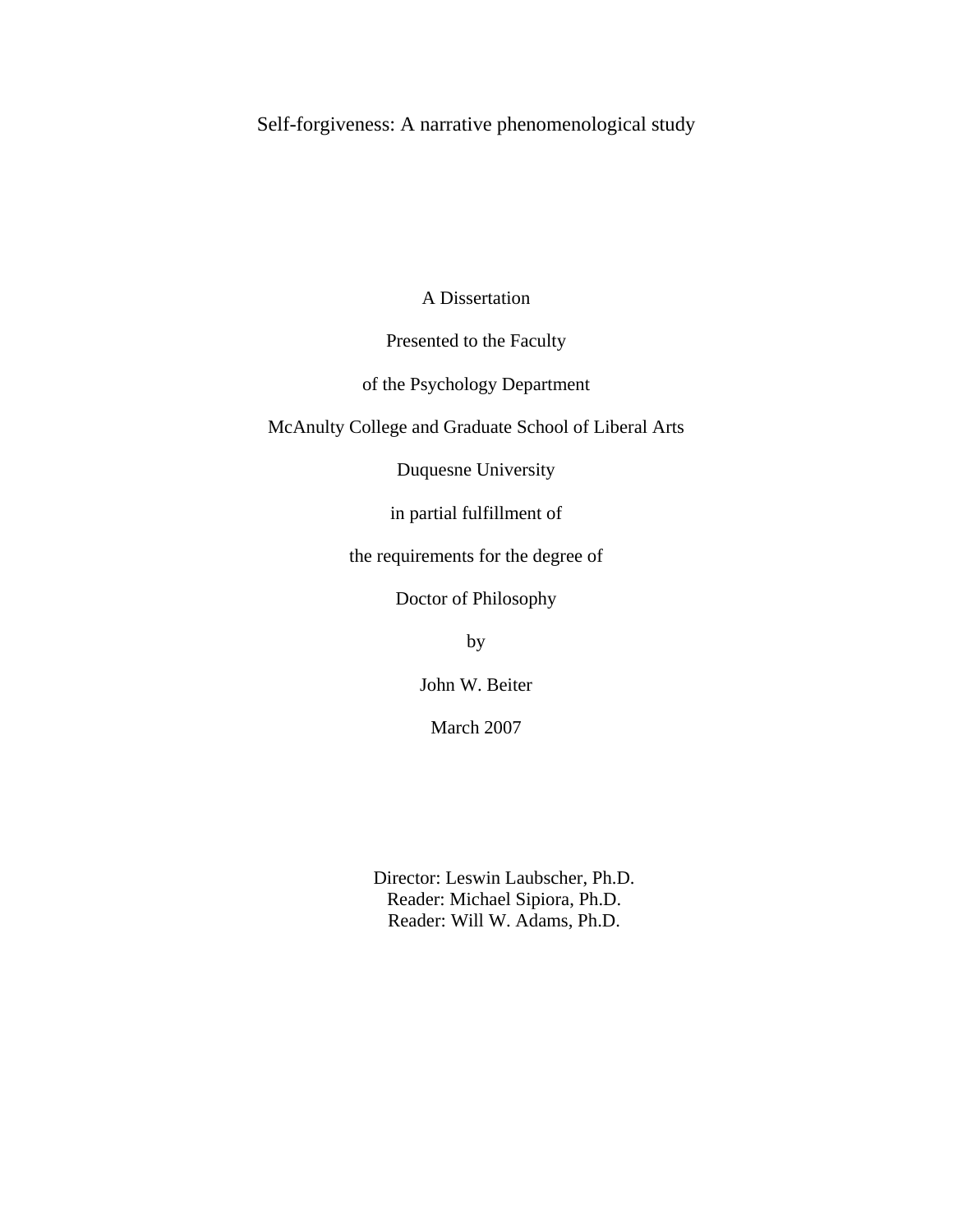# Self-forgiveness: A narrative phenomenological study

A Dissertation

Presented to the Faculty

of the Psychology Department

McAnulty College and Graduate School of Liberal Arts

Duquesne University

in partial fulfillment of

the requirements for the degree of

Doctor of Philosophy

by

John W. Beiter

March 2007

Director: Leswin Laubscher, Ph.D.
Reader: Michael Sipiora, Ph.D.
Reader: Will W. Adams, Ph.D.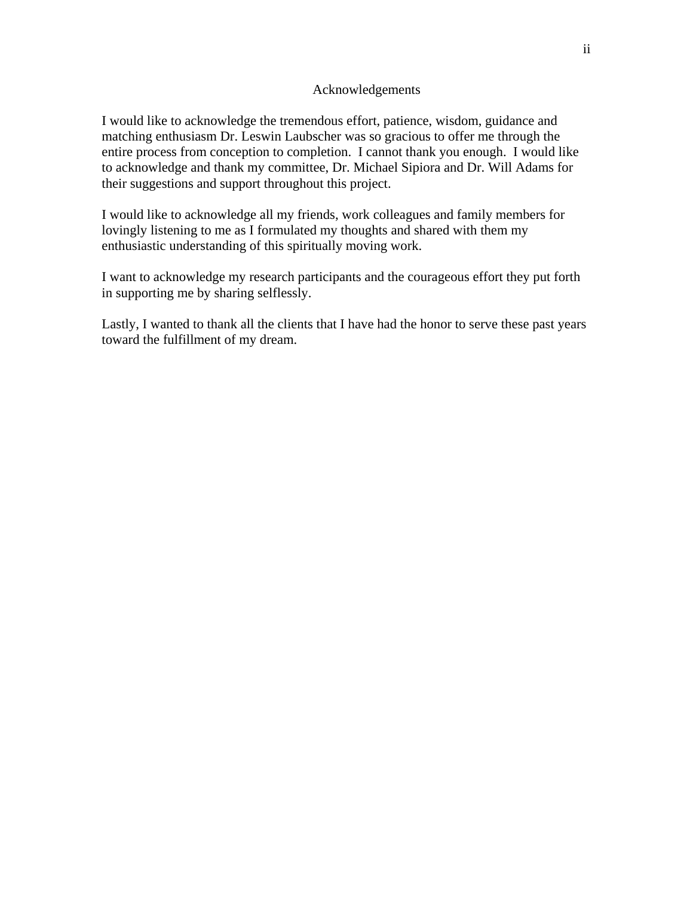# Acknowledgements

I would like to acknowledge the tremendous effort, patience, wisdom, guidance and matching enthusiasm Dr. Leswin Laubscher was so gracious to offer me through the entire process from conception to completion. I cannot thank you enough. I would like to acknowledge and thank my committee, Dr. Michael Sipiora and Dr. Will Adams for their suggestions and support throughout this project.

I would like to acknowledge all my friends, work colleagues and family members for lovingly listening to me as I formulated my thoughts and shared with them my enthusiastic understanding of this spiritually moving work.

I want to acknowledge my research participants and the courageous effort they put forth in supporting me by sharing selflessly.

Lastly, I wanted to thank all the clients that I have had the honor to serve these past years toward the fulfillment of my dream.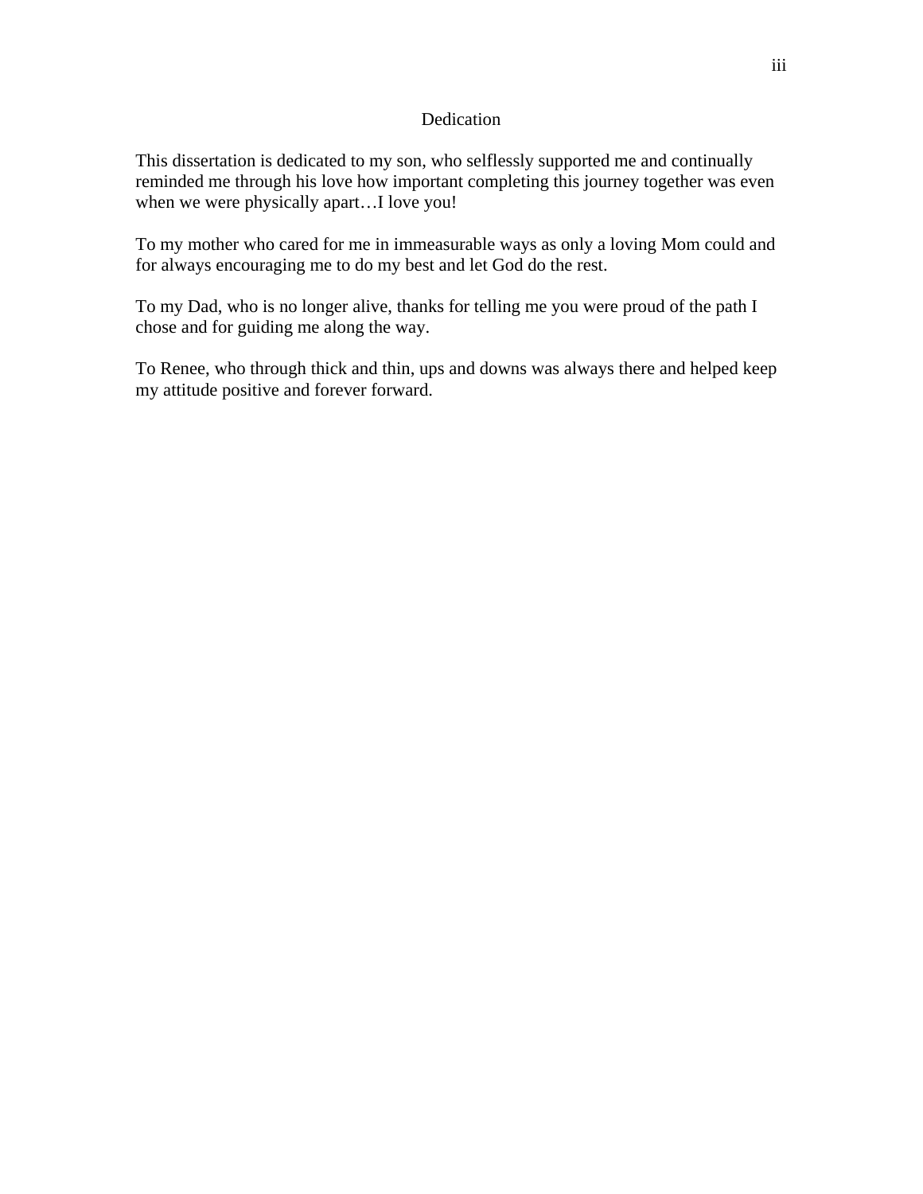# Dedication

This dissertation is dedicated to my son, who selflessly supported me and continually reminded me through his love how important completing this journey together was even when we were physically apart…I love you!

To my mother who cared for me in immeasurable ways as only a loving Mom could and for always encouraging me to do my best and let God do the rest.

To my Dad, who is no longer alive, thanks for telling me you were proud of the path I chose and for guiding me along the way.

To Renee, who through thick and thin, ups and downs was always there and helped keep my attitude positive and forever forward.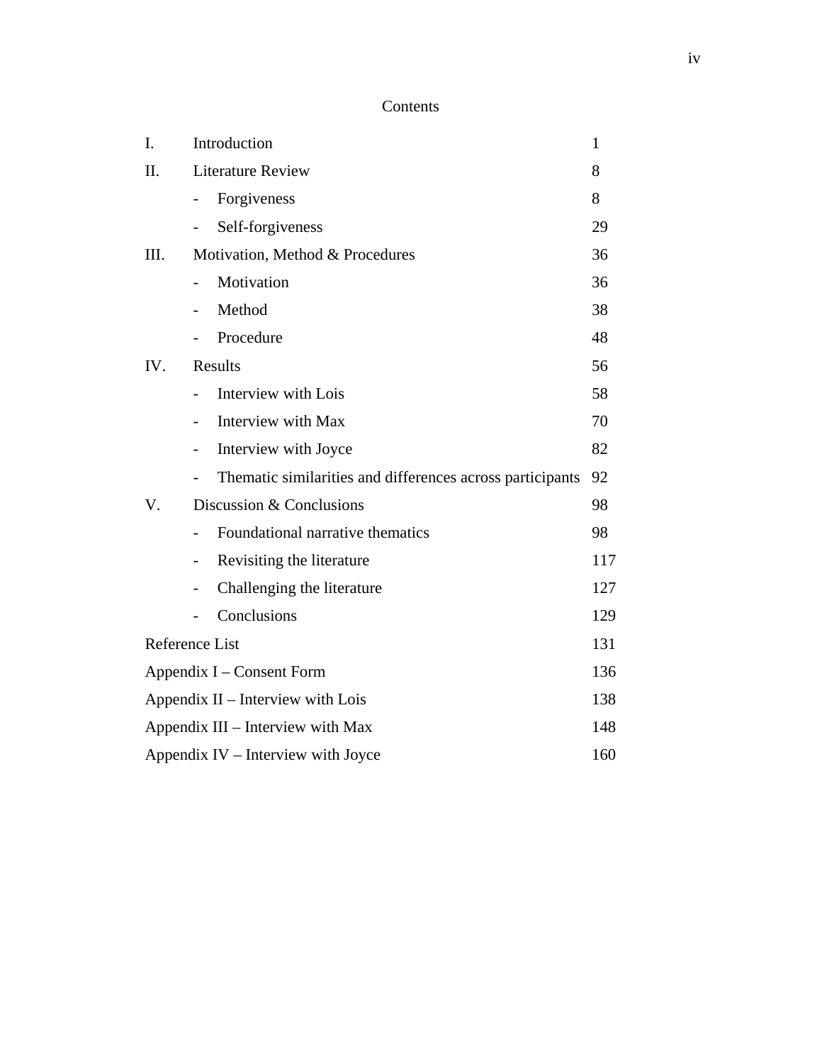# Contents

| | | |
|---|---|---|
| I. | Introduction | 1 |
| II. | Literature Review | 8 |
| | - Forgiveness | 8 |
| | - Self-forgiveness | 29 |
| III. | Motivation, Method & Procedures | 36 |
| | - Motivation | 36 |
| | - Method | 38 |
| | - Procedure | 48 |
| IV. | Results | 56 |
| | - Interview with Lois | 58 |
| | - Interview with Max | 70 |
| | - Interview with Joyce | 82 |
| | - Thematic similarities and differences across participants | 92 |
| V. | Discussion & Conclusions | 98 |
| | - Foundational narrative thematics | 98 |
| | - Revisiting the literature | 117 |
| | - Challenging the literature | 127 |
| | - Conclusions | 129 |
| Reference List | | 131 |
| Appendix I – Consent Form | | 136 |
| Appendix II – Interview with Lois | | 138 |
| Appendix III – Interview with Max | | 148 |
| Appendix IV – Interview with Joyce | | 160 |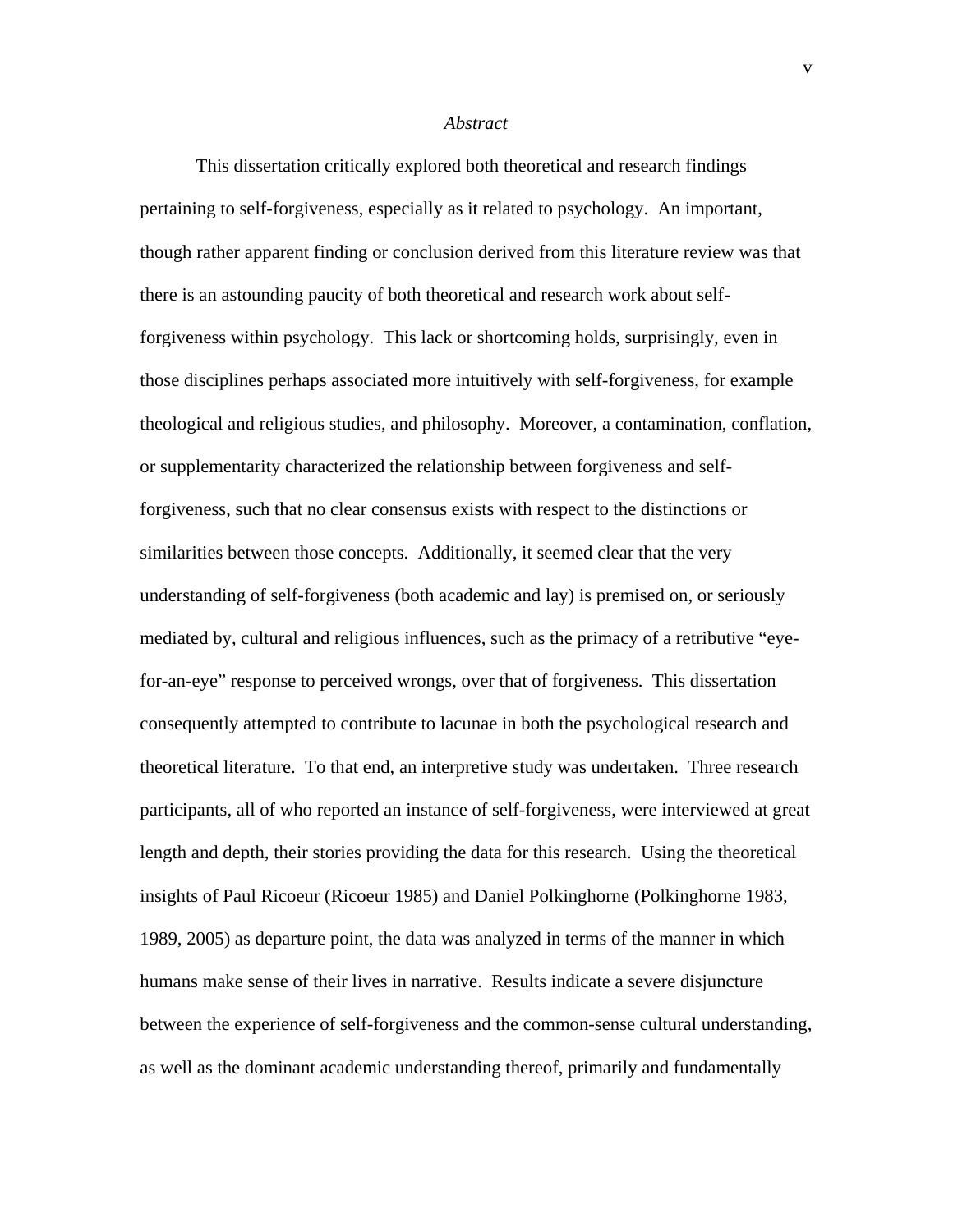*Abstract*

This dissertation critically explored both theoretical and research findings pertaining to self-forgiveness, especially as it related to psychology. An important, though rather apparent finding or conclusion derived from this literature review was that there is an astounding paucity of both theoretical and research work about self-forgiveness within psychology. This lack or shortcoming holds, surprisingly, even in those disciplines perhaps associated more intuitively with self-forgiveness, for example theological and religious studies, and philosophy. Moreover, a contamination, conflation, or supplementarity characterized the relationship between forgiveness and self-forgiveness, such that no clear consensus exists with respect to the distinctions or similarities between those concepts. Additionally, it seemed clear that the very understanding of self-forgiveness (both academic and lay) is premised on, or seriously mediated by, cultural and religious influences, such as the primacy of a retributive "eye-for-an-eye" response to perceived wrongs, over that of forgiveness. This dissertation consequently attempted to contribute to lacunae in both the psychological research and theoretical literature. To that end, an interpretive study was undertaken. Three research participants, all of who reported an instance of self-forgiveness, were interviewed at great length and depth, their stories providing the data for this research. Using the theoretical insights of Paul Ricoeur (Ricoeur 1985) and Daniel Polkinghorne (Polkinghorne 1983, 1989, 2005) as departure point, the data was analyzed in terms of the manner in which humans make sense of their lives in narrative. Results indicate a severe disjuncture between the experience of self-forgiveness and the common-sense cultural understanding, as well as the dominant academic understanding thereof, primarily and fundamentally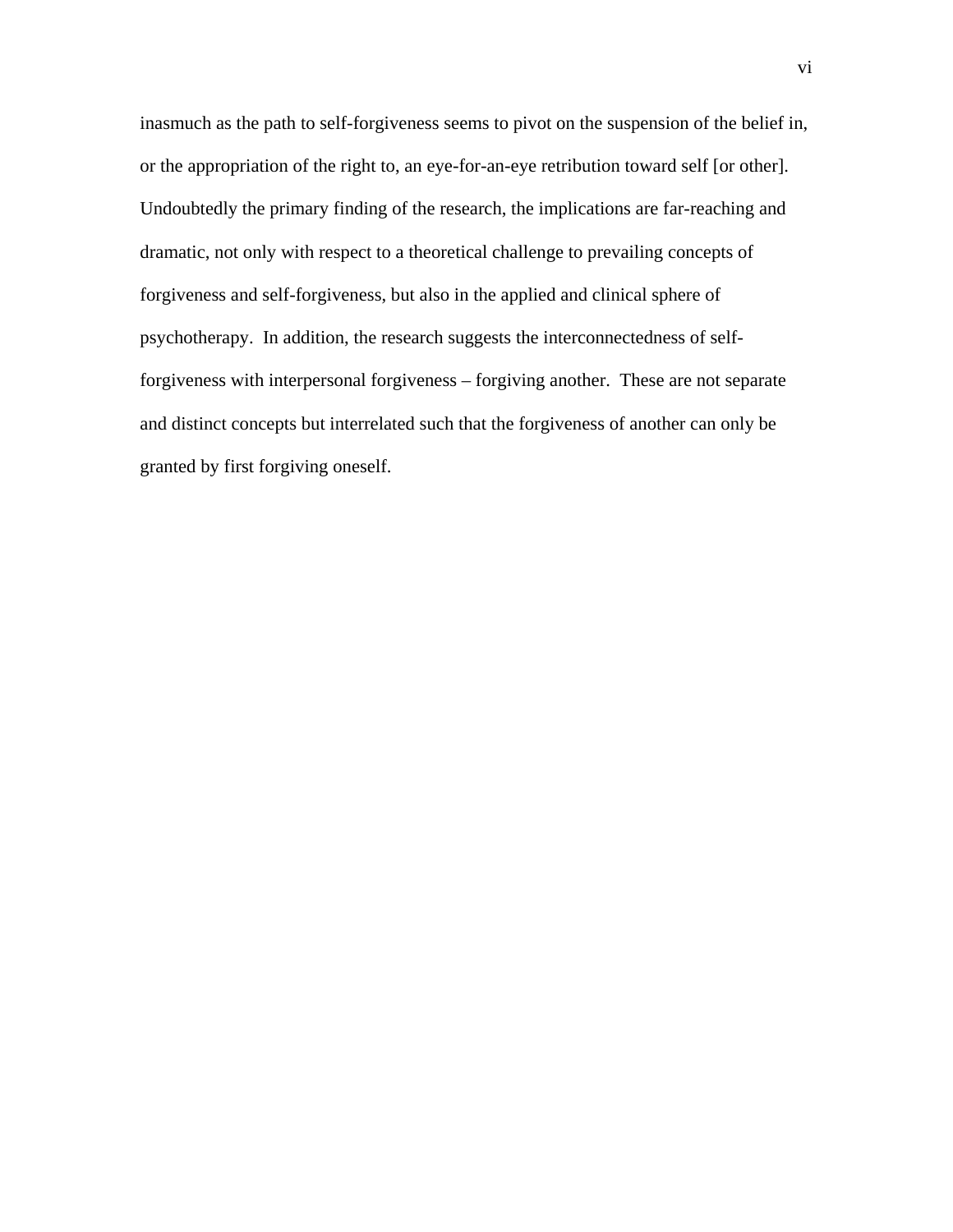inasmuch as the path to self-forgiveness seems to pivot on the suspension of the belief in, or the appropriation of the right to, an eye-for-an-eye retribution toward self [or other]. Undoubtedly the primary finding of the research, the implications are far-reaching and dramatic, not only with respect to a theoretical challenge to prevailing concepts of forgiveness and self-forgiveness, but also in the applied and clinical sphere of psychotherapy.  In addition, the research suggests the interconnectedness of self-forgiveness with interpersonal forgiveness – forgiving another.  These are not separate and distinct concepts but interrelated such that the forgiveness of another can only be granted by first forgiving oneself.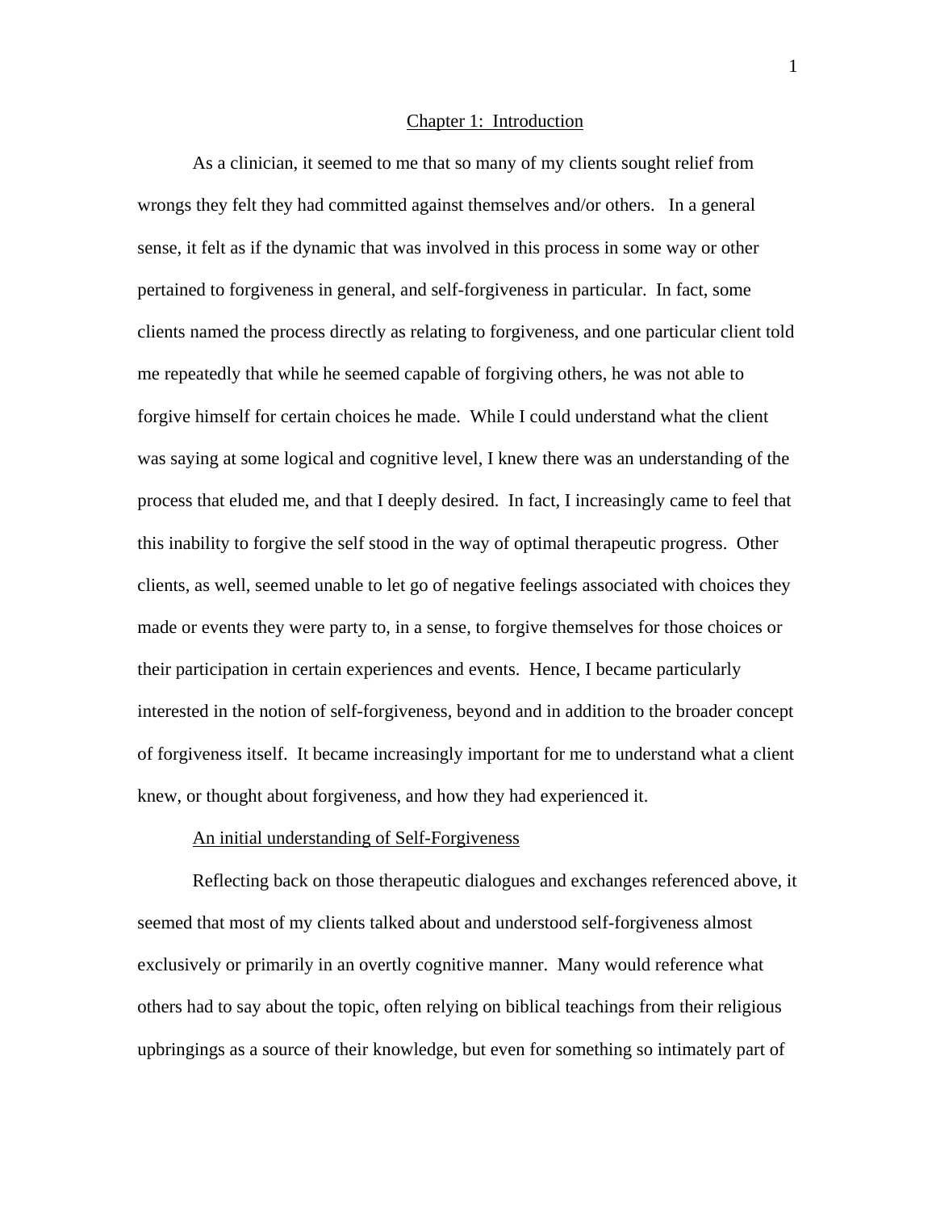# Chapter 1: Introduction

As a clinician, it seemed to me that so many of my clients sought relief from wrongs they felt they had committed against themselves and/or others. In a general sense, it felt as if the dynamic that was involved in this process in some way or other pertained to forgiveness in general, and self-forgiveness in particular. In fact, some clients named the process directly as relating to forgiveness, and one particular client told me repeatedly that while he seemed capable of forgiving others, he was not able to forgive himself for certain choices he made. While I could understand what the client was saying at some logical and cognitive level, I knew there was an understanding of the process that eluded me, and that I deeply desired. In fact, I increasingly came to feel that this inability to forgive the self stood in the way of optimal therapeutic progress. Other clients, as well, seemed unable to let go of negative feelings associated with choices they made or events they were party to, in a sense, to forgive themselves for those choices or their participation in certain experiences and events. Hence, I became particularly interested in the notion of self-forgiveness, beyond and in addition to the broader concept of forgiveness itself. It became increasingly important for me to understand what a client knew, or thought about forgiveness, and how they had experienced it.

## An initial understanding of Self-Forgiveness

Reflecting back on those therapeutic dialogues and exchanges referenced above, it seemed that most of my clients talked about and understood self-forgiveness almost exclusively or primarily in an overtly cognitive manner. Many would reference what others had to say about the topic, often relying on biblical teachings from their religious upbringings as a source of their knowledge, but even for something so intimately part of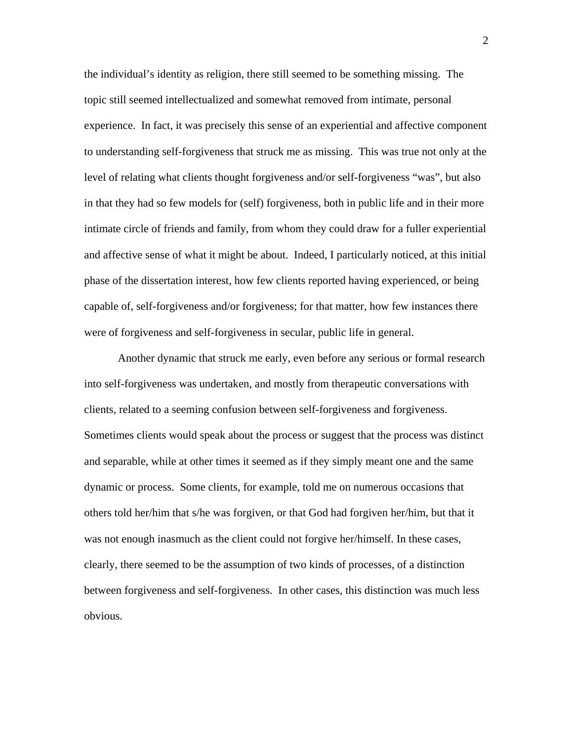the individual's identity as religion, there still seemed to be something missing. The topic still seemed intellectualized and somewhat removed from intimate, personal experience. In fact, it was precisely this sense of an experiential and affective component to understanding self-forgiveness that struck me as missing. This was true not only at the level of relating what clients thought forgiveness and/or self-forgiveness "was", but also in that they had so few models for (self) forgiveness, both in public life and in their more intimate circle of friends and family, from whom they could draw for a fuller experiential and affective sense of what it might be about. Indeed, I particularly noticed, at this initial phase of the dissertation interest, how few clients reported having experienced, or being capable of, self-forgiveness and/or forgiveness; for that matter, how few instances there were of forgiveness and self-forgiveness in secular, public life in general.

Another dynamic that struck me early, even before any serious or formal research into self-forgiveness was undertaken, and mostly from therapeutic conversations with clients, related to a seeming confusion between self-forgiveness and forgiveness. Sometimes clients would speak about the process or suggest that the process was distinct and separable, while at other times it seemed as if they simply meant one and the same dynamic or process. Some clients, for example, told me on numerous occasions that others told her/him that s/he was forgiven, or that God had forgiven her/him, but that it was not enough inasmuch as the client could not forgive her/himself. In these cases, clearly, there seemed to be the assumption of two kinds of processes, of a distinction between forgiveness and self-forgiveness. In other cases, this distinction was much less obvious.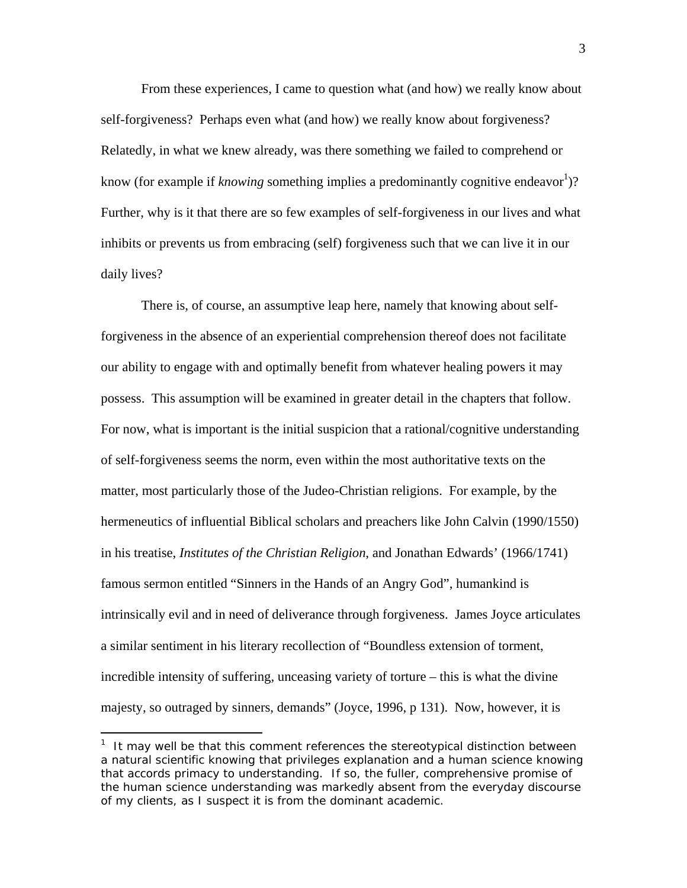From these experiences, I came to question what (and how) we really know about self-forgiveness? Perhaps even what (and how) we really know about forgiveness? Relatedly, in what we knew already, was there something we failed to comprehend or know (for example if *knowing* something implies a predominantly cognitive endeavor[1])? Further, why is it that there are so few examples of self-forgiveness in our lives and what inhibits or prevents us from embracing (self) forgiveness such that we can live it in our daily lives?

There is, of course, an assumptive leap here, namely that knowing about self-forgiveness in the absence of an experiential comprehension thereof does not facilitate our ability to engage with and optimally benefit from whatever healing powers it may possess. This assumption will be examined in greater detail in the chapters that follow. For now, what is important is the initial suspicion that a rational/cognitive understanding of self-forgiveness seems the norm, even within the most authoritative texts on the matter, most particularly those of the Judeo-Christian religions. For example, by the hermeneutics of influential Biblical scholars and preachers like John Calvin (1990/1550) in his treatise, *Institutes of the Christian Religion*, and Jonathan Edwards' (1966/1741) famous sermon entitled "Sinners in the Hands of an Angry God", humankind is intrinsically evil and in need of deliverance through forgiveness. James Joyce articulates a similar sentiment in his literary recollection of "Boundless extension of torment, incredible intensity of suffering, unceasing variety of torture – this is what the divine majesty, so outraged by sinners, demands" (Joyce, 1996, p 131). Now, however, it is

---

[1] It may well be that this comment references the stereotypical distinction between a natural scientific knowing that privileges explanation and a human science knowing that accords primacy to understanding. If so, the fuller, comprehensive promise of the human science understanding was markedly absent from the everyday discourse of my clients, as I suspect it is from the dominant academic.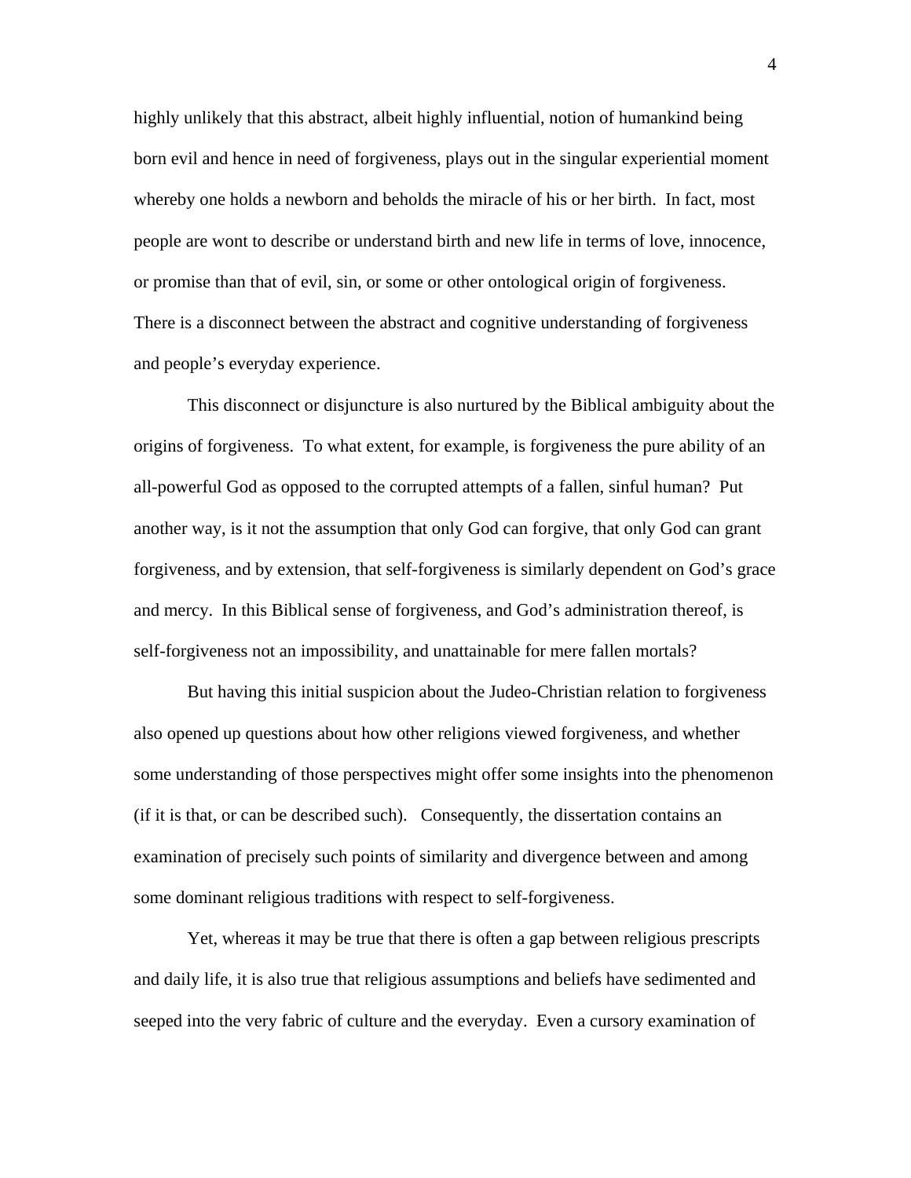highly unlikely that this abstract, albeit highly influential, notion of humankind being born evil and hence in need of forgiveness, plays out in the singular experiential moment whereby one holds a newborn and beholds the miracle of his or her birth. In fact, most people are wont to describe or understand birth and new life in terms of love, innocence, or promise than that of evil, sin, or some or other ontological origin of forgiveness. There is a disconnect between the abstract and cognitive understanding of forgiveness and people's everyday experience.

This disconnect or disjuncture is also nurtured by the Biblical ambiguity about the origins of forgiveness. To what extent, for example, is forgiveness the pure ability of an all-powerful God as opposed to the corrupted attempts of a fallen, sinful human? Put another way, is it not the assumption that only God can forgive, that only God can grant forgiveness, and by extension, that self-forgiveness is similarly dependent on God's grace and mercy. In this Biblical sense of forgiveness, and God's administration thereof, is self-forgiveness not an impossibility, and unattainable for mere fallen mortals?

But having this initial suspicion about the Judeo-Christian relation to forgiveness also opened up questions about how other religions viewed forgiveness, and whether some understanding of those perspectives might offer some insights into the phenomenon (if it is that, or can be described such). Consequently, the dissertation contains an examination of precisely such points of similarity and divergence between and among some dominant religious traditions with respect to self-forgiveness.

Yet, whereas it may be true that there is often a gap between religious prescripts and daily life, it is also true that religious assumptions and beliefs have sedimented and seeped into the very fabric of culture and the everyday. Even a cursory examination of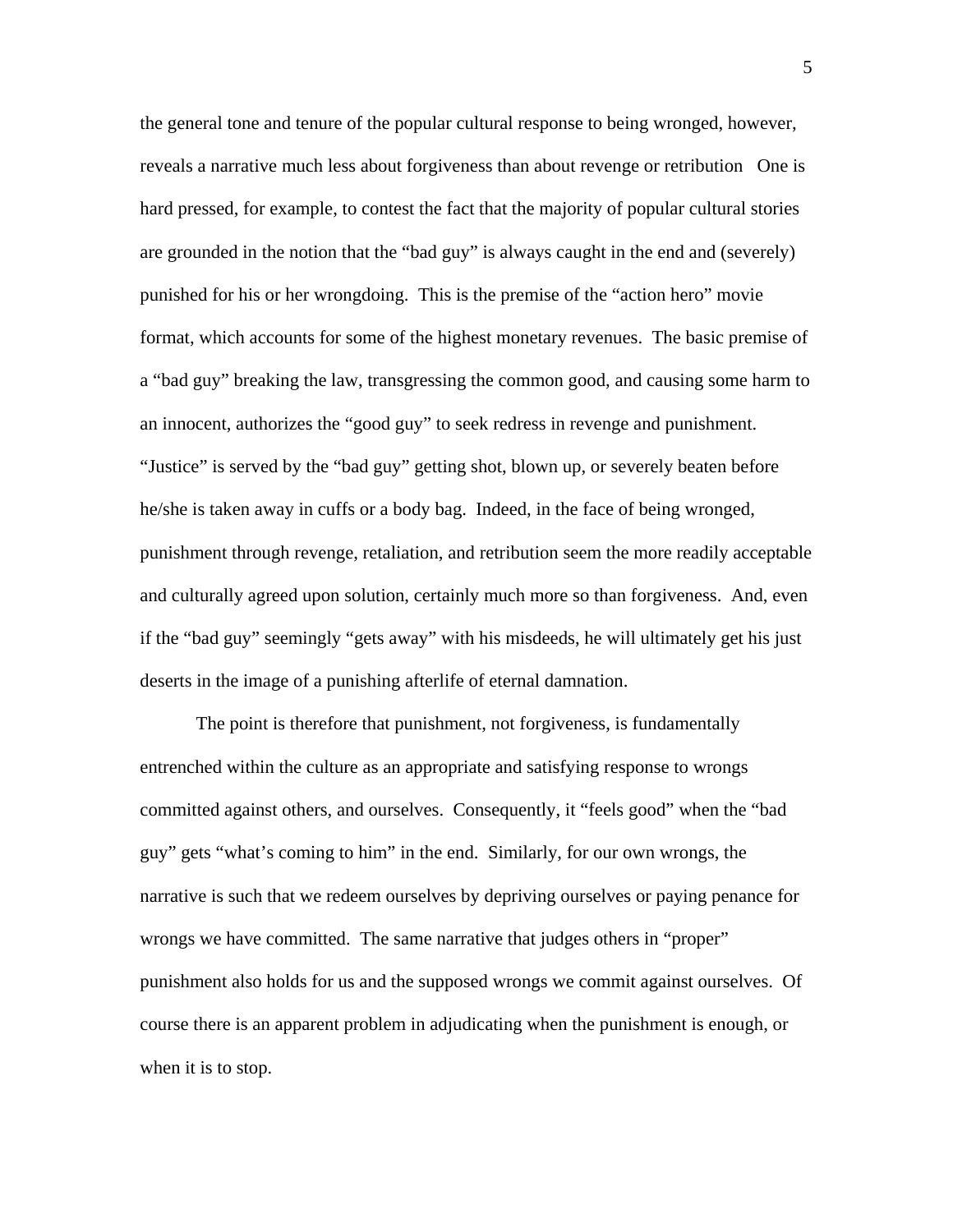the general tone and tenure of the popular cultural response to being wronged, however, reveals a narrative much less about forgiveness than about revenge or retribution   One is hard pressed, for example, to contest the fact that the majority of popular cultural stories are grounded in the notion that the "bad guy" is always caught in the end and (severely) punished for his or her wrongdoing.  This is the premise of the "action hero" movie format, which accounts for some of the highest monetary revenues.  The basic premise of a "bad guy" breaking the law, transgressing the common good, and causing some harm to an innocent, authorizes the "good guy" to seek redress in revenge and punishment. "Justice" is served by the "bad guy" getting shot, blown up, or severely beaten before he/she is taken away in cuffs or a body bag.  Indeed, in the face of being wronged, punishment through revenge, retaliation, and retribution seem the more readily acceptable and culturally agreed upon solution, certainly much more so than forgiveness.  And, even if the "bad guy" seemingly "gets away" with his misdeeds, he will ultimately get his just deserts in the image of a punishing afterlife of eternal damnation.

The point is therefore that punishment, not forgiveness, is fundamentally entrenched within the culture as an appropriate and satisfying response to wrongs committed against others, and ourselves.  Consequently, it "feels good" when the "bad guy" gets "what's coming to him" in the end.  Similarly, for our own wrongs, the narrative is such that we redeem ourselves by depriving ourselves or paying penance for wrongs we have committed.  The same narrative that judges others in "proper" punishment also holds for us and the supposed wrongs we commit against ourselves.  Of course there is an apparent problem in adjudicating when the punishment is enough, or when it is to stop.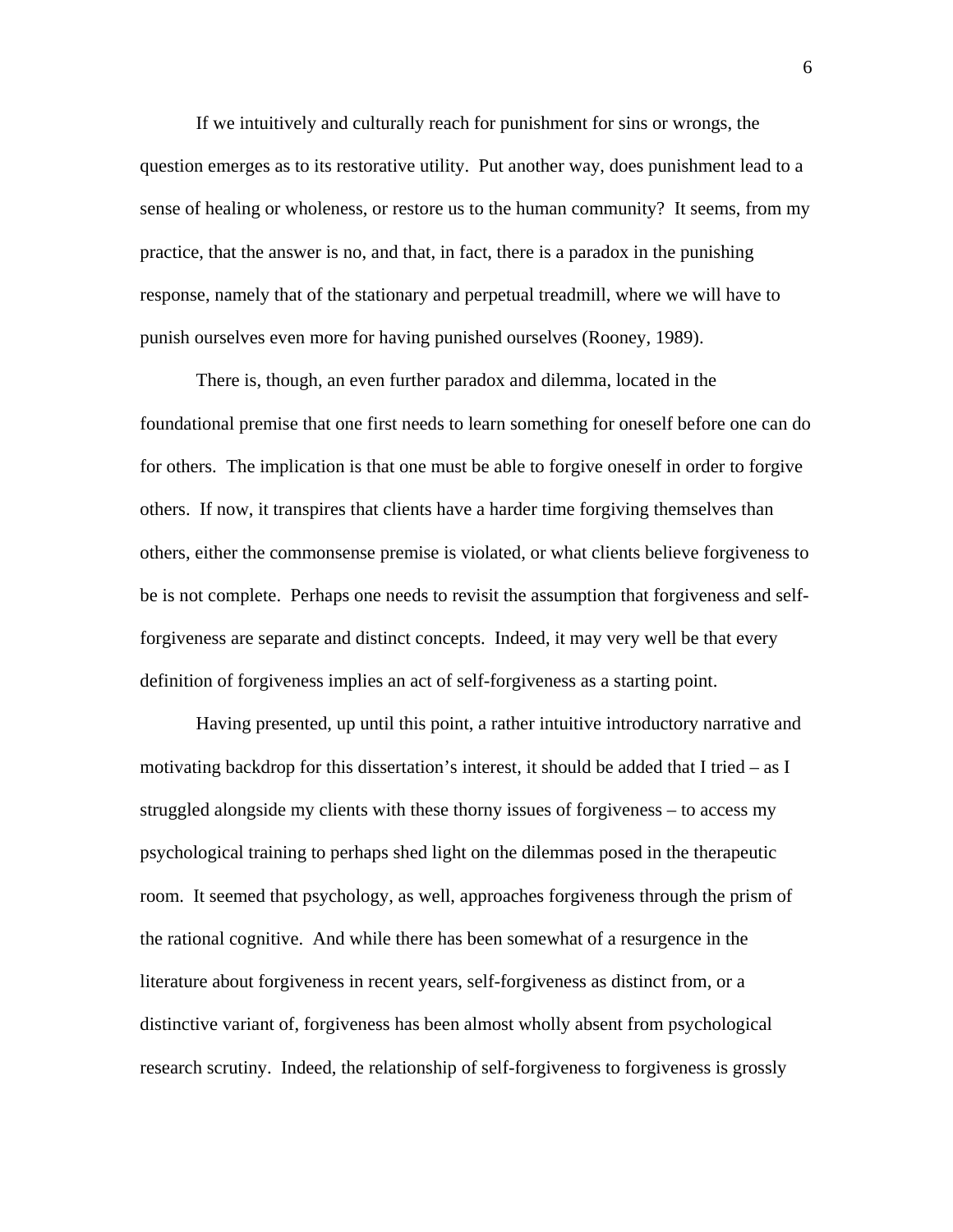If we intuitively and culturally reach for punishment for sins or wrongs, the question emerges as to its restorative utility. Put another way, does punishment lead to a sense of healing or wholeness, or restore us to the human community? It seems, from my practice, that the answer is no, and that, in fact, there is a paradox in the punishing response, namely that of the stationary and perpetual treadmill, where we will have to punish ourselves even more for having punished ourselves (Rooney, 1989).

There is, though, an even further paradox and dilemma, located in the foundational premise that one first needs to learn something for oneself before one can do for others. The implication is that one must be able to forgive oneself in order to forgive others. If now, it transpires that clients have a harder time forgiving themselves than others, either the commonsense premise is violated, or what clients believe forgiveness to be is not complete. Perhaps one needs to revisit the assumption that forgiveness and self-forgiveness are separate and distinct concepts. Indeed, it may very well be that every definition of forgiveness implies an act of self-forgiveness as a starting point.

Having presented, up until this point, a rather intuitive introductory narrative and motivating backdrop for this dissertation's interest, it should be added that I tried – as I struggled alongside my clients with these thorny issues of forgiveness – to access my psychological training to perhaps shed light on the dilemmas posed in the therapeutic room. It seemed that psychology, as well, approaches forgiveness through the prism of the rational cognitive. And while there has been somewhat of a resurgence in the literature about forgiveness in recent years, self-forgiveness as distinct from, or a distinctive variant of, forgiveness has been almost wholly absent from psychological research scrutiny. Indeed, the relationship of self-forgiveness to forgiveness is grossly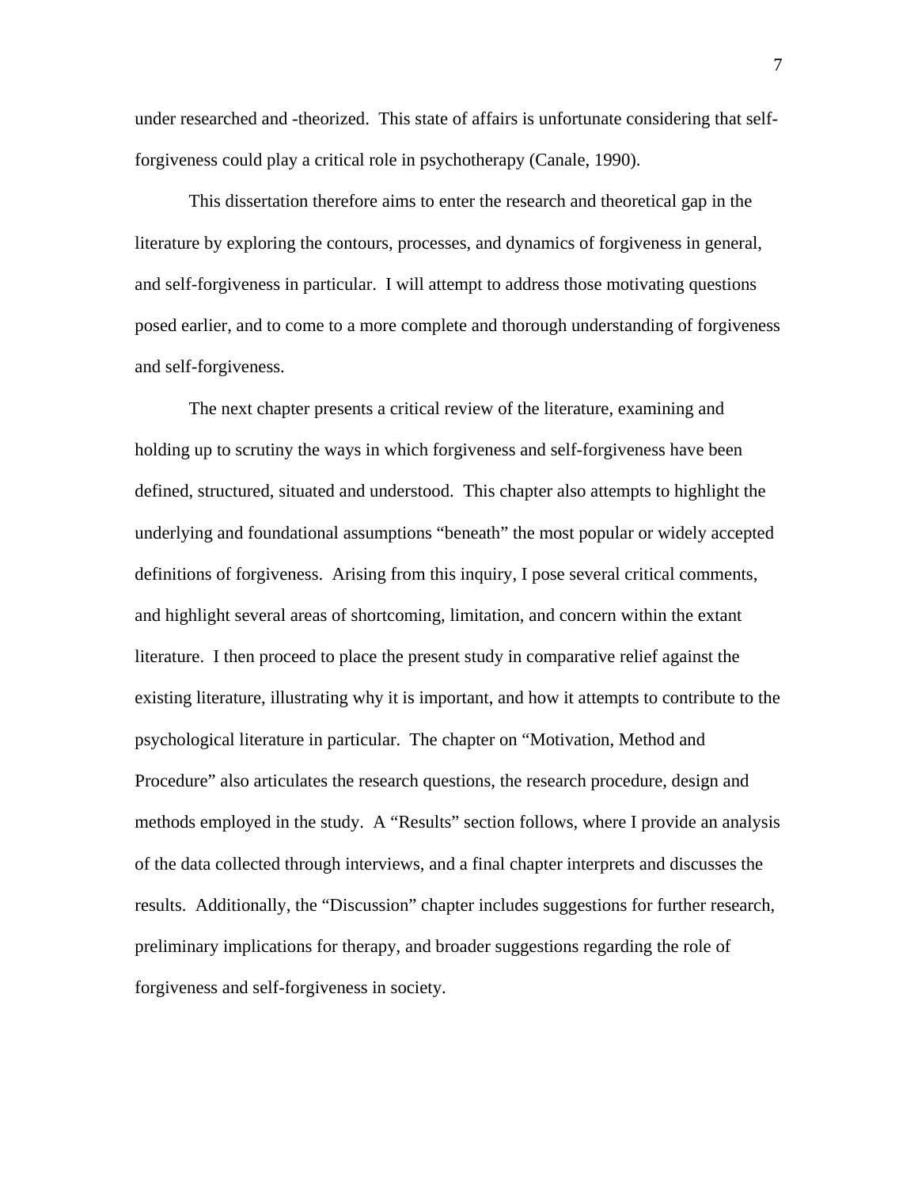under researched and -theorized. This state of affairs is unfortunate considering that self-forgiveness could play a critical role in psychotherapy (Canale, 1990).

This dissertation therefore aims to enter the research and theoretical gap in the literature by exploring the contours, processes, and dynamics of forgiveness in general, and self-forgiveness in particular. I will attempt to address those motivating questions posed earlier, and to come to a more complete and thorough understanding of forgiveness and self-forgiveness.

The next chapter presents a critical review of the literature, examining and holding up to scrutiny the ways in which forgiveness and self-forgiveness have been defined, structured, situated and understood. This chapter also attempts to highlight the underlying and foundational assumptions "beneath" the most popular or widely accepted definitions of forgiveness. Arising from this inquiry, I pose several critical comments, and highlight several areas of shortcoming, limitation, and concern within the extant literature. I then proceed to place the present study in comparative relief against the existing literature, illustrating why it is important, and how it attempts to contribute to the psychological literature in particular. The chapter on "Motivation, Method and Procedure" also articulates the research questions, the research procedure, design and methods employed in the study. A "Results" section follows, where I provide an analysis of the data collected through interviews, and a final chapter interprets and discusses the results. Additionally, the "Discussion" chapter includes suggestions for further research, preliminary implications for therapy, and broader suggestions regarding the role of forgiveness and self-forgiveness in society.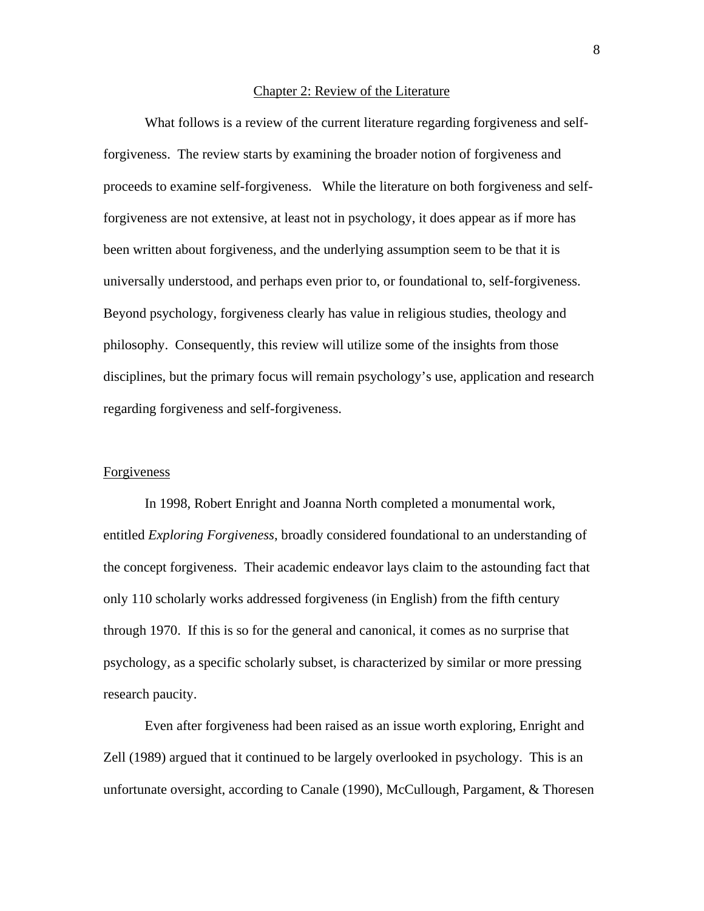## Chapter 2: Review of the Literature

What follows is a review of the current literature regarding forgiveness and self-forgiveness. The review starts by examining the broader notion of forgiveness and proceeds to examine self-forgiveness. While the literature on both forgiveness and self-forgiveness are not extensive, at least not in psychology, it does appear as if more has been written about forgiveness, and the underlying assumption seem to be that it is universally understood, and perhaps even prior to, or foundational to, self-forgiveness. Beyond psychology, forgiveness clearly has value in religious studies, theology and philosophy. Consequently, this review will utilize some of the insights from those disciplines, but the primary focus will remain psychology's use, application and research regarding forgiveness and self-forgiveness.

### Forgiveness

In 1998, Robert Enright and Joanna North completed a monumental work, entitled *Exploring Forgiveness*, broadly considered foundational to an understanding of the concept forgiveness. Their academic endeavor lays claim to the astounding fact that only 110 scholarly works addressed forgiveness (in English) from the fifth century through 1970. If this is so for the general and canonical, it comes as no surprise that psychology, as a specific scholarly subset, is characterized by similar or more pressing research paucity.

Even after forgiveness had been raised as an issue worth exploring, Enright and Zell (1989) argued that it continued to be largely overlooked in psychology. This is an unfortunate oversight, according to Canale (1990), McCullough, Pargament, & Thoresen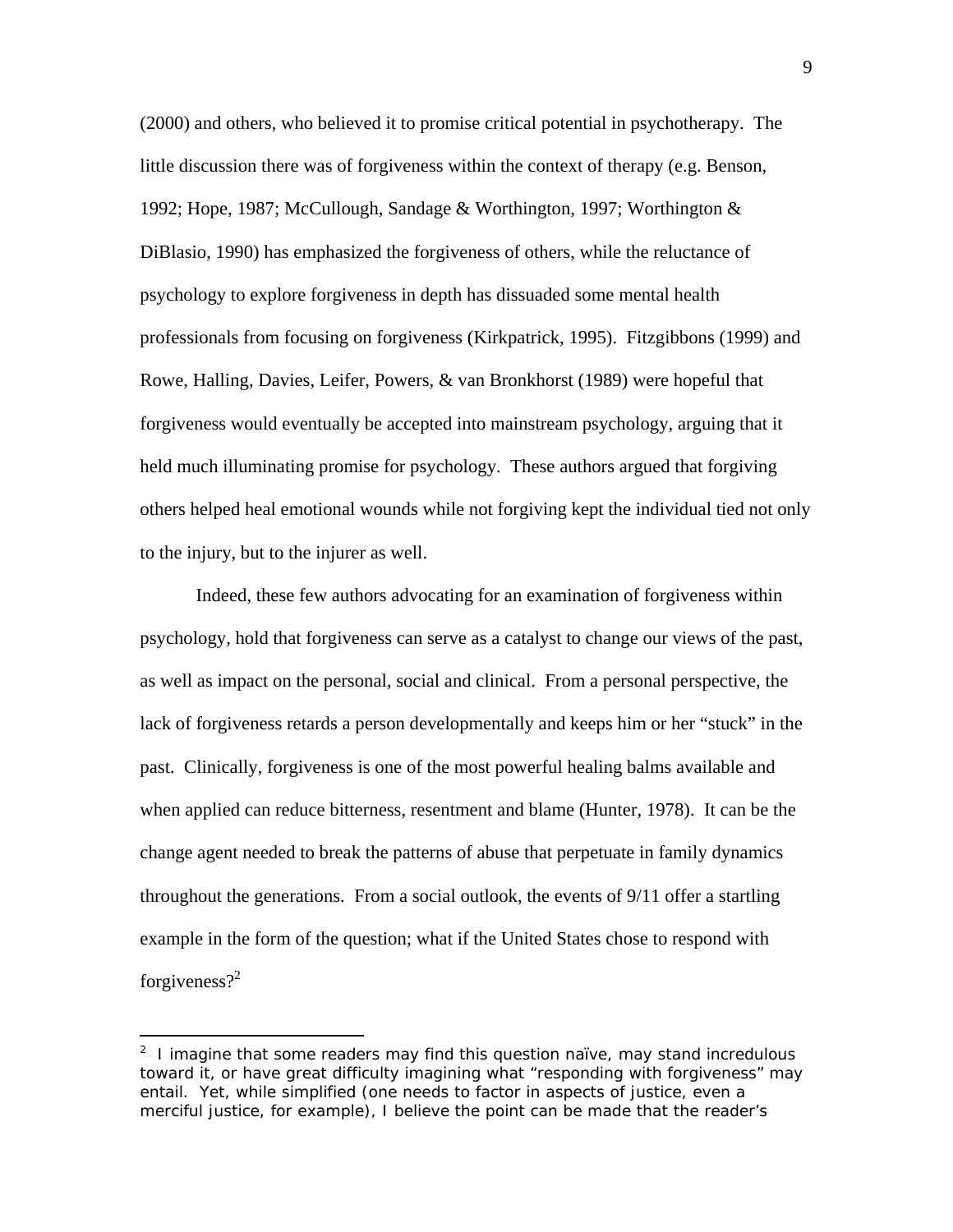(2000) and others, who believed it to promise critical potential in psychotherapy. The little discussion there was of forgiveness within the context of therapy (e.g. Benson, 1992; Hope, 1987; McCullough, Sandage & Worthington, 1997; Worthington & DiBlasio, 1990) has emphasized the forgiveness of others, while the reluctance of psychology to explore forgiveness in depth has dissuaded some mental health professionals from focusing on forgiveness (Kirkpatrick, 1995). Fitzgibbons (1999) and Rowe, Halling, Davies, Leifer, Powers, & van Bronkhorst (1989) were hopeful that forgiveness would eventually be accepted into mainstream psychology, arguing that it held much illuminating promise for psychology. These authors argued that forgiving others helped heal emotional wounds while not forgiving kept the individual tied not only to the injury, but to the injurer as well.

Indeed, these few authors advocating for an examination of forgiveness within psychology, hold that forgiveness can serve as a catalyst to change our views of the past, as well as impact on the personal, social and clinical. From a personal perspective, the lack of forgiveness retards a person developmentally and keeps him or her "stuck" in the past. Clinically, forgiveness is one of the most powerful healing balms available and when applied can reduce bitterness, resentment and blame (Hunter, 1978). It can be the change agent needed to break the patterns of abuse that perpetuate in family dynamics throughout the generations. From a social outlook, the events of 9/11 offer a startling example in the form of the question; what if the United States chose to respond with forgiveness?[2]

---

[2] I imagine that some readers may find this question naïve, may stand incredulous toward it, or have great difficulty imagining what "responding with forgiveness" may entail. Yet, while simplified (one needs to factor in aspects of justice, even a merciful justice, for example), I believe the point can be made that the reader's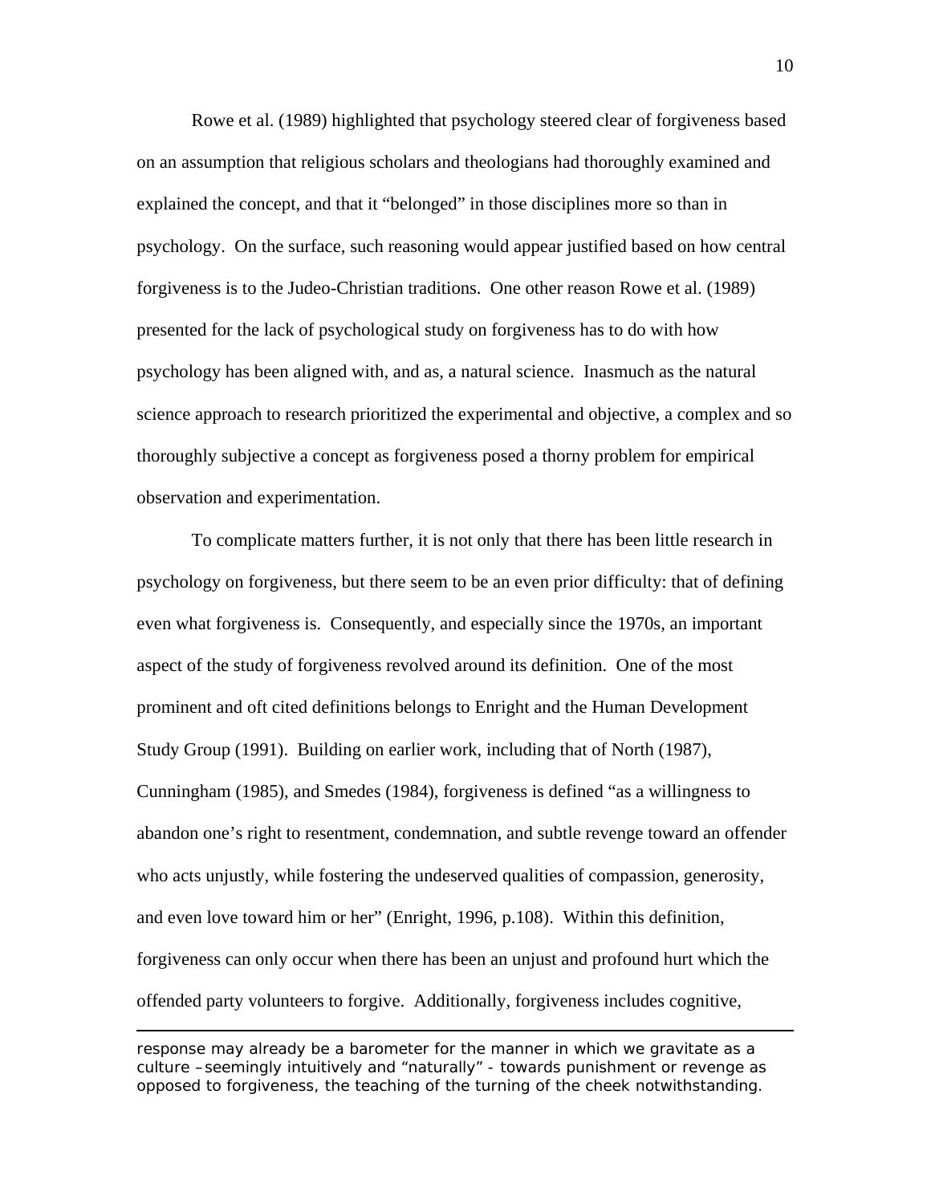Rowe et al. (1989) highlighted that psychology steered clear of forgiveness based on an assumption that religious scholars and theologians had thoroughly examined and explained the concept, and that it "belonged" in those disciplines more so than in psychology. On the surface, such reasoning would appear justified based on how central forgiveness is to the Judeo-Christian traditions. One other reason Rowe et al. (1989) presented for the lack of psychological study on forgiveness has to do with how psychology has been aligned with, and as, a natural science. Inasmuch as the natural science approach to research prioritized the experimental and objective, a complex and so thoroughly subjective a concept as forgiveness posed a thorny problem for empirical observation and experimentation.

To complicate matters further, it is not only that there has been little research in psychology on forgiveness, but there seem to be an even prior difficulty: that of defining even what forgiveness is. Consequently, and especially since the 1970s, an important aspect of the study of forgiveness revolved around its definition. One of the most prominent and oft cited definitions belongs to Enright and the Human Development Study Group (1991). Building on earlier work, including that of North (1987), Cunningham (1985), and Smedes (1984), forgiveness is defined "as a willingness to abandon one's right to resentment, condemnation, and subtle revenge toward an offender who acts unjustly, while fostering the undeserved qualities of compassion, generosity, and even love toward him or her" (Enright, 1996, p.108). Within this definition, forgiveness can only occur when there has been an unjust and profound hurt which the offended party volunteers to forgive. Additionally, forgiveness includes cognitive,

---

response may already be a barometer for the manner in which we gravitate as a culture – seemingly intuitively and "naturally" - towards punishment or revenge as opposed to forgiveness, the teaching of the turning of the cheek notwithstanding.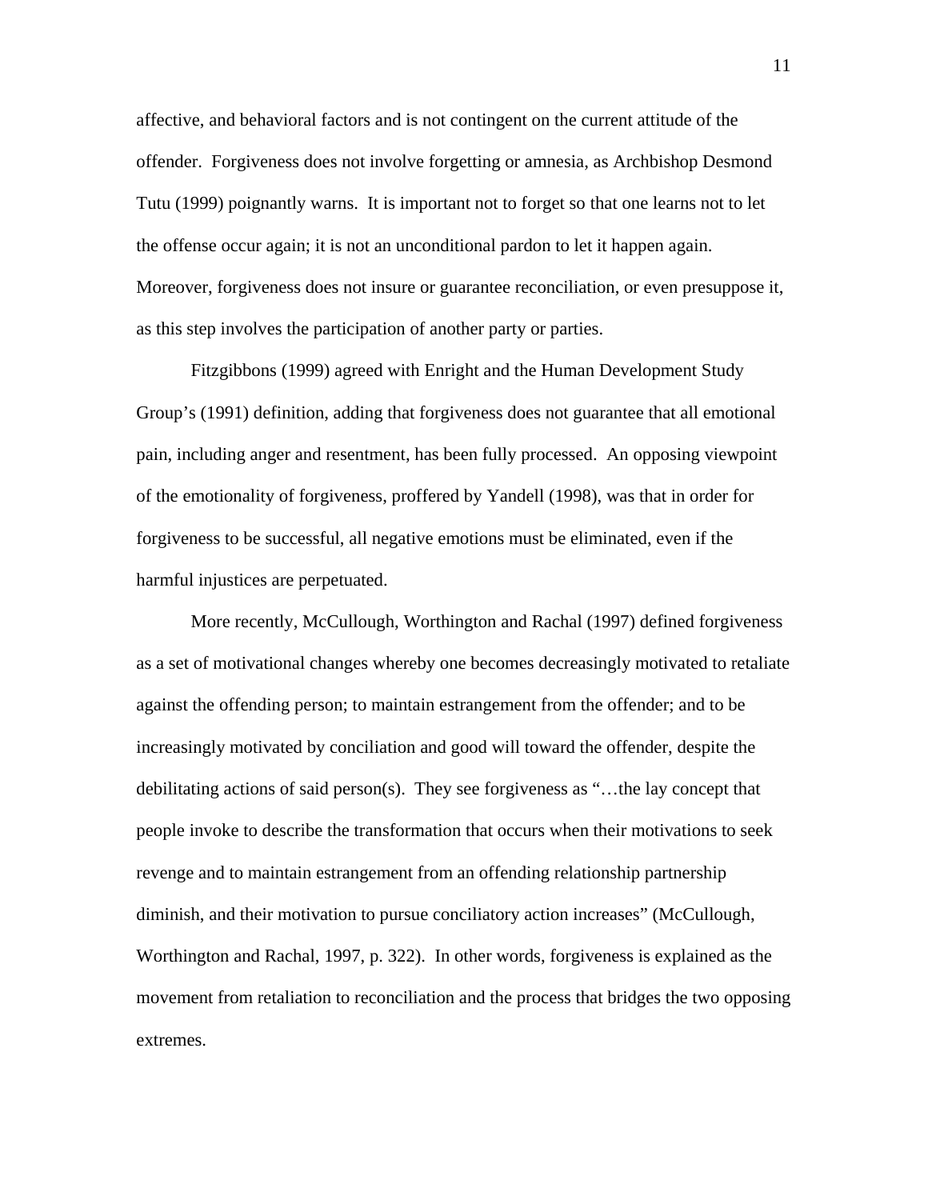affective, and behavioral factors and is not contingent on the current attitude of the offender. Forgiveness does not involve forgetting or amnesia, as Archbishop Desmond Tutu (1999) poignantly warns. It is important not to forget so that one learns not to let the offense occur again; it is not an unconditional pardon to let it happen again. Moreover, forgiveness does not insure or guarantee reconciliation, or even presuppose it, as this step involves the participation of another party or parties.

Fitzgibbons (1999) agreed with Enright and the Human Development Study Group's (1991) definition, adding that forgiveness does not guarantee that all emotional pain, including anger and resentment, has been fully processed. An opposing viewpoint of the emotionality of forgiveness, proffered by Yandell (1998), was that in order for forgiveness to be successful, all negative emotions must be eliminated, even if the harmful injustices are perpetuated.

More recently, McCullough, Worthington and Rachal (1997) defined forgiveness as a set of motivational changes whereby one becomes decreasingly motivated to retaliate against the offending person; to maintain estrangement from the offender; and to be increasingly motivated by conciliation and good will toward the offender, despite the debilitating actions of said person(s). They see forgiveness as "…the lay concept that people invoke to describe the transformation that occurs when their motivations to seek revenge and to maintain estrangement from an offending relationship partnership diminish, and their motivation to pursue conciliatory action increases" (McCullough, Worthington and Rachal, 1997, p. 322). In other words, forgiveness is explained as the movement from retaliation to reconciliation and the process that bridges the two opposing extremes.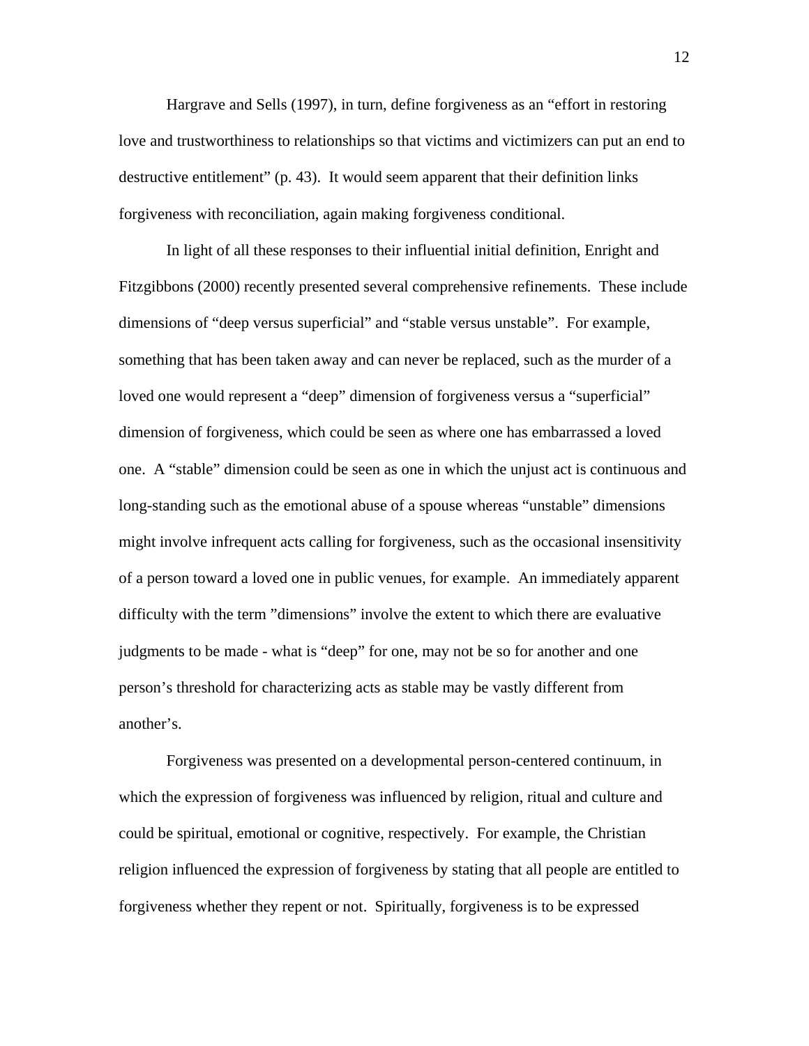Hargrave and Sells (1997), in turn, define forgiveness as an "effort in restoring love and trustworthiness to relationships so that victims and victimizers can put an end to destructive entitlement" (p. 43). It would seem apparent that their definition links forgiveness with reconciliation, again making forgiveness conditional.

In light of all these responses to their influential initial definition, Enright and Fitzgibbons (2000) recently presented several comprehensive refinements. These include dimensions of "deep versus superficial" and "stable versus unstable". For example, something that has been taken away and can never be replaced, such as the murder of a loved one would represent a "deep" dimension of forgiveness versus a "superficial" dimension of forgiveness, which could be seen as where one has embarrassed a loved one. A "stable" dimension could be seen as one in which the unjust act is continuous and long-standing such as the emotional abuse of a spouse whereas "unstable" dimensions might involve infrequent acts calling for forgiveness, such as the occasional insensitivity of a person toward a loved one in public venues, for example. An immediately apparent difficulty with the term "dimensions" involve the extent to which there are evaluative judgments to be made - what is "deep" for one, may not be so for another and one person's threshold for characterizing acts as stable may be vastly different from another's.

Forgiveness was presented on a developmental person-centered continuum, in which the expression of forgiveness was influenced by religion, ritual and culture and could be spiritual, emotional or cognitive, respectively. For example, the Christian religion influenced the expression of forgiveness by stating that all people are entitled to forgiveness whether they repent or not. Spiritually, forgiveness is to be expressed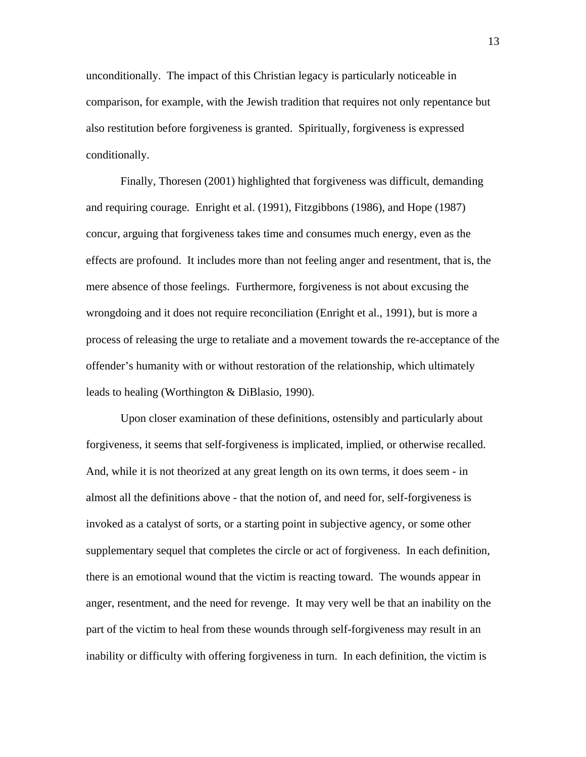unconditionally. The impact of this Christian legacy is particularly noticeable in comparison, for example, with the Jewish tradition that requires not only repentance but also restitution before forgiveness is granted. Spiritually, forgiveness is expressed conditionally.

Finally, Thoresen (2001) highlighted that forgiveness was difficult, demanding and requiring courage. Enright et al. (1991), Fitzgibbons (1986), and Hope (1987) concur, arguing that forgiveness takes time and consumes much energy, even as the effects are profound. It includes more than not feeling anger and resentment, that is, the mere absence of those feelings. Furthermore, forgiveness is not about excusing the wrongdoing and it does not require reconciliation (Enright et al., 1991), but is more a process of releasing the urge to retaliate and a movement towards the re-acceptance of the offender's humanity with or without restoration of the relationship, which ultimately leads to healing (Worthington & DiBlasio, 1990).

Upon closer examination of these definitions, ostensibly and particularly about forgiveness, it seems that self-forgiveness is implicated, implied, or otherwise recalled. And, while it is not theorized at any great length on its own terms, it does seem - in almost all the definitions above - that the notion of, and need for, self-forgiveness is invoked as a catalyst of sorts, or a starting point in subjective agency, or some other supplementary sequel that completes the circle or act of forgiveness. In each definition, there is an emotional wound that the victim is reacting toward. The wounds appear in anger, resentment, and the need for revenge. It may very well be that an inability on the part of the victim to heal from these wounds through self-forgiveness may result in an inability or difficulty with offering forgiveness in turn. In each definition, the victim is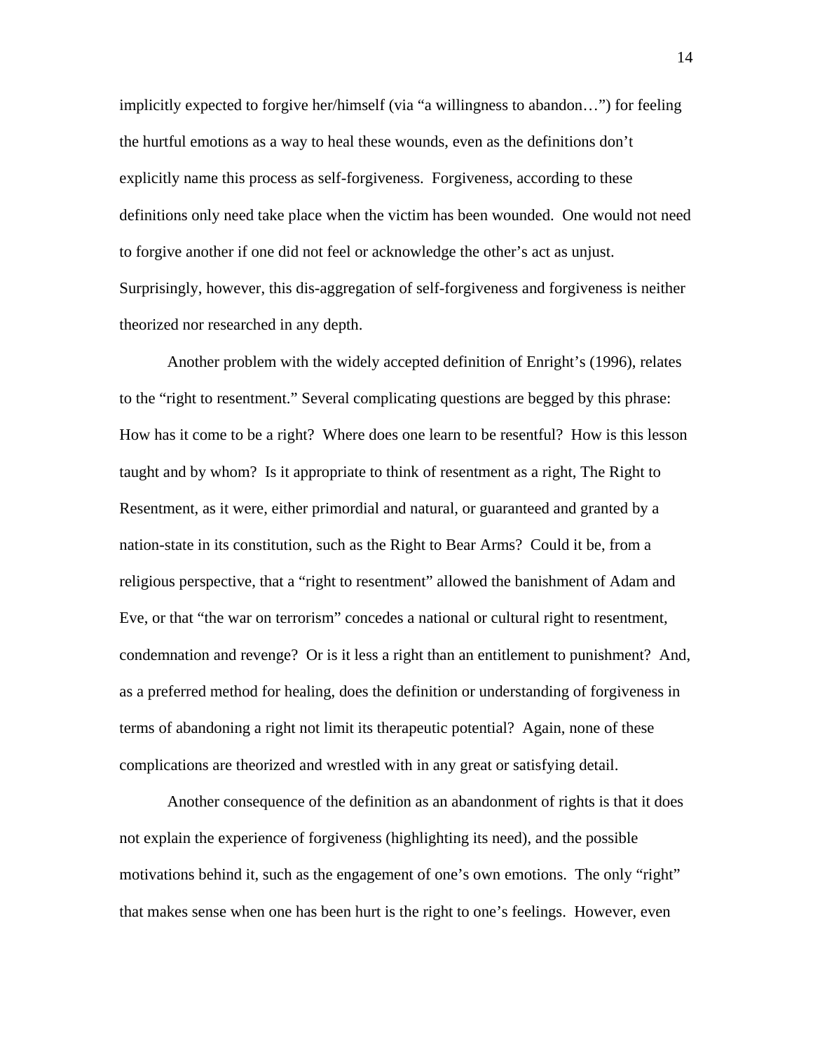implicitly expected to forgive her/himself (via "a willingness to abandon…") for feeling the hurtful emotions as a way to heal these wounds, even as the definitions don't explicitly name this process as self-forgiveness. Forgiveness, according to these definitions only need take place when the victim has been wounded. One would not need to forgive another if one did not feel or acknowledge the other's act as unjust. Surprisingly, however, this dis-aggregation of self-forgiveness and forgiveness is neither theorized nor researched in any depth.

Another problem with the widely accepted definition of Enright's (1996), relates to the "right to resentment." Several complicating questions are begged by this phrase: How has it come to be a right? Where does one learn to be resentful? How is this lesson taught and by whom? Is it appropriate to think of resentment as a right, The Right to Resentment, as it were, either primordial and natural, or guaranteed and granted by a nation-state in its constitution, such as the Right to Bear Arms? Could it be, from a religious perspective, that a "right to resentment" allowed the banishment of Adam and Eve, or that "the war on terrorism" concedes a national or cultural right to resentment, condemnation and revenge? Or is it less a right than an entitlement to punishment? And, as a preferred method for healing, does the definition or understanding of forgiveness in terms of abandoning a right not limit its therapeutic potential? Again, none of these complications are theorized and wrestled with in any great or satisfying detail.

Another consequence of the definition as an abandonment of rights is that it does not explain the experience of forgiveness (highlighting its need), and the possible motivations behind it, such as the engagement of one's own emotions. The only "right" that makes sense when one has been hurt is the right to one's feelings. However, even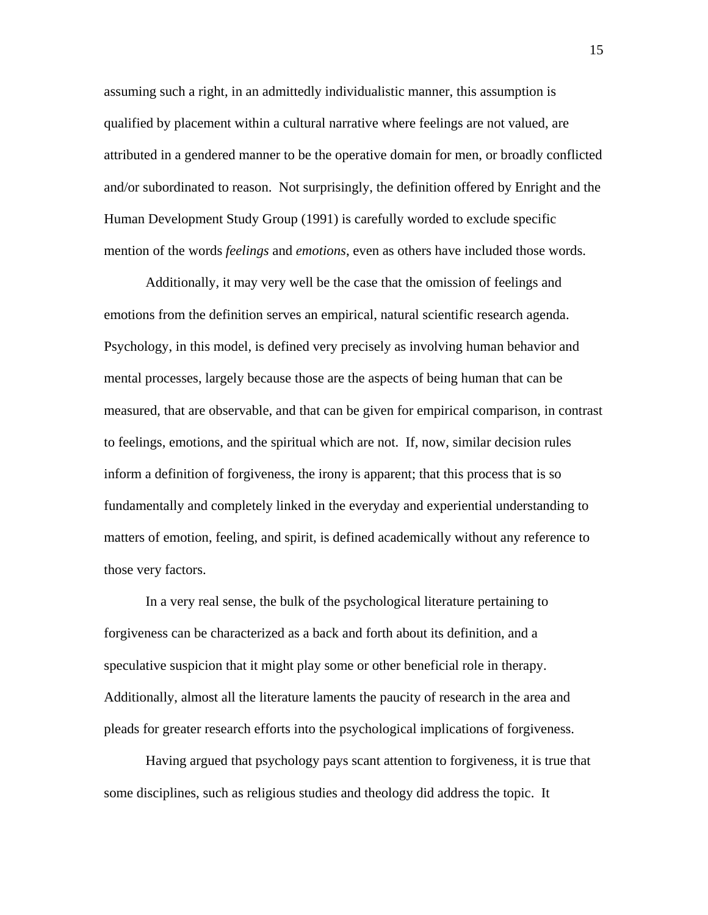assuming such a right, in an admittedly individualistic manner, this assumption is qualified by placement within a cultural narrative where feelings are not valued, are attributed in a gendered manner to be the operative domain for men, or broadly conflicted and/or subordinated to reason. Not surprisingly, the definition offered by Enright and the Human Development Study Group (1991) is carefully worded to exclude specific mention of the words *feelings* and *emotions*, even as others have included those words.

Additionally, it may very well be the case that the omission of feelings and emotions from the definition serves an empirical, natural scientific research agenda. Psychology, in this model, is defined very precisely as involving human behavior and mental processes, largely because those are the aspects of being human that can be measured, that are observable, and that can be given for empirical comparison, in contrast to feelings, emotions, and the spiritual which are not. If, now, similar decision rules inform a definition of forgiveness, the irony is apparent; that this process that is so fundamentally and completely linked in the everyday and experiential understanding to matters of emotion, feeling, and spirit, is defined academically without any reference to those very factors.

In a very real sense, the bulk of the psychological literature pertaining to forgiveness can be characterized as a back and forth about its definition, and a speculative suspicion that it might play some or other beneficial role in therapy. Additionally, almost all the literature laments the paucity of research in the area and pleads for greater research efforts into the psychological implications of forgiveness.

Having argued that psychology pays scant attention to forgiveness, it is true that some disciplines, such as religious studies and theology did address the topic. It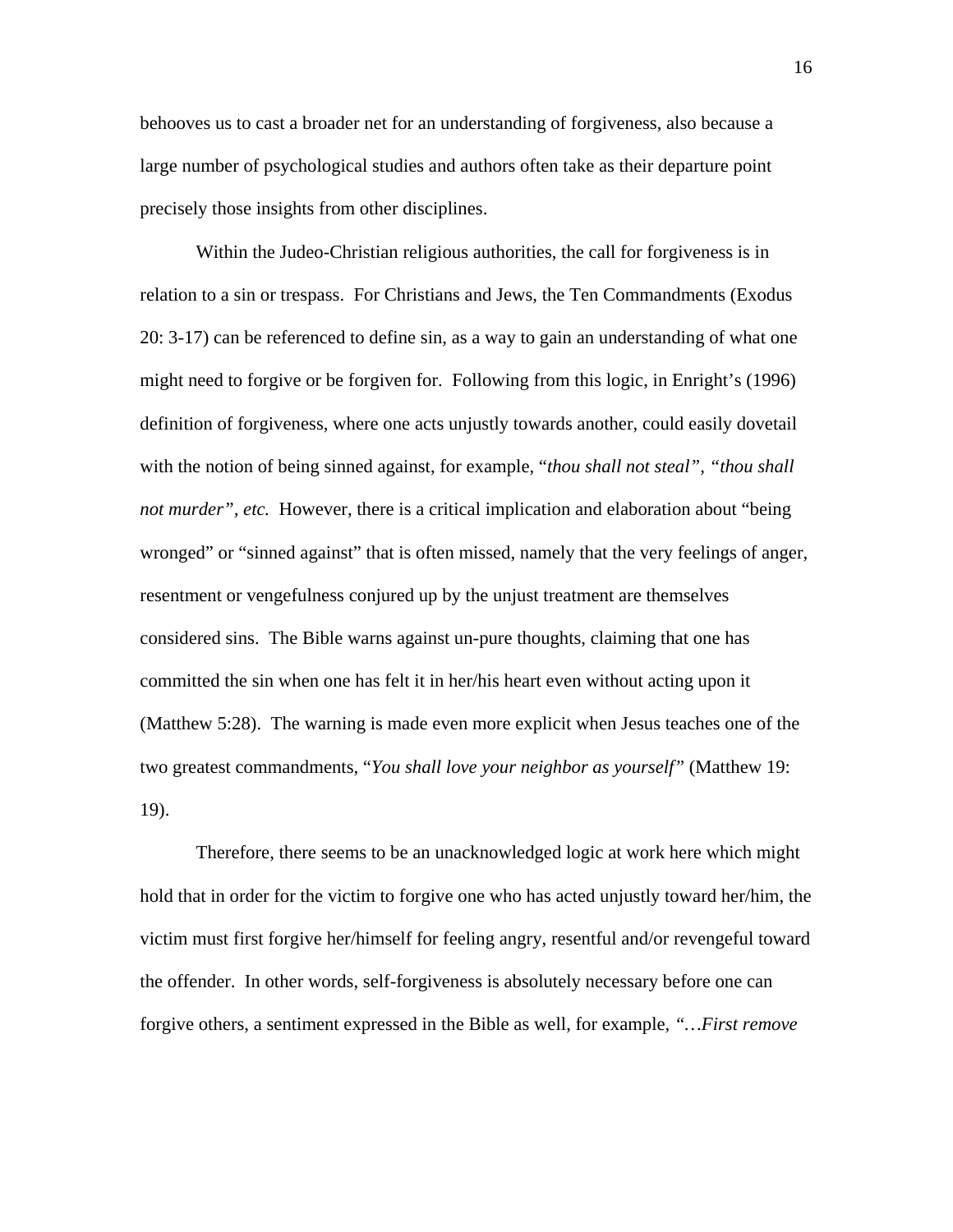behooves us to cast a broader net for an understanding of forgiveness, also because a large number of psychological studies and authors often take as their departure point precisely those insights from other disciplines.

Within the Judeo-Christian religious authorities, the call for forgiveness is in relation to a sin or trespass. For Christians and Jews, the Ten Commandments (Exodus 20: 3-17) can be referenced to define sin, as a way to gain an understanding of what one might need to forgive or be forgiven for. Following from this logic, in Enright's (1996) definition of forgiveness, where one acts unjustly towards another, could easily dovetail with the notion of being sinned against, for example, "*thou shall not steal", "thou shall not murder", etc.* However, there is a critical implication and elaboration about "being wronged" or "sinned against" that is often missed, namely that the very feelings of anger, resentment or vengefulness conjured up by the unjust treatment are themselves considered sins. The Bible warns against un-pure thoughts, claiming that one has committed the sin when one has felt it in her/his heart even without acting upon it (Matthew 5:28). The warning is made even more explicit when Jesus teaches one of the two greatest commandments, "*You shall love your neighbor as yourself*" (Matthew 19: 19).

Therefore, there seems to be an unacknowledged logic at work here which might hold that in order for the victim to forgive one who has acted unjustly toward her/him, the victim must first forgive her/himself for feeling angry, resentful and/or revengeful toward the offender. In other words, self-forgiveness is absolutely necessary before one can forgive others, a sentiment expressed in the Bible as well, for example, *"…First remove*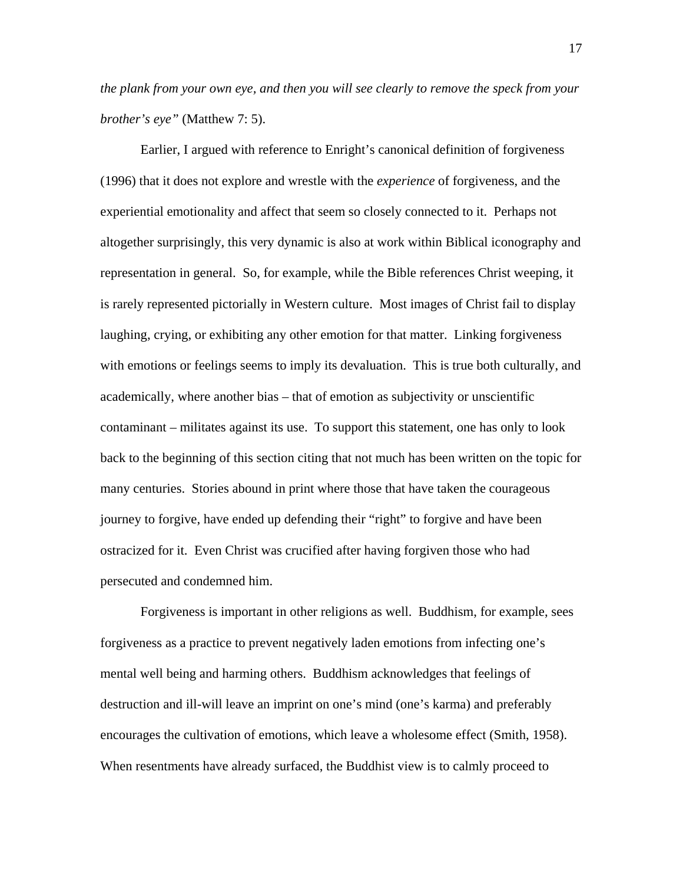*the plank from your own eye, and then you will see clearly to remove the speck from your brother's eye"* (Matthew 7: 5).

Earlier, I argued with reference to Enright's canonical definition of forgiveness (1996) that it does not explore and wrestle with the *experience* of forgiveness, and the experiential emotionality and affect that seem so closely connected to it. Perhaps not altogether surprisingly, this very dynamic is also at work within Biblical iconography and representation in general. So, for example, while the Bible references Christ weeping, it is rarely represented pictorially in Western culture. Most images of Christ fail to display laughing, crying, or exhibiting any other emotion for that matter. Linking forgiveness with emotions or feelings seems to imply its devaluation. This is true both culturally, and academically, where another bias – that of emotion as subjectivity or unscientific contaminant – militates against its use. To support this statement, one has only to look back to the beginning of this section citing that not much has been written on the topic for many centuries. Stories abound in print where those that have taken the courageous journey to forgive, have ended up defending their "right" to forgive and have been ostracized for it. Even Christ was crucified after having forgiven those who had persecuted and condemned him.

Forgiveness is important in other religions as well. Buddhism, for example, sees forgiveness as a practice to prevent negatively laden emotions from infecting one's mental well being and harming others. Buddhism acknowledges that feelings of destruction and ill-will leave an imprint on one's mind (one's karma) and preferably encourages the cultivation of emotions, which leave a wholesome effect (Smith, 1958). When resentments have already surfaced, the Buddhist view is to calmly proceed to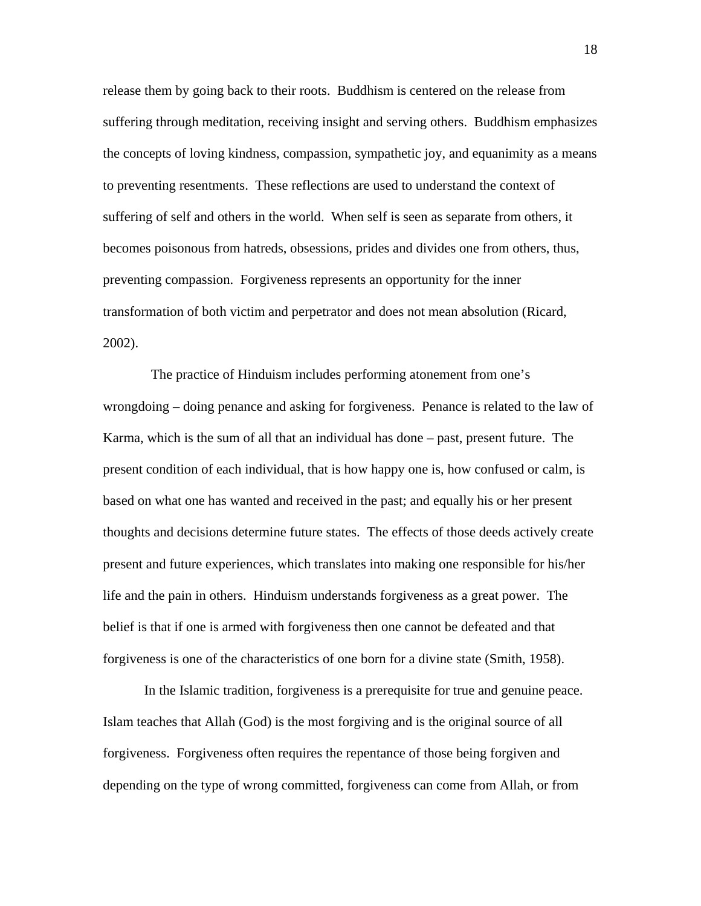release them by going back to their roots. Buddhism is centered on the release from suffering through meditation, receiving insight and serving others. Buddhism emphasizes the concepts of loving kindness, compassion, sympathetic joy, and equanimity as a means to preventing resentments. These reflections are used to understand the context of suffering of self and others in the world. When self is seen as separate from others, it becomes poisonous from hatreds, obsessions, prides and divides one from others, thus, preventing compassion. Forgiveness represents an opportunity for the inner transformation of both victim and perpetrator and does not mean absolution (Ricard, 2002).

The practice of Hinduism includes performing atonement from one's wrongdoing – doing penance and asking for forgiveness. Penance is related to the law of Karma, which is the sum of all that an individual has done – past, present future. The present condition of each individual, that is how happy one is, how confused or calm, is based on what one has wanted and received in the past; and equally his or her present thoughts and decisions determine future states. The effects of those deeds actively create present and future experiences, which translates into making one responsible for his/her life and the pain in others. Hinduism understands forgiveness as a great power. The belief is that if one is armed with forgiveness then one cannot be defeated and that forgiveness is one of the characteristics of one born for a divine state (Smith, 1958).

In the Islamic tradition, forgiveness is a prerequisite for true and genuine peace. Islam teaches that Allah (God) is the most forgiving and is the original source of all forgiveness. Forgiveness often requires the repentance of those being forgiven and depending on the type of wrong committed, forgiveness can come from Allah, or from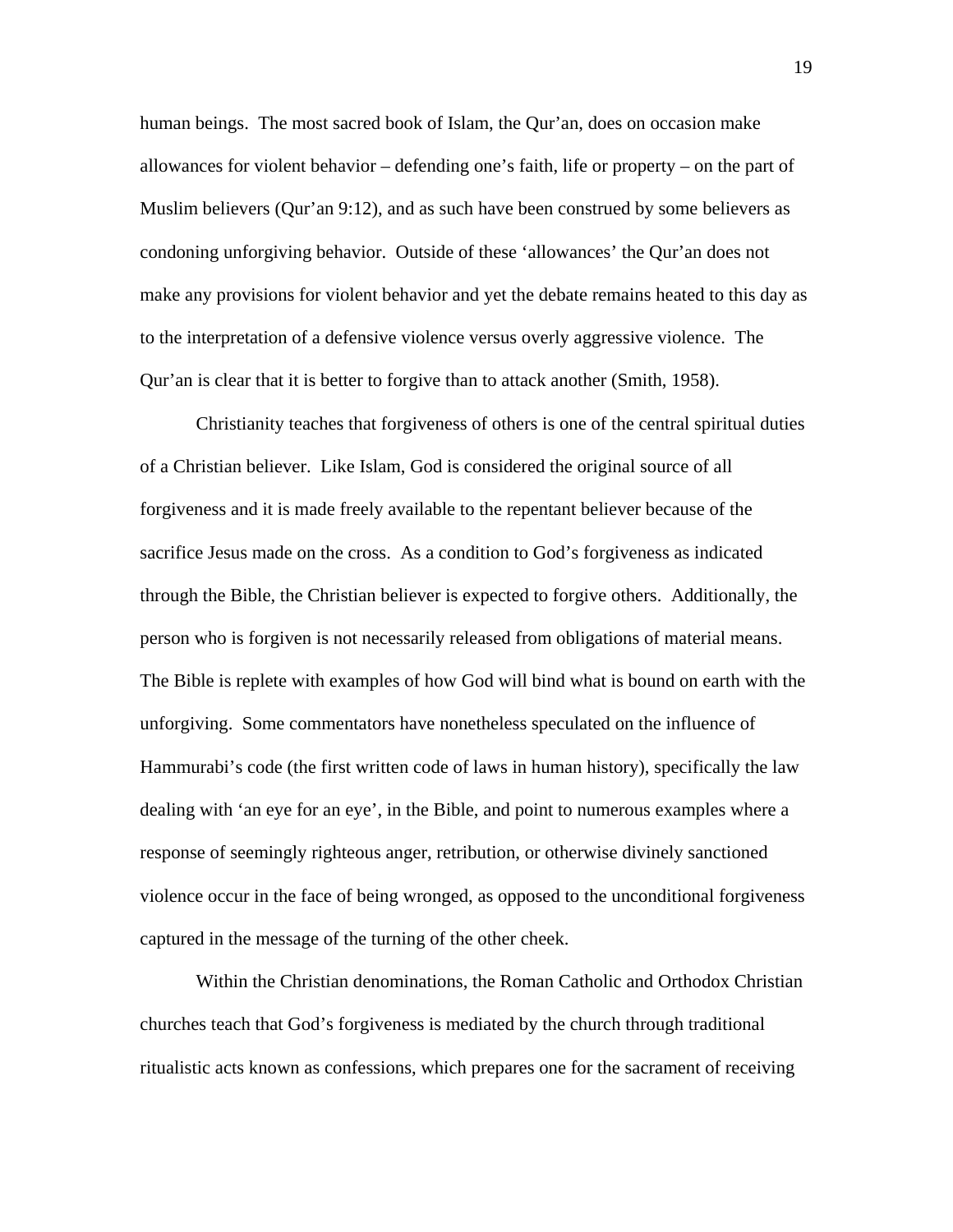human beings. The most sacred book of Islam, the Qur'an, does on occasion make allowances for violent behavior – defending one's faith, life or property – on the part of Muslim believers (Qur'an 9:12), and as such have been construed by some believers as condoning unforgiving behavior. Outside of these 'allowances' the Qur'an does not make any provisions for violent behavior and yet the debate remains heated to this day as to the interpretation of a defensive violence versus overly aggressive violence. The Qur'an is clear that it is better to forgive than to attack another (Smith, 1958).

Christianity teaches that forgiveness of others is one of the central spiritual duties of a Christian believer. Like Islam, God is considered the original source of all forgiveness and it is made freely available to the repentant believer because of the sacrifice Jesus made on the cross. As a condition to God's forgiveness as indicated through the Bible, the Christian believer is expected to forgive others. Additionally, the person who is forgiven is not necessarily released from obligations of material means. The Bible is replete with examples of how God will bind what is bound on earth with the unforgiving. Some commentators have nonetheless speculated on the influence of Hammurabi's code (the first written code of laws in human history), specifically the law dealing with 'an eye for an eye', in the Bible, and point to numerous examples where a response of seemingly righteous anger, retribution, or otherwise divinely sanctioned violence occur in the face of being wronged, as opposed to the unconditional forgiveness captured in the message of the turning of the other cheek.

Within the Christian denominations, the Roman Catholic and Orthodox Christian churches teach that God's forgiveness is mediated by the church through traditional ritualistic acts known as confessions, which prepares one for the sacrament of receiving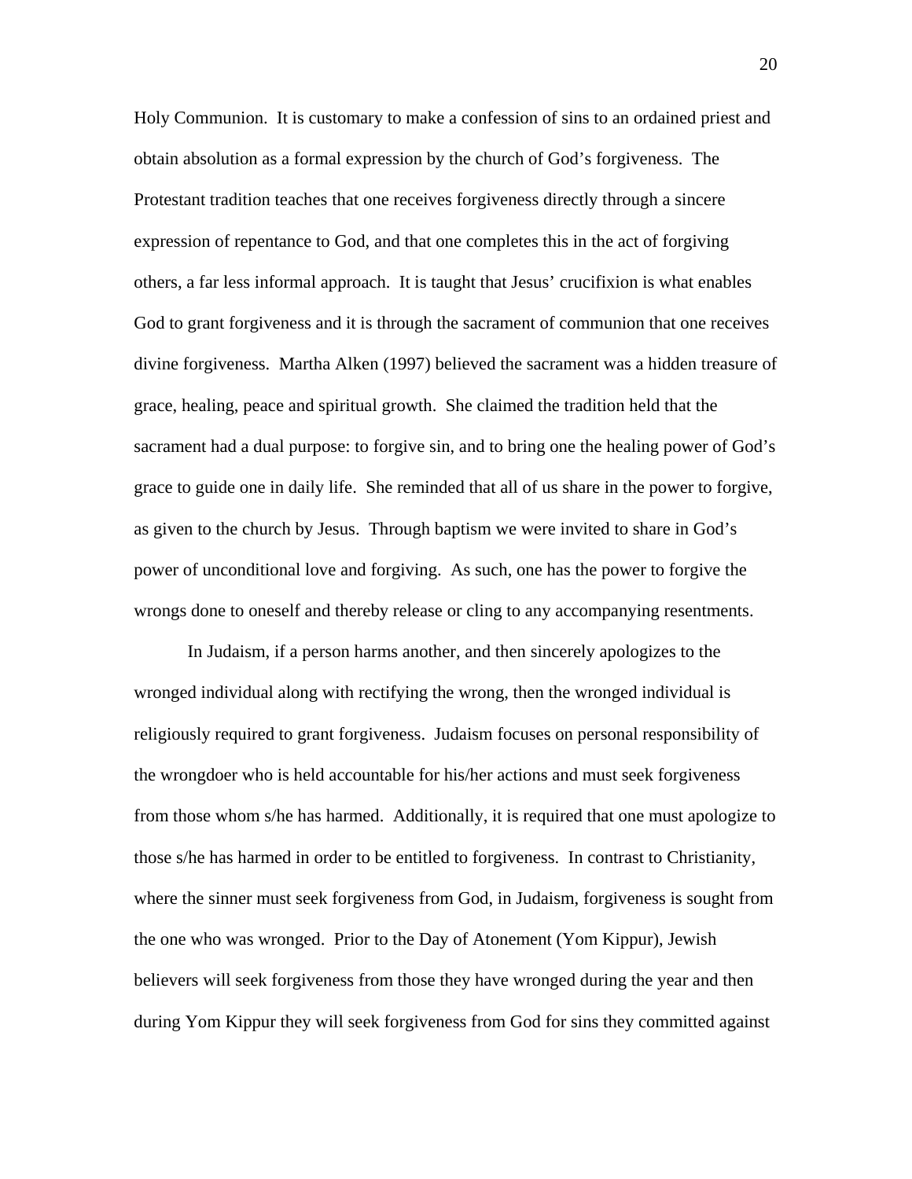Holy Communion. It is customary to make a confession of sins to an ordained priest and obtain absolution as a formal expression by the church of God's forgiveness. The Protestant tradition teaches that one receives forgiveness directly through a sincere expression of repentance to God, and that one completes this in the act of forgiving others, a far less informal approach. It is taught that Jesus' crucifixion is what enables God to grant forgiveness and it is through the sacrament of communion that one receives divine forgiveness. Martha Alken (1997) believed the sacrament was a hidden treasure of grace, healing, peace and spiritual growth. She claimed the tradition held that the sacrament had a dual purpose: to forgive sin, and to bring one the healing power of God's grace to guide one in daily life. She reminded that all of us share in the power to forgive, as given to the church by Jesus. Through baptism we were invited to share in God's power of unconditional love and forgiving. As such, one has the power to forgive the wrongs done to oneself and thereby release or cling to any accompanying resentments.

In Judaism, if a person harms another, and then sincerely apologizes to the wronged individual along with rectifying the wrong, then the wronged individual is religiously required to grant forgiveness. Judaism focuses on personal responsibility of the wrongdoer who is held accountable for his/her actions and must seek forgiveness from those whom s/he has harmed. Additionally, it is required that one must apologize to those s/he has harmed in order to be entitled to forgiveness. In contrast to Christianity, where the sinner must seek forgiveness from God, in Judaism, forgiveness is sought from the one who was wronged. Prior to the Day of Atonement (Yom Kippur), Jewish believers will seek forgiveness from those they have wronged during the year and then during Yom Kippur they will seek forgiveness from God for sins they committed against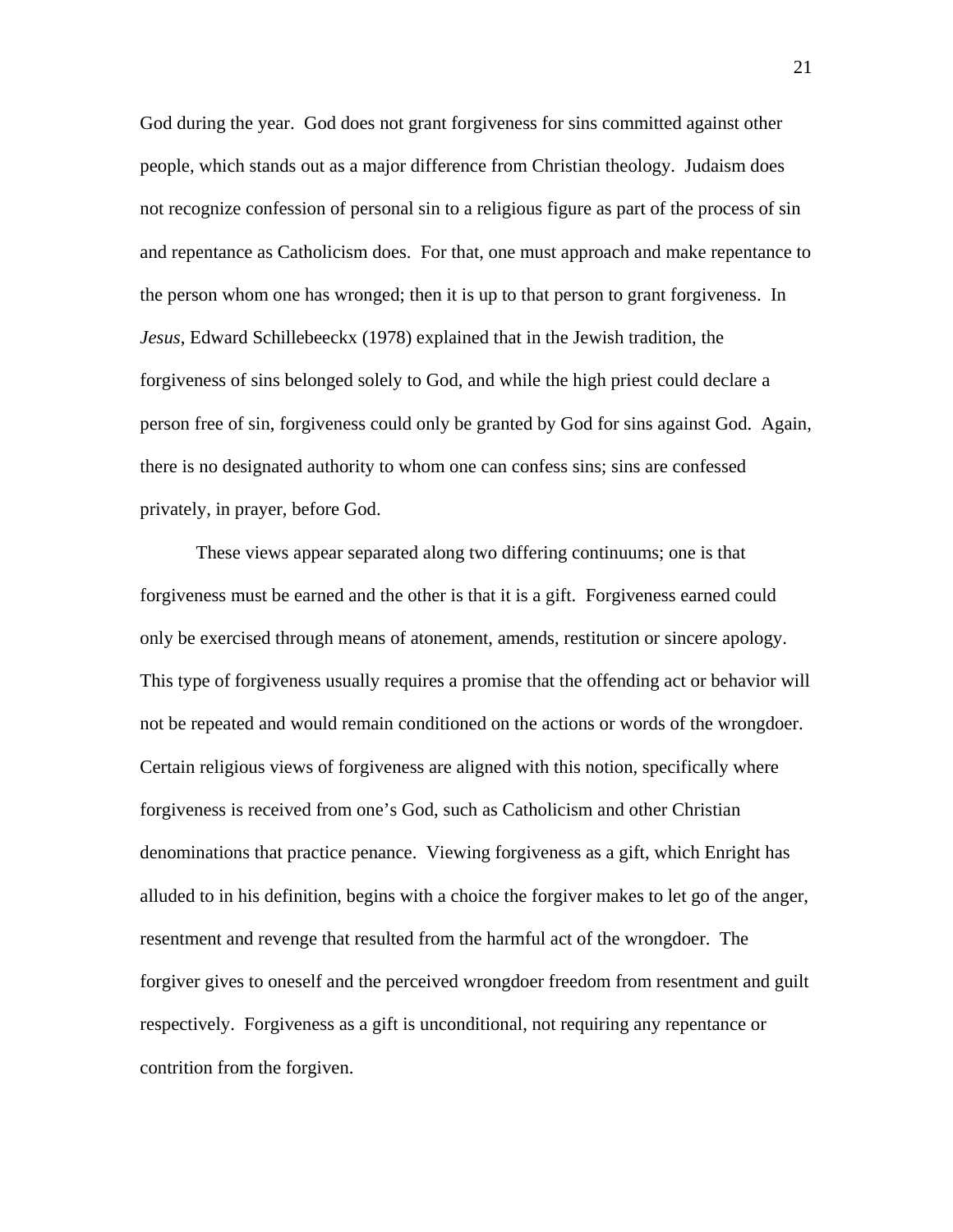God during the year. God does not grant forgiveness for sins committed against other people, which stands out as a major difference from Christian theology. Judaism does not recognize confession of personal sin to a religious figure as part of the process of sin and repentance as Catholicism does. For that, one must approach and make repentance to the person whom one has wronged; then it is up to that person to grant forgiveness. In *Jesus*, Edward Schillebeeckx (1978) explained that in the Jewish tradition, the forgiveness of sins belonged solely to God, and while the high priest could declare a person free of sin, forgiveness could only be granted by God for sins against God. Again, there is no designated authority to whom one can confess sins; sins are confessed privately, in prayer, before God.

These views appear separated along two differing continuums; one is that forgiveness must be earned and the other is that it is a gift. Forgiveness earned could only be exercised through means of atonement, amends, restitution or sincere apology. This type of forgiveness usually requires a promise that the offending act or behavior will not be repeated and would remain conditioned on the actions or words of the wrongdoer. Certain religious views of forgiveness are aligned with this notion, specifically where forgiveness is received from one's God, such as Catholicism and other Christian denominations that practice penance. Viewing forgiveness as a gift, which Enright has alluded to in his definition, begins with a choice the forgiver makes to let go of the anger, resentment and revenge that resulted from the harmful act of the wrongdoer. The forgiver gives to oneself and the perceived wrongdoer freedom from resentment and guilt respectively. Forgiveness as a gift is unconditional, not requiring any repentance or contrition from the forgiven.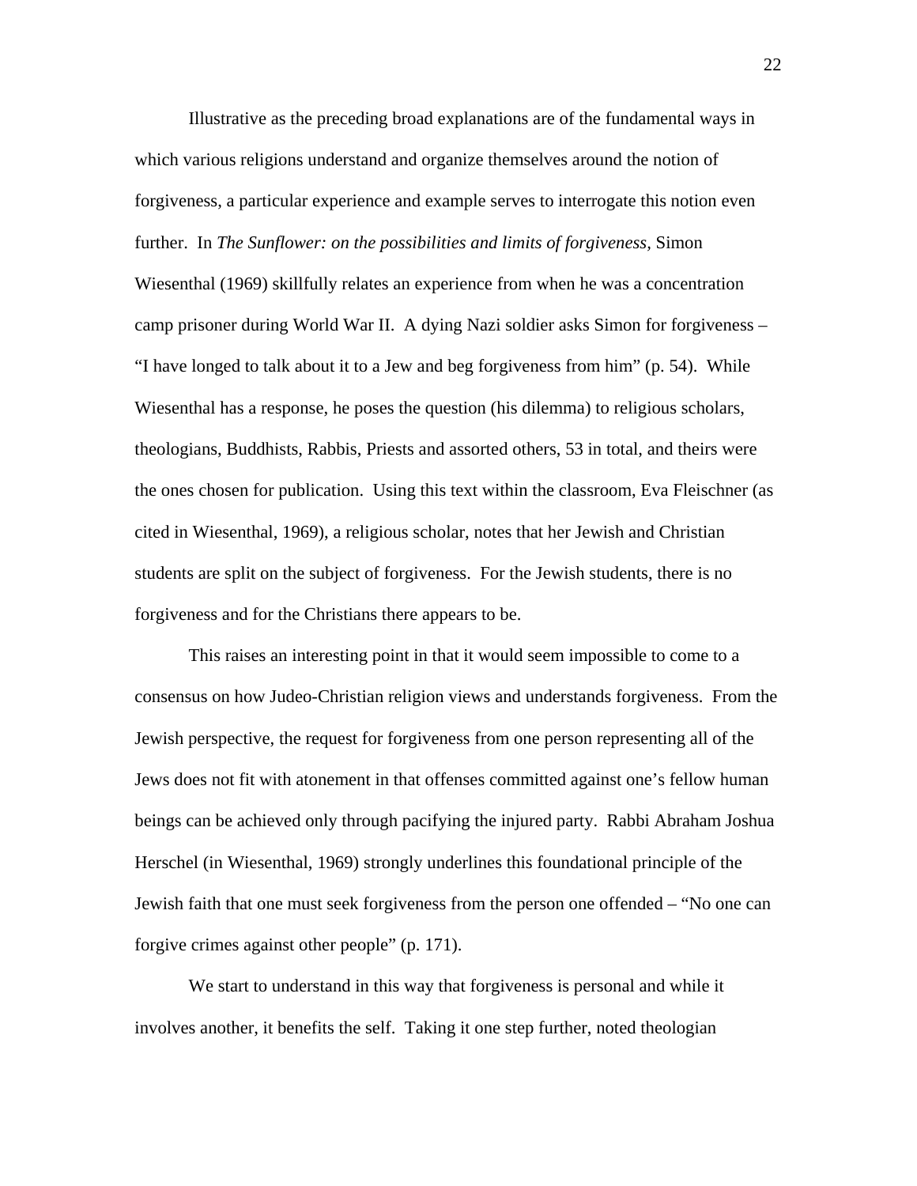Illustrative as the preceding broad explanations are of the fundamental ways in which various religions understand and organize themselves around the notion of forgiveness, a particular experience and example serves to interrogate this notion even further. In *The Sunflower: on the possibilities and limits of forgiveness,* Simon Wiesenthal (1969) skillfully relates an experience from when he was a concentration camp prisoner during World War II. A dying Nazi soldier asks Simon for forgiveness – "I have longed to talk about it to a Jew and beg forgiveness from him" (p. 54). While Wiesenthal has a response, he poses the question (his dilemma) to religious scholars, theologians, Buddhists, Rabbis, Priests and assorted others, 53 in total, and theirs were the ones chosen for publication. Using this text within the classroom, Eva Fleischner (as cited in Wiesenthal, 1969), a religious scholar, notes that her Jewish and Christian students are split on the subject of forgiveness. For the Jewish students, there is no forgiveness and for the Christians there appears to be.

This raises an interesting point in that it would seem impossible to come to a consensus on how Judeo-Christian religion views and understands forgiveness. From the Jewish perspective, the request for forgiveness from one person representing all of the Jews does not fit with atonement in that offenses committed against one's fellow human beings can be achieved only through pacifying the injured party. Rabbi Abraham Joshua Herschel (in Wiesenthal, 1969) strongly underlines this foundational principle of the Jewish faith that one must seek forgiveness from the person one offended – "No one can forgive crimes against other people" (p. 171).

We start to understand in this way that forgiveness is personal and while it involves another, it benefits the self. Taking it one step further, noted theologian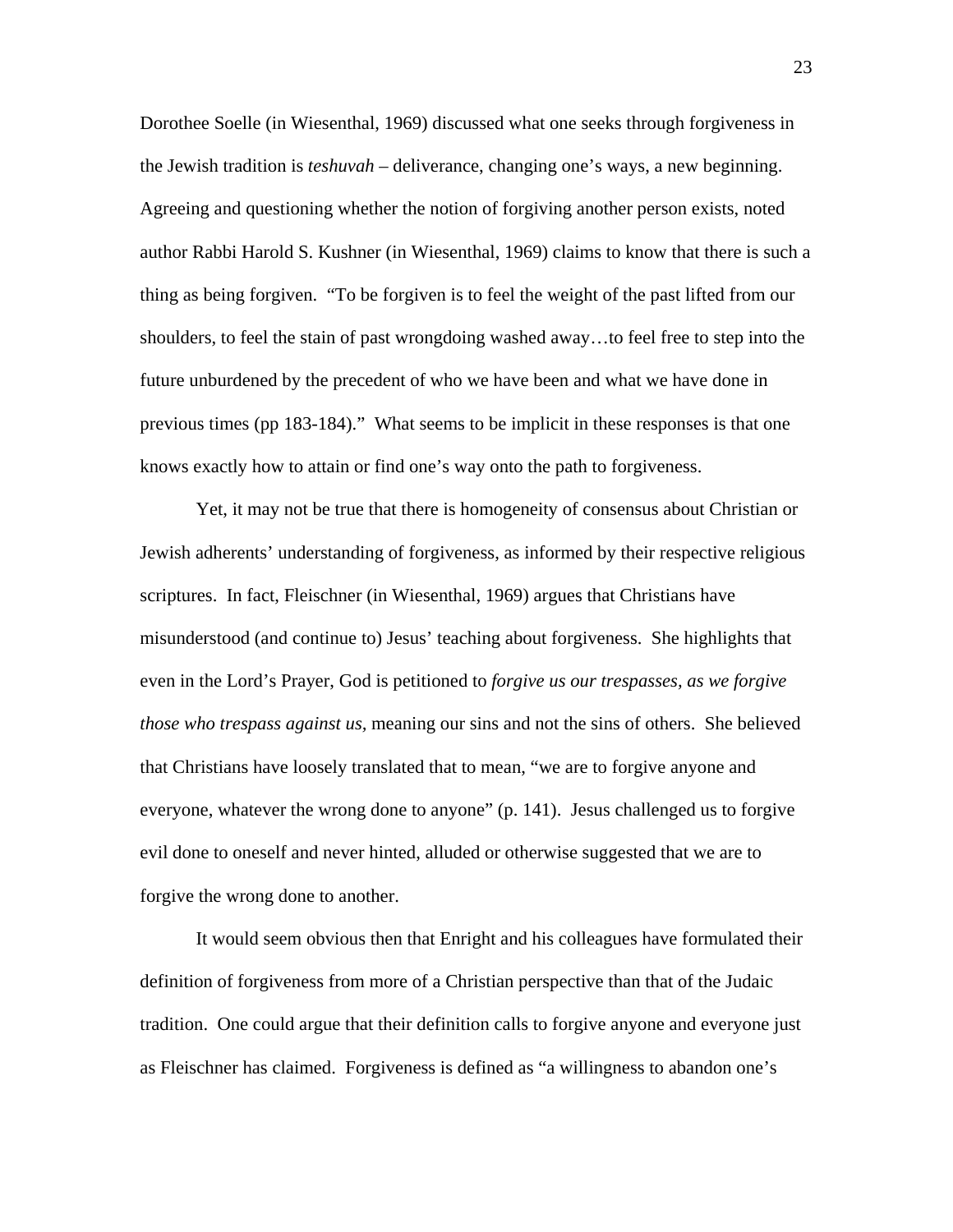Dorothee Soelle (in Wiesenthal, 1969) discussed what one seeks through forgiveness in the Jewish tradition is *teshuvah* – deliverance, changing one's ways, a new beginning. Agreeing and questioning whether the notion of forgiving another person exists, noted author Rabbi Harold S. Kushner (in Wiesenthal, 1969) claims to know that there is such a thing as being forgiven. "To be forgiven is to feel the weight of the past lifted from our shoulders, to feel the stain of past wrongdoing washed away…to feel free to step into the future unburdened by the precedent of who we have been and what we have done in previous times (pp 183-184)." What seems to be implicit in these responses is that one knows exactly how to attain or find one's way onto the path to forgiveness.

Yet, it may not be true that there is homogeneity of consensus about Christian or Jewish adherents' understanding of forgiveness, as informed by their respective religious scriptures. In fact, Fleischner (in Wiesenthal, 1969) argues that Christians have misunderstood (and continue to) Jesus' teaching about forgiveness. She highlights that even in the Lord's Prayer, God is petitioned to *forgive us our trespasses, as we forgive those who trespass against us*, meaning our sins and not the sins of others. She believed that Christians have loosely translated that to mean, "we are to forgive anyone and everyone, whatever the wrong done to anyone" (p. 141). Jesus challenged us to forgive evil done to oneself and never hinted, alluded or otherwise suggested that we are to forgive the wrong done to another.

It would seem obvious then that Enright and his colleagues have formulated their definition of forgiveness from more of a Christian perspective than that of the Judaic tradition. One could argue that their definition calls to forgive anyone and everyone just as Fleischner has claimed. Forgiveness is defined as "a willingness to abandon one's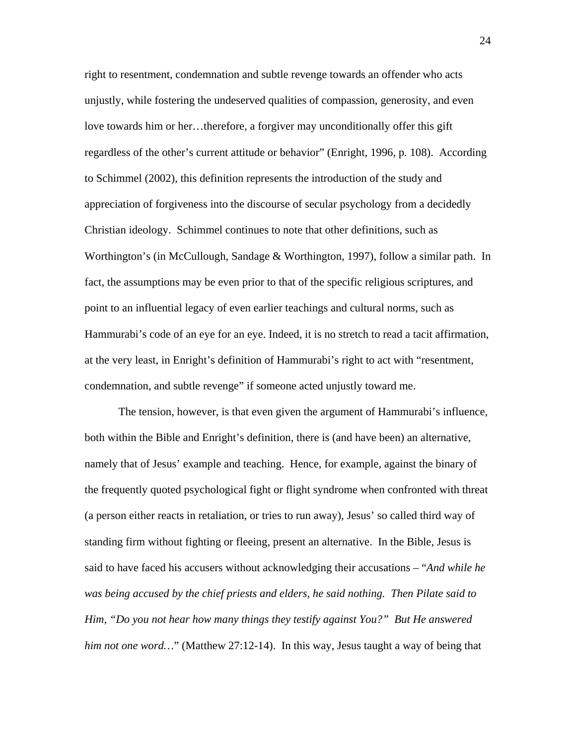right to resentment, condemnation and subtle revenge towards an offender who acts unjustly, while fostering the undeserved qualities of compassion, generosity, and even love towards him or her…therefore, a forgiver may unconditionally offer this gift regardless of the other's current attitude or behavior" (Enright, 1996, p. 108). According to Schimmel (2002), this definition represents the introduction of the study and appreciation of forgiveness into the discourse of secular psychology from a decidedly Christian ideology. Schimmel continues to note that other definitions, such as Worthington's (in McCullough, Sandage & Worthington, 1997), follow a similar path. In fact, the assumptions may be even prior to that of the specific religious scriptures, and point to an influential legacy of even earlier teachings and cultural norms, such as Hammurabi's code of an eye for an eye. Indeed, it is no stretch to read a tacit affirmation, at the very least, in Enright's definition of Hammurabi's right to act with "resentment, condemnation, and subtle revenge" if someone acted unjustly toward me.

The tension, however, is that even given the argument of Hammurabi's influence, both within the Bible and Enright's definition, there is (and have been) an alternative, namely that of Jesus' example and teaching. Hence, for example, against the binary of the frequently quoted psychological fight or flight syndrome when confronted with threat (a person either reacts in retaliation, or tries to run away), Jesus' so called third way of standing firm without fighting or fleeing, present an alternative. In the Bible, Jesus is said to have faced his accusers without acknowledging their accusations – "*And while he was being accused by the chief priests and elders, he said nothing. Then Pilate said to Him, "Do you not hear how many things they testify against You?" But He answered him not one word…*" (Matthew 27:12-14). In this way, Jesus taught a way of being that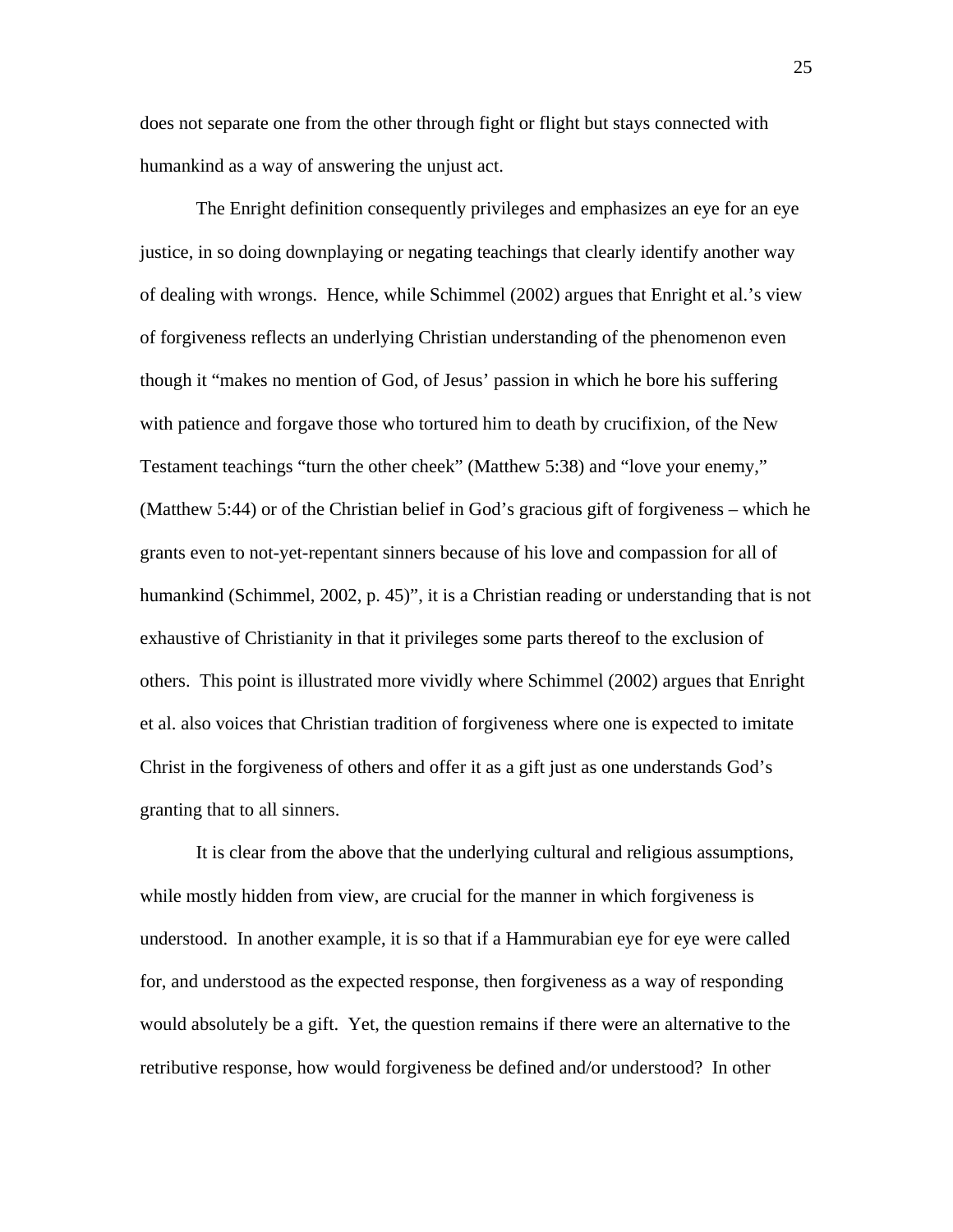does not separate one from the other through fight or flight but stays connected with humankind as a way of answering the unjust act.

The Enright definition consequently privileges and emphasizes an eye for an eye justice, in so doing downplaying or negating teachings that clearly identify another way of dealing with wrongs. Hence, while Schimmel (2002) argues that Enright et al.'s view of forgiveness reflects an underlying Christian understanding of the phenomenon even though it "makes no mention of God, of Jesus' passion in which he bore his suffering with patience and forgave those who tortured him to death by crucifixion, of the New Testament teachings "turn the other cheek" (Matthew 5:38) and "love your enemy," (Matthew 5:44) or of the Christian belief in God's gracious gift of forgiveness – which he grants even to not-yet-repentant sinners because of his love and compassion for all of humankind (Schimmel, 2002, p. 45)", it is a Christian reading or understanding that is not exhaustive of Christianity in that it privileges some parts thereof to the exclusion of others. This point is illustrated more vividly where Schimmel (2002) argues that Enright et al. also voices that Christian tradition of forgiveness where one is expected to imitate Christ in the forgiveness of others and offer it as a gift just as one understands God's granting that to all sinners.

It is clear from the above that the underlying cultural and religious assumptions, while mostly hidden from view, are crucial for the manner in which forgiveness is understood. In another example, it is so that if a Hammurabian eye for eye were called for, and understood as the expected response, then forgiveness as a way of responding would absolutely be a gift. Yet, the question remains if there were an alternative to the retributive response, how would forgiveness be defined and/or understood? In other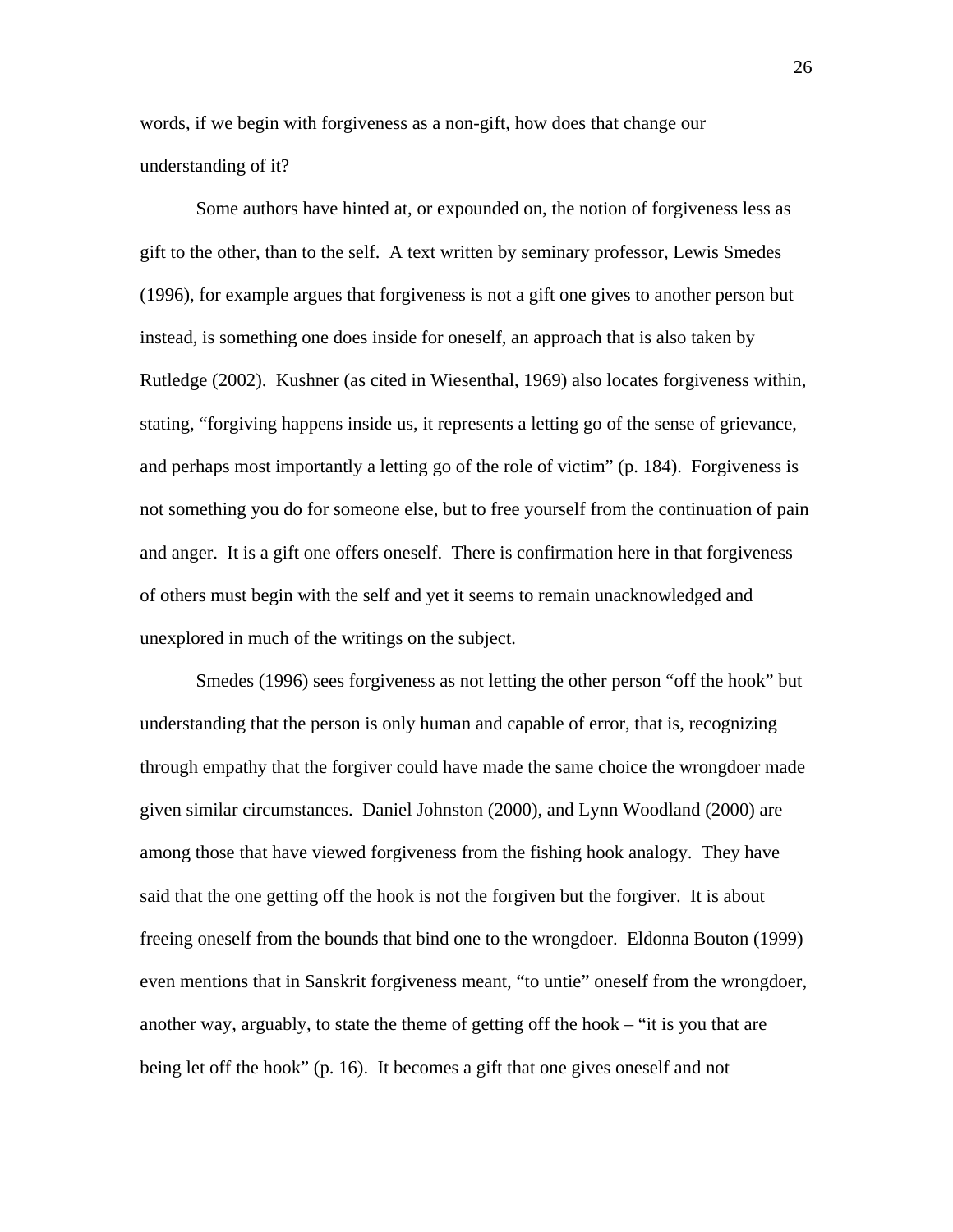words, if we begin with forgiveness as a non-gift, how does that change our understanding of it?

Some authors have hinted at, or expounded on, the notion of forgiveness less as gift to the other, than to the self. A text written by seminary professor, Lewis Smedes (1996), for example argues that forgiveness is not a gift one gives to another person but instead, is something one does inside for oneself, an approach that is also taken by Rutledge (2002). Kushner (as cited in Wiesenthal, 1969) also locates forgiveness within, stating, "forgiving happens inside us, it represents a letting go of the sense of grievance, and perhaps most importantly a letting go of the role of victim" (p. 184). Forgiveness is not something you do for someone else, but to free yourself from the continuation of pain and anger. It is a gift one offers oneself. There is confirmation here in that forgiveness of others must begin with the self and yet it seems to remain unacknowledged and unexplored in much of the writings on the subject.

Smedes (1996) sees forgiveness as not letting the other person "off the hook" but understanding that the person is only human and capable of error, that is, recognizing through empathy that the forgiver could have made the same choice the wrongdoer made given similar circumstances. Daniel Johnston (2000), and Lynn Woodland (2000) are among those that have viewed forgiveness from the fishing hook analogy. They have said that the one getting off the hook is not the forgiven but the forgiver. It is about freeing oneself from the bounds that bind one to the wrongdoer. Eldonna Bouton (1999) even mentions that in Sanskrit forgiveness meant, "to untie" oneself from the wrongdoer, another way, arguably, to state the theme of getting off the hook – "it is you that are being let off the hook" (p. 16). It becomes a gift that one gives oneself and not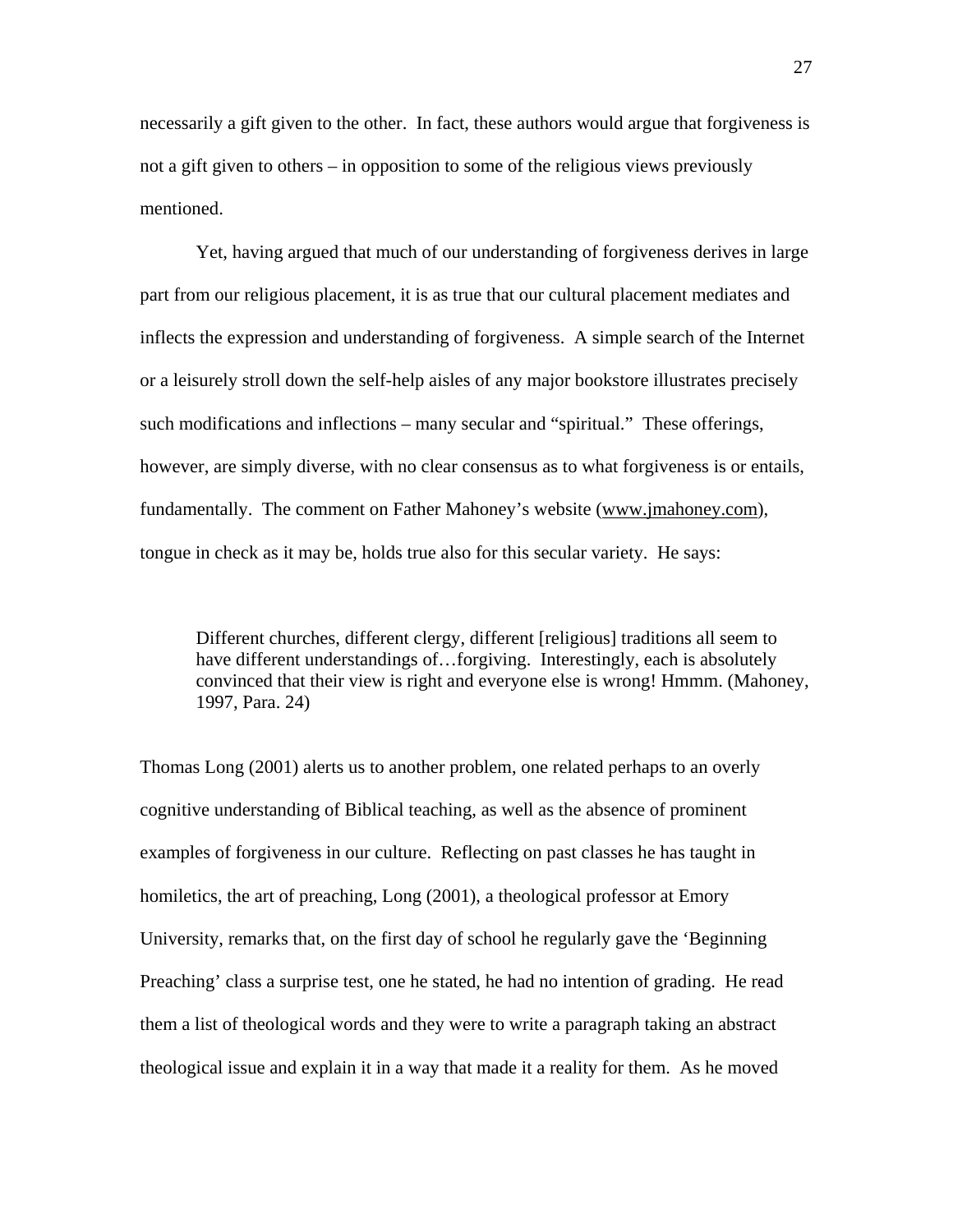necessarily a gift given to the other. In fact, these authors would argue that forgiveness is not a gift given to others – in opposition to some of the religious views previously mentioned.

Yet, having argued that much of our understanding of forgiveness derives in large part from our religious placement, it is as true that our cultural placement mediates and inflects the expression and understanding of forgiveness. A simple search of the Internet or a leisurely stroll down the self-help aisles of any major bookstore illustrates precisely such modifications and inflections – many secular and "spiritual." These offerings, however, are simply diverse, with no clear consensus as to what forgiveness is or entails, fundamentally. The comment on Father Mahoney's website (www.jmahoney.com), tongue in check as it may be, holds true also for this secular variety. He says:

> Different churches, different clergy, different [religious] traditions all seem to have different understandings of…forgiving. Interestingly, each is absolutely convinced that their view is right and everyone else is wrong! Hmmm. (Mahoney, 1997, Para. 24)

Thomas Long (2001) alerts us to another problem, one related perhaps to an overly cognitive understanding of Biblical teaching, as well as the absence of prominent examples of forgiveness in our culture. Reflecting on past classes he has taught in homiletics, the art of preaching, Long (2001), a theological professor at Emory University, remarks that, on the first day of school he regularly gave the 'Beginning Preaching' class a surprise test, one he stated, he had no intention of grading. He read them a list of theological words and they were to write a paragraph taking an abstract theological issue and explain it in a way that made it a reality for them. As he moved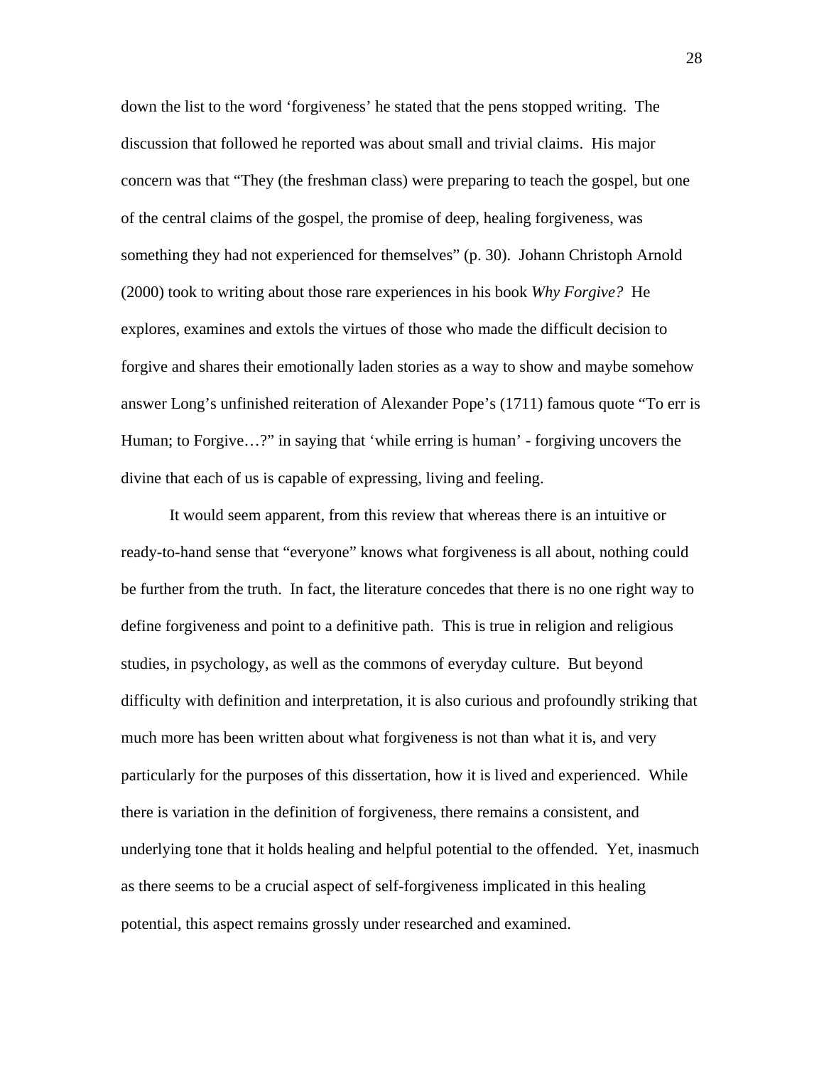down the list to the word ‘forgiveness’ he stated that the pens stopped writing. The discussion that followed he reported was about small and trivial claims. His major concern was that “They (the freshman class) were preparing to teach the gospel, but one of the central claims of the gospel, the promise of deep, healing forgiveness, was something they had not experienced for themselves” (p. 30). Johann Christoph Arnold (2000) took to writing about those rare experiences in his book *Why Forgive?* He explores, examines and extols the virtues of those who made the difficult decision to forgive and shares their emotionally laden stories as a way to show and maybe somehow answer Long’s unfinished reiteration of Alexander Pope’s (1711) famous quote “To err is Human; to Forgive…?” in saying that ‘while erring is human’ - forgiving uncovers the divine that each of us is capable of expressing, living and feeling.

It would seem apparent, from this review that whereas there is an intuitive or ready-to-hand sense that “everyone” knows what forgiveness is all about, nothing could be further from the truth. In fact, the literature concedes that there is no one right way to define forgiveness and point to a definitive path. This is true in religion and religious studies, in psychology, as well as the commons of everyday culture. But beyond difficulty with definition and interpretation, it is also curious and profoundly striking that much more has been written about what forgiveness is not than what it is, and very particularly for the purposes of this dissertation, how it is lived and experienced. While there is variation in the definition of forgiveness, there remains a consistent, and underlying tone that it holds healing and helpful potential to the offended. Yet, inasmuch as there seems to be a crucial aspect of self-forgiveness implicated in this healing potential, this aspect remains grossly under researched and examined.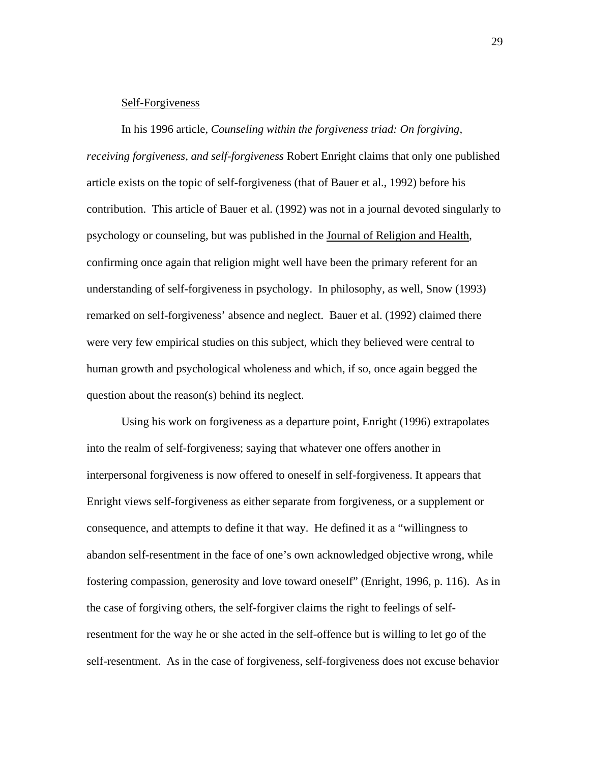Self-Forgiveness

In his 1996 article, *Counseling within the forgiveness triad: On forgiving, receiving forgiveness, and self-forgiveness* Robert Enright claims that only one published article exists on the topic of self-forgiveness (that of Bauer et al., 1992) before his contribution. This article of Bauer et al. (1992) was not in a journal devoted singularly to psychology or counseling, but was published in the Journal of Religion and Health, confirming once again that religion might well have been the primary referent for an understanding of self-forgiveness in psychology. In philosophy, as well, Snow (1993) remarked on self-forgiveness' absence and neglect. Bauer et al. (1992) claimed there were very few empirical studies on this subject, which they believed were central to human growth and psychological wholeness and which, if so, once again begged the question about the reason(s) behind its neglect.

Using his work on forgiveness as a departure point, Enright (1996) extrapolates into the realm of self-forgiveness; saying that whatever one offers another in interpersonal forgiveness is now offered to oneself in self-forgiveness. It appears that Enright views self-forgiveness as either separate from forgiveness, or a supplement or consequence, and attempts to define it that way. He defined it as a "willingness to abandon self-resentment in the face of one's own acknowledged objective wrong, while fostering compassion, generosity and love toward oneself" (Enright, 1996, p. 116). As in the case of forgiving others, the self-forgiver claims the right to feelings of self-resentment for the way he or she acted in the self-offence but is willing to let go of the self-resentment. As in the case of forgiveness, self-forgiveness does not excuse behavior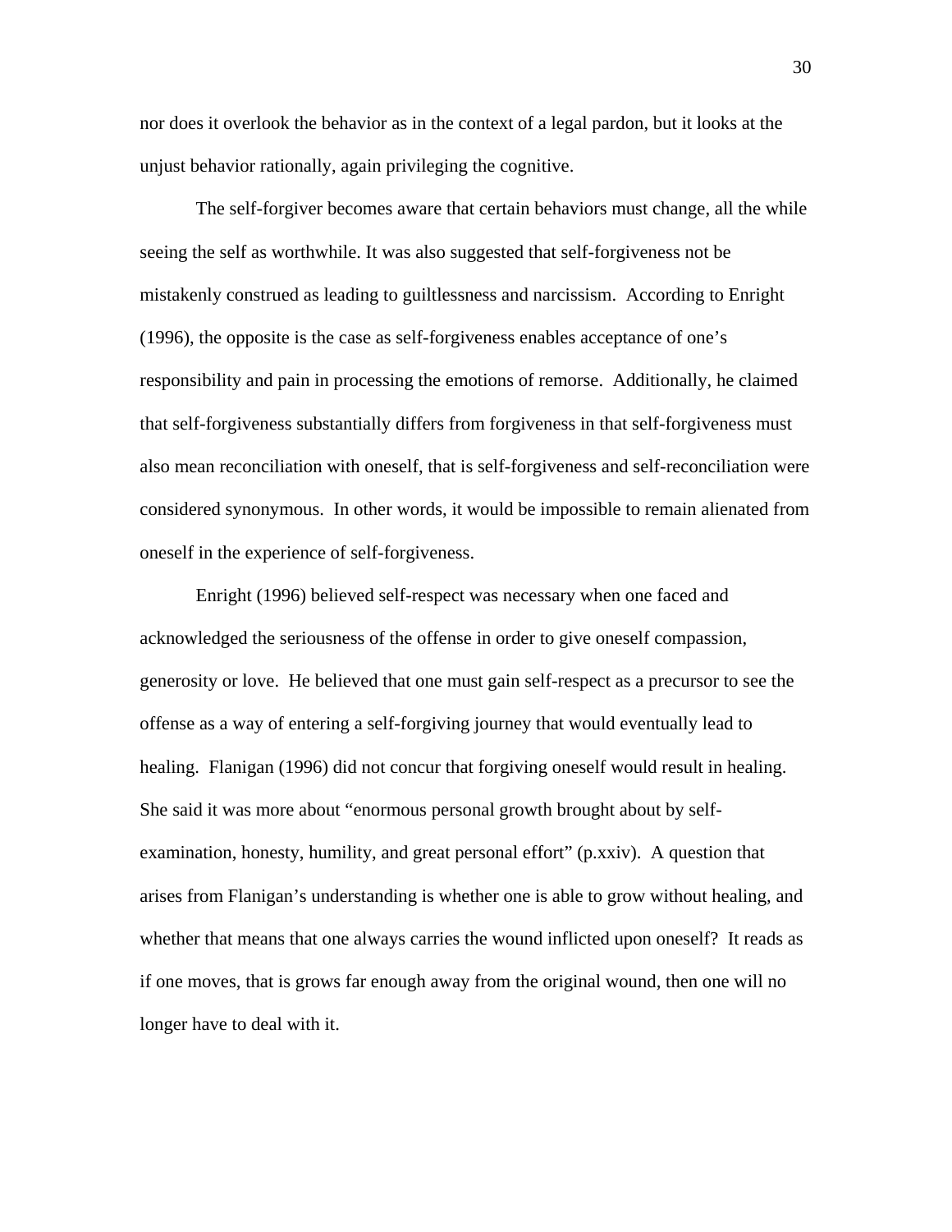nor does it overlook the behavior as in the context of a legal pardon, but it looks at the unjust behavior rationally, again privileging the cognitive.

The self-forgiver becomes aware that certain behaviors must change, all the while seeing the self as worthwhile. It was also suggested that self-forgiveness not be mistakenly construed as leading to guiltlessness and narcissism. According to Enright (1996), the opposite is the case as self-forgiveness enables acceptance of one's responsibility and pain in processing the emotions of remorse. Additionally, he claimed that self-forgiveness substantially differs from forgiveness in that self-forgiveness must also mean reconciliation with oneself, that is self-forgiveness and self-reconciliation were considered synonymous. In other words, it would be impossible to remain alienated from oneself in the experience of self-forgiveness.

Enright (1996) believed self-respect was necessary when one faced and acknowledged the seriousness of the offense in order to give oneself compassion, generosity or love. He believed that one must gain self-respect as a precursor to see the offense as a way of entering a self-forgiving journey that would eventually lead to healing. Flanigan (1996) did not concur that forgiving oneself would result in healing. She said it was more about "enormous personal growth brought about by self-examination, honesty, humility, and great personal effort" (p.xxiv). A question that arises from Flanigan's understanding is whether one is able to grow without healing, and whether that means that one always carries the wound inflicted upon oneself? It reads as if one moves, that is grows far enough away from the original wound, then one will no longer have to deal with it.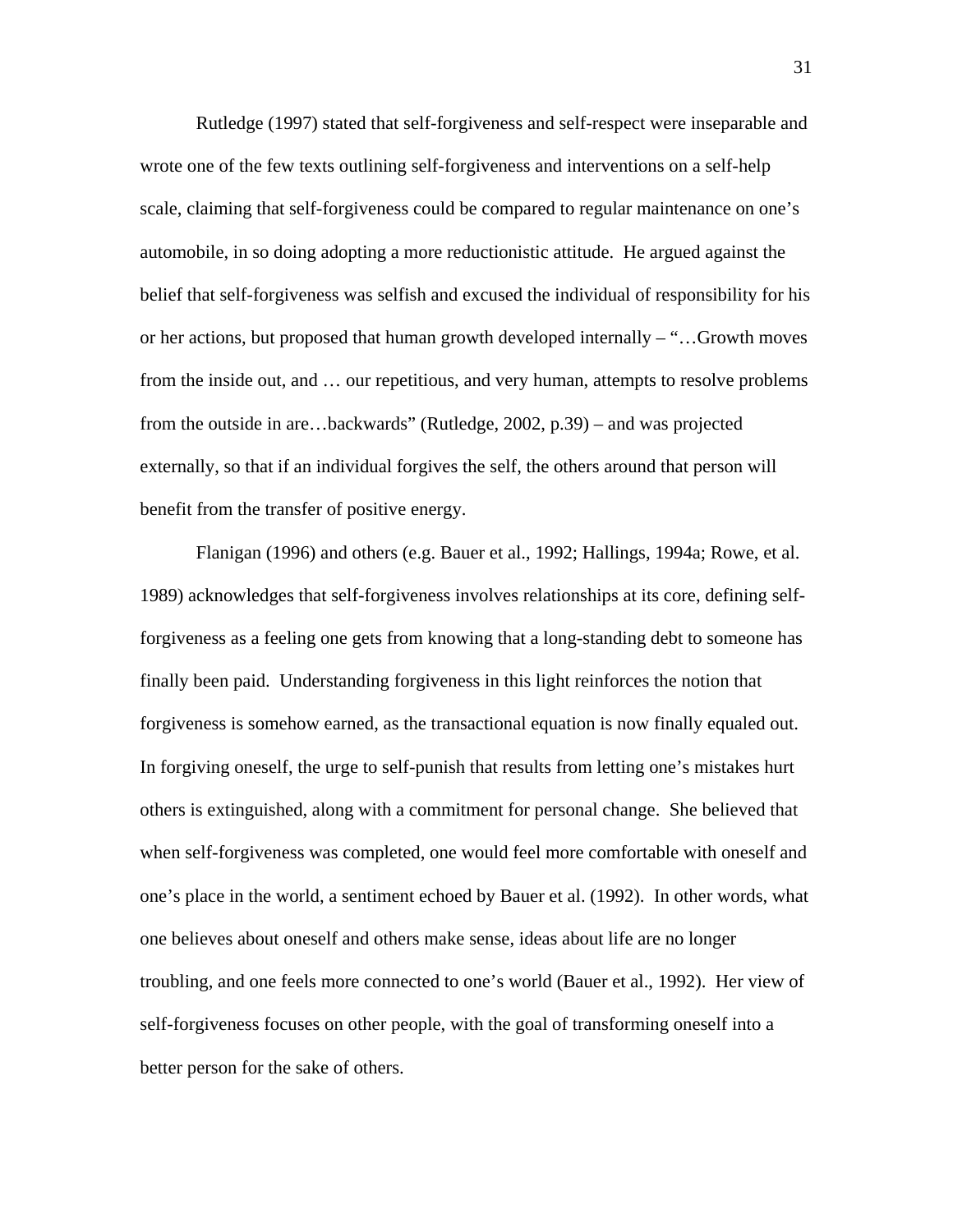Rutledge (1997) stated that self-forgiveness and self-respect were inseparable and wrote one of the few texts outlining self-forgiveness and interventions on a self-help scale, claiming that self-forgiveness could be compared to regular maintenance on one's automobile, in so doing adopting a more reductionistic attitude.  He argued against the belief that self-forgiveness was selfish and excused the individual of responsibility for his or her actions, but proposed that human growth developed internally – "…Growth moves from the inside out, and … our repetitious, and very human, attempts to resolve problems from the outside in are…backwards" (Rutledge, 2002, p.39) – and was projected externally, so that if an individual forgives the self, the others around that person will benefit from the transfer of positive energy.

Flanigan (1996) and others (e.g. Bauer et al., 1992; Hallings, 1994a; Rowe, et al. 1989) acknowledges that self-forgiveness involves relationships at its core, defining self-forgiveness as a feeling one gets from knowing that a long-standing debt to someone has finally been paid.  Understanding forgiveness in this light reinforces the notion that forgiveness is somehow earned, as the transactional equation is now finally equaled out. In forgiving oneself, the urge to self-punish that results from letting one's mistakes hurt others is extinguished, along with a commitment for personal change.  She believed that when self-forgiveness was completed, one would feel more comfortable with oneself and one's place in the world, a sentiment echoed by Bauer et al. (1992).  In other words, what one believes about oneself and others make sense, ideas about life are no longer troubling, and one feels more connected to one's world (Bauer et al., 1992).  Her view of self-forgiveness focuses on other people, with the goal of transforming oneself into a better person for the sake of others.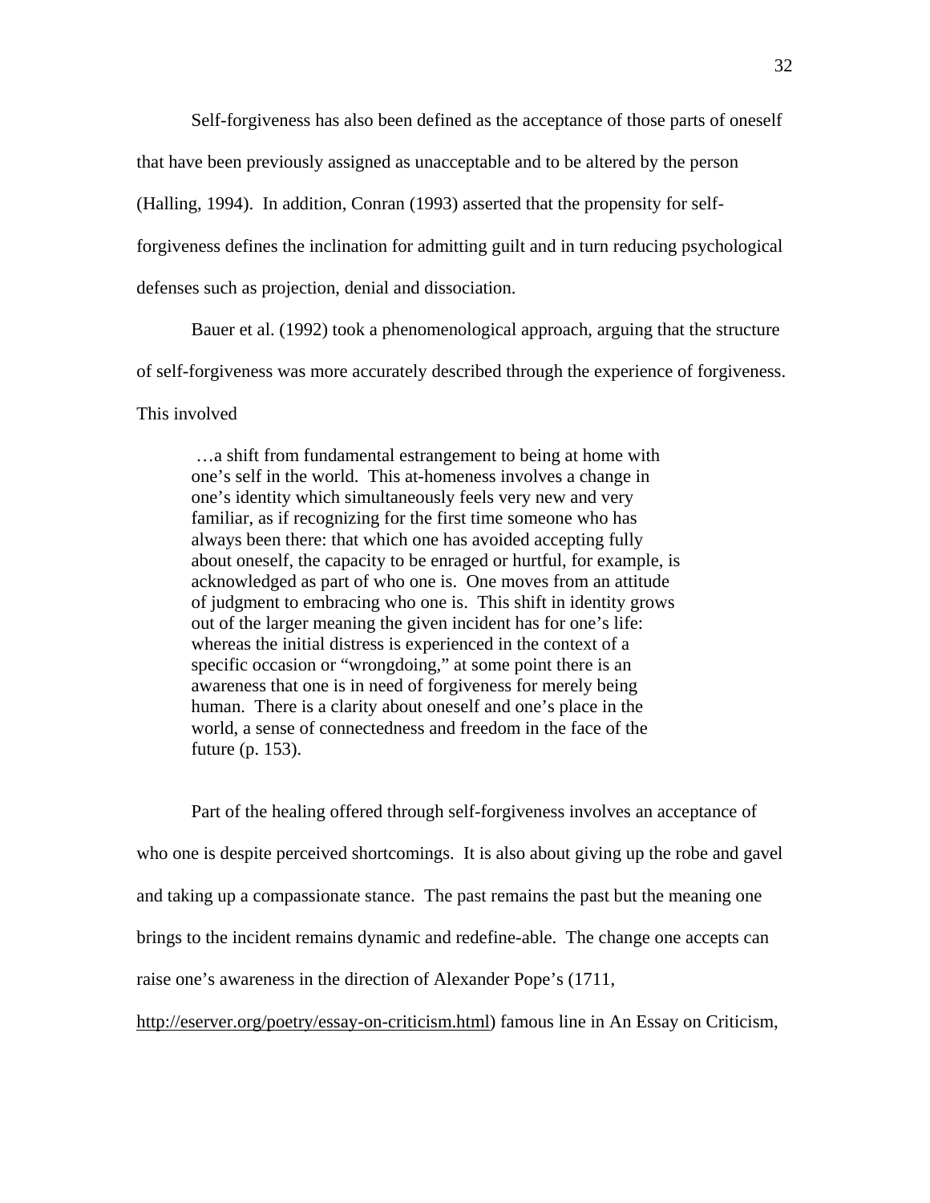Self-forgiveness has also been defined as the acceptance of those parts of oneself that have been previously assigned as unacceptable and to be altered by the person (Halling, 1994). In addition, Conran (1993) asserted that the propensity for self-forgiveness defines the inclination for admitting guilt and in turn reducing psychological defenses such as projection, denial and dissociation.

Bauer et al. (1992) took a phenomenological approach, arguing that the structure of self-forgiveness was more accurately described through the experience of forgiveness. This involved

> …a shift from fundamental estrangement to being at home with one's self in the world. This at-homeness involves a change in one's identity which simultaneously feels very new and very familiar, as if recognizing for the first time someone who has always been there: that which one has avoided accepting fully about oneself, the capacity to be enraged or hurtful, for example, is acknowledged as part of who one is. One moves from an attitude of judgment to embracing who one is. This shift in identity grows out of the larger meaning the given incident has for one's life: whereas the initial distress is experienced in the context of a specific occasion or "wrongdoing," at some point there is an awareness that one is in need of forgiveness for merely being human. There is a clarity about oneself and one's place in the world, a sense of connectedness and freedom in the face of the future (p. 153).

Part of the healing offered through self-forgiveness involves an acceptance of who one is despite perceived shortcomings. It is also about giving up the robe and gavel and taking up a compassionate stance. The past remains the past but the meaning one brings to the incident remains dynamic and redefine-able. The change one accepts can raise one's awareness in the direction of Alexander Pope's (1711, http://eserver.org/poetry/essay-on-criticism.html) famous line in An Essay on Criticism,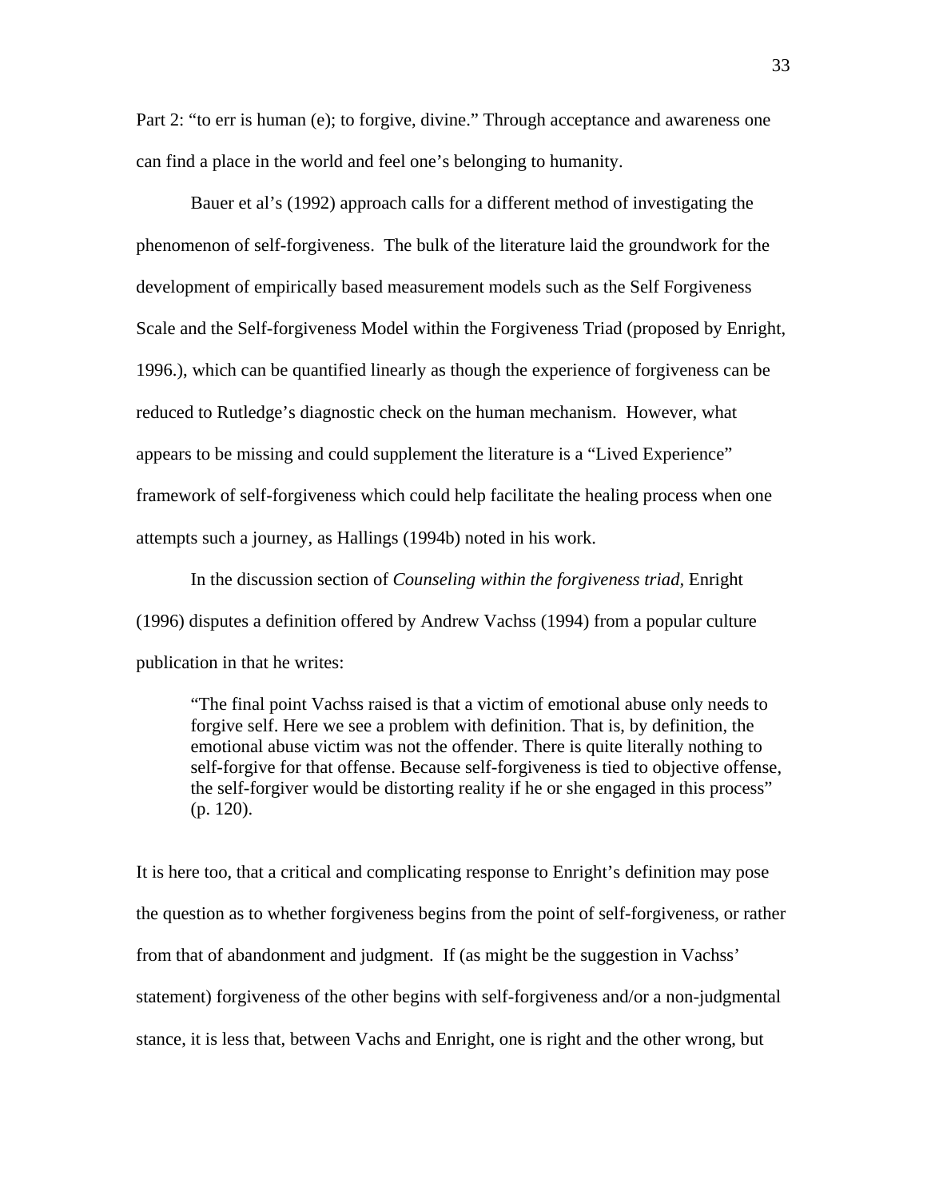Part 2: "to err is human (e); to forgive, divine." Through acceptance and awareness one can find a place in the world and feel one's belonging to humanity.

Bauer et al's (1992) approach calls for a different method of investigating the phenomenon of self-forgiveness. The bulk of the literature laid the groundwork for the development of empirically based measurement models such as the Self Forgiveness Scale and the Self-forgiveness Model within the Forgiveness Triad (proposed by Enright, 1996.), which can be quantified linearly as though the experience of forgiveness can be reduced to Rutledge's diagnostic check on the human mechanism. However, what appears to be missing and could supplement the literature is a "Lived Experience" framework of self-forgiveness which could help facilitate the healing process when one attempts such a journey, as Hallings (1994b) noted in his work.

In the discussion section of *Counseling within the forgiveness triad*, Enright (1996) disputes a definition offered by Andrew Vachss (1994) from a popular culture publication in that he writes:

> "The final point Vachss raised is that a victim of emotional abuse only needs to forgive self. Here we see a problem with definition. That is, by definition, the emotional abuse victim was not the offender. There is quite literally nothing to self-forgive for that offense. Because self-forgiveness is tied to objective offense, the self-forgiver would be distorting reality if he or she engaged in this process" (p. 120).

It is here too, that a critical and complicating response to Enright's definition may pose the question as to whether forgiveness begins from the point of self-forgiveness, or rather from that of abandonment and judgment. If (as might be the suggestion in Vachss' statement) forgiveness of the other begins with self-forgiveness and/or a non-judgmental stance, it is less that, between Vachs and Enright, one is right and the other wrong, but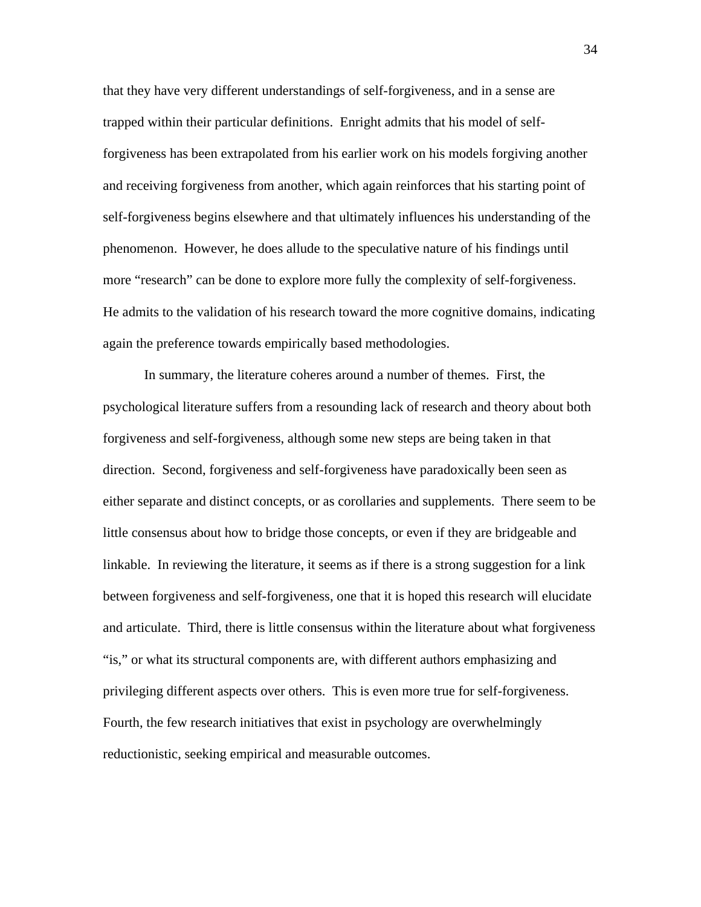that they have very different understandings of self-forgiveness, and in a sense are trapped within their particular definitions. Enright admits that his model of self-forgiveness has been extrapolated from his earlier work on his models forgiving another and receiving forgiveness from another, which again reinforces that his starting point of self-forgiveness begins elsewhere and that ultimately influences his understanding of the phenomenon. However, he does allude to the speculative nature of his findings until more "research" can be done to explore more fully the complexity of self-forgiveness. He admits to the validation of his research toward the more cognitive domains, indicating again the preference towards empirically based methodologies.

In summary, the literature coheres around a number of themes. First, the psychological literature suffers from a resounding lack of research and theory about both forgiveness and self-forgiveness, although some new steps are being taken in that direction. Second, forgiveness and self-forgiveness have paradoxically been seen as either separate and distinct concepts, or as corollaries and supplements. There seem to be little consensus about how to bridge those concepts, or even if they are bridgeable and linkable. In reviewing the literature, it seems as if there is a strong suggestion for a link between forgiveness and self-forgiveness, one that it is hoped this research will elucidate and articulate. Third, there is little consensus within the literature about what forgiveness "is," or what its structural components are, with different authors emphasizing and privileging different aspects over others. This is even more true for self-forgiveness. Fourth, the few research initiatives that exist in psychology are overwhelmingly reductionistic, seeking empirical and measurable outcomes.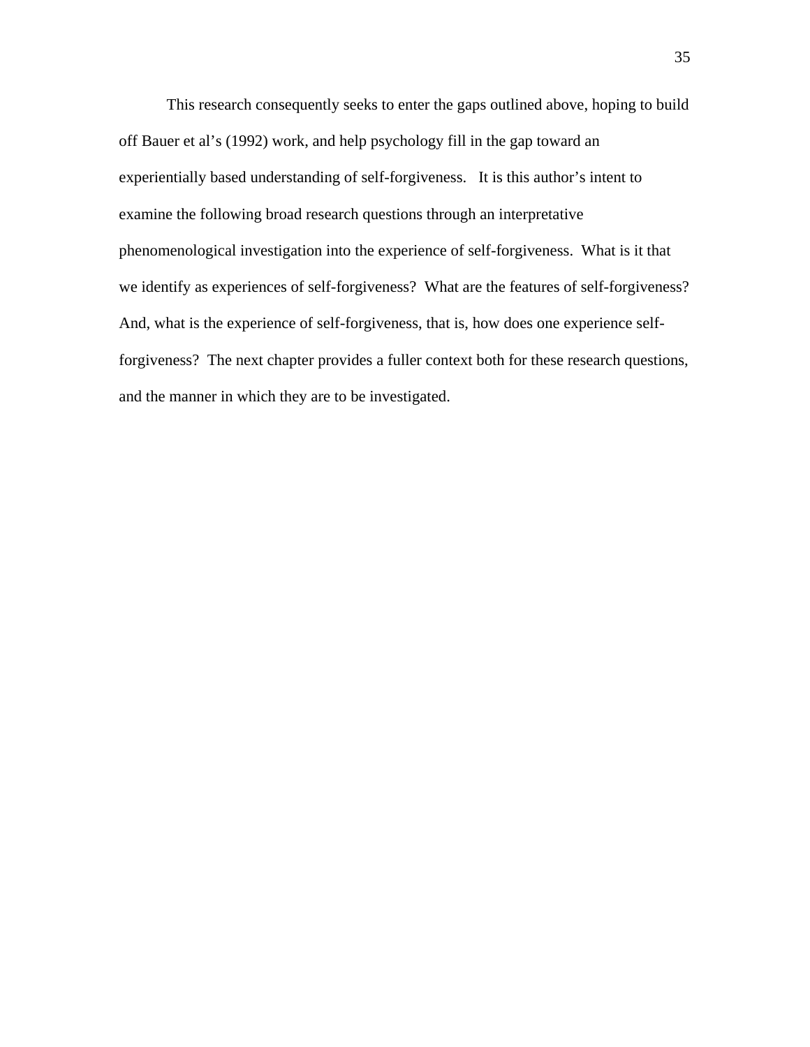This research consequently seeks to enter the gaps outlined above, hoping to build off Bauer et al's (1992) work, and help psychology fill in the gap toward an experientially based understanding of self-forgiveness. It is this author's intent to examine the following broad research questions through an interpretative phenomenological investigation into the experience of self-forgiveness. What is it that we identify as experiences of self-forgiveness? What are the features of self-forgiveness? And, what is the experience of self-forgiveness, that is, how does one experience self-forgiveness? The next chapter provides a fuller context both for these research questions, and the manner in which they are to be investigated.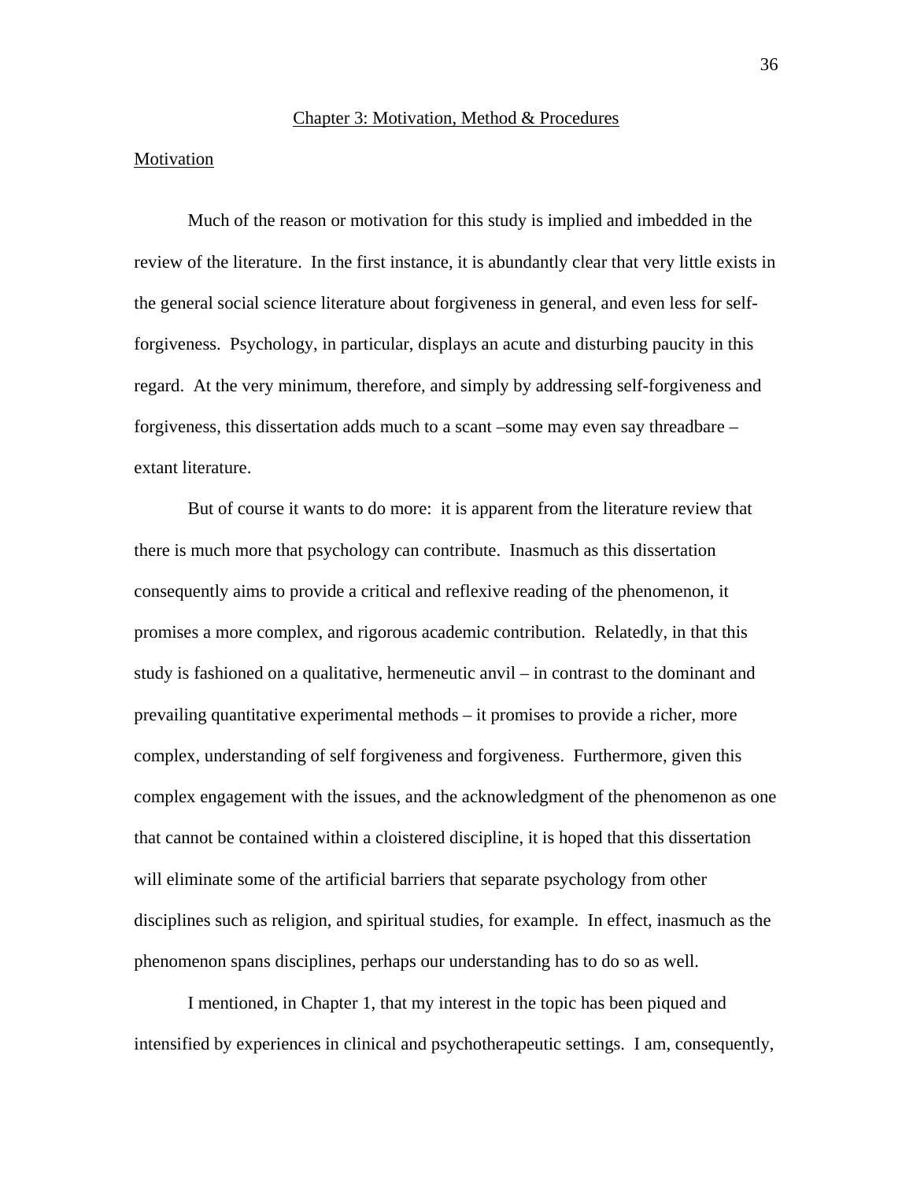## Chapter 3: Motivation, Method & Procedures

### Motivation

Much of the reason or motivation for this study is implied and imbedded in the review of the literature. In the first instance, it is abundantly clear that very little exists in the general social science literature about forgiveness in general, and even less for self-forgiveness. Psychology, in particular, displays an acute and disturbing paucity in this regard. At the very minimum, therefore, and simply by addressing self-forgiveness and forgiveness, this dissertation adds much to a scant –some may even say threadbare – extant literature.

But of course it wants to do more: it is apparent from the literature review that there is much more that psychology can contribute. Inasmuch as this dissertation consequently aims to provide a critical and reflexive reading of the phenomenon, it promises a more complex, and rigorous academic contribution. Relatedly, in that this study is fashioned on a qualitative, hermeneutic anvil – in contrast to the dominant and prevailing quantitative experimental methods – it promises to provide a richer, more complex, understanding of self forgiveness and forgiveness. Furthermore, given this complex engagement with the issues, and the acknowledgment of the phenomenon as one that cannot be contained within a cloistered discipline, it is hoped that this dissertation will eliminate some of the artificial barriers that separate psychology from other disciplines such as religion, and spiritual studies, for example. In effect, inasmuch as the phenomenon spans disciplines, perhaps our understanding has to do so as well.

I mentioned, in Chapter 1, that my interest in the topic has been piqued and intensified by experiences in clinical and psychotherapeutic settings. I am, consequently,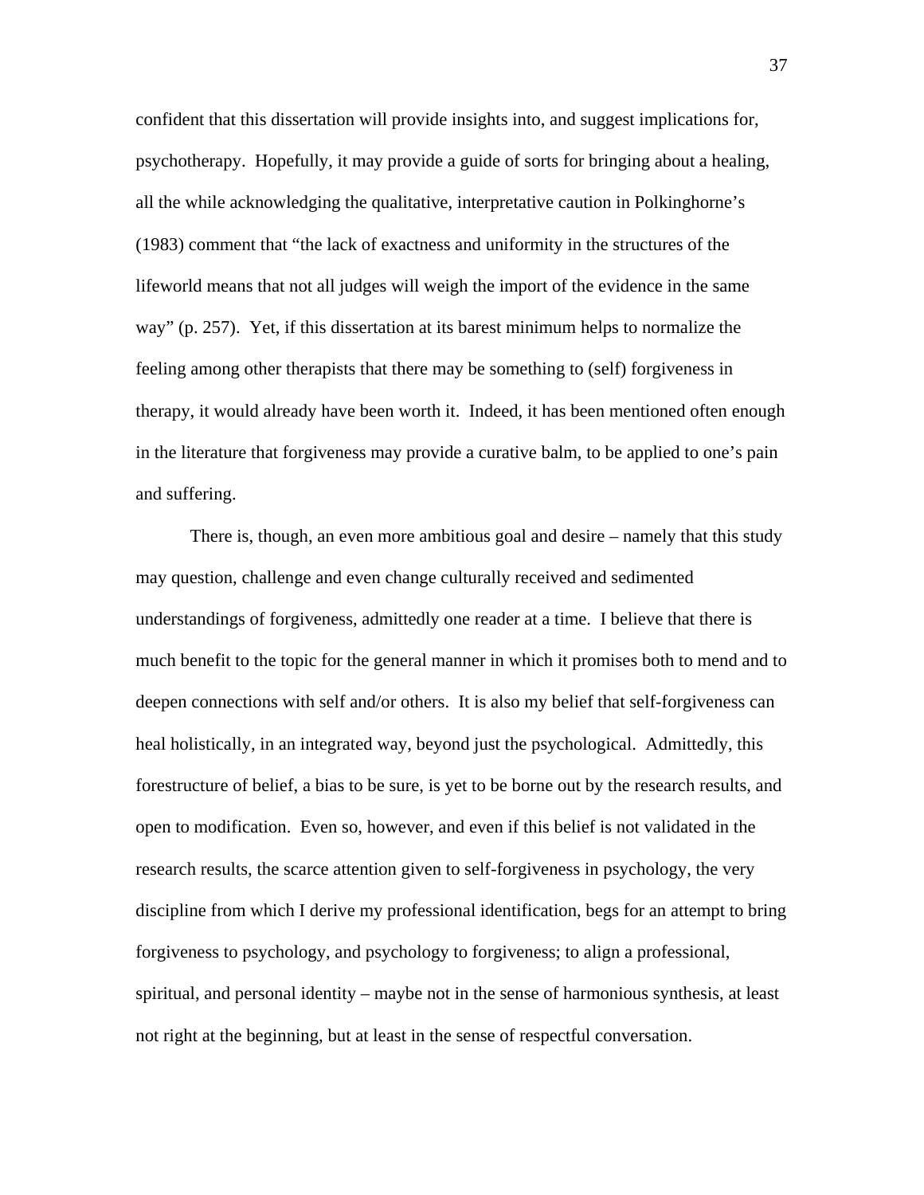confident that this dissertation will provide insights into, and suggest implications for, psychotherapy. Hopefully, it may provide a guide of sorts for bringing about a healing, all the while acknowledging the qualitative, interpretative caution in Polkinghorne's (1983) comment that "the lack of exactness and uniformity in the structures of the lifeworld means that not all judges will weigh the import of the evidence in the same way" (p. 257). Yet, if this dissertation at its barest minimum helps to normalize the feeling among other therapists that there may be something to (self) forgiveness in therapy, it would already have been worth it. Indeed, it has been mentioned often enough in the literature that forgiveness may provide a curative balm, to be applied to one's pain and suffering.

There is, though, an even more ambitious goal and desire – namely that this study may question, challenge and even change culturally received and sedimented understandings of forgiveness, admittedly one reader at a time. I believe that there is much benefit to the topic for the general manner in which it promises both to mend and to deepen connections with self and/or others. It is also my belief that self-forgiveness can heal holistically, in an integrated way, beyond just the psychological. Admittedly, this forestructure of belief, a bias to be sure, is yet to be borne out by the research results, and open to modification. Even so, however, and even if this belief is not validated in the research results, the scarce attention given to self-forgiveness in psychology, the very discipline from which I derive my professional identification, begs for an attempt to bring forgiveness to psychology, and psychology to forgiveness; to align a professional, spiritual, and personal identity – maybe not in the sense of harmonious synthesis, at least not right at the beginning, but at least in the sense of respectful conversation.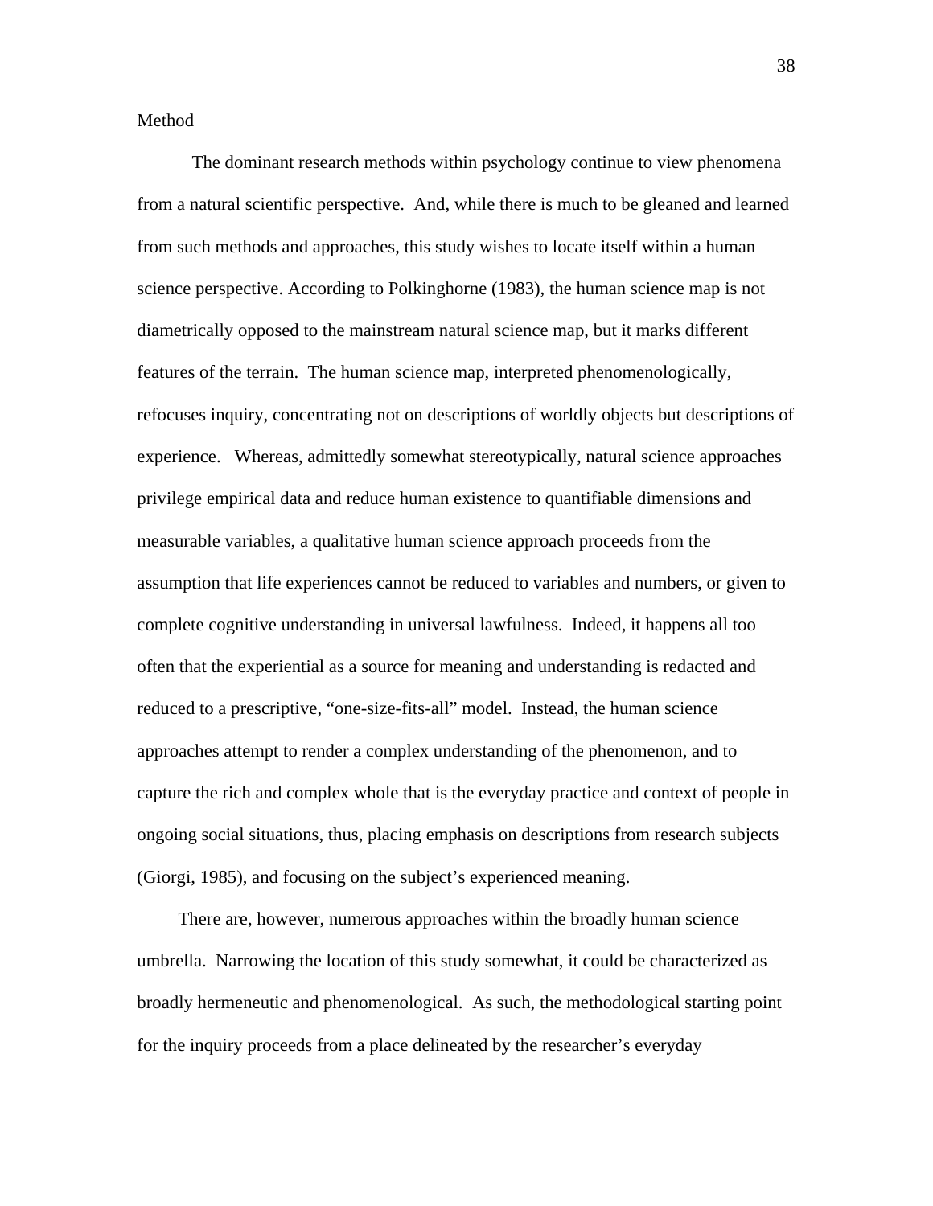## Method

The dominant research methods within psychology continue to view phenomena from a natural scientific perspective. And, while there is much to be gleaned and learned from such methods and approaches, this study wishes to locate itself within a human science perspective. According to Polkinghorne (1983), the human science map is not diametrically opposed to the mainstream natural science map, but it marks different features of the terrain. The human science map, interpreted phenomenologically, refocuses inquiry, concentrating not on descriptions of worldly objects but descriptions of experience. Whereas, admittedly somewhat stereotypically, natural science approaches privilege empirical data and reduce human existence to quantifiable dimensions and measurable variables, a qualitative human science approach proceeds from the assumption that life experiences cannot be reduced to variables and numbers, or given to complete cognitive understanding in universal lawfulness. Indeed, it happens all too often that the experiential as a source for meaning and understanding is redacted and reduced to a prescriptive, "one-size-fits-all" model. Instead, the human science approaches attempt to render a complex understanding of the phenomenon, and to capture the rich and complex whole that is the everyday practice and context of people in ongoing social situations, thus, placing emphasis on descriptions from research subjects (Giorgi, 1985), and focusing on the subject's experienced meaning.

There are, however, numerous approaches within the broadly human science umbrella. Narrowing the location of this study somewhat, it could be characterized as broadly hermeneutic and phenomenological. As such, the methodological starting point for the inquiry proceeds from a place delineated by the researcher's everyday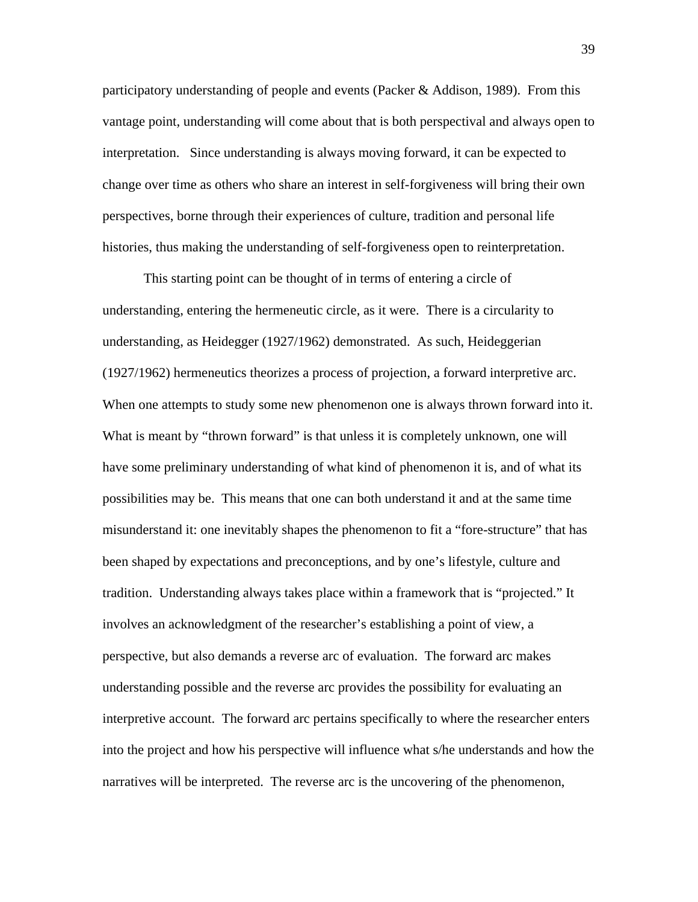participatory understanding of people and events (Packer & Addison, 1989). From this vantage point, understanding will come about that is both perspectival and always open to interpretation. Since understanding is always moving forward, it can be expected to change over time as others who share an interest in self-forgiveness will bring their own perspectives, borne through their experiences of culture, tradition and personal life histories, thus making the understanding of self-forgiveness open to reinterpretation.

This starting point can be thought of in terms of entering a circle of understanding, entering the hermeneutic circle, as it were. There is a circularity to understanding, as Heidegger (1927/1962) demonstrated. As such, Heideggerian (1927/1962) hermeneutics theorizes a process of projection, a forward interpretive arc. When one attempts to study some new phenomenon one is always thrown forward into it. What is meant by "thrown forward" is that unless it is completely unknown, one will have some preliminary understanding of what kind of phenomenon it is, and of what its possibilities may be. This means that one can both understand it and at the same time misunderstand it: one inevitably shapes the phenomenon to fit a "fore-structure" that has been shaped by expectations and preconceptions, and by one's lifestyle, culture and tradition. Understanding always takes place within a framework that is "projected." It involves an acknowledgment of the researcher's establishing a point of view, a perspective, but also demands a reverse arc of evaluation. The forward arc makes understanding possible and the reverse arc provides the possibility for evaluating an interpretive account. The forward arc pertains specifically to where the researcher enters into the project and how his perspective will influence what s/he understands and how the narratives will be interpreted. The reverse arc is the uncovering of the phenomenon,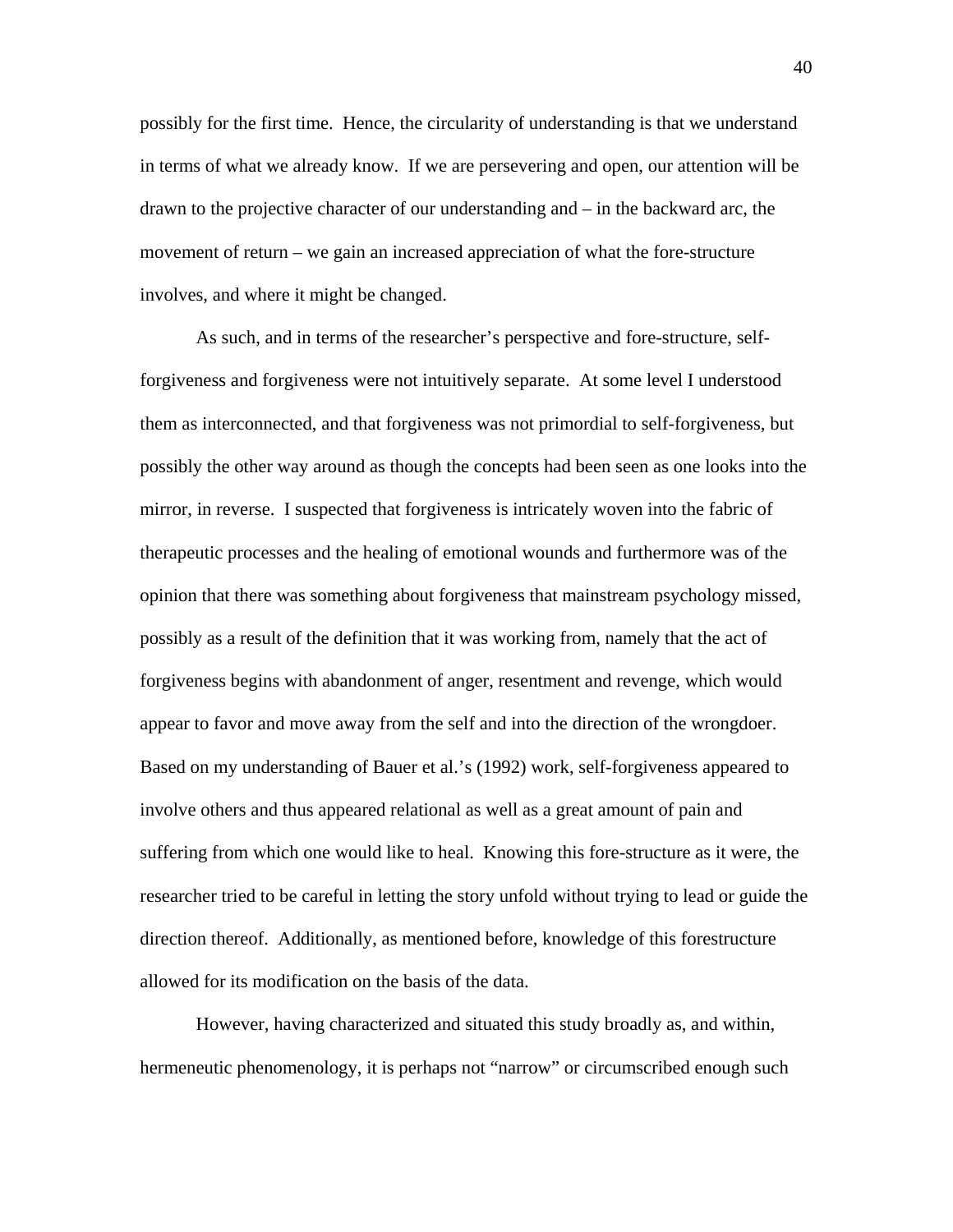possibly for the first time. Hence, the circularity of understanding is that we understand in terms of what we already know. If we are persevering and open, our attention will be drawn to the projective character of our understanding and – in the backward arc, the movement of return – we gain an increased appreciation of what the fore-structure involves, and where it might be changed.

As such, and in terms of the researcher's perspective and fore-structure, self-forgiveness and forgiveness were not intuitively separate. At some level I understood them as interconnected, and that forgiveness was not primordial to self-forgiveness, but possibly the other way around as though the concepts had been seen as one looks into the mirror, in reverse. I suspected that forgiveness is intricately woven into the fabric of therapeutic processes and the healing of emotional wounds and furthermore was of the opinion that there was something about forgiveness that mainstream psychology missed, possibly as a result of the definition that it was working from, namely that the act of forgiveness begins with abandonment of anger, resentment and revenge, which would appear to favor and move away from the self and into the direction of the wrongdoer. Based on my understanding of Bauer et al.'s (1992) work, self-forgiveness appeared to involve others and thus appeared relational as well as a great amount of pain and suffering from which one would like to heal. Knowing this fore-structure as it were, the researcher tried to be careful in letting the story unfold without trying to lead or guide the direction thereof. Additionally, as mentioned before, knowledge of this forestructure allowed for its modification on the basis of the data.

However, having characterized and situated this study broadly as, and within, hermeneutic phenomenology, it is perhaps not "narrow" or circumscribed enough such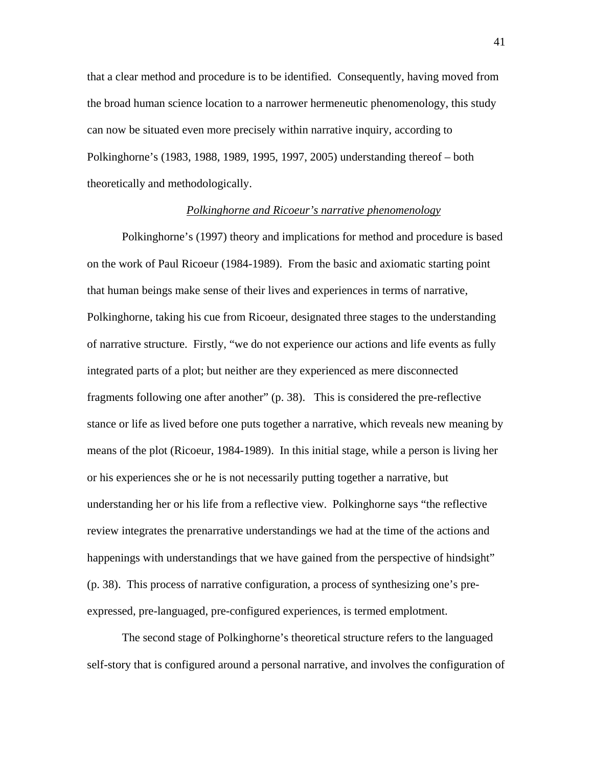that a clear method and procedure is to be identified. Consequently, having moved from the broad human science location to a narrower hermeneutic phenomenology, this study can now be situated even more precisely within narrative inquiry, according to Polkinghorne's (1983, 1988, 1989, 1995, 1997, 2005) understanding thereof – both theoretically and methodologically.

### *Polkinghorne and Ricoeur's narrative phenomenology*

Polkinghorne's (1997) theory and implications for method and procedure is based on the work of Paul Ricoeur (1984-1989). From the basic and axiomatic starting point that human beings make sense of their lives and experiences in terms of narrative, Polkinghorne, taking his cue from Ricoeur, designated three stages to the understanding of narrative structure. Firstly, "we do not experience our actions and life events as fully integrated parts of a plot; but neither are they experienced as mere disconnected fragments following one after another" (p. 38). This is considered the pre-reflective stance or life as lived before one puts together a narrative, which reveals new meaning by means of the plot (Ricoeur, 1984-1989). In this initial stage, while a person is living her or his experiences she or he is not necessarily putting together a narrative, but understanding her or his life from a reflective view. Polkinghorne says "the reflective review integrates the prenarrative understandings we had at the time of the actions and happenings with understandings that we have gained from the perspective of hindsight" (p. 38). This process of narrative configuration, a process of synthesizing one's pre-expressed, pre-languaged, pre-configured experiences, is termed emplotment.

The second stage of Polkinghorne's theoretical structure refers to the languaged self-story that is configured around a personal narrative, and involves the configuration of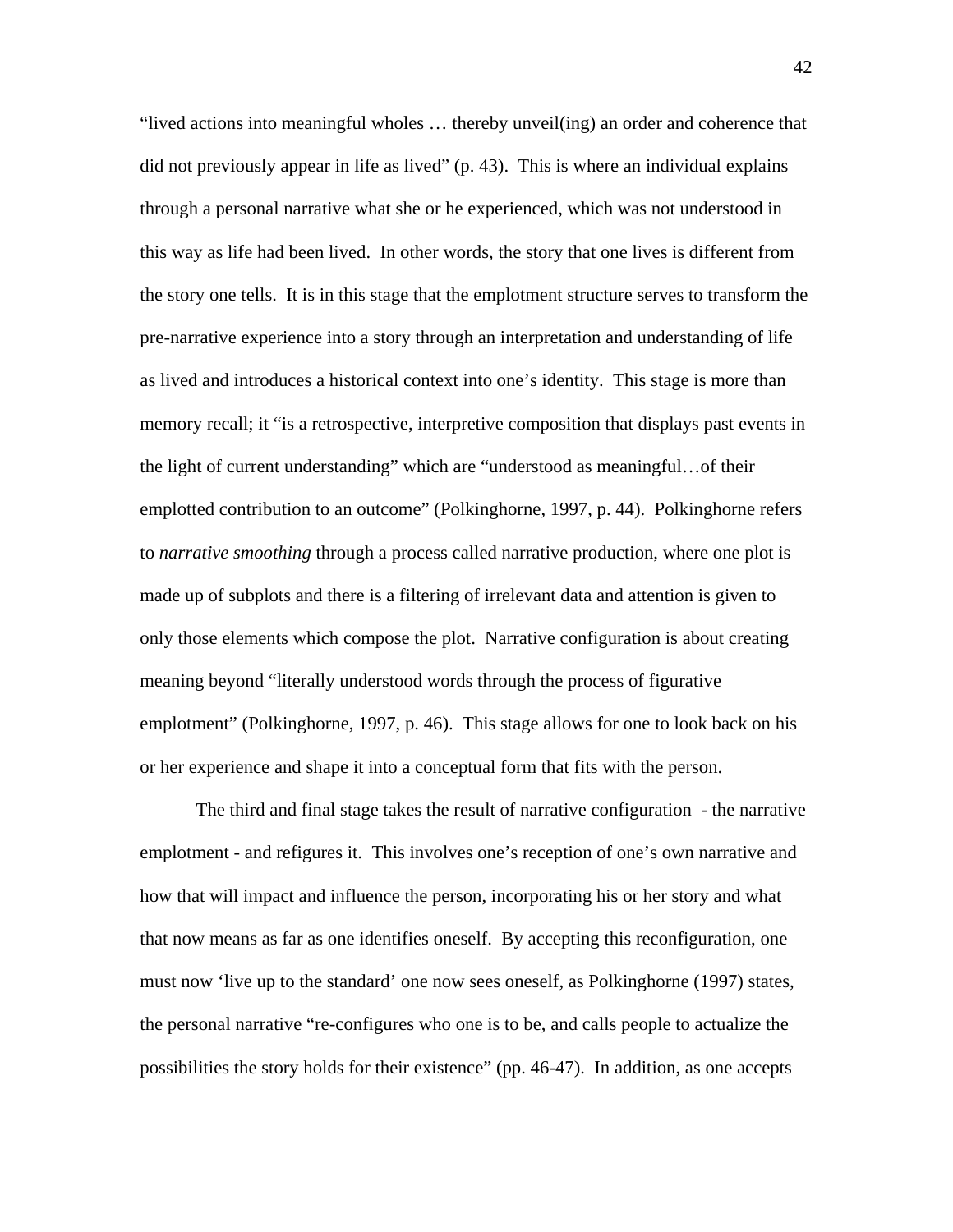"lived actions into meaningful wholes … thereby unveil(ing) an order and coherence that did not previously appear in life as lived" (p. 43). This is where an individual explains through a personal narrative what she or he experienced, which was not understood in this way as life had been lived. In other words, the story that one lives is different from the story one tells. It is in this stage that the emplotment structure serves to transform the pre-narrative experience into a story through an interpretation and understanding of life as lived and introduces a historical context into one's identity. This stage is more than memory recall; it "is a retrospective, interpretive composition that displays past events in the light of current understanding" which are "understood as meaningful…of their emplotted contribution to an outcome" (Polkinghorne, 1997, p. 44). Polkinghorne refers to *narrative smoothing* through a process called narrative production, where one plot is made up of subplots and there is a filtering of irrelevant data and attention is given to only those elements which compose the plot. Narrative configuration is about creating meaning beyond "literally understood words through the process of figurative emplotment" (Polkinghorne, 1997, p. 46). This stage allows for one to look back on his or her experience and shape it into a conceptual form that fits with the person.

The third and final stage takes the result of narrative configuration - the narrative emplotment - and refigures it. This involves one's reception of one's own narrative and how that will impact and influence the person, incorporating his or her story and what that now means as far as one identifies oneself. By accepting this reconfiguration, one must now 'live up to the standard' one now sees oneself, as Polkinghorne (1997) states, the personal narrative "re-configures who one is to be, and calls people to actualize the possibilities the story holds for their existence" (pp. 46-47). In addition, as one accepts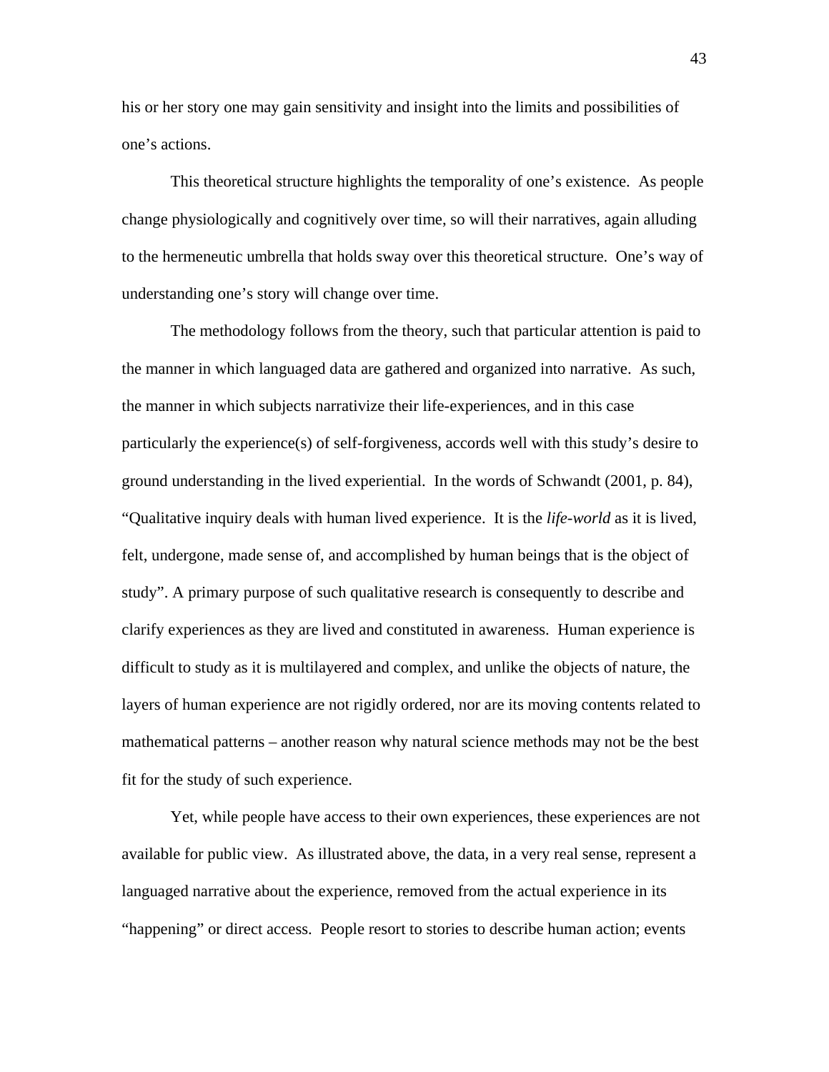his or her story one may gain sensitivity and insight into the limits and possibilities of one's actions.

This theoretical structure highlights the temporality of one's existence. As people change physiologically and cognitively over time, so will their narratives, again alluding to the hermeneutic umbrella that holds sway over this theoretical structure. One's way of understanding one's story will change over time.

The methodology follows from the theory, such that particular attention is paid to the manner in which languaged data are gathered and organized into narrative. As such, the manner in which subjects narrativize their life-experiences, and in this case particularly the experience(s) of self-forgiveness, accords well with this study's desire to ground understanding in the lived experiential. In the words of Schwandt (2001, p. 84), "Qualitative inquiry deals with human lived experience. It is the *life-world* as it is lived, felt, undergone, made sense of, and accomplished by human beings that is the object of study". A primary purpose of such qualitative research is consequently to describe and clarify experiences as they are lived and constituted in awareness. Human experience is difficult to study as it is multilayered and complex, and unlike the objects of nature, the layers of human experience are not rigidly ordered, nor are its moving contents related to mathematical patterns – another reason why natural science methods may not be the best fit for the study of such experience.

Yet, while people have access to their own experiences, these experiences are not available for public view. As illustrated above, the data, in a very real sense, represent a languaged narrative about the experience, removed from the actual experience in its "happening" or direct access. People resort to stories to describe human action; events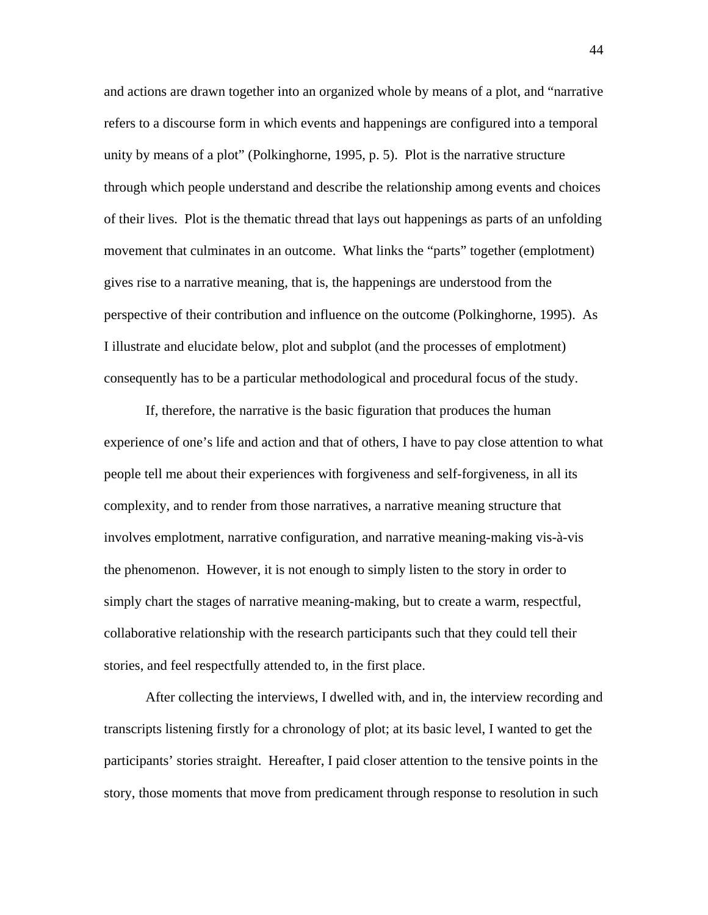and actions are drawn together into an organized whole by means of a plot, and "narrative refers to a discourse form in which events and happenings are configured into a temporal unity by means of a plot" (Polkinghorne, 1995, p. 5). Plot is the narrative structure through which people understand and describe the relationship among events and choices of their lives. Plot is the thematic thread that lays out happenings as parts of an unfolding movement that culminates in an outcome. What links the "parts" together (emplotment) gives rise to a narrative meaning, that is, the happenings are understood from the perspective of their contribution and influence on the outcome (Polkinghorne, 1995). As I illustrate and elucidate below, plot and subplot (and the processes of emplotment) consequently has to be a particular methodological and procedural focus of the study.

If, therefore, the narrative is the basic figuration that produces the human experience of one's life and action and that of others, I have to pay close attention to what people tell me about their experiences with forgiveness and self-forgiveness, in all its complexity, and to render from those narratives, a narrative meaning structure that involves emplotment, narrative configuration, and narrative meaning-making vis-à-vis the phenomenon. However, it is not enough to simply listen to the story in order to simply chart the stages of narrative meaning-making, but to create a warm, respectful, collaborative relationship with the research participants such that they could tell their stories, and feel respectfully attended to, in the first place.

After collecting the interviews, I dwelled with, and in, the interview recording and transcripts listening firstly for a chronology of plot; at its basic level, I wanted to get the participants' stories straight. Hereafter, I paid closer attention to the tensive points in the story, those moments that move from predicament through response to resolution in such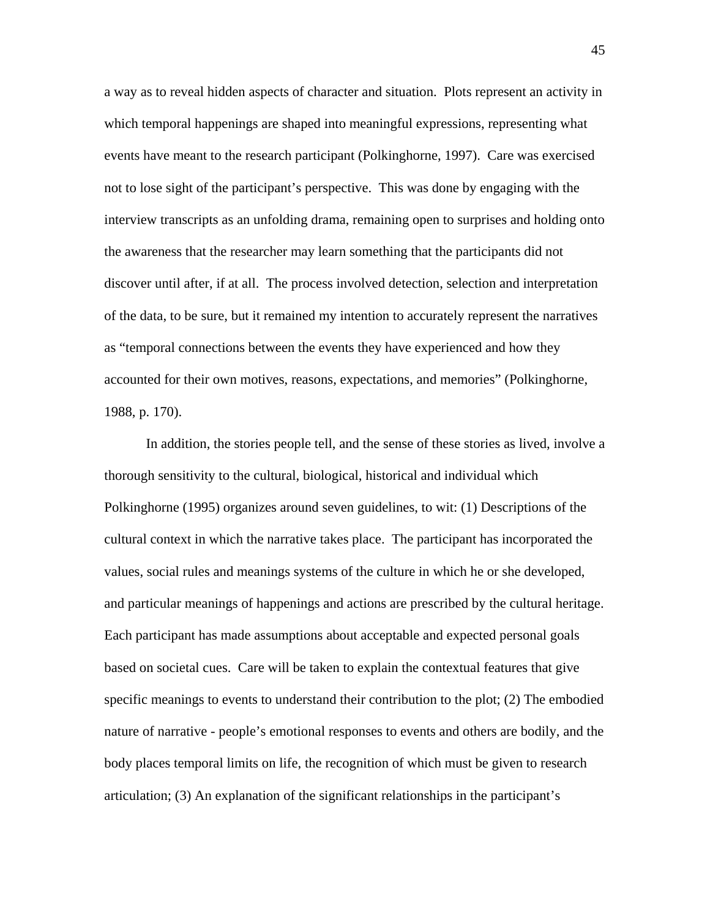a way as to reveal hidden aspects of character and situation. Plots represent an activity in which temporal happenings are shaped into meaningful expressions, representing what events have meant to the research participant (Polkinghorne, 1997). Care was exercised not to lose sight of the participant's perspective. This was done by engaging with the interview transcripts as an unfolding drama, remaining open to surprises and holding onto the awareness that the researcher may learn something that the participants did not discover until after, if at all. The process involved detection, selection and interpretation of the data, to be sure, but it remained my intention to accurately represent the narratives as "temporal connections between the events they have experienced and how they accounted for their own motives, reasons, expectations, and memories" (Polkinghorne, 1988, p. 170).

In addition, the stories people tell, and the sense of these stories as lived, involve a thorough sensitivity to the cultural, biological, historical and individual which Polkinghorne (1995) organizes around seven guidelines, to wit: (1) Descriptions of the cultural context in which the narrative takes place. The participant has incorporated the values, social rules and meanings systems of the culture in which he or she developed, and particular meanings of happenings and actions are prescribed by the cultural heritage. Each participant has made assumptions about acceptable and expected personal goals based on societal cues. Care will be taken to explain the contextual features that give specific meanings to events to understand their contribution to the plot; (2) The embodied nature of narrative - people's emotional responses to events and others are bodily, and the body places temporal limits on life, the recognition of which must be given to research articulation; (3) An explanation of the significant relationships in the participant's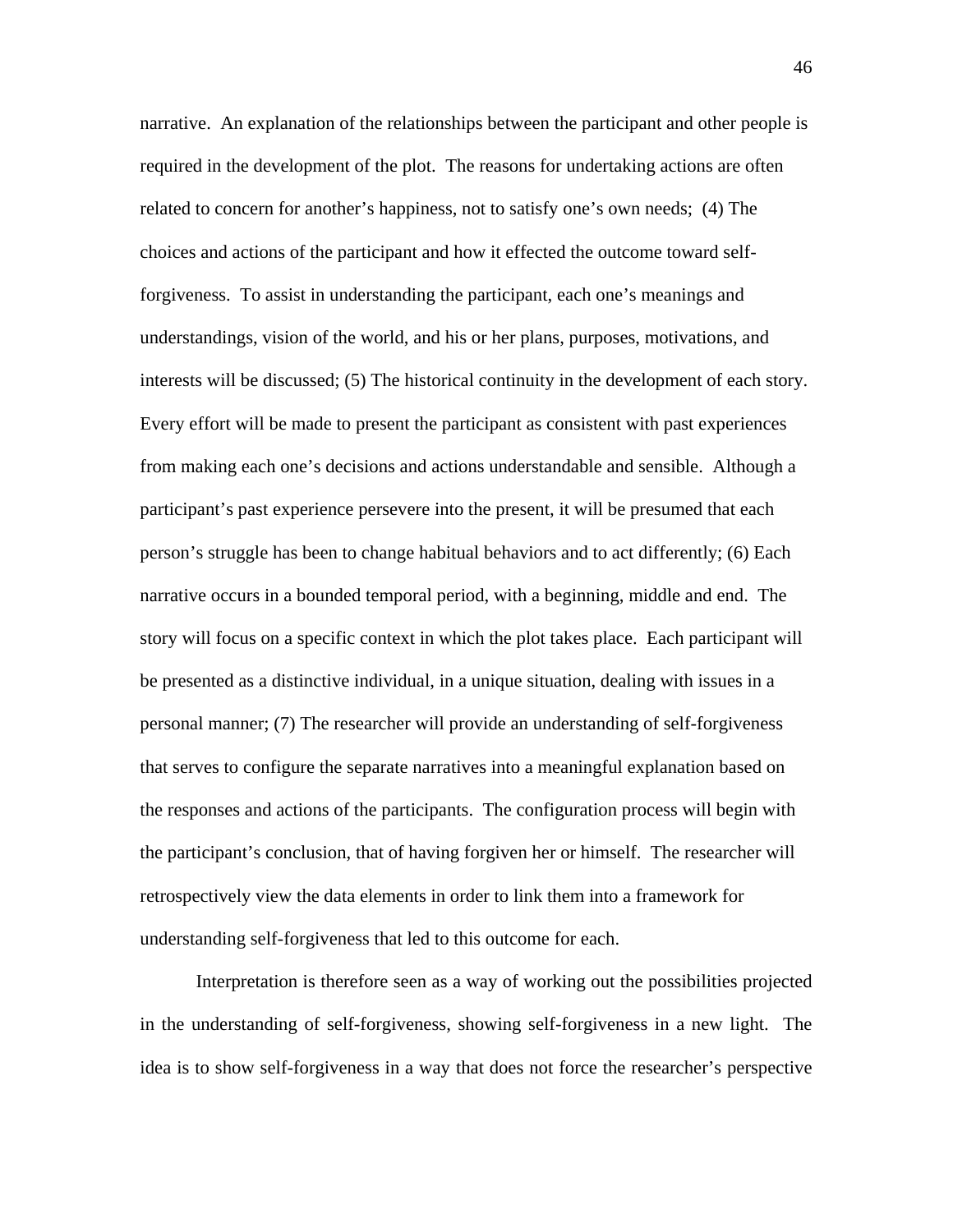narrative. An explanation of the relationships between the participant and other people is required in the development of the plot. The reasons for undertaking actions are often related to concern for another's happiness, not to satisfy one's own needs; (4) The choices and actions of the participant and how it effected the outcome toward self-forgiveness. To assist in understanding the participant, each one's meanings and understandings, vision of the world, and his or her plans, purposes, motivations, and interests will be discussed; (5) The historical continuity in the development of each story. Every effort will be made to present the participant as consistent with past experiences from making each one's decisions and actions understandable and sensible. Although a participant's past experience persevere into the present, it will be presumed that each person's struggle has been to change habitual behaviors and to act differently; (6) Each narrative occurs in a bounded temporal period, with a beginning, middle and end. The story will focus on a specific context in which the plot takes place. Each participant will be presented as a distinctive individual, in a unique situation, dealing with issues in a personal manner; (7) The researcher will provide an understanding of self-forgiveness that serves to configure the separate narratives into a meaningful explanation based on the responses and actions of the participants. The configuration process will begin with the participant's conclusion, that of having forgiven her or himself. The researcher will retrospectively view the data elements in order to link them into a framework for understanding self-forgiveness that led to this outcome for each.

Interpretation is therefore seen as a way of working out the possibilities projected in the understanding of self-forgiveness, showing self-forgiveness in a new light. The idea is to show self-forgiveness in a way that does not force the researcher's perspective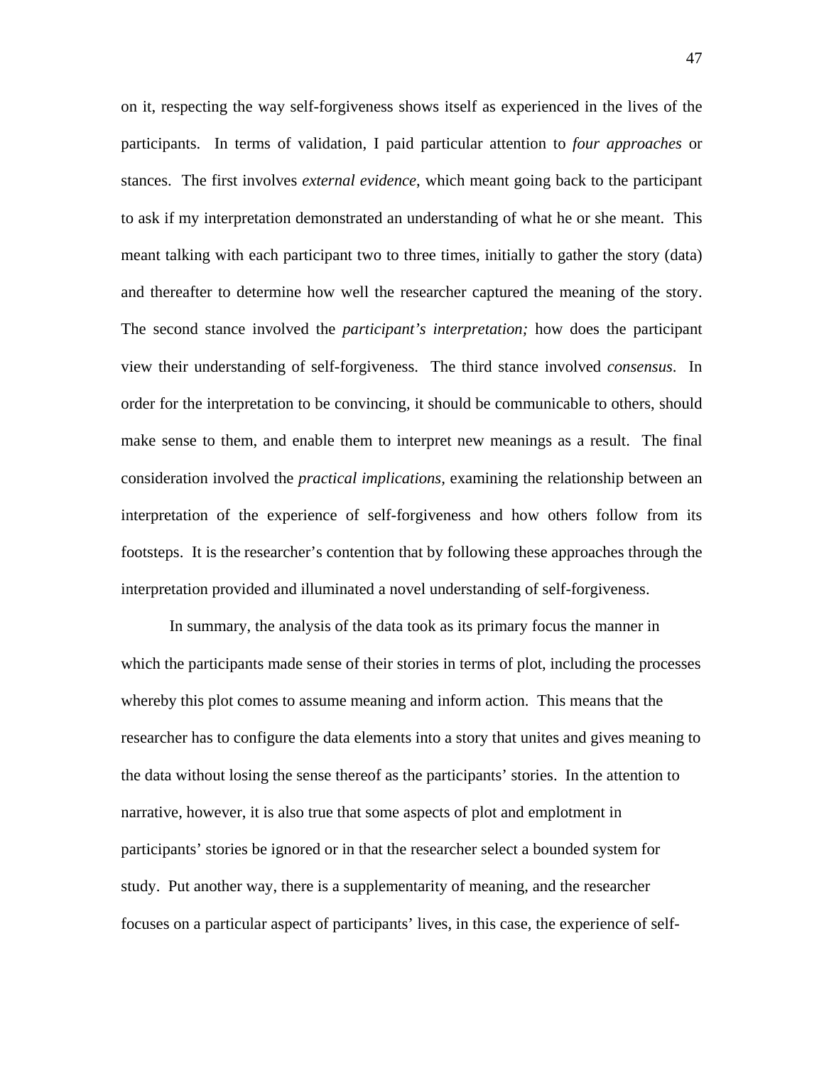on it, respecting the way self-forgiveness shows itself as experienced in the lives of the participants. In terms of validation, I paid particular attention to *four approaches* or stances. The first involves *external evidence*, which meant going back to the participant to ask if my interpretation demonstrated an understanding of what he or she meant. This meant talking with each participant two to three times, initially to gather the story (data) and thereafter to determine how well the researcher captured the meaning of the story. The second stance involved the *participant's interpretation;* how does the participant view their understanding of self-forgiveness. The third stance involved *consensus*. In order for the interpretation to be convincing, it should be communicable to others, should make sense to them, and enable them to interpret new meanings as a result. The final consideration involved the *practical implications*, examining the relationship between an interpretation of the experience of self-forgiveness and how others follow from its footsteps. It is the researcher's contention that by following these approaches through the interpretation provided and illuminated a novel understanding of self-forgiveness.

In summary, the analysis of the data took as its primary focus the manner in which the participants made sense of their stories in terms of plot, including the processes whereby this plot comes to assume meaning and inform action. This means that the researcher has to configure the data elements into a story that unites and gives meaning to the data without losing the sense thereof as the participants' stories. In the attention to narrative, however, it is also true that some aspects of plot and emplotment in participants' stories be ignored or in that the researcher select a bounded system for study. Put another way, there is a supplementarity of meaning, and the researcher focuses on a particular aspect of participants' lives, in this case, the experience of self-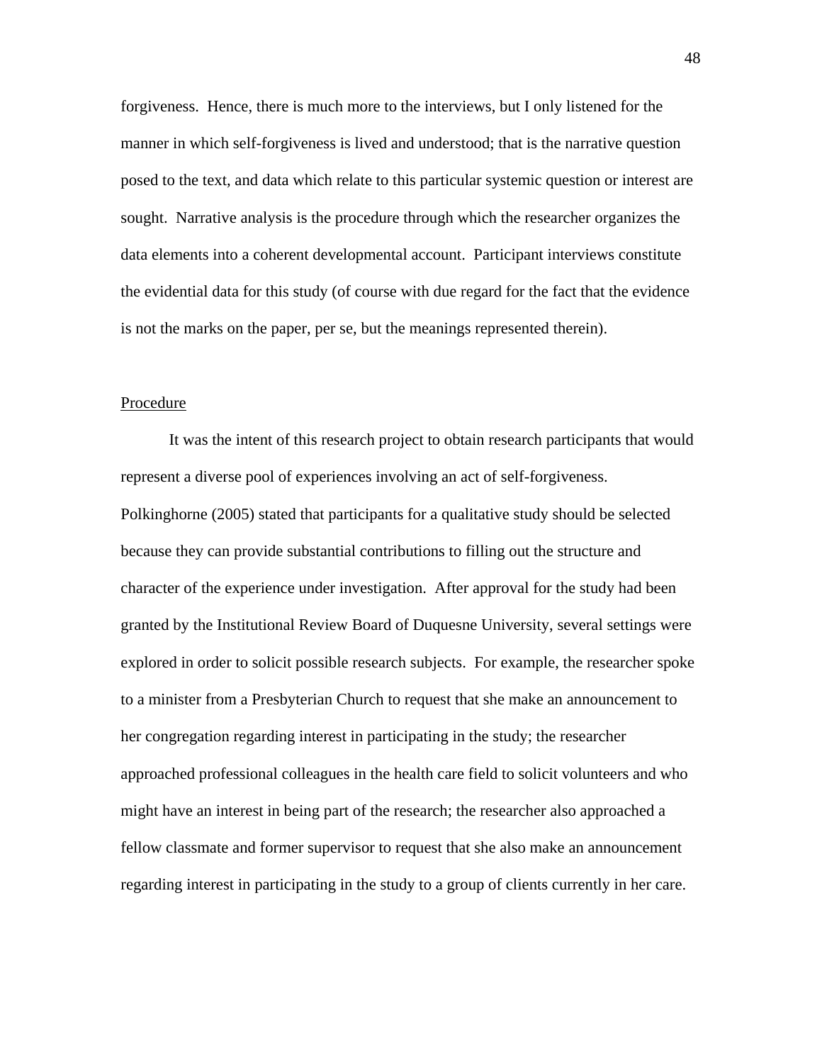forgiveness. Hence, there is much more to the interviews, but I only listened for the manner in which self-forgiveness is lived and understood; that is the narrative question posed to the text, and data which relate to this particular systemic question or interest are sought. Narrative analysis is the procedure through which the researcher organizes the data elements into a coherent developmental account. Participant interviews constitute the evidential data for this study (of course with due regard for the fact that the evidence is not the marks on the paper, per se, but the meanings represented therein).

<u>Procedure</u>

It was the intent of this research project to obtain research participants that would represent a diverse pool of experiences involving an act of self-forgiveness. Polkinghorne (2005) stated that participants for a qualitative study should be selected because they can provide substantial contributions to filling out the structure and character of the experience under investigation. After approval for the study had been granted by the Institutional Review Board of Duquesne University, several settings were explored in order to solicit possible research subjects. For example, the researcher spoke to a minister from a Presbyterian Church to request that she make an announcement to her congregation regarding interest in participating in the study; the researcher approached professional colleagues in the health care field to solicit volunteers and who might have an interest in being part of the research; the researcher also approached a fellow classmate and former supervisor to request that she also make an announcement regarding interest in participating in the study to a group of clients currently in her care.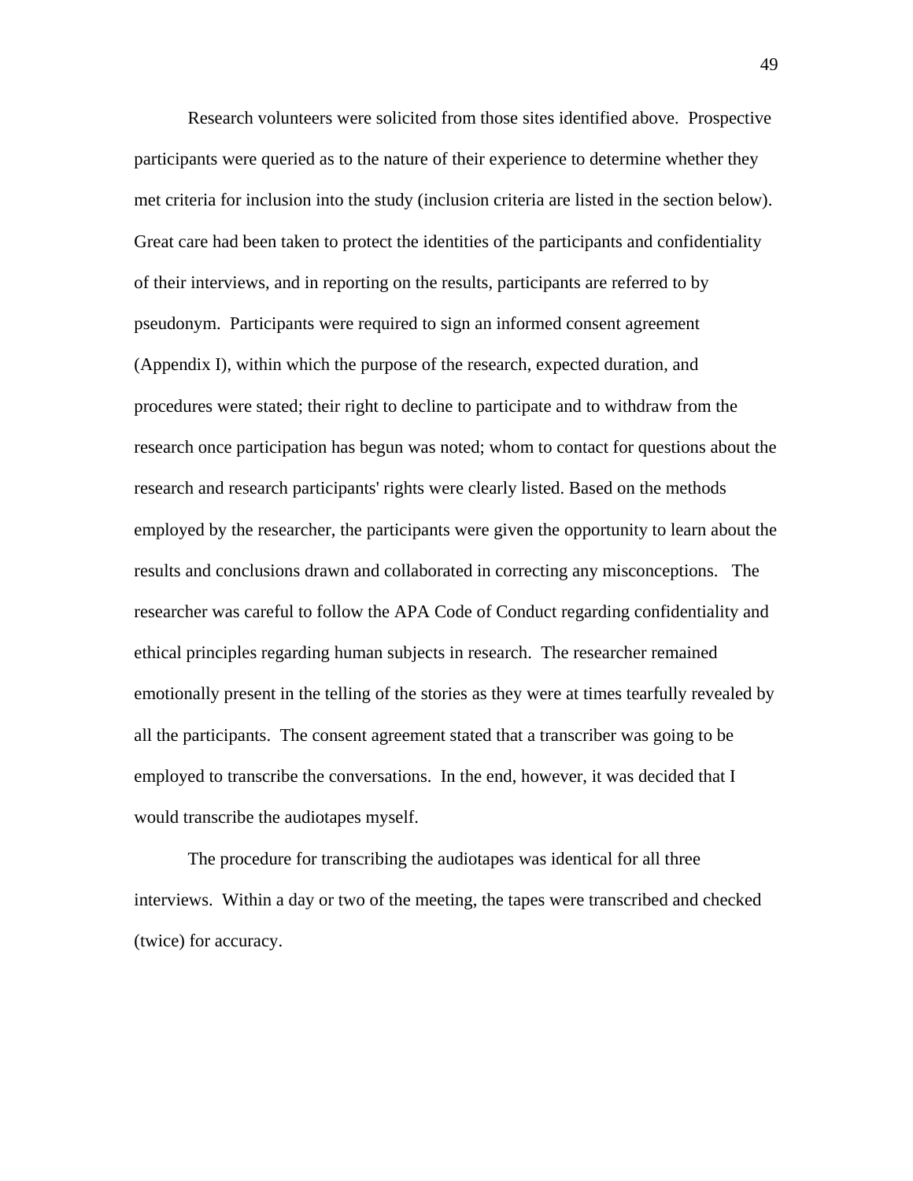Research volunteers were solicited from those sites identified above. Prospective participants were queried as to the nature of their experience to determine whether they met criteria for inclusion into the study (inclusion criteria are listed in the section below). Great care had been taken to protect the identities of the participants and confidentiality of their interviews, and in reporting on the results, participants are referred to by pseudonym. Participants were required to sign an informed consent agreement (Appendix I), within which the purpose of the research, expected duration, and procedures were stated; their right to decline to participate and to withdraw from the research once participation has begun was noted; whom to contact for questions about the research and research participants' rights were clearly listed. Based on the methods employed by the researcher, the participants were given the opportunity to learn about the results and conclusions drawn and collaborated in correcting any misconceptions. The researcher was careful to follow the APA Code of Conduct regarding confidentiality and ethical principles regarding human subjects in research. The researcher remained emotionally present in the telling of the stories as they were at times tearfully revealed by all the participants. The consent agreement stated that a transcriber was going to be employed to transcribe the conversations. In the end, however, it was decided that I would transcribe the audiotapes myself.

The procedure for transcribing the audiotapes was identical for all three interviews. Within a day or two of the meeting, the tapes were transcribed and checked (twice) for accuracy.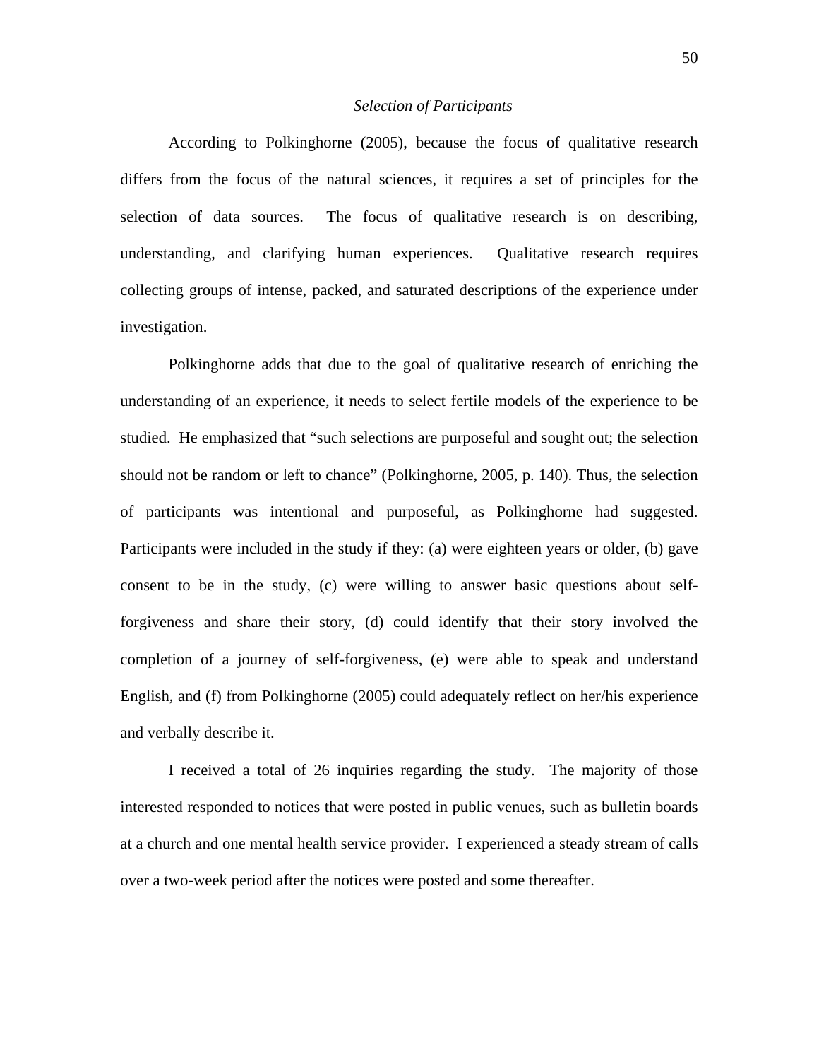### *Selection of Participants*

According to Polkinghorne (2005), because the focus of qualitative research differs from the focus of the natural sciences, it requires a set of principles for the selection of data sources. The focus of qualitative research is on describing, understanding, and clarifying human experiences. Qualitative research requires collecting groups of intense, packed, and saturated descriptions of the experience under investigation.

Polkinghorne adds that due to the goal of qualitative research of enriching the understanding of an experience, it needs to select fertile models of the experience to be studied. He emphasized that "such selections are purposeful and sought out; the selection should not be random or left to chance" (Polkinghorne, 2005, p. 140). Thus, the selection of participants was intentional and purposeful, as Polkinghorne had suggested. Participants were included in the study if they: (a) were eighteen years or older, (b) gave consent to be in the study, (c) were willing to answer basic questions about self-forgiveness and share their story, (d) could identify that their story involved the completion of a journey of self-forgiveness, (e) were able to speak and understand English, and (f) from Polkinghorne (2005) could adequately reflect on her/his experience and verbally describe it.

I received a total of 26 inquiries regarding the study. The majority of those interested responded to notices that were posted in public venues, such as bulletin boards at a church and one mental health service provider. I experienced a steady stream of calls over a two-week period after the notices were posted and some thereafter.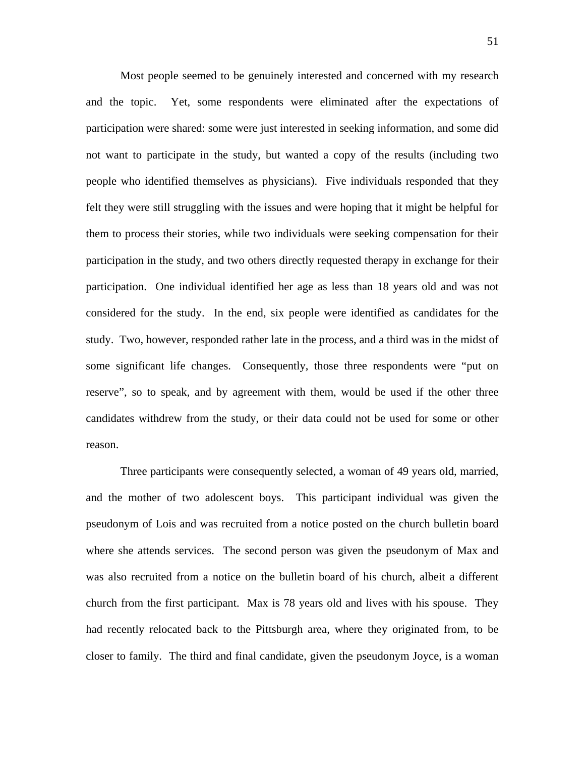Most people seemed to be genuinely interested and concerned with my research and the topic. Yet, some respondents were eliminated after the expectations of participation were shared: some were just interested in seeking information, and some did not want to participate in the study, but wanted a copy of the results (including two people who identified themselves as physicians). Five individuals responded that they felt they were still struggling with the issues and were hoping that it might be helpful for them to process their stories, while two individuals were seeking compensation for their participation in the study, and two others directly requested therapy in exchange for their participation. One individual identified her age as less than 18 years old and was not considered for the study. In the end, six people were identified as candidates for the study. Two, however, responded rather late in the process, and a third was in the midst of some significant life changes. Consequently, those three respondents were "put on reserve", so to speak, and by agreement with them, would be used if the other three candidates withdrew from the study, or their data could not be used for some or other reason.

Three participants were consequently selected, a woman of 49 years old, married, and the mother of two adolescent boys. This participant individual was given the pseudonym of Lois and was recruited from a notice posted on the church bulletin board where she attends services. The second person was given the pseudonym of Max and was also recruited from a notice on the bulletin board of his church, albeit a different church from the first participant. Max is 78 years old and lives with his spouse. They had recently relocated back to the Pittsburgh area, where they originated from, to be closer to family. The third and final candidate, given the pseudonym Joyce, is a woman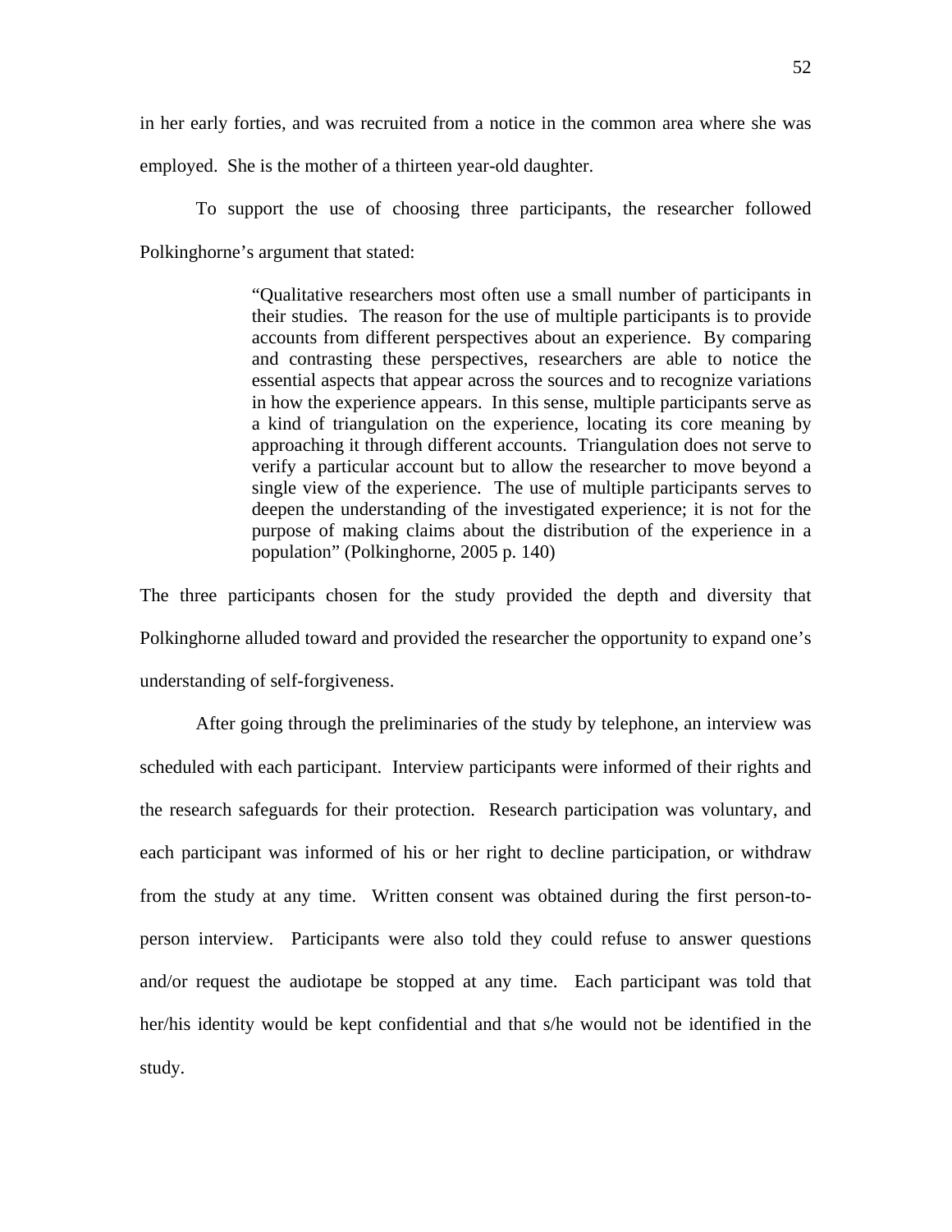in her early forties, and was recruited from a notice in the common area where she was employed. She is the mother of a thirteen year-old daughter.

To support the use of choosing three participants, the researcher followed Polkinghorne's argument that stated:

> "Qualitative researchers most often use a small number of participants in their studies. The reason for the use of multiple participants is to provide accounts from different perspectives about an experience. By comparing and contrasting these perspectives, researchers are able to notice the essential aspects that appear across the sources and to recognize variations in how the experience appears. In this sense, multiple participants serve as a kind of triangulation on the experience, locating its core meaning by approaching it through different accounts. Triangulation does not serve to verify a particular account but to allow the researcher to move beyond a single view of the experience. The use of multiple participants serves to deepen the understanding of the investigated experience; it is not for the purpose of making claims about the distribution of the experience in a population" (Polkinghorne, 2005 p. 140)

The three participants chosen for the study provided the depth and diversity that Polkinghorne alluded toward and provided the researcher the opportunity to expand one's understanding of self-forgiveness.

After going through the preliminaries of the study by telephone, an interview was scheduled with each participant. Interview participants were informed of their rights and the research safeguards for their protection. Research participation was voluntary, and each participant was informed of his or her right to decline participation, or withdraw from the study at any time. Written consent was obtained during the first person-to-person interview. Participants were also told they could refuse to answer questions and/or request the audiotape be stopped at any time. Each participant was told that her/his identity would be kept confidential and that s/he would not be identified in the study.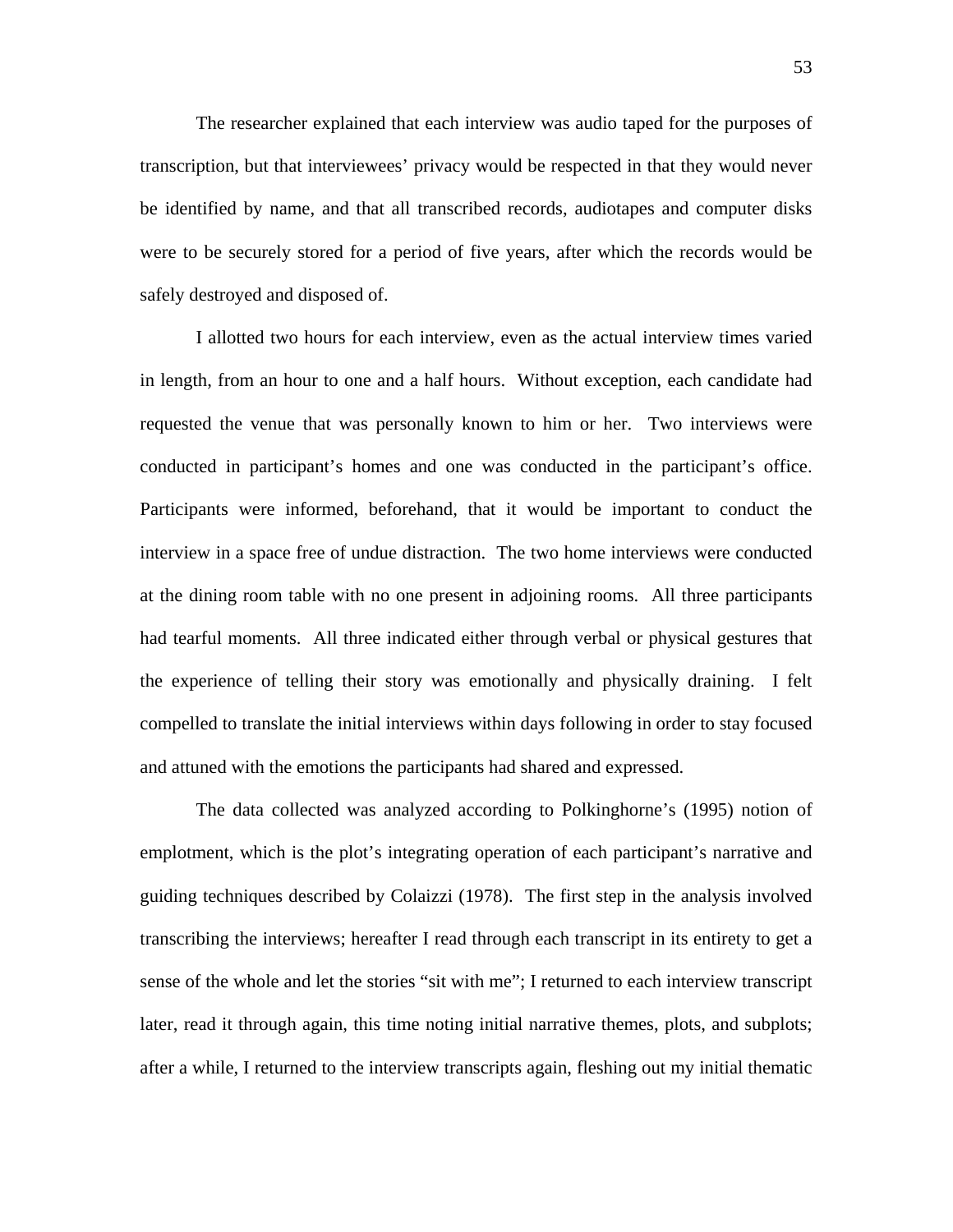The researcher explained that each interview was audio taped for the purposes of transcription, but that interviewees' privacy would be respected in that they would never be identified by name, and that all transcribed records, audiotapes and computer disks were to be securely stored for a period of five years, after which the records would be safely destroyed and disposed of.

I allotted two hours for each interview, even as the actual interview times varied in length, from an hour to one and a half hours. Without exception, each candidate had requested the venue that was personally known to him or her. Two interviews were conducted in participant's homes and one was conducted in the participant's office. Participants were informed, beforehand, that it would be important to conduct the interview in a space free of undue distraction. The two home interviews were conducted at the dining room table with no one present in adjoining rooms. All three participants had tearful moments. All three indicated either through verbal or physical gestures that the experience of telling their story was emotionally and physically draining. I felt compelled to translate the initial interviews within days following in order to stay focused and attuned with the emotions the participants had shared and expressed.

The data collected was analyzed according to Polkinghorne's (1995) notion of emplotment, which is the plot's integrating operation of each participant's narrative and guiding techniques described by Colaizzi (1978). The first step in the analysis involved transcribing the interviews; hereafter I read through each transcript in its entirety to get a sense of the whole and let the stories "sit with me"; I returned to each interview transcript later, read it through again, this time noting initial narrative themes, plots, and subplots; after a while, I returned to the interview transcripts again, fleshing out my initial thematic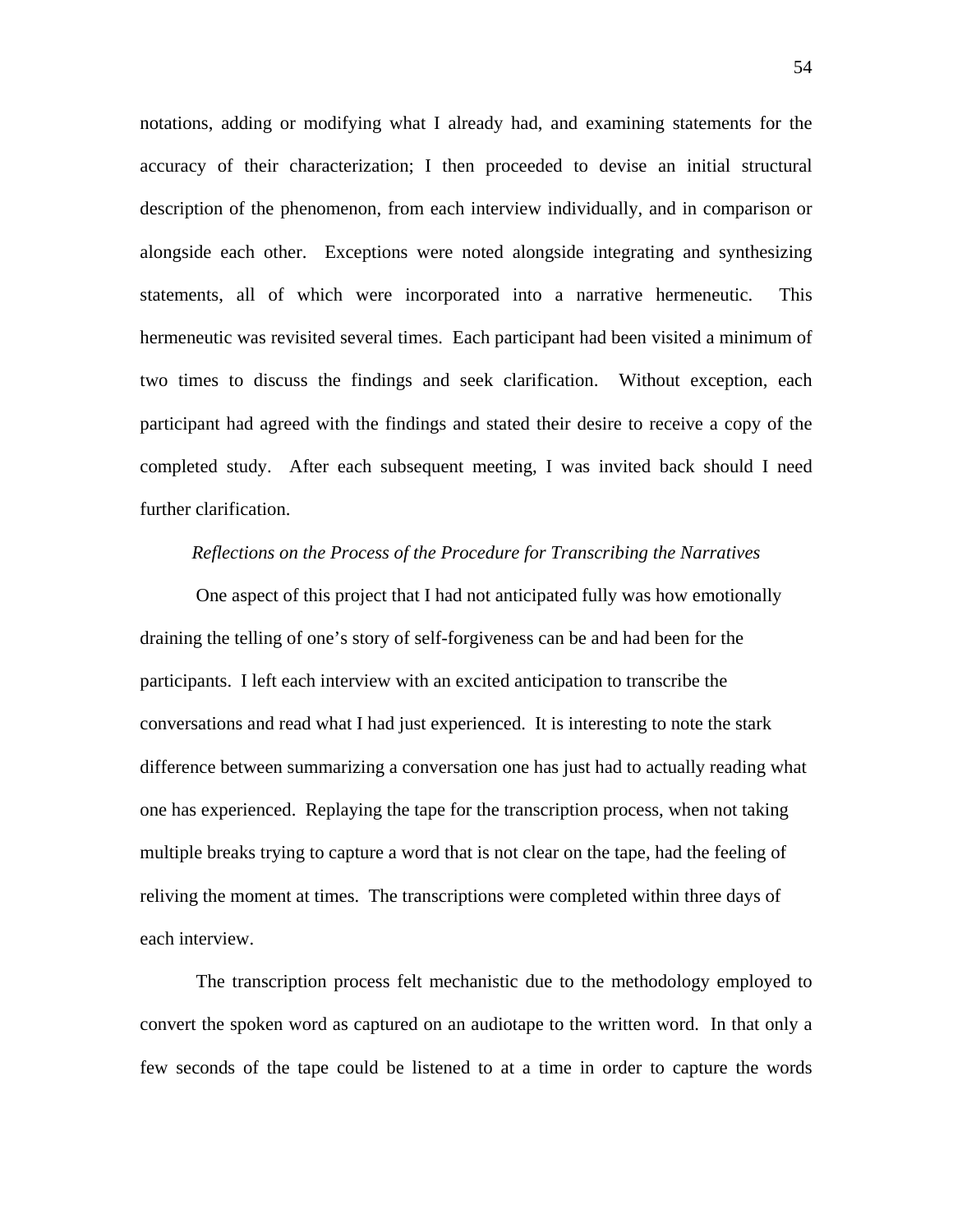notations, adding or modifying what I already had, and examining statements for the accuracy of their characterization; I then proceeded to devise an initial structural description of the phenomenon, from each interview individually, and in comparison or alongside each other. Exceptions were noted alongside integrating and synthesizing statements, all of which were incorporated into a narrative hermeneutic. This hermeneutic was revisited several times. Each participant had been visited a minimum of two times to discuss the findings and seek clarification. Without exception, each participant had agreed with the findings and stated their desire to receive a copy of the completed study. After each subsequent meeting, I was invited back should I need further clarification.

*Reflections on the Process of the Procedure for Transcribing the Narratives*

One aspect of this project that I had not anticipated fully was how emotionally draining the telling of one's story of self-forgiveness can be and had been for the participants. I left each interview with an excited anticipation to transcribe the conversations and read what I had just experienced. It is interesting to note the stark difference between summarizing a conversation one has just had to actually reading what one has experienced. Replaying the tape for the transcription process, when not taking multiple breaks trying to capture a word that is not clear on the tape, had the feeling of reliving the moment at times. The transcriptions were completed within three days of each interview.

The transcription process felt mechanistic due to the methodology employed to convert the spoken word as captured on an audiotape to the written word. In that only a few seconds of the tape could be listened to at a time in order to capture the words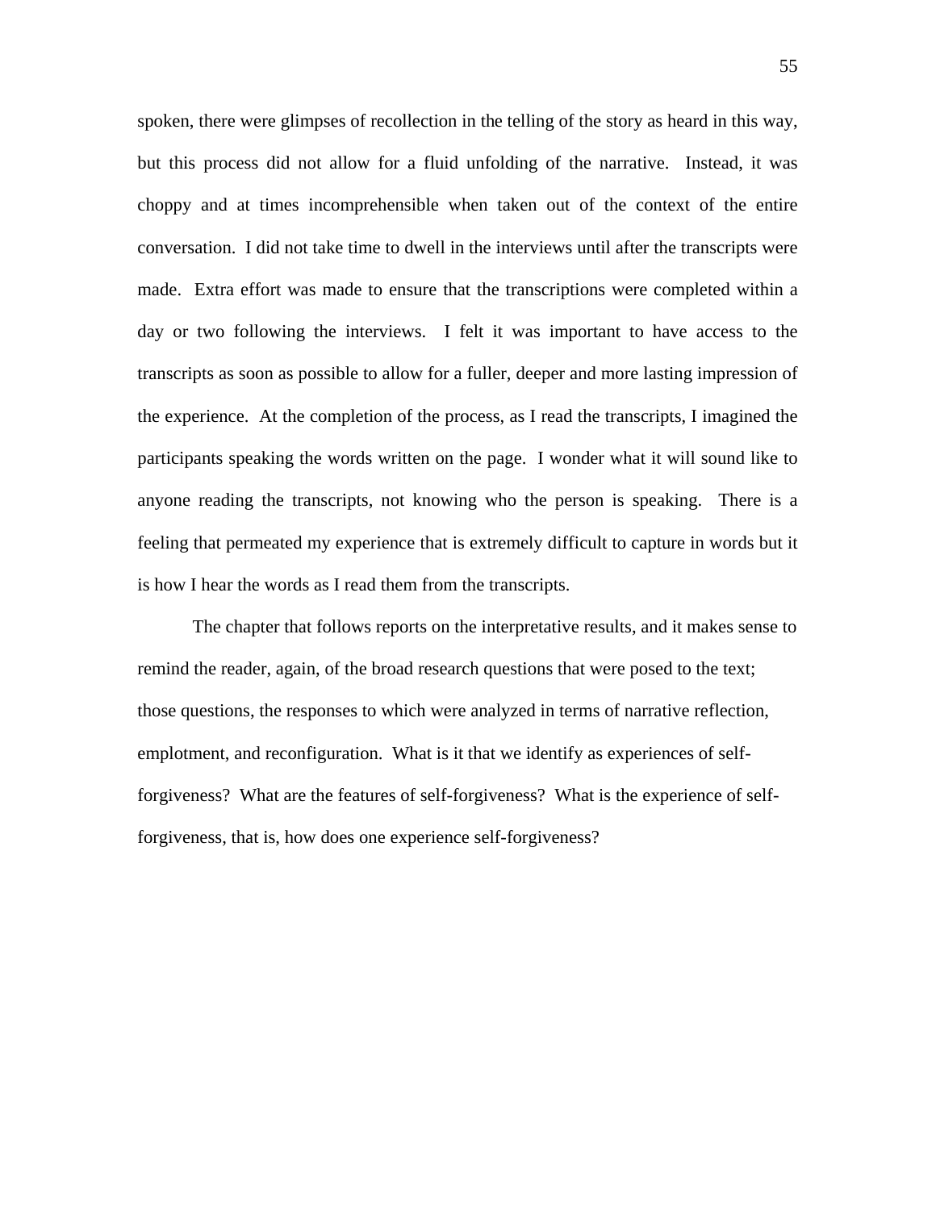spoken, there were glimpses of recollection in the telling of the story as heard in this way, but this process did not allow for a fluid unfolding of the narrative. Instead, it was choppy and at times incomprehensible when taken out of the context of the entire conversation. I did not take time to dwell in the interviews until after the transcripts were made. Extra effort was made to ensure that the transcriptions were completed within a day or two following the interviews. I felt it was important to have access to the transcripts as soon as possible to allow for a fuller, deeper and more lasting impression of the experience. At the completion of the process, as I read the transcripts, I imagined the participants speaking the words written on the page. I wonder what it will sound like to anyone reading the transcripts, not knowing who the person is speaking. There is a feeling that permeated my experience that is extremely difficult to capture in words but it is how I hear the words as I read them from the transcripts.

The chapter that follows reports on the interpretative results, and it makes sense to remind the reader, again, of the broad research questions that were posed to the text; those questions, the responses to which were analyzed in terms of narrative reflection, emplotment, and reconfiguration. What is it that we identify as experiences of self-forgiveness? What are the features of self-forgiveness? What is the experience of self-forgiveness, that is, how does one experience self-forgiveness?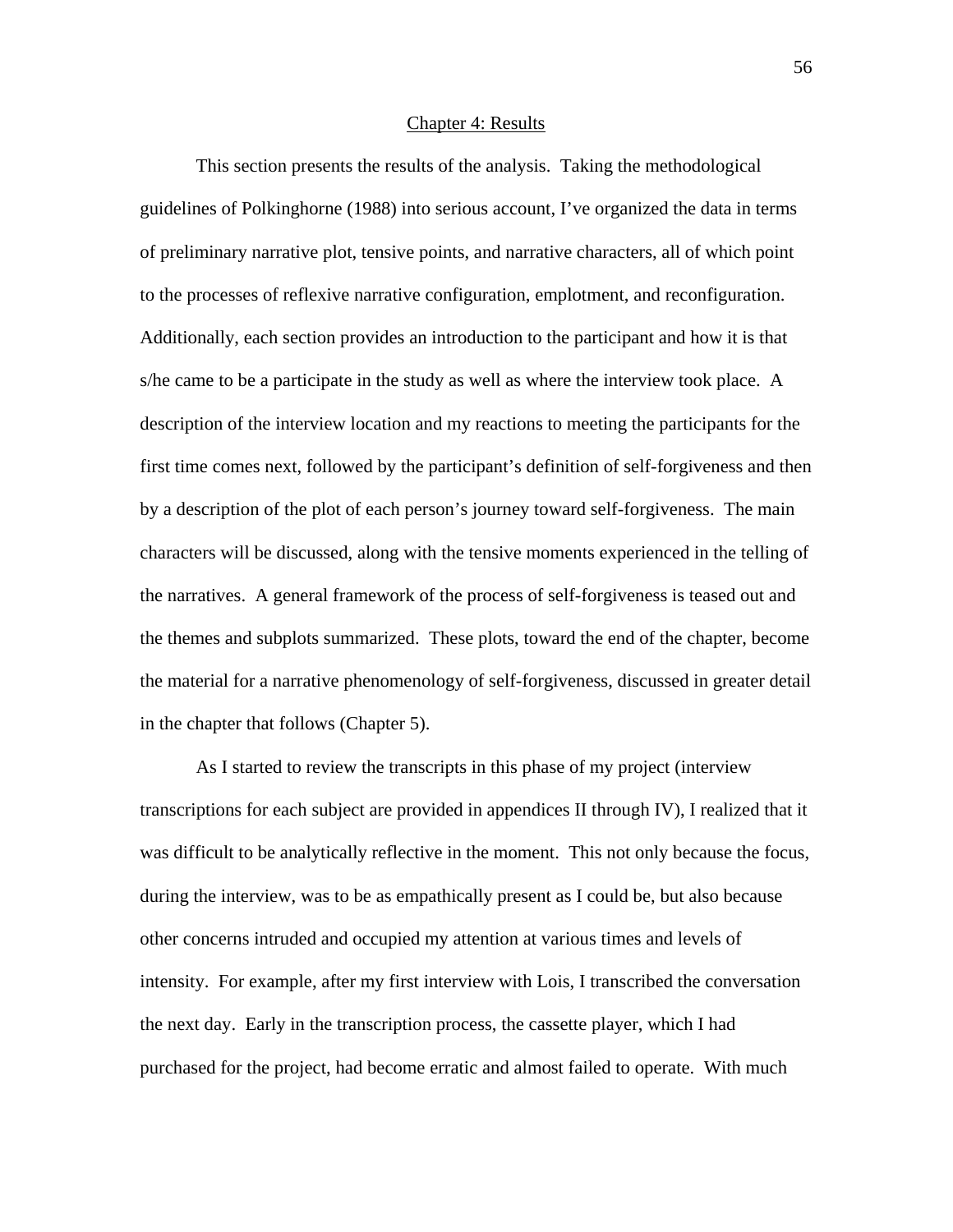## Chapter 4: Results

This section presents the results of the analysis. Taking the methodological guidelines of Polkinghorne (1988) into serious account, I've organized the data in terms of preliminary narrative plot, tensive points, and narrative characters, all of which point to the processes of reflexive narrative configuration, emplotment, and reconfiguration. Additionally, each section provides an introduction to the participant and how it is that s/he came to be a participate in the study as well as where the interview took place. A description of the interview location and my reactions to meeting the participants for the first time comes next, followed by the participant's definition of self-forgiveness and then by a description of the plot of each person's journey toward self-forgiveness. The main characters will be discussed, along with the tensive moments experienced in the telling of the narratives. A general framework of the process of self-forgiveness is teased out and the themes and subplots summarized. These plots, toward the end of the chapter, become the material for a narrative phenomenology of self-forgiveness, discussed in greater detail in the chapter that follows (Chapter 5).

As I started to review the transcripts in this phase of my project (interview transcriptions for each subject are provided in appendices II through IV), I realized that it was difficult to be analytically reflective in the moment. This not only because the focus, during the interview, was to be as empathically present as I could be, but also because other concerns intruded and occupied my attention at various times and levels of intensity. For example, after my first interview with Lois, I transcribed the conversation the next day. Early in the transcription process, the cassette player, which I had purchased for the project, had become erratic and almost failed to operate. With much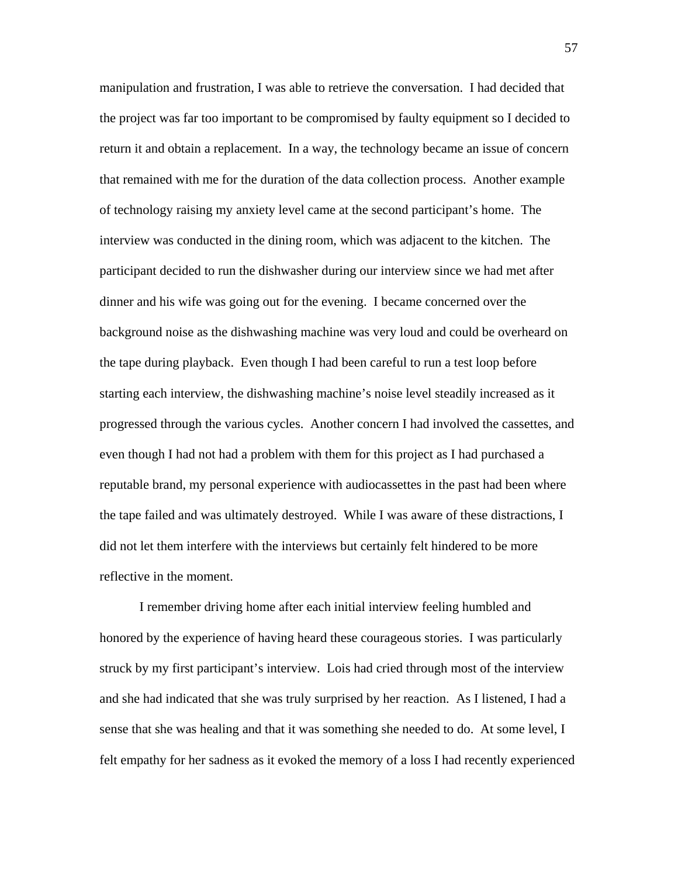manipulation and frustration, I was able to retrieve the conversation. I had decided that the project was far too important to be compromised by faulty equipment so I decided to return it and obtain a replacement. In a way, the technology became an issue of concern that remained with me for the duration of the data collection process. Another example of technology raising my anxiety level came at the second participant's home. The interview was conducted in the dining room, which was adjacent to the kitchen. The participant decided to run the dishwasher during our interview since we had met after dinner and his wife was going out for the evening. I became concerned over the background noise as the dishwashing machine was very loud and could be overheard on the tape during playback. Even though I had been careful to run a test loop before starting each interview, the dishwashing machine's noise level steadily increased as it progressed through the various cycles. Another concern I had involved the cassettes, and even though I had not had a problem with them for this project as I had purchased a reputable brand, my personal experience with audiocassettes in the past had been where the tape failed and was ultimately destroyed. While I was aware of these distractions, I did not let them interfere with the interviews but certainly felt hindered to be more reflective in the moment.

I remember driving home after each initial interview feeling humbled and honored by the experience of having heard these courageous stories. I was particularly struck by my first participant's interview. Lois had cried through most of the interview and she had indicated that she was truly surprised by her reaction. As I listened, I had a sense that she was healing and that it was something she needed to do. At some level, I felt empathy for her sadness as it evoked the memory of a loss I had recently experienced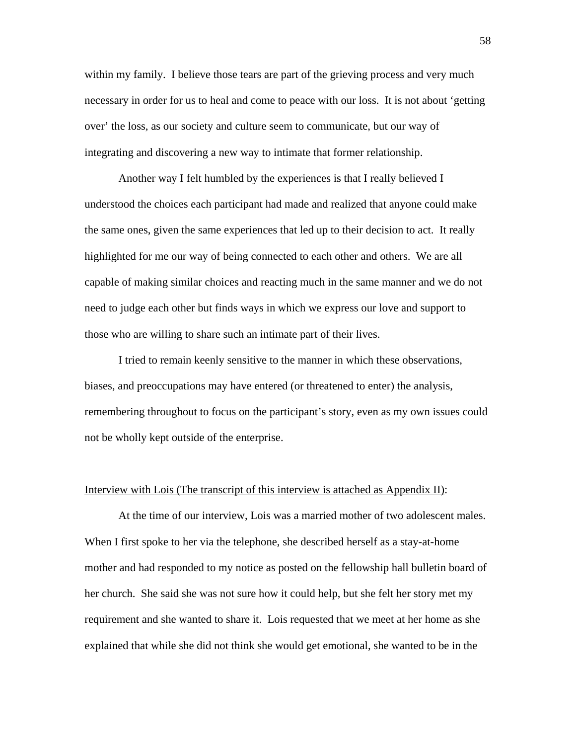within my family. I believe those tears are part of the grieving process and very much necessary in order for us to heal and come to peace with our loss. It is not about 'getting over' the loss, as our society and culture seem to communicate, but our way of integrating and discovering a new way to intimate that former relationship.

Another way I felt humbled by the experiences is that I really believed I understood the choices each participant had made and realized that anyone could make the same ones, given the same experiences that led up to their decision to act. It really highlighted for me our way of being connected to each other and others. We are all capable of making similar choices and reacting much in the same manner and we do not need to judge each other but finds ways in which we express our love and support to those who are willing to share such an intimate part of their lives.

I tried to remain keenly sensitive to the manner in which these observations, biases, and preoccupations may have entered (or threatened to enter) the analysis, remembering throughout to focus on the participant's story, even as my own issues could not be wholly kept outside of the enterprise.

<u>Interview with Lois (The transcript of this interview is attached as Appendix II)</u>:

At the time of our interview, Lois was a married mother of two adolescent males. When I first spoke to her via the telephone, she described herself as a stay-at-home mother and had responded to my notice as posted on the fellowship hall bulletin board of her church. She said she was not sure how it could help, but she felt her story met my requirement and she wanted to share it. Lois requested that we meet at her home as she explained that while she did not think she would get emotional, she wanted to be in the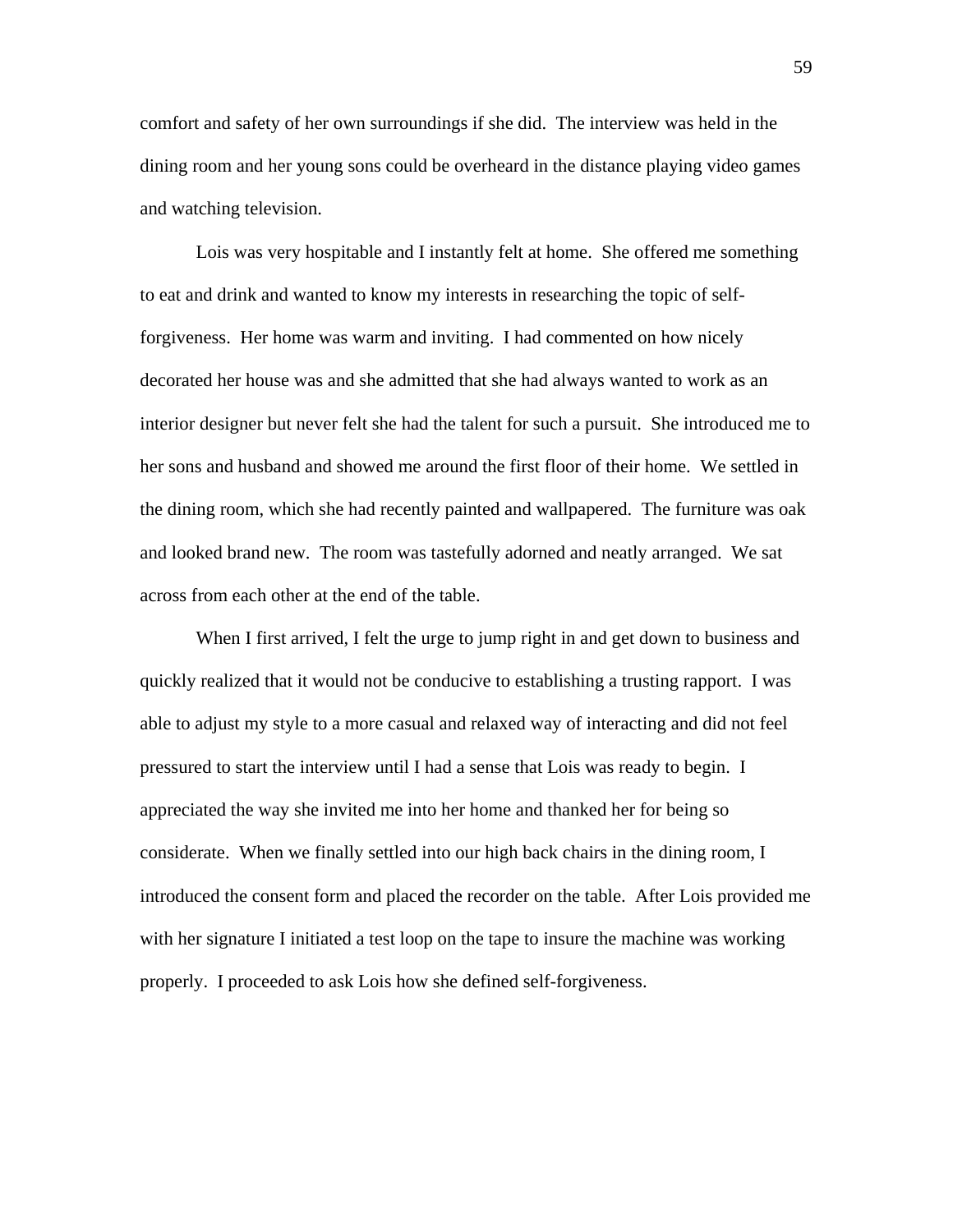comfort and safety of her own surroundings if she did. The interview was held in the dining room and her young sons could be overheard in the distance playing video games and watching television.

Lois was very hospitable and I instantly felt at home. She offered me something to eat and drink and wanted to know my interests in researching the topic of self-forgiveness. Her home was warm and inviting. I had commented on how nicely decorated her house was and she admitted that she had always wanted to work as an interior designer but never felt she had the talent for such a pursuit. She introduced me to her sons and husband and showed me around the first floor of their home. We settled in the dining room, which she had recently painted and wallpapered. The furniture was oak and looked brand new. The room was tastefully adorned and neatly arranged. We sat across from each other at the end of the table.

When I first arrived, I felt the urge to jump right in and get down to business and quickly realized that it would not be conducive to establishing a trusting rapport. I was able to adjust my style to a more casual and relaxed way of interacting and did not feel pressured to start the interview until I had a sense that Lois was ready to begin. I appreciated the way she invited me into her home and thanked her for being so considerate. When we finally settled into our high back chairs in the dining room, I introduced the consent form and placed the recorder on the table. After Lois provided me with her signature I initiated a test loop on the tape to insure the machine was working properly. I proceeded to ask Lois how she defined self-forgiveness.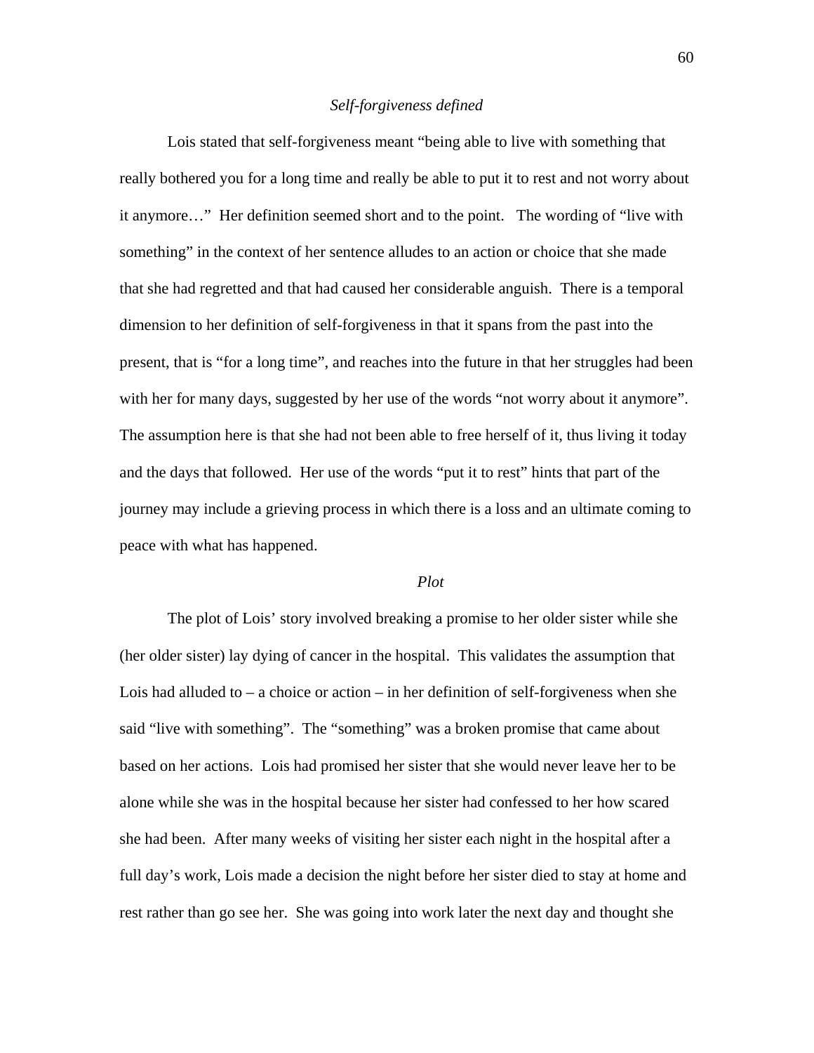### *Self-forgiveness defined*

Lois stated that self-forgiveness meant "being able to live with something that really bothered you for a long time and really be able to put it to rest and not worry about it anymore…" Her definition seemed short and to the point. The wording of "live with something" in the context of her sentence alludes to an action or choice that she made that she had regretted and that had caused her considerable anguish. There is a temporal dimension to her definition of self-forgiveness in that it spans from the past into the present, that is "for a long time", and reaches into the future in that her struggles had been with her for many days, suggested by her use of the words "not worry about it anymore". The assumption here is that she had not been able to free herself of it, thus living it today and the days that followed. Her use of the words "put it to rest" hints that part of the journey may include a grieving process in which there is a loss and an ultimate coming to peace with what has happened.

### *Plot*

The plot of Lois' story involved breaking a promise to her older sister while she (her older sister) lay dying of cancer in the hospital. This validates the assumption that Lois had alluded to – a choice or action – in her definition of self-forgiveness when she said "live with something". The "something" was a broken promise that came about based on her actions. Lois had promised her sister that she would never leave her to be alone while she was in the hospital because her sister had confessed to her how scared she had been. After many weeks of visiting her sister each night in the hospital after a full day's work, Lois made a decision the night before her sister died to stay at home and rest rather than go see her. She was going into work later the next day and thought she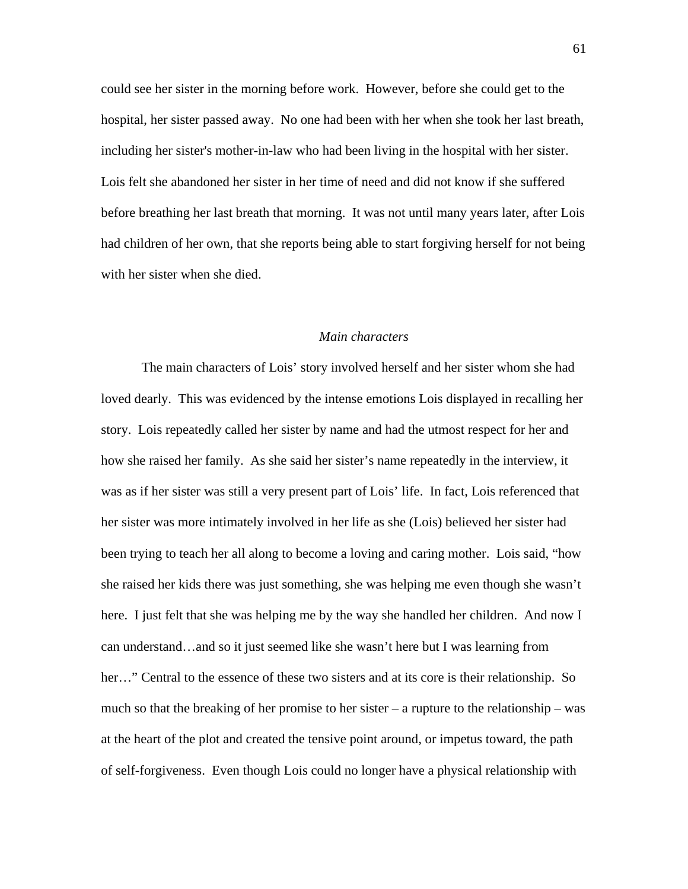could see her sister in the morning before work. However, before she could get to the hospital, her sister passed away. No one had been with her when she took her last breath, including her sister's mother-in-law who had been living in the hospital with her sister. Lois felt she abandoned her sister in her time of need and did not know if she suffered before breathing her last breath that morning. It was not until many years later, after Lois had children of her own, that she reports being able to start forgiving herself for not being with her sister when she died.

### *Main characters*

The main characters of Lois' story involved herself and her sister whom she had loved dearly. This was evidenced by the intense emotions Lois displayed in recalling her story. Lois repeatedly called her sister by name and had the utmost respect for her and how she raised her family. As she said her sister's name repeatedly in the interview, it was as if her sister was still a very present part of Lois' life. In fact, Lois referenced that her sister was more intimately involved in her life as she (Lois) believed her sister had been trying to teach her all along to become a loving and caring mother. Lois said, "how she raised her kids there was just something, she was helping me even though she wasn't here. I just felt that she was helping me by the way she handled her children. And now I can understand…and so it just seemed like she wasn't here but I was learning from her…" Central to the essence of these two sisters and at its core is their relationship. So much so that the breaking of her promise to her sister – a rupture to the relationship – was at the heart of the plot and created the tensive point around, or impetus toward, the path of self-forgiveness. Even though Lois could no longer have a physical relationship with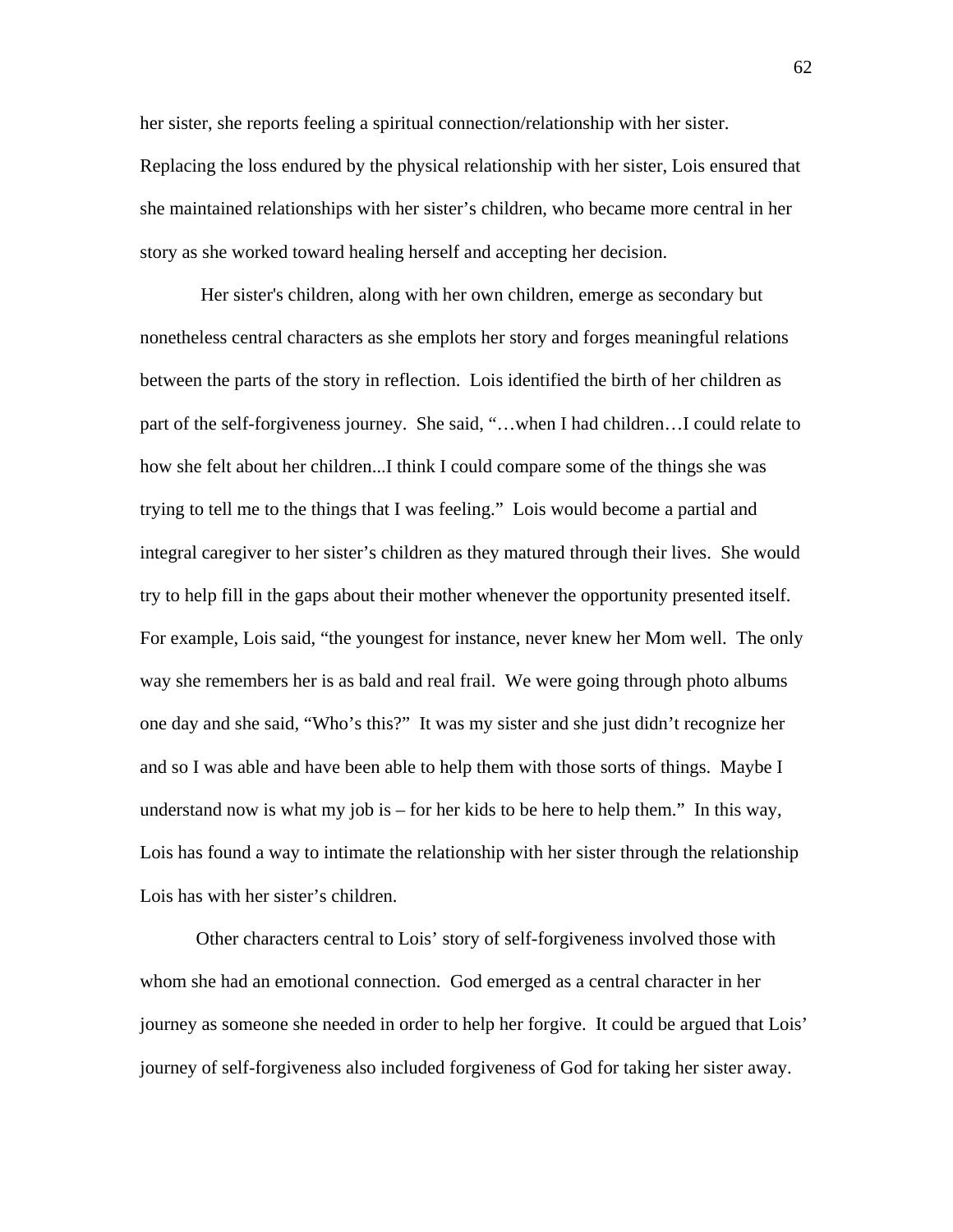her sister, she reports feeling a spiritual connection/relationship with her sister. Replacing the loss endured by the physical relationship with her sister, Lois ensured that she maintained relationships with her sister's children, who became more central in her story as she worked toward healing herself and accepting her decision.

Her sister's children, along with her own children, emerge as secondary but nonetheless central characters as she emplots her story and forges meaningful relations between the parts of the story in reflection. Lois identified the birth of her children as part of the self-forgiveness journey. She said, "…when I had children…I could relate to how she felt about her children...I think I could compare some of the things she was trying to tell me to the things that I was feeling." Lois would become a partial and integral caregiver to her sister's children as they matured through their lives. She would try to help fill in the gaps about their mother whenever the opportunity presented itself. For example, Lois said, "the youngest for instance, never knew her Mom well. The only way she remembers her is as bald and real frail. We were going through photo albums one day and she said, "Who's this?" It was my sister and she just didn't recognize her and so I was able and have been able to help them with those sorts of things. Maybe I understand now is what my job is – for her kids to be here to help them." In this way, Lois has found a way to intimate the relationship with her sister through the relationship Lois has with her sister's children.

Other characters central to Lois' story of self-forgiveness involved those with whom she had an emotional connection. God emerged as a central character in her journey as someone she needed in order to help her forgive. It could be argued that Lois' journey of self-forgiveness also included forgiveness of God for taking her sister away.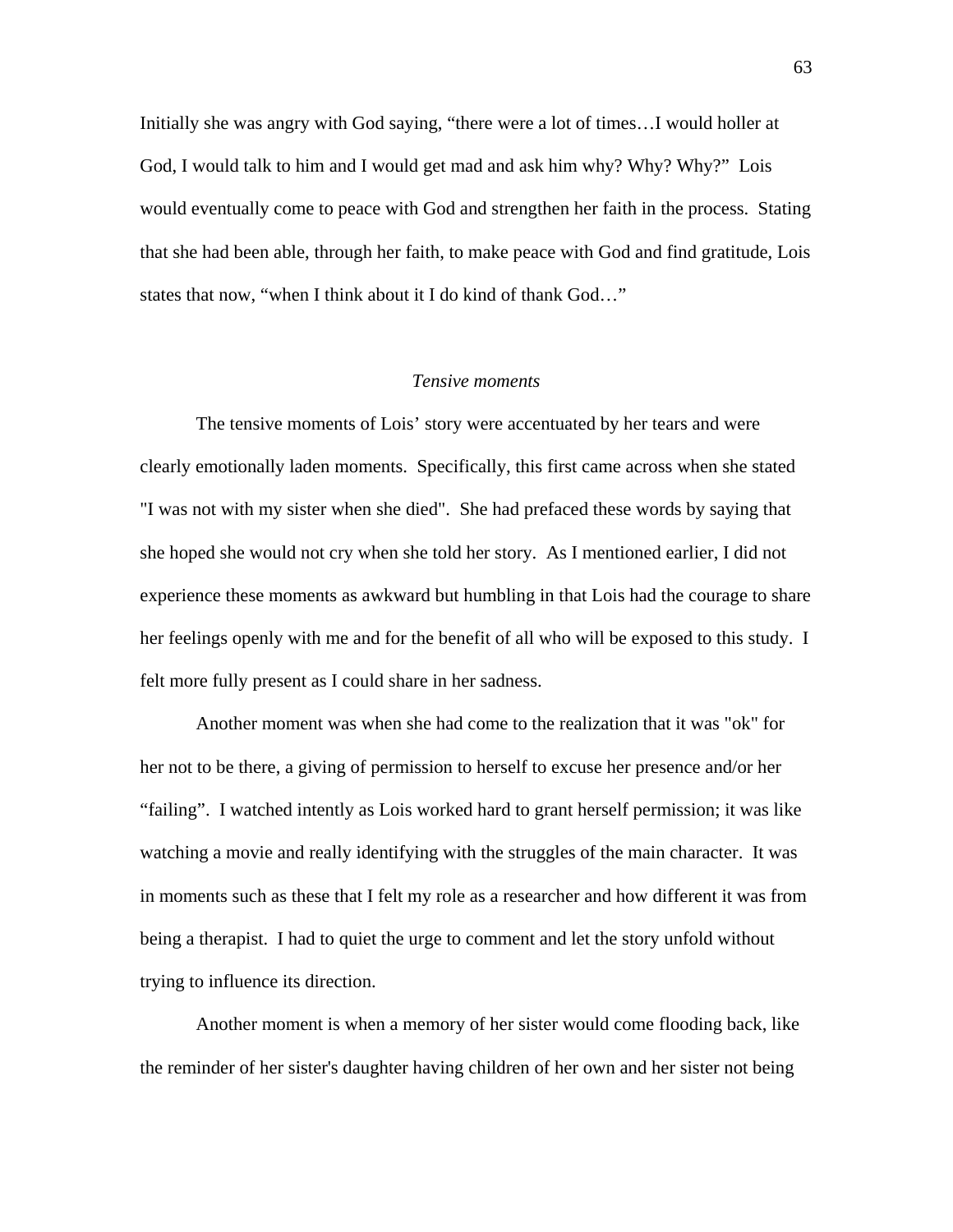Initially she was angry with God saying, “there were a lot of times…I would holler at God, I would talk to him and I would get mad and ask him why? Why? Why?” Lois would eventually come to peace with God and strengthen her faith in the process. Stating that she had been able, through her faith, to make peace with God and find gratitude, Lois states that now, “when I think about it I do kind of thank God…”

### *Tensive moments*

The tensive moments of Lois’ story were accentuated by her tears and were clearly emotionally laden moments. Specifically, this first came across when she stated "I was not with my sister when she died". She had prefaced these words by saying that she hoped she would not cry when she told her story. As I mentioned earlier, I did not experience these moments as awkward but humbling in that Lois had the courage to share her feelings openly with me and for the benefit of all who will be exposed to this study. I felt more fully present as I could share in her sadness.

Another moment was when she had come to the realization that it was "ok" for her not to be there, a giving of permission to herself to excuse her presence and/or her “failing”. I watched intently as Lois worked hard to grant herself permission; it was like watching a movie and really identifying with the struggles of the main character. It was in moments such as these that I felt my role as a researcher and how different it was from being a therapist. I had to quiet the urge to comment and let the story unfold without trying to influence its direction.

Another moment is when a memory of her sister would come flooding back, like the reminder of her sister's daughter having children of her own and her sister not being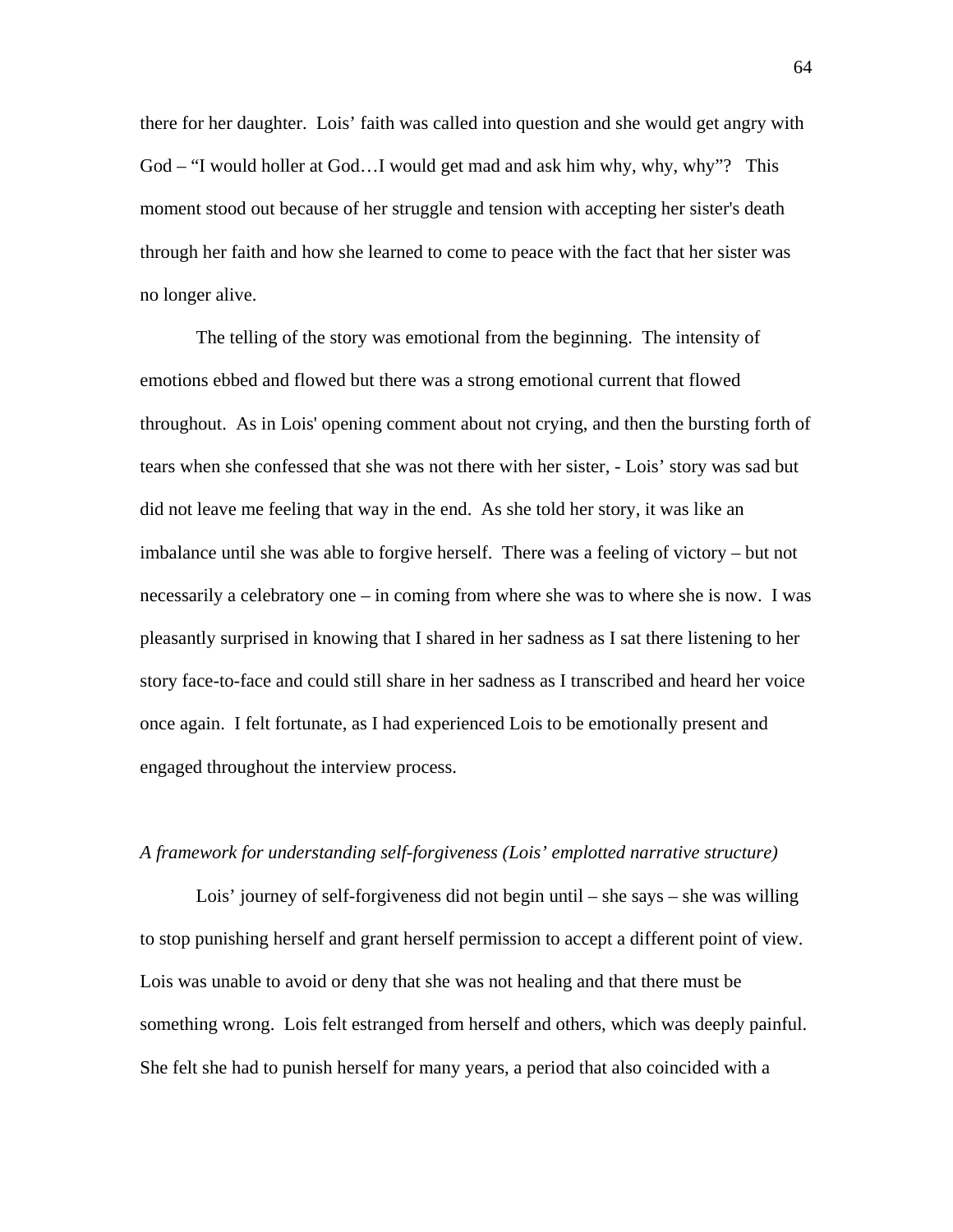there for her daughter. Lois' faith was called into question and she would get angry with God – "I would holler at God…I would get mad and ask him why, why, why"? This moment stood out because of her struggle and tension with accepting her sister's death through her faith and how she learned to come to peace with the fact that her sister was no longer alive.

The telling of the story was emotional from the beginning. The intensity of emotions ebbed and flowed but there was a strong emotional current that flowed throughout. As in Lois' opening comment about not crying, and then the bursting forth of tears when she confessed that she was not there with her sister, - Lois' story was sad but did not leave me feeling that way in the end. As she told her story, it was like an imbalance until she was able to forgive herself. There was a feeling of victory – but not necessarily a celebratory one – in coming from where she was to where she is now. I was pleasantly surprised in knowing that I shared in her sadness as I sat there listening to her story face-to-face and could still share in her sadness as I transcribed and heard her voice once again. I felt fortunate, as I had experienced Lois to be emotionally present and engaged throughout the interview process.

*A framework for understanding self-forgiveness (Lois' emplotted narrative structure)*

Lois' journey of self-forgiveness did not begin until – she says – she was willing to stop punishing herself and grant herself permission to accept a different point of view. Lois was unable to avoid or deny that she was not healing and that there must be something wrong. Lois felt estranged from herself and others, which was deeply painful. She felt she had to punish herself for many years, a period that also coincided with a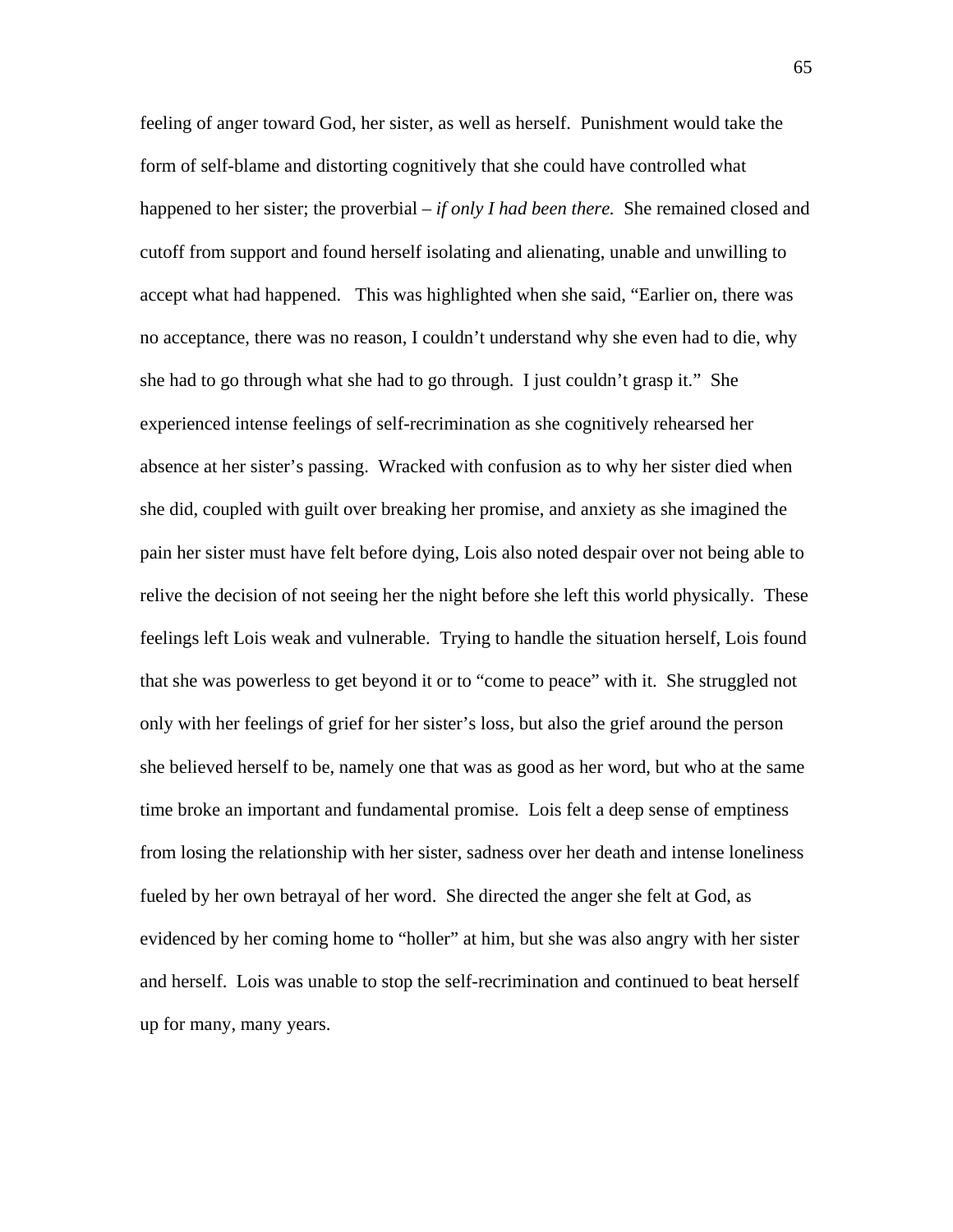feeling of anger toward God, her sister, as well as herself. Punishment would take the form of self-blame and distorting cognitively that she could have controlled what happened to her sister; the proverbial – *if only I had been there.* She remained closed and cutoff from support and found herself isolating and alienating, unable and unwilling to accept what had happened. This was highlighted when she said, "Earlier on, there was no acceptance, there was no reason, I couldn't understand why she even had to die, why she had to go through what she had to go through. I just couldn't grasp it." She experienced intense feelings of self-recrimination as she cognitively rehearsed her absence at her sister's passing. Wracked with confusion as to why her sister died when she did, coupled with guilt over breaking her promise, and anxiety as she imagined the pain her sister must have felt before dying, Lois also noted despair over not being able to relive the decision of not seeing her the night before she left this world physically. These feelings left Lois weak and vulnerable. Trying to handle the situation herself, Lois found that she was powerless to get beyond it or to "come to peace" with it. She struggled not only with her feelings of grief for her sister's loss, but also the grief around the person she believed herself to be, namely one that was as good as her word, but who at the same time broke an important and fundamental promise. Lois felt a deep sense of emptiness from losing the relationship with her sister, sadness over her death and intense loneliness fueled by her own betrayal of her word. She directed the anger she felt at God, as evidenced by her coming home to "holler" at him, but she was also angry with her sister and herself. Lois was unable to stop the self-recrimination and continued to beat herself up for many, many years.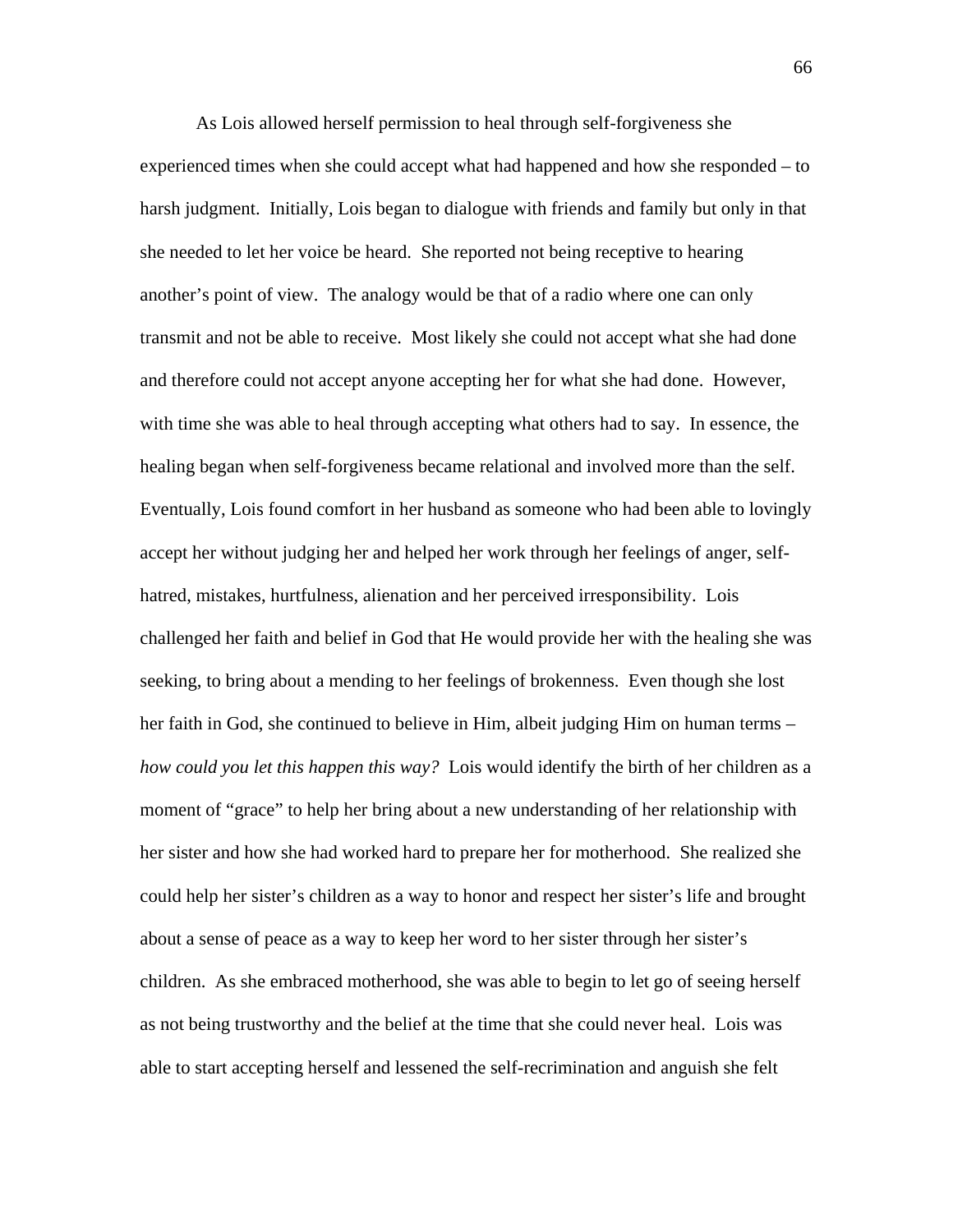As Lois allowed herself permission to heal through self-forgiveness she experienced times when she could accept what had happened and how she responded – to harsh judgment. Initially, Lois began to dialogue with friends and family but only in that she needed to let her voice be heard. She reported not being receptive to hearing another's point of view. The analogy would be that of a radio where one can only transmit and not be able to receive. Most likely she could not accept what she had done and therefore could not accept anyone accepting her for what she had done. However, with time she was able to heal through accepting what others had to say. In essence, the healing began when self-forgiveness became relational and involved more than the self. Eventually, Lois found comfort in her husband as someone who had been able to lovingly accept her without judging her and helped her work through her feelings of anger, self-hatred, mistakes, hurtfulness, alienation and her perceived irresponsibility. Lois challenged her faith and belief in God that He would provide her with the healing she was seeking, to bring about a mending to her feelings of brokenness. Even though she lost her faith in God, she continued to believe in Him, albeit judging Him on human terms – *how could you let this happen this way?* Lois would identify the birth of her children as a moment of "grace" to help her bring about a new understanding of her relationship with her sister and how she had worked hard to prepare her for motherhood. She realized she could help her sister's children as a way to honor and respect her sister's life and brought about a sense of peace as a way to keep her word to her sister through her sister's children. As she embraced motherhood, she was able to begin to let go of seeing herself as not being trustworthy and the belief at the time that she could never heal. Lois was able to start accepting herself and lessened the self-recrimination and anguish she felt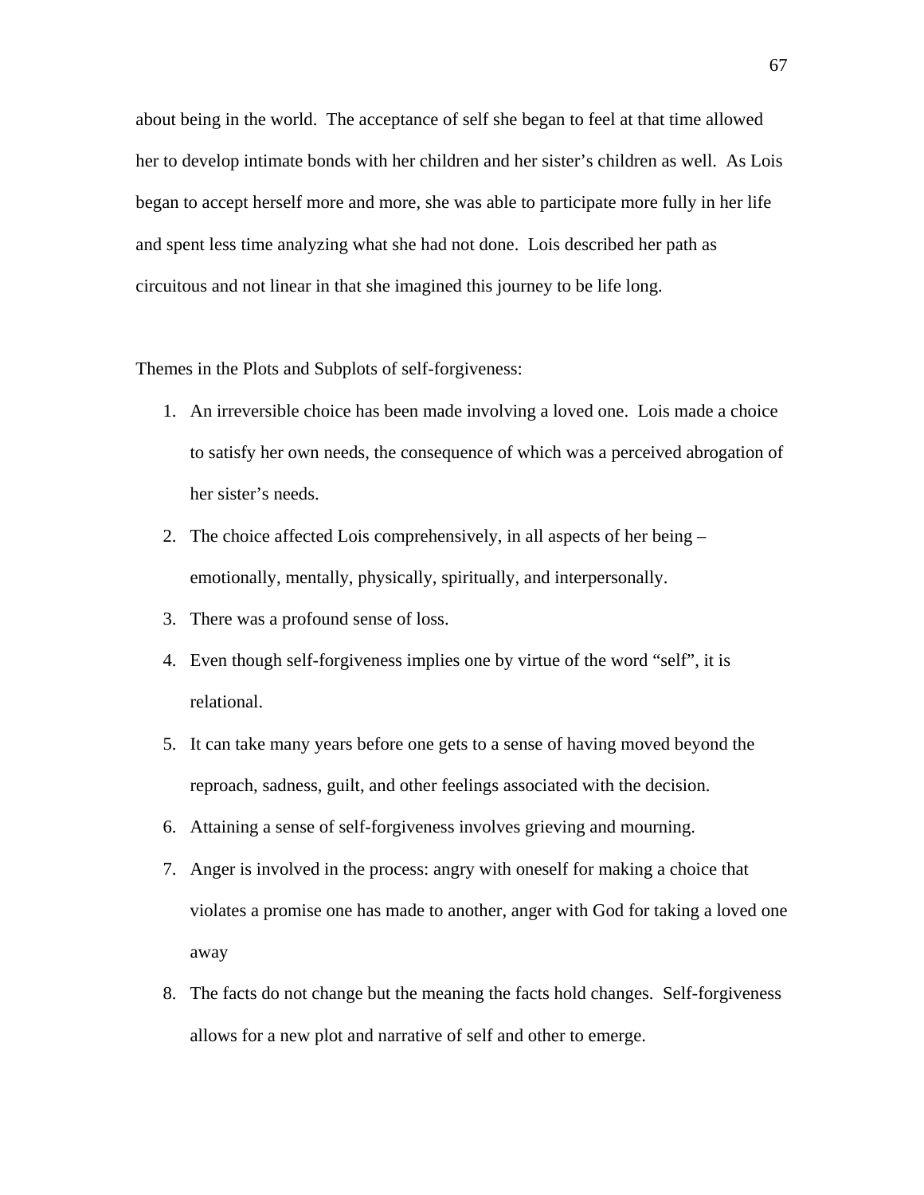about being in the world. The acceptance of self she began to feel at that time allowed her to develop intimate bonds with her children and her sister's children as well. As Lois began to accept herself more and more, she was able to participate more fully in her life and spent less time analyzing what she had not done. Lois described her path as circuitous and not linear in that she imagined this journey to be life long.

Themes in the Plots and Subplots of self-forgiveness:

1. An irreversible choice has been made involving a loved one. Lois made a choice to satisfy her own needs, the consequence of which was a perceived abrogation of her sister's needs.
2. The choice affected Lois comprehensively, in all aspects of her being – emotionally, mentally, physically, spiritually, and interpersonally.
3. There was a profound sense of loss.
4. Even though self-forgiveness implies one by virtue of the word "self", it is relational.
5. It can take many years before one gets to a sense of having moved beyond the reproach, sadness, guilt, and other feelings associated with the decision.
6. Attaining a sense of self-forgiveness involves grieving and mourning.
7. Anger is involved in the process: angry with oneself for making a choice that violates a promise one has made to another, anger with God for taking a loved one away
8. The facts do not change but the meaning the facts hold changes. Self-forgiveness allows for a new plot and narrative of self and other to emerge.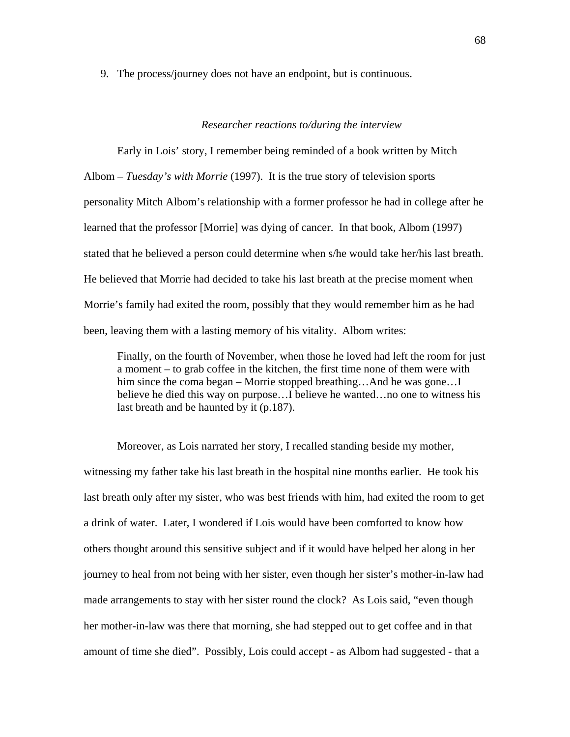9. The process/journey does not have an endpoint, but is continuous.

*Researcher reactions to/during the interview*

Early in Lois' story, I remember being reminded of a book written by Mitch Albom – *Tuesday's with Morrie* (1997). It is the true story of television sports personality Mitch Albom's relationship with a former professor he had in college after he learned that the professor [Morrie] was dying of cancer. In that book, Albom (1997) stated that he believed a person could determine when s/he would take her/his last breath. He believed that Morrie had decided to take his last breath at the precise moment when Morrie's family had exited the room, possibly that they would remember him as he had been, leaving them with a lasting memory of his vitality. Albom writes:

> Finally, on the fourth of November, when those he loved had left the room for just a moment – to grab coffee in the kitchen, the first time none of them were with him since the coma began – Morrie stopped breathing…And he was gone…I believe he died this way on purpose…I believe he wanted…no one to witness his last breath and be haunted by it (p.187).

Moreover, as Lois narrated her story, I recalled standing beside my mother, witnessing my father take his last breath in the hospital nine months earlier. He took his last breath only after my sister, who was best friends with him, had exited the room to get a drink of water. Later, I wondered if Lois would have been comforted to know how others thought around this sensitive subject and if it would have helped her along in her journey to heal from not being with her sister, even though her sister's mother-in-law had made arrangements to stay with her sister round the clock? As Lois said, "even though her mother-in-law was there that morning, she had stepped out to get coffee and in that amount of time she died". Possibly, Lois could accept - as Albom had suggested - that a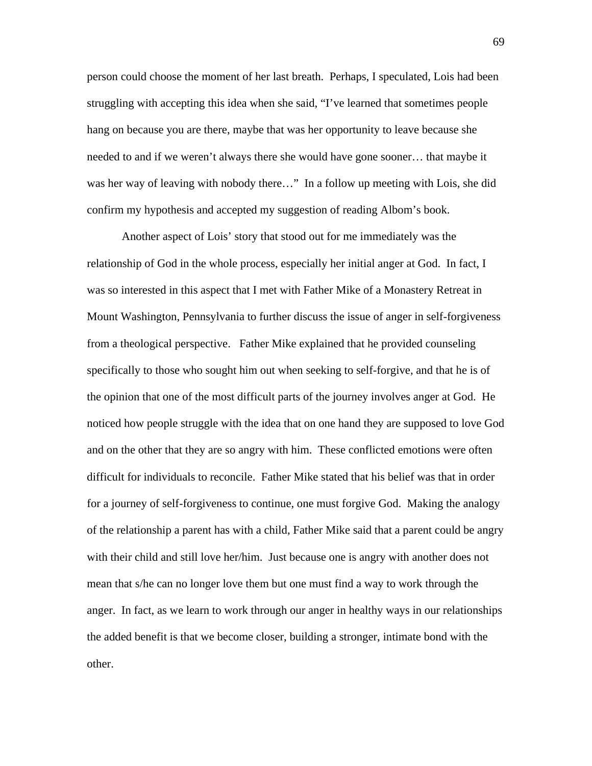person could choose the moment of her last breath. Perhaps, I speculated, Lois had been struggling with accepting this idea when she said, "I've learned that sometimes people hang on because you are there, maybe that was her opportunity to leave because she needed to and if we weren't always there she would have gone sooner… that maybe it was her way of leaving with nobody there…" In a follow up meeting with Lois, she did confirm my hypothesis and accepted my suggestion of reading Albom's book.

Another aspect of Lois' story that stood out for me immediately was the relationship of God in the whole process, especially her initial anger at God. In fact, I was so interested in this aspect that I met with Father Mike of a Monastery Retreat in Mount Washington, Pennsylvania to further discuss the issue of anger in self-forgiveness from a theological perspective. Father Mike explained that he provided counseling specifically to those who sought him out when seeking to self-forgive, and that he is of the opinion that one of the most difficult parts of the journey involves anger at God. He noticed how people struggle with the idea that on one hand they are supposed to love God and on the other that they are so angry with him. These conflicted emotions were often difficult for individuals to reconcile. Father Mike stated that his belief was that in order for a journey of self-forgiveness to continue, one must forgive God. Making the analogy of the relationship a parent has with a child, Father Mike said that a parent could be angry with their child and still love her/him. Just because one is angry with another does not mean that s/he can no longer love them but one must find a way to work through the anger. In fact, as we learn to work through our anger in healthy ways in our relationships the added benefit is that we become closer, building a stronger, intimate bond with the other.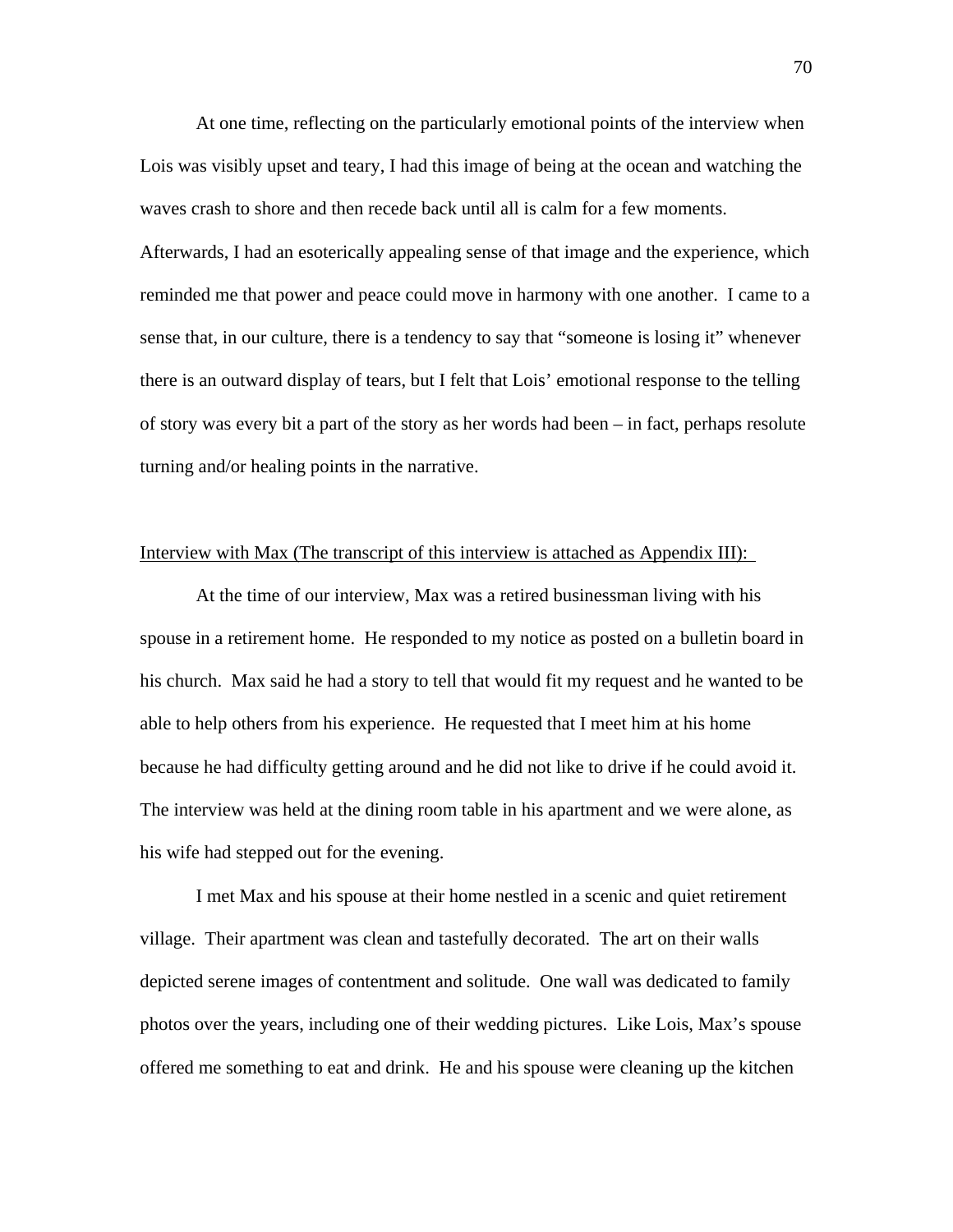At one time, reflecting on the particularly emotional points of the interview when Lois was visibly upset and teary, I had this image of being at the ocean and watching the waves crash to shore and then recede back until all is calm for a few moments. Afterwards, I had an esoterically appealing sense of that image and the experience, which reminded me that power and peace could move in harmony with one another. I came to a sense that, in our culture, there is a tendency to say that "someone is losing it" whenever there is an outward display of tears, but I felt that Lois' emotional response to the telling of story was every bit a part of the story as her words had been – in fact, perhaps resolute turning and/or healing points in the narrative.

<u>Interview with Max (The transcript of this interview is attached as Appendix III):</u>

At the time of our interview, Max was a retired businessman living with his spouse in a retirement home. He responded to my notice as posted on a bulletin board in his church. Max said he had a story to tell that would fit my request and he wanted to be able to help others from his experience. He requested that I meet him at his home because he had difficulty getting around and he did not like to drive if he could avoid it. The interview was held at the dining room table in his apartment and we were alone, as his wife had stepped out for the evening.

I met Max and his spouse at their home nestled in a scenic and quiet retirement village. Their apartment was clean and tastefully decorated. The art on their walls depicted serene images of contentment and solitude. One wall was dedicated to family photos over the years, including one of their wedding pictures. Like Lois, Max's spouse offered me something to eat and drink. He and his spouse were cleaning up the kitchen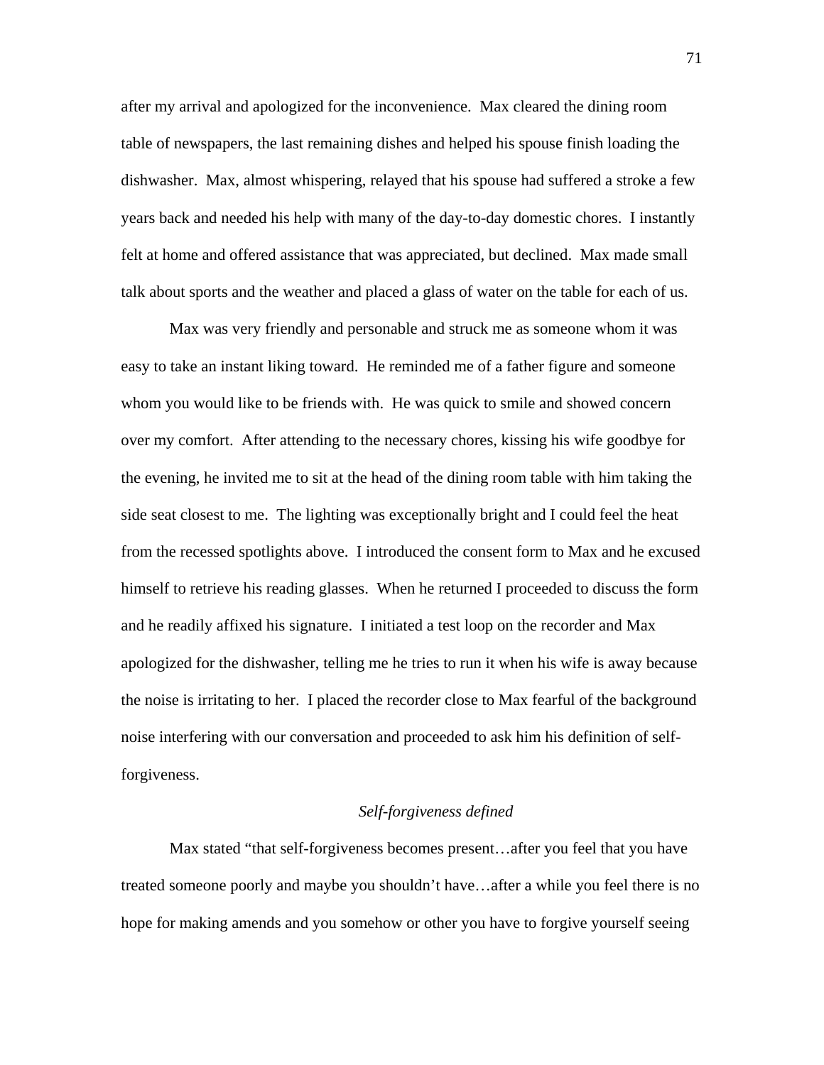after my arrival and apologized for the inconvenience.  Max cleared the dining room table of newspapers, the last remaining dishes and helped his spouse finish loading the dishwasher.  Max, almost whispering, relayed that his spouse had suffered a stroke a few years back and needed his help with many of the day-to-day domestic chores.  I instantly felt at home and offered assistance that was appreciated, but declined.  Max made small talk about sports and the weather and placed a glass of water on the table for each of us.

Max was very friendly and personable and struck me as someone whom it was easy to take an instant liking toward.  He reminded me of a father figure and someone whom you would like to be friends with.  He was quick to smile and showed concern over my comfort.  After attending to the necessary chores, kissing his wife goodbye for the evening, he invited me to sit at the head of the dining room table with him taking the side seat closest to me.  The lighting was exceptionally bright and I could feel the heat from the recessed spotlights above.  I introduced the consent form to Max and he excused himself to retrieve his reading glasses.  When he returned I proceeded to discuss the form and he readily affixed his signature.  I initiated a test loop on the recorder and Max apologized for the dishwasher, telling me he tries to run it when his wife is away because the noise is irritating to her.  I placed the recorder close to Max fearful of the background noise interfering with our conversation and proceeded to ask him his definition of self-forgiveness.

*Self-forgiveness defined*

Max stated "that self-forgiveness becomes present…after you feel that you have treated someone poorly and maybe you shouldn't have…after a while you feel there is no hope for making amends and you somehow or other you have to forgive yourself seeing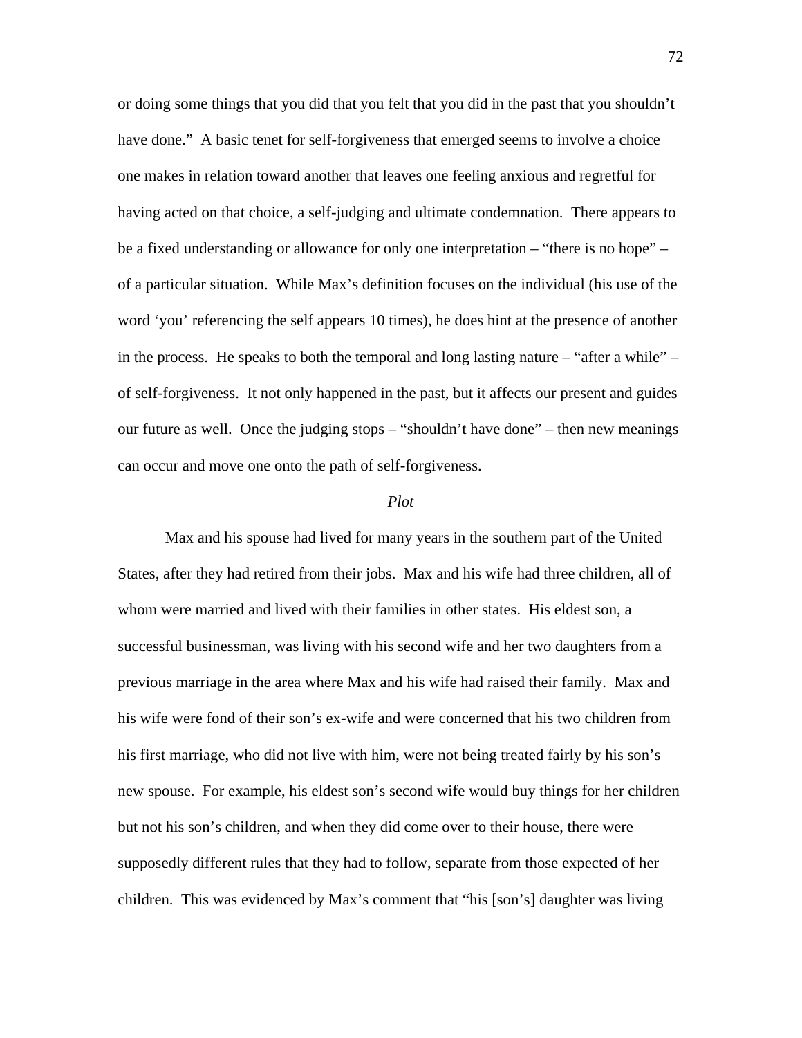or doing some things that you did that you felt that you did in the past that you shouldn't have done." A basic tenet for self-forgiveness that emerged seems to involve a choice one makes in relation toward another that leaves one feeling anxious and regretful for having acted on that choice, a self-judging and ultimate condemnation. There appears to be a fixed understanding or allowance for only one interpretation – "there is no hope" – of a particular situation. While Max's definition focuses on the individual (his use of the word 'you' referencing the self appears 10 times), he does hint at the presence of another in the process. He speaks to both the temporal and long lasting nature – "after a while" – of self-forgiveness. It not only happened in the past, but it affects our present and guides our future as well. Once the judging stops – "shouldn't have done" – then new meanings can occur and move one onto the path of self-forgiveness.

*Plot*

Max and his spouse had lived for many years in the southern part of the United States, after they had retired from their jobs. Max and his wife had three children, all of whom were married and lived with their families in other states. His eldest son, a successful businessman, was living with his second wife and her two daughters from a previous marriage in the area where Max and his wife had raised their family. Max and his wife were fond of their son's ex-wife and were concerned that his two children from his first marriage, who did not live with him, were not being treated fairly by his son's new spouse. For example, his eldest son's second wife would buy things for her children but not his son's children, and when they did come over to their house, there were supposedly different rules that they had to follow, separate from those expected of her children. This was evidenced by Max's comment that "his [son's] daughter was living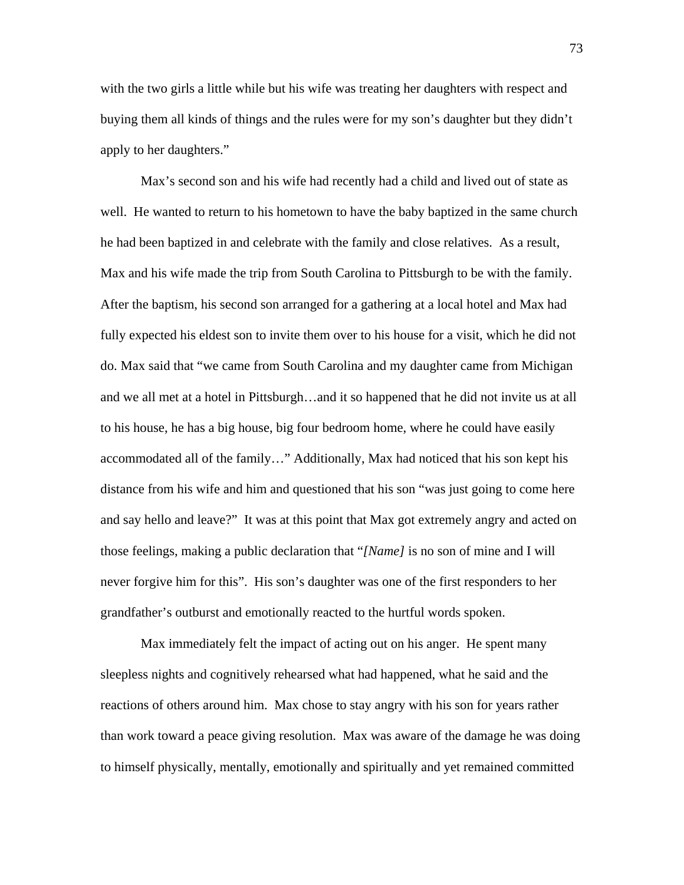with the two girls a little while but his wife was treating her daughters with respect and buying them all kinds of things and the rules were for my son's daughter but they didn't apply to her daughters."

Max's second son and his wife had recently had a child and lived out of state as well. He wanted to return to his hometown to have the baby baptized in the same church he had been baptized in and celebrate with the family and close relatives. As a result, Max and his wife made the trip from South Carolina to Pittsburgh to be with the family. After the baptism, his second son arranged for a gathering at a local hotel and Max had fully expected his eldest son to invite them over to his house for a visit, which he did not do. Max said that "we came from South Carolina and my daughter came from Michigan and we all met at a hotel in Pittsburgh…and it so happened that he did not invite us at all to his house, he has a big house, big four bedroom home, where he could have easily accommodated all of the family…" Additionally, Max had noticed that his son kept his distance from his wife and him and questioned that his son "was just going to come here and say hello and leave?" It was at this point that Max got extremely angry and acted on those feelings, making a public declaration that "*[Name]* is no son of mine and I will never forgive him for this". His son's daughter was one of the first responders to her grandfather's outburst and emotionally reacted to the hurtful words spoken.

Max immediately felt the impact of acting out on his anger. He spent many sleepless nights and cognitively rehearsed what had happened, what he said and the reactions of others around him. Max chose to stay angry with his son for years rather than work toward a peace giving resolution. Max was aware of the damage he was doing to himself physically, mentally, emotionally and spiritually and yet remained committed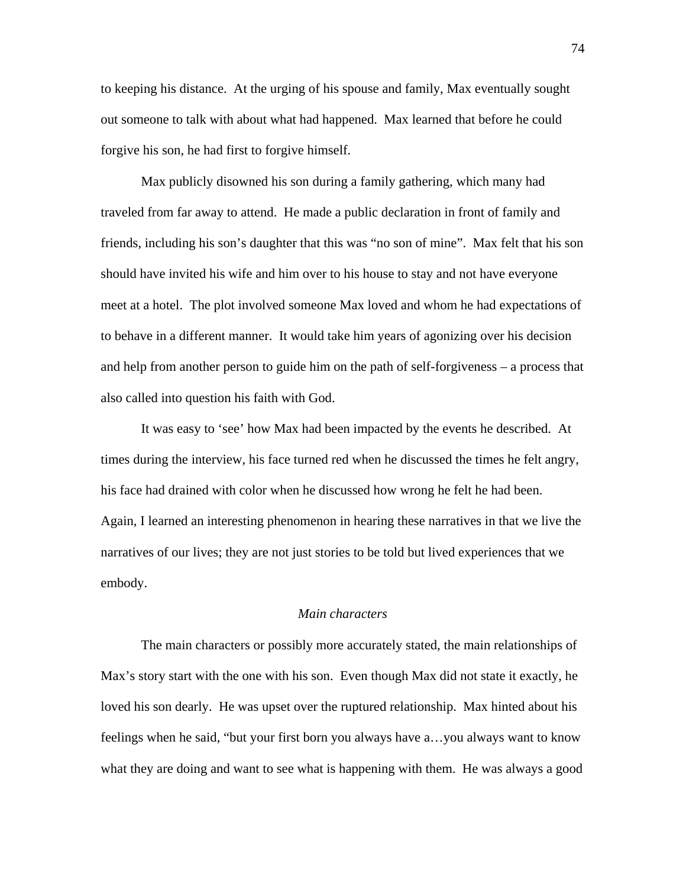to keeping his distance. At the urging of his spouse and family, Max eventually sought out someone to talk with about what had happened. Max learned that before he could forgive his son, he had first to forgive himself.

Max publicly disowned his son during a family gathering, which many had traveled from far away to attend. He made a public declaration in front of family and friends, including his son's daughter that this was "no son of mine". Max felt that his son should have invited his wife and him over to his house to stay and not have everyone meet at a hotel. The plot involved someone Max loved and whom he had expectations of to behave in a different manner. It would take him years of agonizing over his decision and help from another person to guide him on the path of self-forgiveness – a process that also called into question his faith with God.

It was easy to 'see' how Max had been impacted by the events he described. At times during the interview, his face turned red when he discussed the times he felt angry, his face had drained with color when he discussed how wrong he felt he had been. Again, I learned an interesting phenomenon in hearing these narratives in that we live the narratives of our lives; they are not just stories to be told but lived experiences that we embody.

### *Main characters*

The main characters or possibly more accurately stated, the main relationships of Max's story start with the one with his son. Even though Max did not state it exactly, he loved his son dearly. He was upset over the ruptured relationship. Max hinted about his feelings when he said, "but your first born you always have a…you always want to know what they are doing and want to see what is happening with them. He was always a good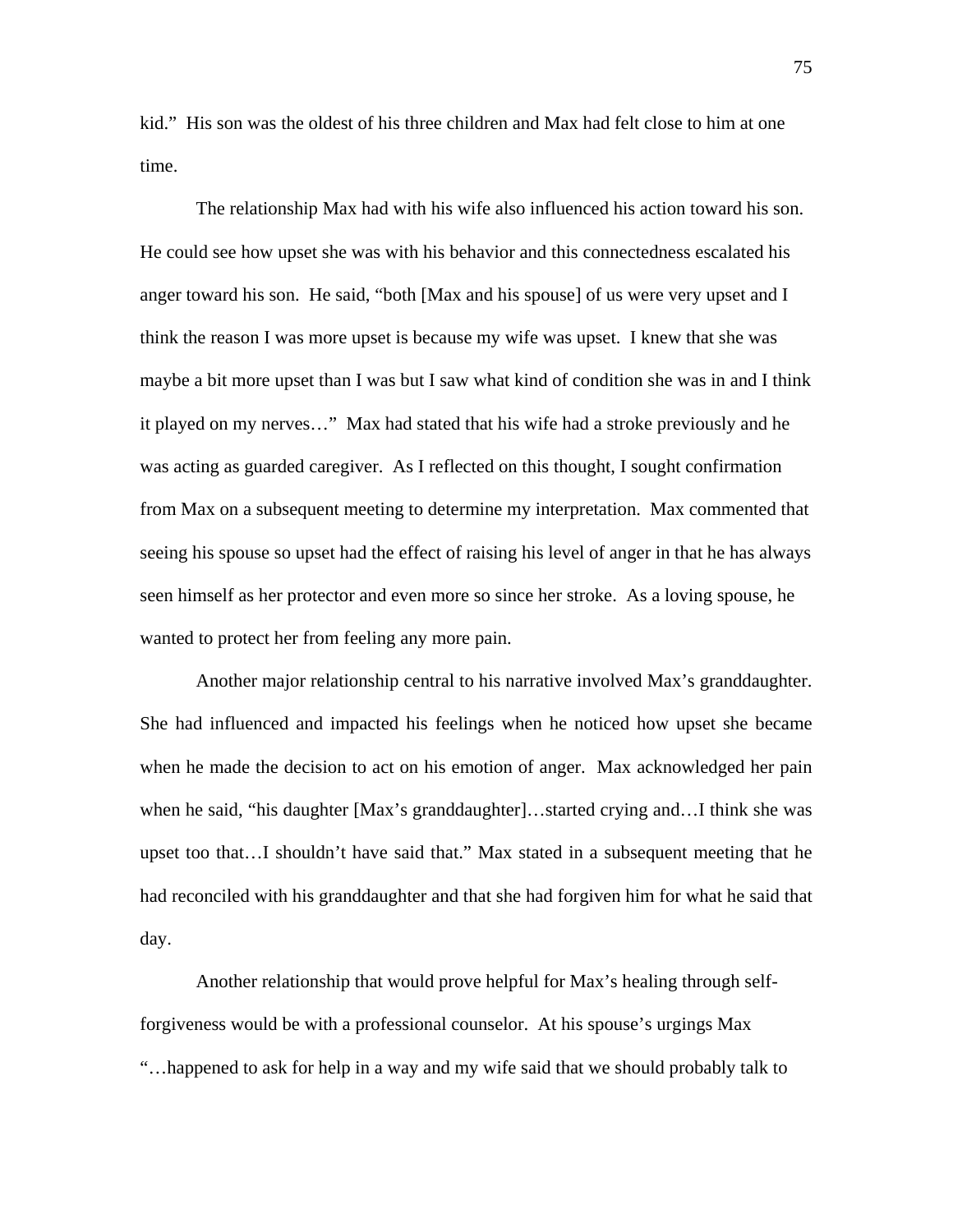kid." His son was the oldest of his three children and Max had felt close to him at one time.

The relationship Max had with his wife also influenced his action toward his son. He could see how upset she was with his behavior and this connectedness escalated his anger toward his son. He said, "both [Max and his spouse] of us were very upset and I think the reason I was more upset is because my wife was upset. I knew that she was maybe a bit more upset than I was but I saw what kind of condition she was in and I think it played on my nerves…" Max had stated that his wife had a stroke previously and he was acting as guarded caregiver. As I reflected on this thought, I sought confirmation from Max on a subsequent meeting to determine my interpretation. Max commented that seeing his spouse so upset had the effect of raising his level of anger in that he has always seen himself as her protector and even more so since her stroke. As a loving spouse, he wanted to protect her from feeling any more pain.

Another major relationship central to his narrative involved Max's granddaughter. She had influenced and impacted his feelings when he noticed how upset she became when he made the decision to act on his emotion of anger. Max acknowledged her pain when he said, "his daughter [Max's granddaughter]…started crying and…I think she was upset too that…I shouldn't have said that." Max stated in a subsequent meeting that he had reconciled with his granddaughter and that she had forgiven him for what he said that day.

Another relationship that would prove helpful for Max's healing through self-forgiveness would be with a professional counselor. At his spouse's urgings Max "…happened to ask for help in a way and my wife said that we should probably talk to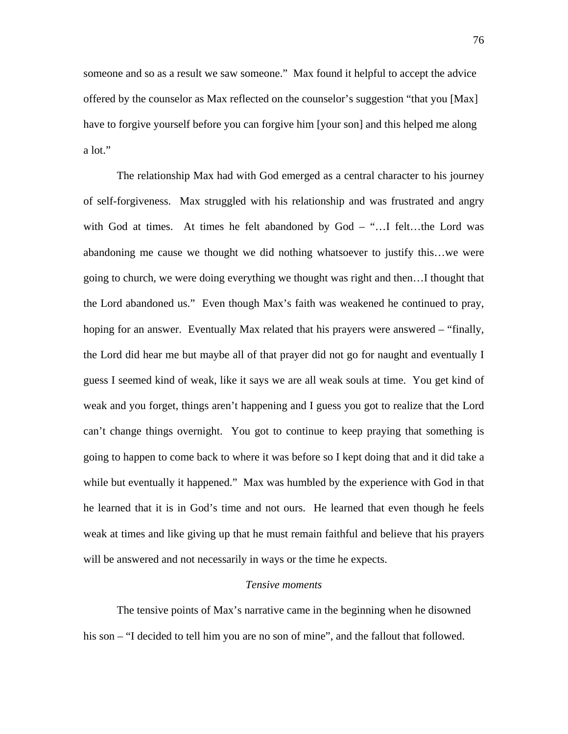someone and so as a result we saw someone." Max found it helpful to accept the advice offered by the counselor as Max reflected on the counselor's suggestion "that you [Max] have to forgive yourself before you can forgive him [your son] and this helped me along a lot."

The relationship Max had with God emerged as a central character to his journey of self-forgiveness. Max struggled with his relationship and was frustrated and angry with God at times. At times he felt abandoned by God – "…I felt…the Lord was abandoning me cause we thought we did nothing whatsoever to justify this…we were going to church, we were doing everything we thought was right and then…I thought that the Lord abandoned us." Even though Max's faith was weakened he continued to pray, hoping for an answer. Eventually Max related that his prayers were answered – "finally, the Lord did hear me but maybe all of that prayer did not go for naught and eventually I guess I seemed kind of weak, like it says we are all weak souls at time. You get kind of weak and you forget, things aren't happening and I guess you got to realize that the Lord can't change things overnight. You got to continue to keep praying that something is going to happen to come back to where it was before so I kept doing that and it did take a while but eventually it happened." Max was humbled by the experience with God in that he learned that it is in God's time and not ours. He learned that even though he feels weak at times and like giving up that he must remain faithful and believe that his prayers will be answered and not necessarily in ways or the time he expects.

*Tensive moments*

The tensive points of Max's narrative came in the beginning when he disowned his son – "I decided to tell him you are no son of mine", and the fallout that followed.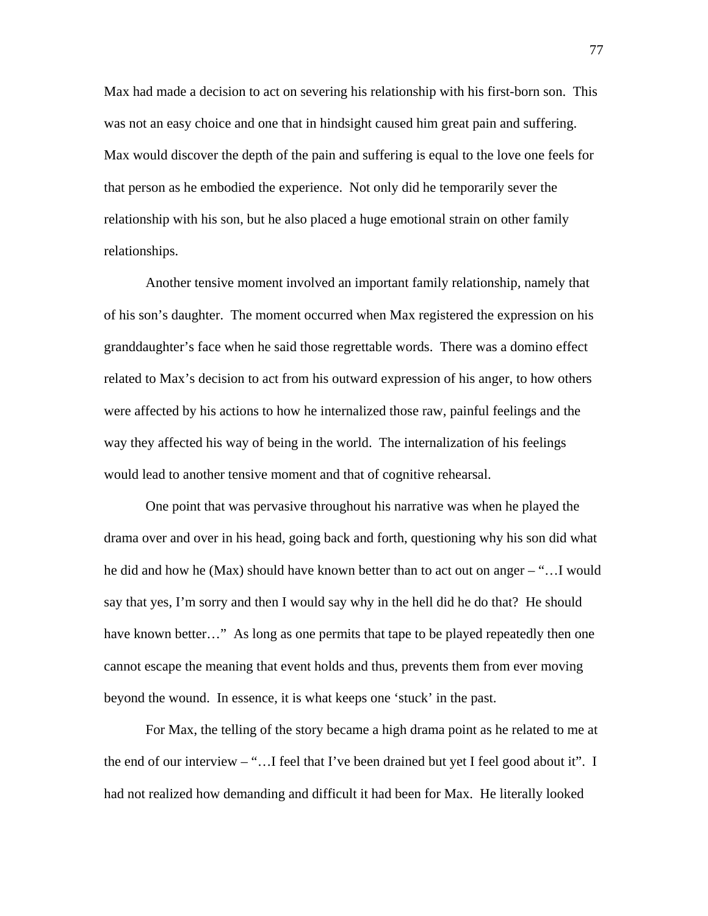Max had made a decision to act on severing his relationship with his first-born son. This was not an easy choice and one that in hindsight caused him great pain and suffering. Max would discover the depth of the pain and suffering is equal to the love one feels for that person as he embodied the experience. Not only did he temporarily sever the relationship with his son, but he also placed a huge emotional strain on other family relationships.

Another tensive moment involved an important family relationship, namely that of his son's daughter. The moment occurred when Max registered the expression on his granddaughter's face when he said those regrettable words. There was a domino effect related to Max's decision to act from his outward expression of his anger, to how others were affected by his actions to how he internalized those raw, painful feelings and the way they affected his way of being in the world. The internalization of his feelings would lead to another tensive moment and that of cognitive rehearsal.

One point that was pervasive throughout his narrative was when he played the drama over and over in his head, going back and forth, questioning why his son did what he did and how he (Max) should have known better than to act out on anger – "…I would say that yes, I'm sorry and then I would say why in the hell did he do that? He should have known better…" As long as one permits that tape to be played repeatedly then one cannot escape the meaning that event holds and thus, prevents them from ever moving beyond the wound. In essence, it is what keeps one 'stuck' in the past.

For Max, the telling of the story became a high drama point as he related to me at the end of our interview – "…I feel that I've been drained but yet I feel good about it". I had not realized how demanding and difficult it had been for Max. He literally looked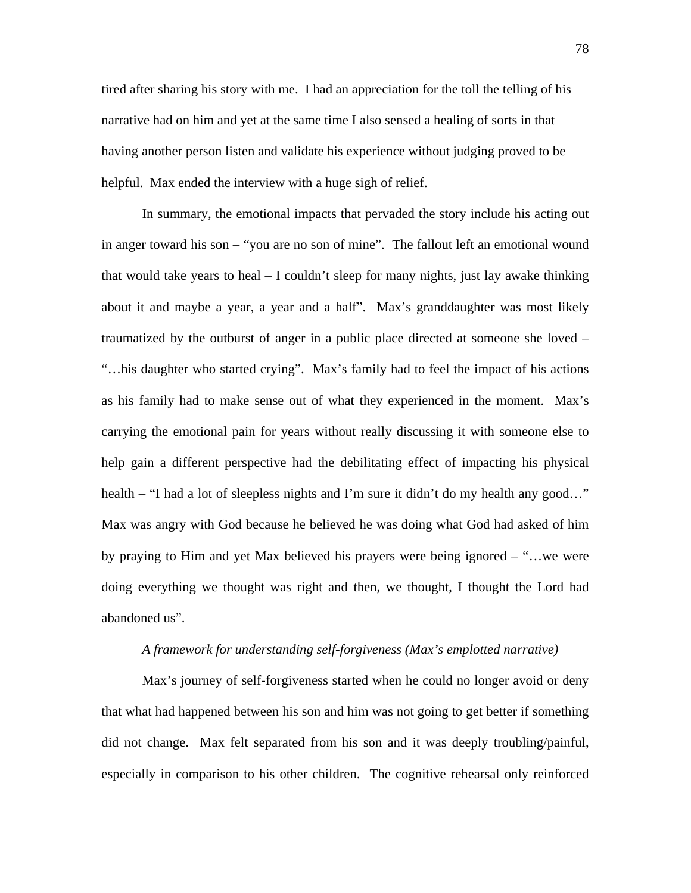tired after sharing his story with me. I had an appreciation for the toll the telling of his narrative had on him and yet at the same time I also sensed a healing of sorts in that having another person listen and validate his experience without judging proved to be helpful. Max ended the interview with a huge sigh of relief.

In summary, the emotional impacts that pervaded the story include his acting out in anger toward his son – "you are no son of mine". The fallout left an emotional wound that would take years to heal – I couldn't sleep for many nights, just lay awake thinking about it and maybe a year, a year and a half". Max's granddaughter was most likely traumatized by the outburst of anger in a public place directed at someone she loved – "…his daughter who started crying". Max's family had to feel the impact of his actions as his family had to make sense out of what they experienced in the moment. Max's carrying the emotional pain for years without really discussing it with someone else to help gain a different perspective had the debilitating effect of impacting his physical health – "I had a lot of sleepless nights and I'm sure it didn't do my health any good…" Max was angry with God because he believed he was doing what God had asked of him by praying to Him and yet Max believed his prayers were being ignored – "…we were doing everything we thought was right and then, we thought, I thought the Lord had abandoned us".

*A framework for understanding self-forgiveness (Max's emplotted narrative)*

Max's journey of self-forgiveness started when he could no longer avoid or deny that what had happened between his son and him was not going to get better if something did not change. Max felt separated from his son and it was deeply troubling/painful, especially in comparison to his other children. The cognitive rehearsal only reinforced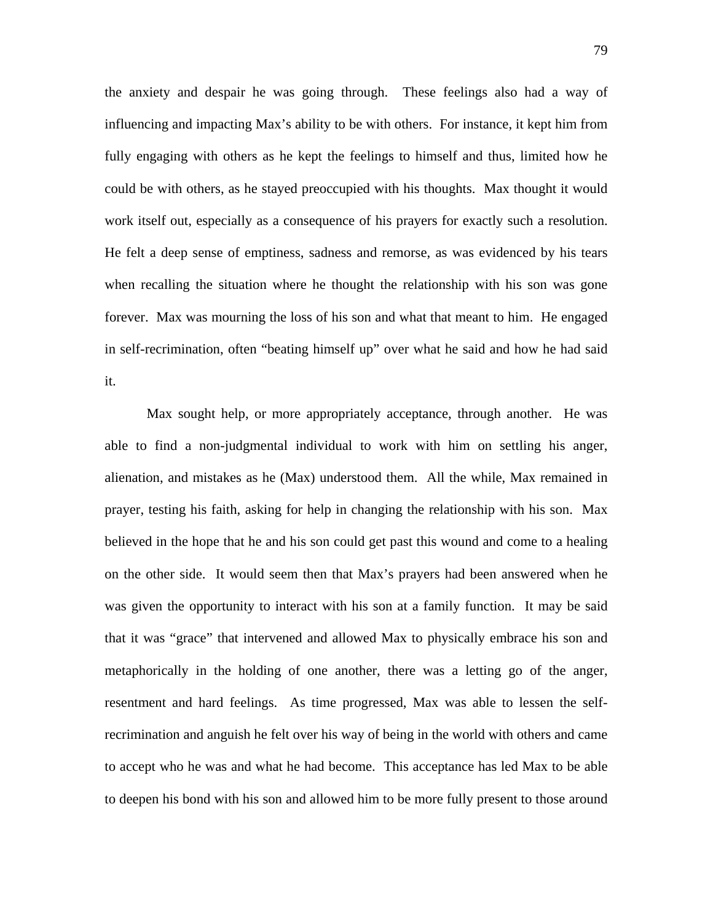the anxiety and despair he was going through. These feelings also had a way of influencing and impacting Max's ability to be with others. For instance, it kept him from fully engaging with others as he kept the feelings to himself and thus, limited how he could be with others, as he stayed preoccupied with his thoughts. Max thought it would work itself out, especially as a consequence of his prayers for exactly such a resolution. He felt a deep sense of emptiness, sadness and remorse, as was evidenced by his tears when recalling the situation where he thought the relationship with his son was gone forever. Max was mourning the loss of his son and what that meant to him. He engaged in self-recrimination, often "beating himself up" over what he said and how he had said it.

Max sought help, or more appropriately acceptance, through another. He was able to find a non-judgmental individual to work with him on settling his anger, alienation, and mistakes as he (Max) understood them. All the while, Max remained in prayer, testing his faith, asking for help in changing the relationship with his son. Max believed in the hope that he and his son could get past this wound and come to a healing on the other side. It would seem then that Max's prayers had been answered when he was given the opportunity to interact with his son at a family function. It may be said that it was "grace" that intervened and allowed Max to physically embrace his son and metaphorically in the holding of one another, there was a letting go of the anger, resentment and hard feelings. As time progressed, Max was able to lessen the self-recrimination and anguish he felt over his way of being in the world with others and came to accept who he was and what he had become. This acceptance has led Max to be able to deepen his bond with his son and allowed him to be more fully present to those around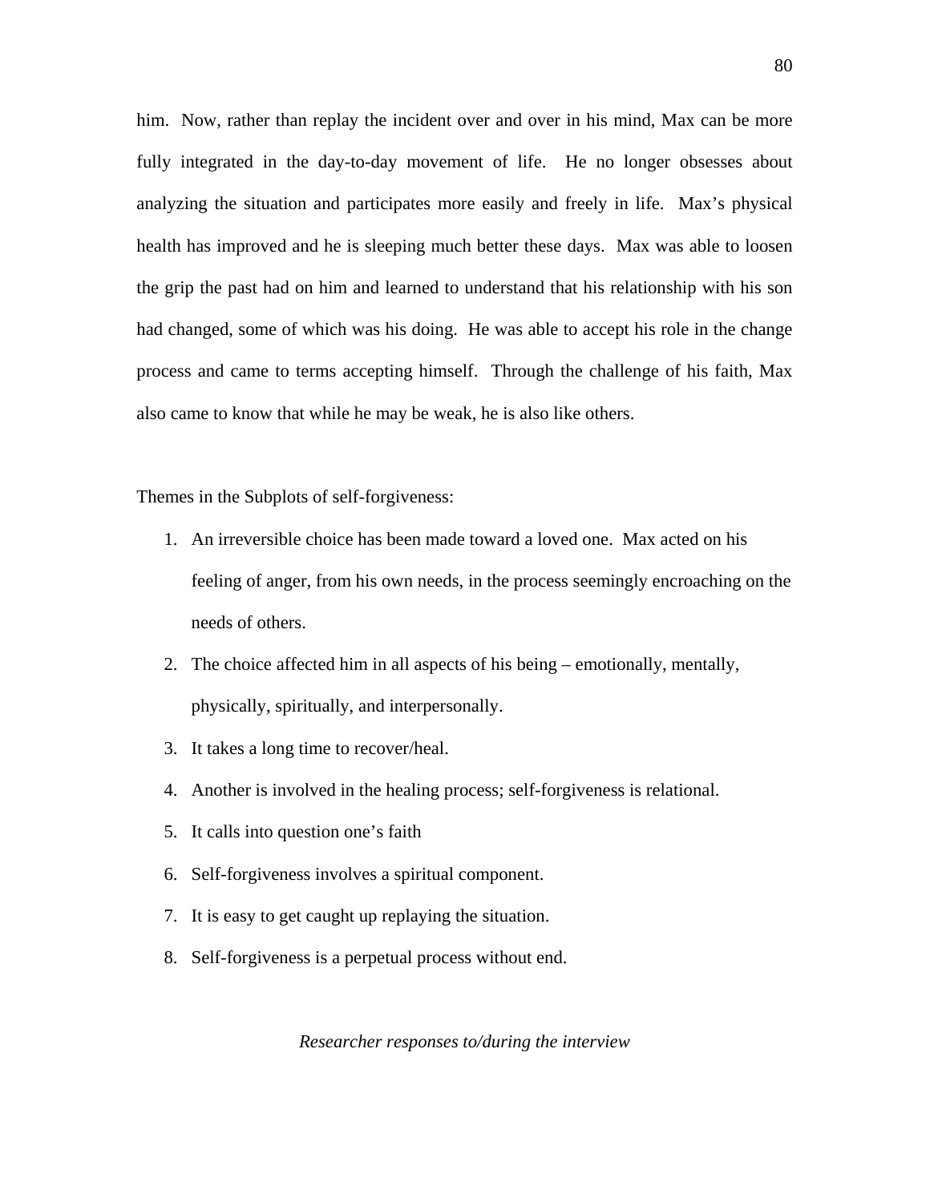him. Now, rather than replay the incident over and over in his mind, Max can be more fully integrated in the day-to-day movement of life. He no longer obsesses about analyzing the situation and participates more easily and freely in life. Max's physical health has improved and he is sleeping much better these days. Max was able to loosen the grip the past had on him and learned to understand that his relationship with his son had changed, some of which was his doing. He was able to accept his role in the change process and came to terms accepting himself. Through the challenge of his faith, Max also came to know that while he may be weak, he is also like others.

Themes in the Subplots of self-forgiveness:

1. An irreversible choice has been made toward a loved one. Max acted on his feeling of anger, from his own needs, in the process seemingly encroaching on the needs of others.
2. The choice affected him in all aspects of his being – emotionally, mentally, physically, spiritually, and interpersonally.
3. It takes a long time to recover/heal.
4. Another is involved in the healing process; self-forgiveness is relational.
5. It calls into question one's faith
6. Self-forgiveness involves a spiritual component.
7. It is easy to get caught up replaying the situation.
8. Self-forgiveness is a perpetual process without end.

*Researcher responses to/during the interview*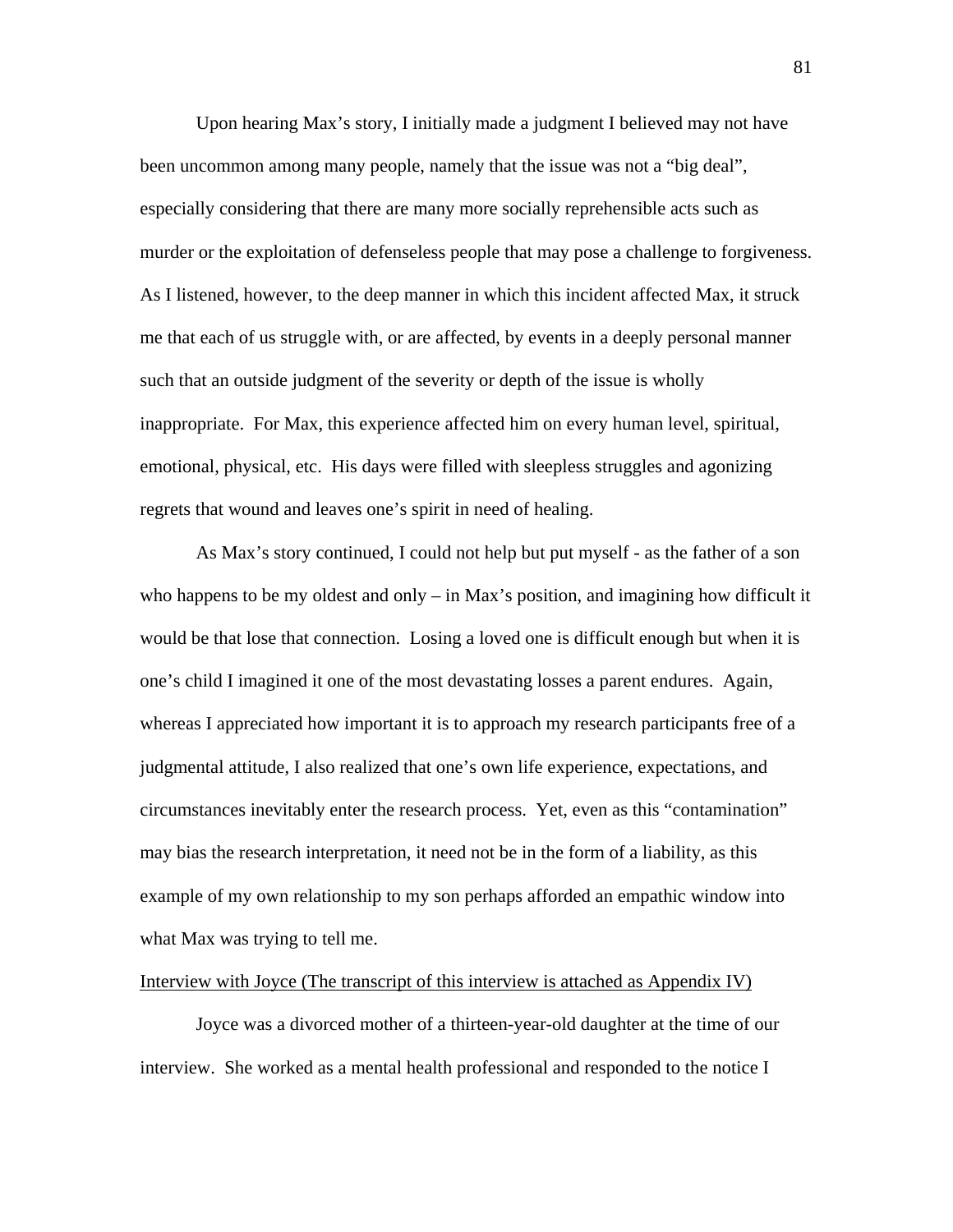Upon hearing Max's story, I initially made a judgment I believed may not have been uncommon among many people, namely that the issue was not a "big deal", especially considering that there are many more socially reprehensible acts such as murder or the exploitation of defenseless people that may pose a challenge to forgiveness. As I listened, however, to the deep manner in which this incident affected Max, it struck me that each of us struggle with, or are affected, by events in a deeply personal manner such that an outside judgment of the severity or depth of the issue is wholly inappropriate. For Max, this experience affected him on every human level, spiritual, emotional, physical, etc. His days were filled with sleepless struggles and agonizing regrets that wound and leaves one's spirit in need of healing.

As Max's story continued, I could not help but put myself - as the father of a son who happens to be my oldest and only – in Max's position, and imagining how difficult it would be that lose that connection. Losing a loved one is difficult enough but when it is one's child I imagined it one of the most devastating losses a parent endures. Again, whereas I appreciated how important it is to approach my research participants free of a judgmental attitude, I also realized that one's own life experience, expectations, and circumstances inevitably enter the research process. Yet, even as this "contamination" may bias the research interpretation, it need not be in the form of a liability, as this example of my own relationship to my son perhaps afforded an empathic window into what Max was trying to tell me.

<u>Interview with Joyce (The transcript of this interview is attached as Appendix IV)</u>

Joyce was a divorced mother of a thirteen-year-old daughter at the time of our interview. She worked as a mental health professional and responded to the notice I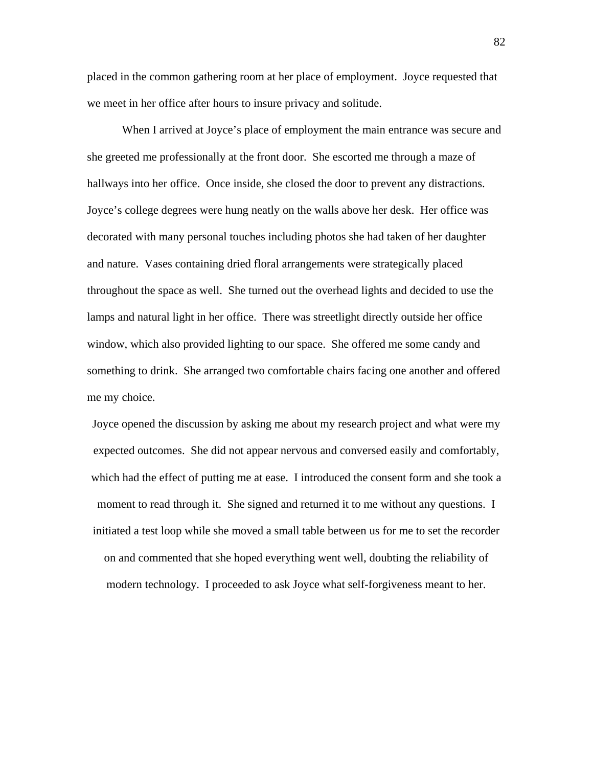placed in the common gathering room at her place of employment. Joyce requested that we meet in her office after hours to insure privacy and solitude.

When I arrived at Joyce's place of employment the main entrance was secure and she greeted me professionally at the front door. She escorted me through a maze of hallways into her office. Once inside, she closed the door to prevent any distractions. Joyce's college degrees were hung neatly on the walls above her desk. Her office was decorated with many personal touches including photos she had taken of her daughter and nature. Vases containing dried floral arrangements were strategically placed throughout the space as well. She turned out the overhead lights and decided to use the lamps and natural light in her office. There was streetlight directly outside her office window, which also provided lighting to our space. She offered me some candy and something to drink. She arranged two comfortable chairs facing one another and offered me my choice.

Joyce opened the discussion by asking me about my research project and what were my expected outcomes. She did not appear nervous and conversed easily and comfortably, which had the effect of putting me at ease. I introduced the consent form and she took a moment to read through it. She signed and returned it to me without any questions. I initiated a test loop while she moved a small table between us for me to set the recorder on and commented that she hoped everything went well, doubting the reliability of modern technology. I proceeded to ask Joyce what self-forgiveness meant to her.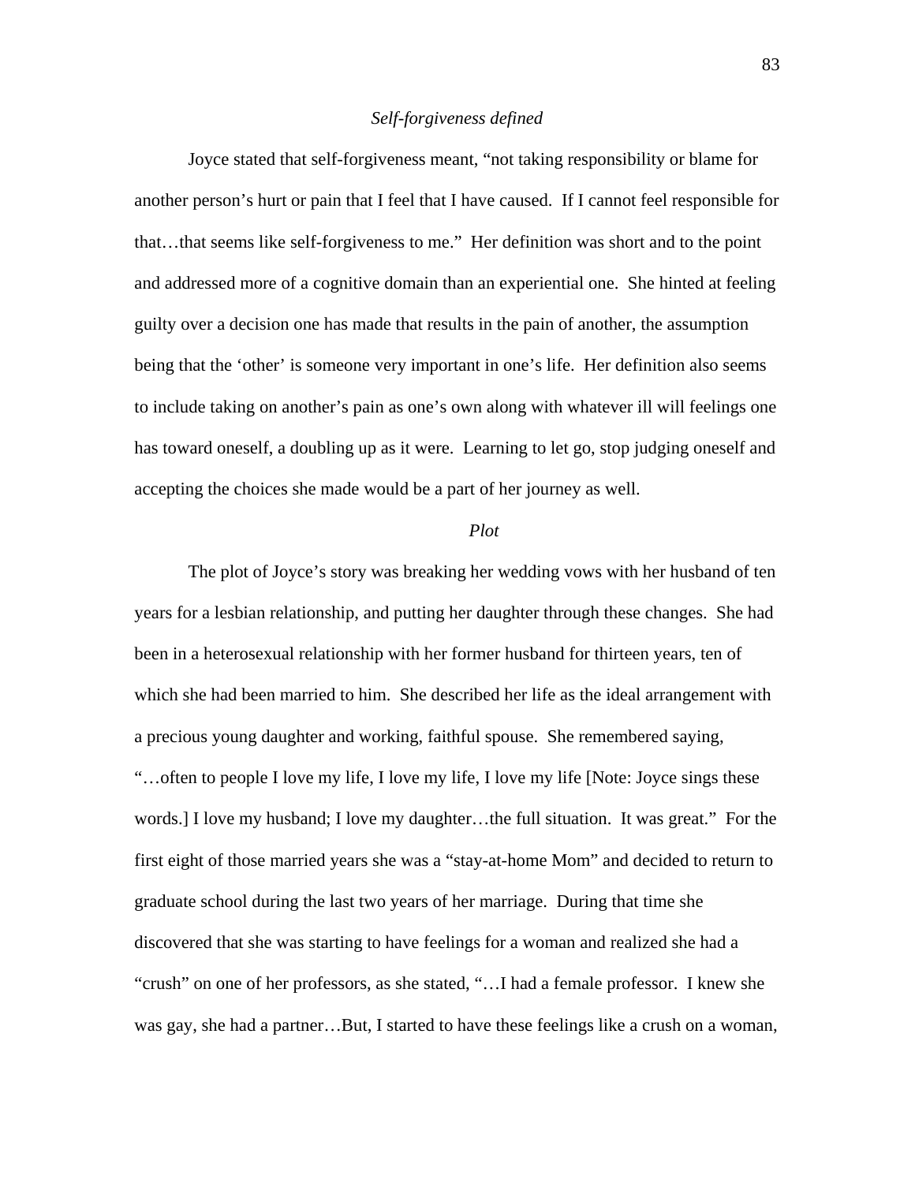*Self-forgiveness defined*

Joyce stated that self-forgiveness meant, "not taking responsibility or blame for another person's hurt or pain that I feel that I have caused. If I cannot feel responsible for that…that seems like self-forgiveness to me." Her definition was short and to the point and addressed more of a cognitive domain than an experiential one. She hinted at feeling guilty over a decision one has made that results in the pain of another, the assumption being that the 'other' is someone very important in one's life. Her definition also seems to include taking on another's pain as one's own along with whatever ill will feelings one has toward oneself, a doubling up as it were. Learning to let go, stop judging oneself and accepting the choices she made would be a part of her journey as well.

*Plot*

The plot of Joyce's story was breaking her wedding vows with her husband of ten years for a lesbian relationship, and putting her daughter through these changes. She had been in a heterosexual relationship with her former husband for thirteen years, ten of which she had been married to him. She described her life as the ideal arrangement with a precious young daughter and working, faithful spouse. She remembered saying, "…often to people I love my life, I love my life, I love my life [Note: Joyce sings these words.] I love my husband; I love my daughter…the full situation. It was great." For the first eight of those married years she was a "stay-at-home Mom" and decided to return to graduate school during the last two years of her marriage. During that time she discovered that she was starting to have feelings for a woman and realized she had a "crush" on one of her professors, as she stated, "…I had a female professor. I knew she was gay, she had a partner…But, I started to have these feelings like a crush on a woman,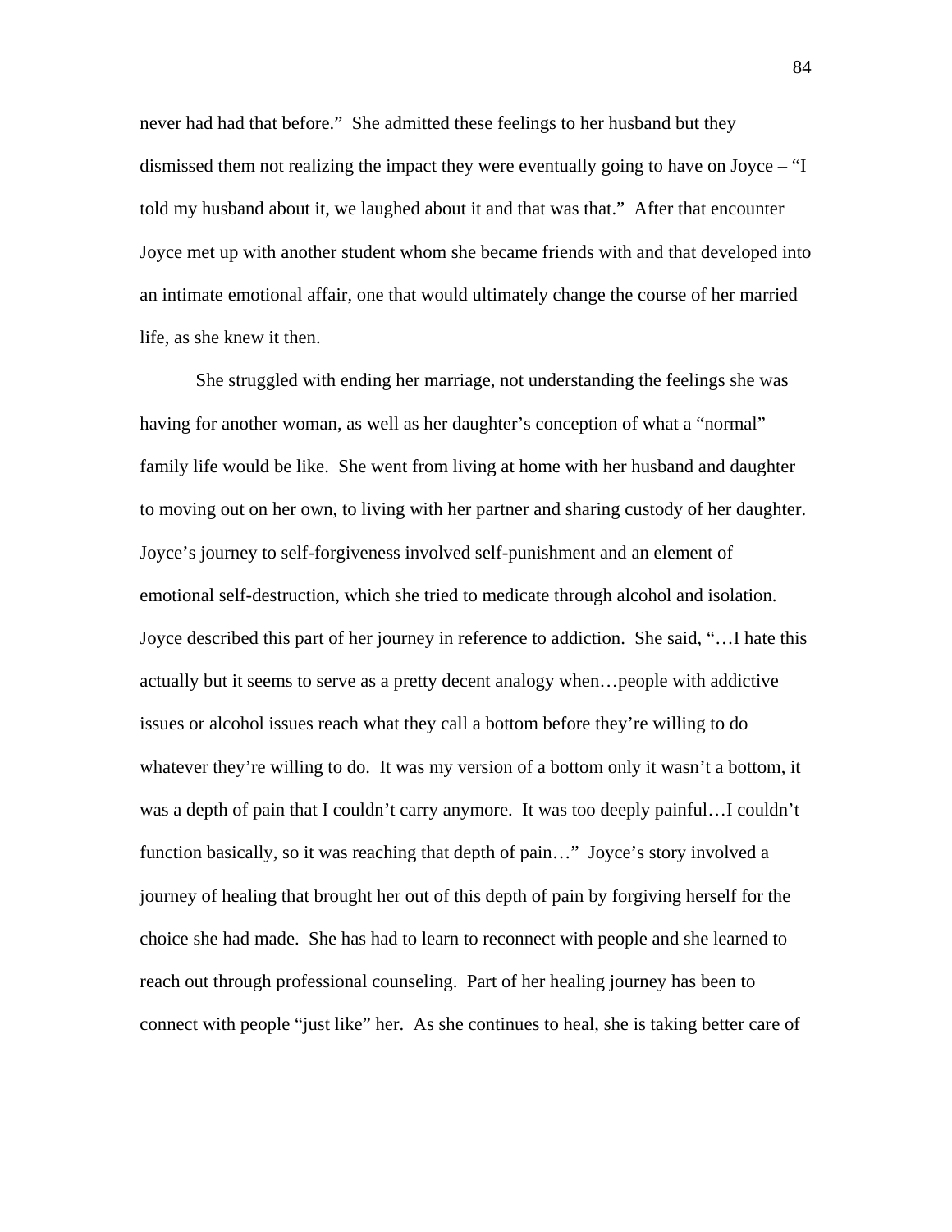never had had that before." She admitted these feelings to her husband but they dismissed them not realizing the impact they were eventually going to have on Joyce – "I told my husband about it, we laughed about it and that was that." After that encounter Joyce met up with another student whom she became friends with and that developed into an intimate emotional affair, one that would ultimately change the course of her married life, as she knew it then.

She struggled with ending her marriage, not understanding the feelings she was having for another woman, as well as her daughter's conception of what a "normal" family life would be like. She went from living at home with her husband and daughter to moving out on her own, to living with her partner and sharing custody of her daughter. Joyce's journey to self-forgiveness involved self-punishment and an element of emotional self-destruction, which she tried to medicate through alcohol and isolation. Joyce described this part of her journey in reference to addiction. She said, "…I hate this actually but it seems to serve as a pretty decent analogy when…people with addictive issues or alcohol issues reach what they call a bottom before they're willing to do whatever they're willing to do. It was my version of a bottom only it wasn't a bottom, it was a depth of pain that I couldn't carry anymore. It was too deeply painful…I couldn't function basically, so it was reaching that depth of pain…" Joyce's story involved a journey of healing that brought her out of this depth of pain by forgiving herself for the choice she had made. She has had to learn to reconnect with people and she learned to reach out through professional counseling. Part of her healing journey has been to connect with people "just like" her. As she continues to heal, she is taking better care of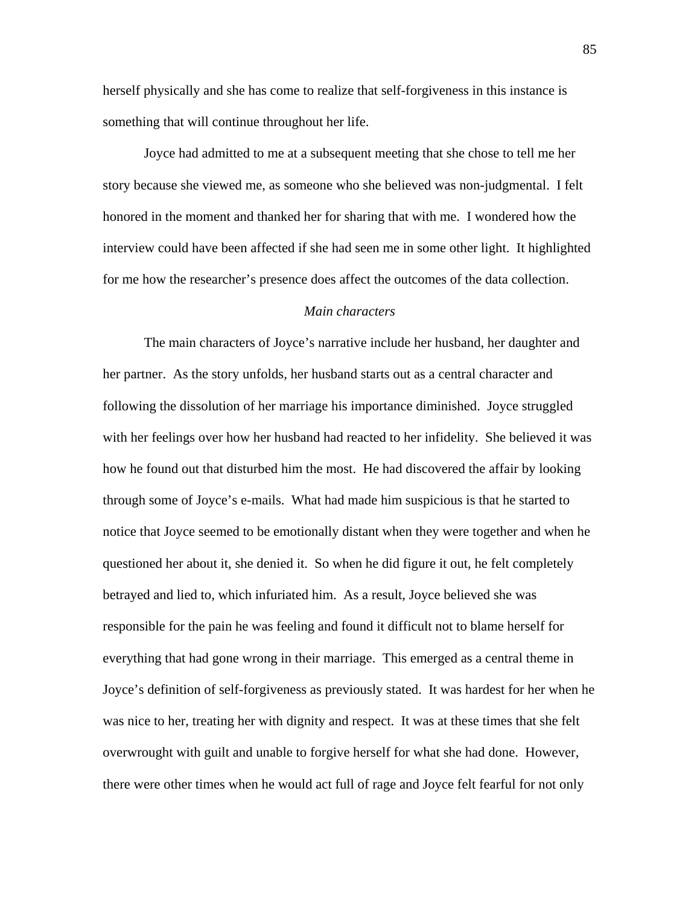herself physically and she has come to realize that self-forgiveness in this instance is something that will continue throughout her life.

Joyce had admitted to me at a subsequent meeting that she chose to tell me her story because she viewed me, as someone who she believed was non-judgmental. I felt honored in the moment and thanked her for sharing that with me. I wondered how the interview could have been affected if she had seen me in some other light. It highlighted for me how the researcher's presence does affect the outcomes of the data collection.

*Main characters*

The main characters of Joyce's narrative include her husband, her daughter and her partner. As the story unfolds, her husband starts out as a central character and following the dissolution of her marriage his importance diminished. Joyce struggled with her feelings over how her husband had reacted to her infidelity. She believed it was how he found out that disturbed him the most. He had discovered the affair by looking through some of Joyce's e-mails. What had made him suspicious is that he started to notice that Joyce seemed to be emotionally distant when they were together and when he questioned her about it, she denied it. So when he did figure it out, he felt completely betrayed and lied to, which infuriated him. As a result, Joyce believed she was responsible for the pain he was feeling and found it difficult not to blame herself for everything that had gone wrong in their marriage. This emerged as a central theme in Joyce's definition of self-forgiveness as previously stated. It was hardest for her when he was nice to her, treating her with dignity and respect. It was at these times that she felt overwrought with guilt and unable to forgive herself for what she had done. However, there were other times when he would act full of rage and Joyce felt fearful for not only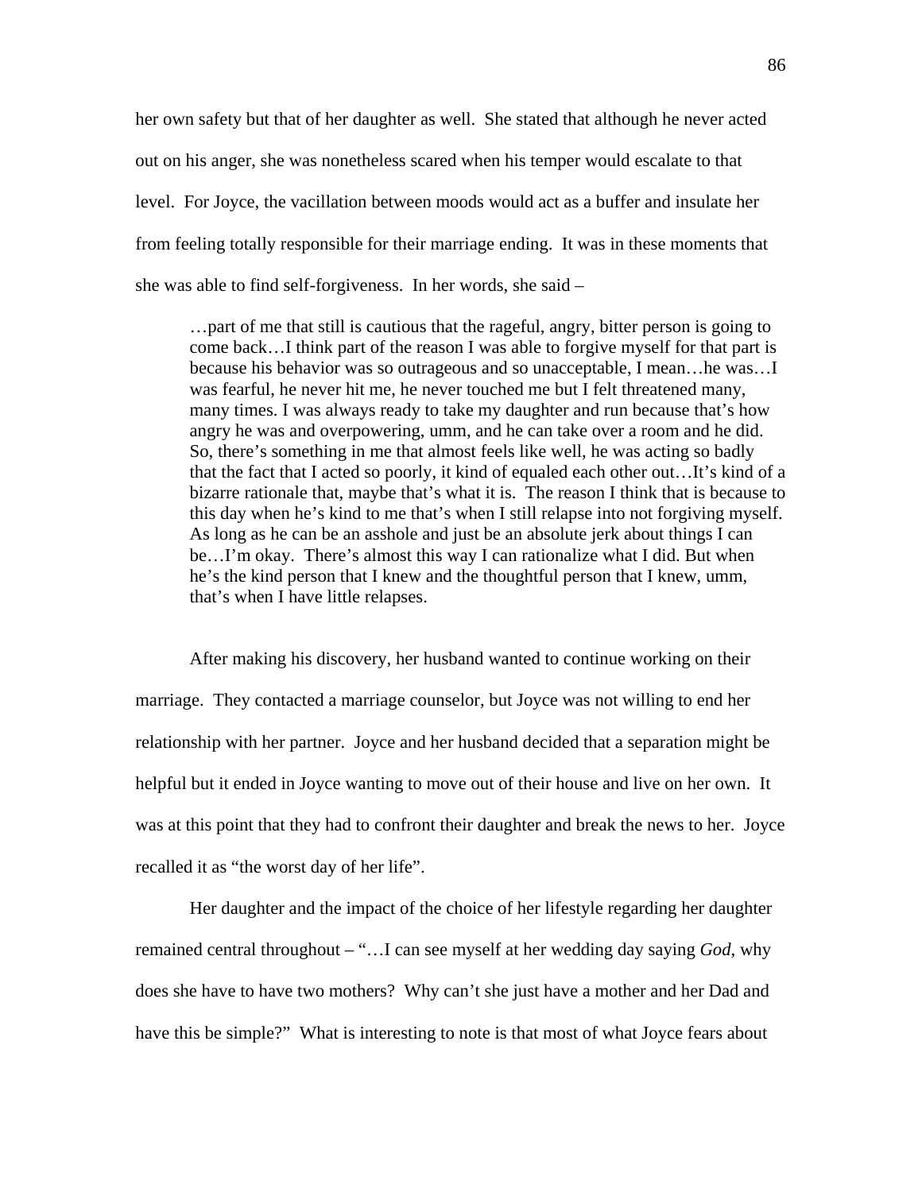her own safety but that of her daughter as well. She stated that although he never acted out on his anger, she was nonetheless scared when his temper would escalate to that level. For Joyce, the vacillation between moods would act as a buffer and insulate her from feeling totally responsible for their marriage ending. It was in these moments that she was able to find self-forgiveness. In her words, she said –

> …part of me that still is cautious that the rageful, angry, bitter person is going to come back…I think part of the reason I was able to forgive myself for that part is because his behavior was so outrageous and so unacceptable, I mean…he was…I was fearful, he never hit me, he never touched me but I felt threatened many, many times. I was always ready to take my daughter and run because that's how angry he was and overpowering, umm, and he can take over a room and he did. So, there's something in me that almost feels like well, he was acting so badly that the fact that I acted so poorly, it kind of equaled each other out…It's kind of a bizarre rationale that, maybe that's what it is. The reason I think that is because to this day when he's kind to me that's when I still relapse into not forgiving myself. As long as he can be an asshole and just be an absolute jerk about things I can be…I'm okay. There's almost this way I can rationalize what I did. But when he's the kind person that I knew and the thoughtful person that I knew, umm, that's when I have little relapses.

After making his discovery, her husband wanted to continue working on their marriage. They contacted a marriage counselor, but Joyce was not willing to end her relationship with her partner. Joyce and her husband decided that a separation might be helpful but it ended in Joyce wanting to move out of their house and live on her own. It was at this point that they had to confront their daughter and break the news to her. Joyce recalled it as "the worst day of her life".

Her daughter and the impact of the choice of her lifestyle regarding her daughter remained central throughout – "…I can see myself at her wedding day saying *God*, why does she have to have two mothers? Why can't she just have a mother and her Dad and have this be simple?" What is interesting to note is that most of what Joyce fears about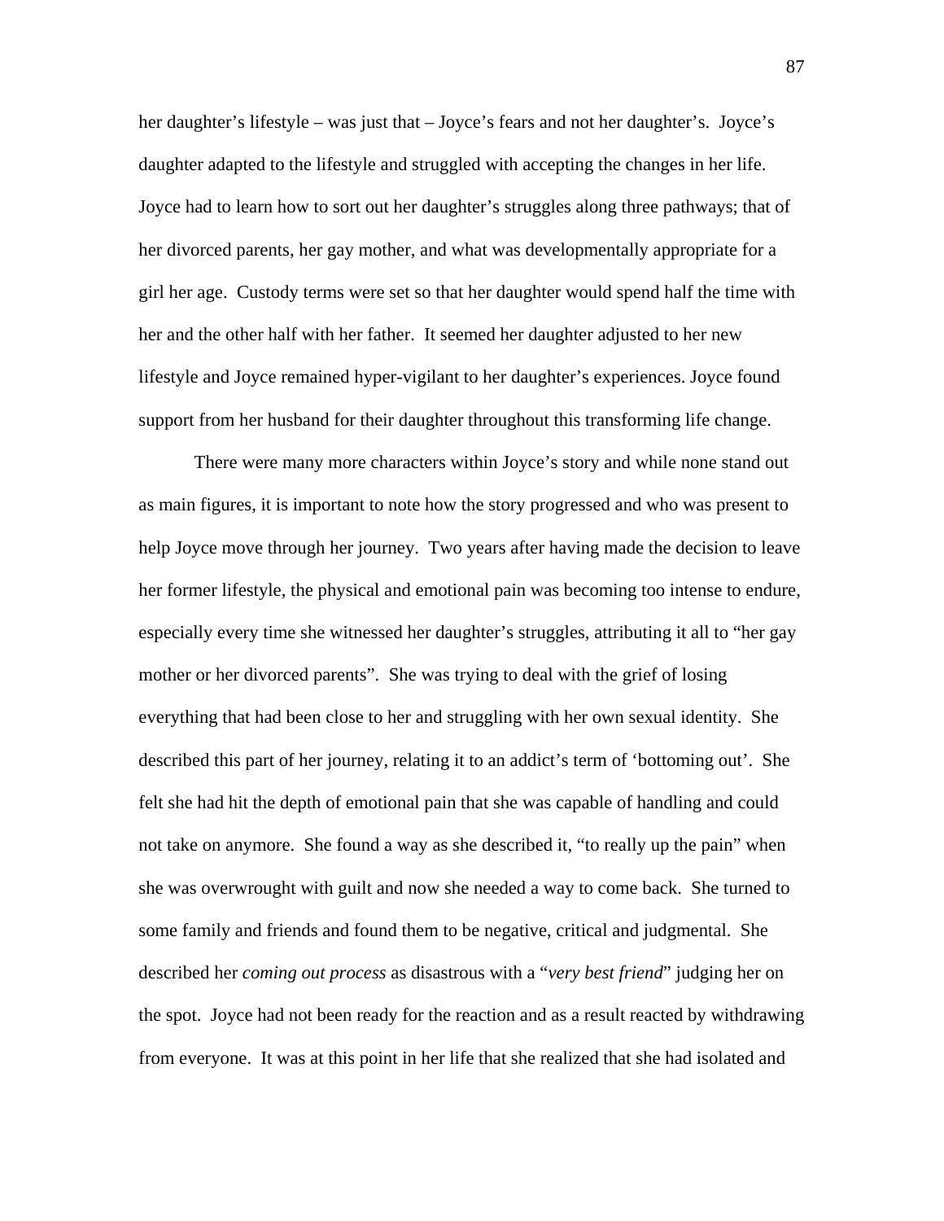her daughter's lifestyle – was just that – Joyce's fears and not her daughter's. Joyce's daughter adapted to the lifestyle and struggled with accepting the changes in her life. Joyce had to learn how to sort out her daughter's struggles along three pathways; that of her divorced parents, her gay mother, and what was developmentally appropriate for a girl her age. Custody terms were set so that her daughter would spend half the time with her and the other half with her father. It seemed her daughter adjusted to her new lifestyle and Joyce remained hyper-vigilant to her daughter's experiences. Joyce found support from her husband for their daughter throughout this transforming life change.

There were many more characters within Joyce's story and while none stand out as main figures, it is important to note how the story progressed and who was present to help Joyce move through her journey. Two years after having made the decision to leave her former lifestyle, the physical and emotional pain was becoming too intense to endure, especially every time she witnessed her daughter's struggles, attributing it all to "her gay mother or her divorced parents". She was trying to deal with the grief of losing everything that had been close to her and struggling with her own sexual identity. She described this part of her journey, relating it to an addict's term of 'bottoming out'. She felt she had hit the depth of emotional pain that she was capable of handling and could not take on anymore. She found a way as she described it, "to really up the pain" when she was overwrought with guilt and now she needed a way to come back. She turned to some family and friends and found them to be negative, critical and judgmental. She described her *coming out process* as disastrous with a "*very best friend*" judging her on the spot. Joyce had not been ready for the reaction and as a result reacted by withdrawing from everyone. It was at this point in her life that she realized that she had isolated and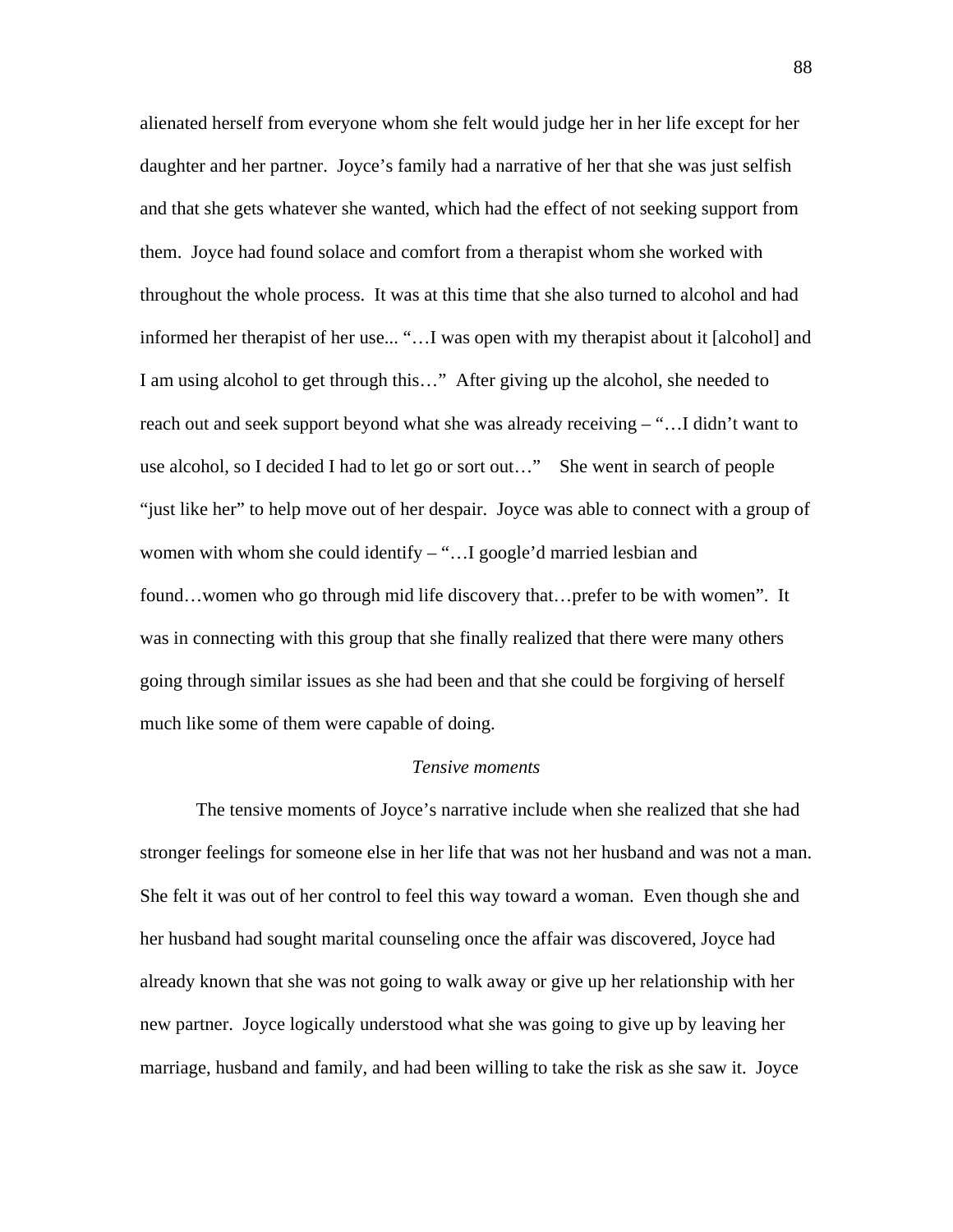alienated herself from everyone whom she felt would judge her in her life except for her daughter and her partner. Joyce's family had a narrative of her that she was just selfish and that she gets whatever she wanted, which had the effect of not seeking support from them. Joyce had found solace and comfort from a therapist whom she worked with throughout the whole process. It was at this time that she also turned to alcohol and had informed her therapist of her use... "…I was open with my therapist about it [alcohol] and I am using alcohol to get through this…" After giving up the alcohol, she needed to reach out and seek support beyond what she was already receiving – "…I didn't want to use alcohol, so I decided I had to let go or sort out…" She went in search of people "just like her" to help move out of her despair. Joyce was able to connect with a group of women with whom she could identify – "…I google'd married lesbian and found…women who go through mid life discovery that…prefer to be with women". It was in connecting with this group that she finally realized that there were many others going through similar issues as she had been and that she could be forgiving of herself much like some of them were capable of doing.

*Tensive moments*

The tensive moments of Joyce's narrative include when she realized that she had stronger feelings for someone else in her life that was not her husband and was not a man. She felt it was out of her control to feel this way toward a woman. Even though she and her husband had sought marital counseling once the affair was discovered, Joyce had already known that she was not going to walk away or give up her relationship with her new partner. Joyce logically understood what she was going to give up by leaving her marriage, husband and family, and had been willing to take the risk as she saw it. Joyce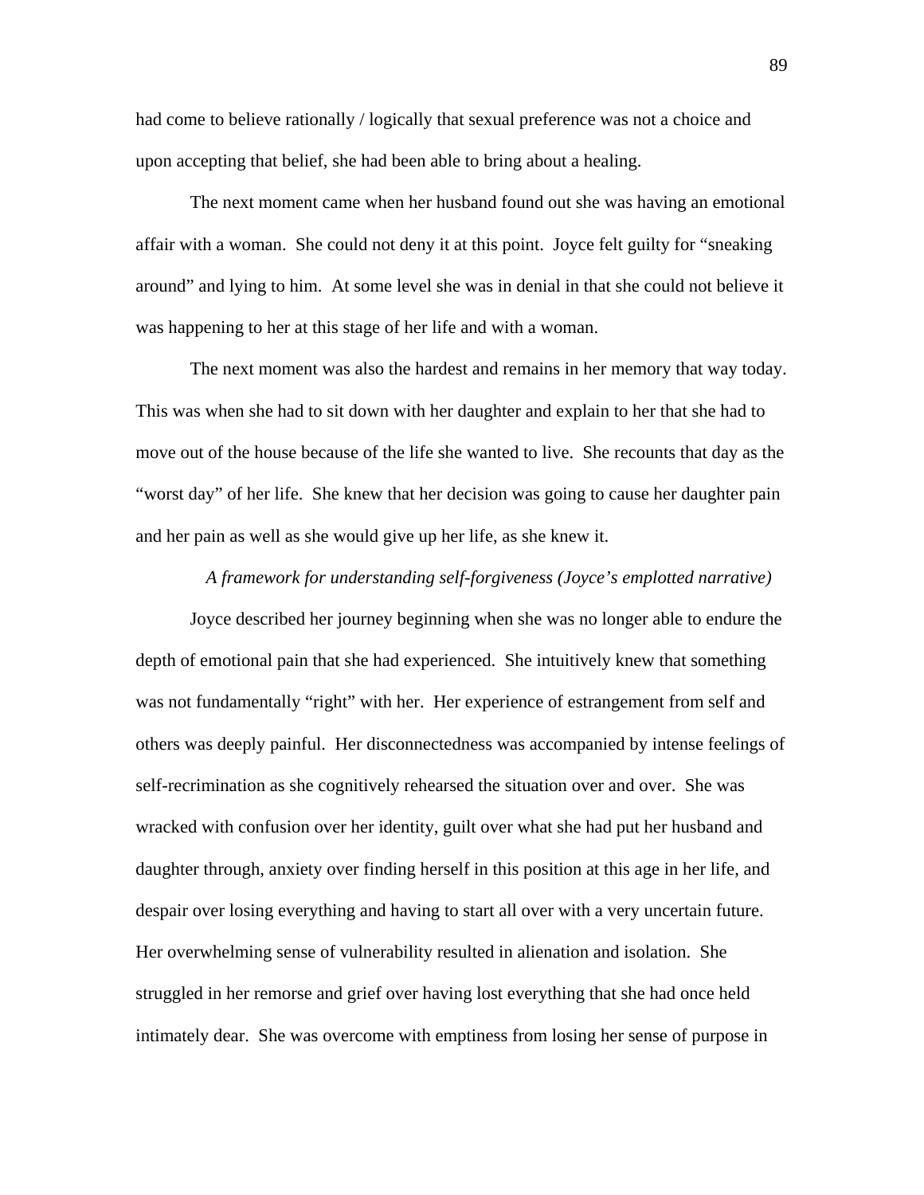had come to believe rationally / logically that sexual preference was not a choice and upon accepting that belief, she had been able to bring about a healing.

The next moment came when her husband found out she was having an emotional affair with a woman. She could not deny it at this point. Joyce felt guilty for "sneaking around" and lying to him. At some level she was in denial in that she could not believe it was happening to her at this stage of her life and with a woman.

The next moment was also the hardest and remains in her memory that way today. This was when she had to sit down with her daughter and explain to her that she had to move out of the house because of the life she wanted to live. She recounts that day as the "worst day" of her life. She knew that her decision was going to cause her daughter pain and her pain as well as she would give up her life, as she knew it.

*A framework for understanding self-forgiveness (Joyce's emplotted narrative)*

Joyce described her journey beginning when she was no longer able to endure the depth of emotional pain that she had experienced. She intuitively knew that something was not fundamentally "right" with her. Her experience of estrangement from self and others was deeply painful. Her disconnectedness was accompanied by intense feelings of self-recrimination as she cognitively rehearsed the situation over and over. She was wracked with confusion over her identity, guilt over what she had put her husband and daughter through, anxiety over finding herself in this position at this age in her life, and despair over losing everything and having to start all over with a very uncertain future. Her overwhelming sense of vulnerability resulted in alienation and isolation. She struggled in her remorse and grief over having lost everything that she had once held intimately dear. She was overcome with emptiness from losing her sense of purpose in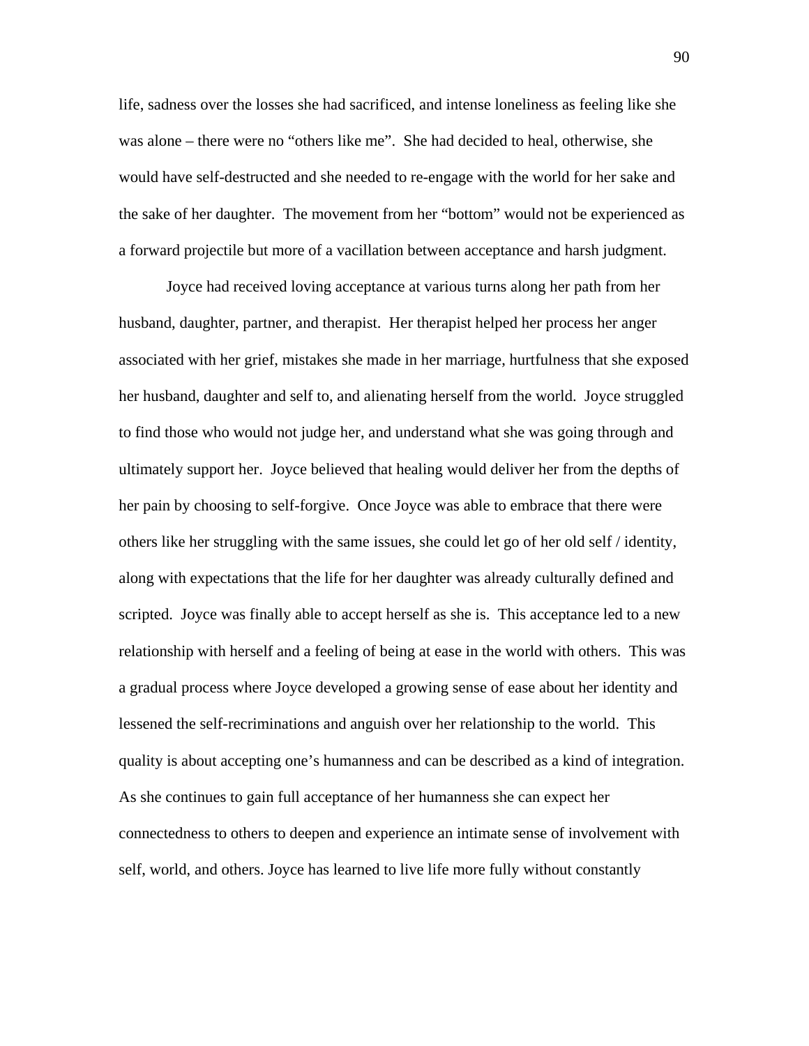life, sadness over the losses she had sacrificed, and intense loneliness as feeling like she was alone – there were no “others like me”. She had decided to heal, otherwise, she would have self-destructed and she needed to re-engage with the world for her sake and the sake of her daughter. The movement from her “bottom” would not be experienced as a forward projectile but more of a vacillation between acceptance and harsh judgment.

Joyce had received loving acceptance at various turns along her path from her husband, daughter, partner, and therapist. Her therapist helped her process her anger associated with her grief, mistakes she made in her marriage, hurtfulness that she exposed her husband, daughter and self to, and alienating herself from the world. Joyce struggled to find those who would not judge her, and understand what she was going through and ultimately support her. Joyce believed that healing would deliver her from the depths of her pain by choosing to self-forgive. Once Joyce was able to embrace that there were others like her struggling with the same issues, she could let go of her old self / identity, along with expectations that the life for her daughter was already culturally defined and scripted. Joyce was finally able to accept herself as she is. This acceptance led to a new relationship with herself and a feeling of being at ease in the world with others. This was a gradual process where Joyce developed a growing sense of ease about her identity and lessened the self-recriminations and anguish over her relationship to the world. This quality is about accepting one’s humanness and can be described as a kind of integration. As she continues to gain full acceptance of her humanness she can expect her connectedness to others to deepen and experience an intimate sense of involvement with self, world, and others. Joyce has learned to live life more fully without constantly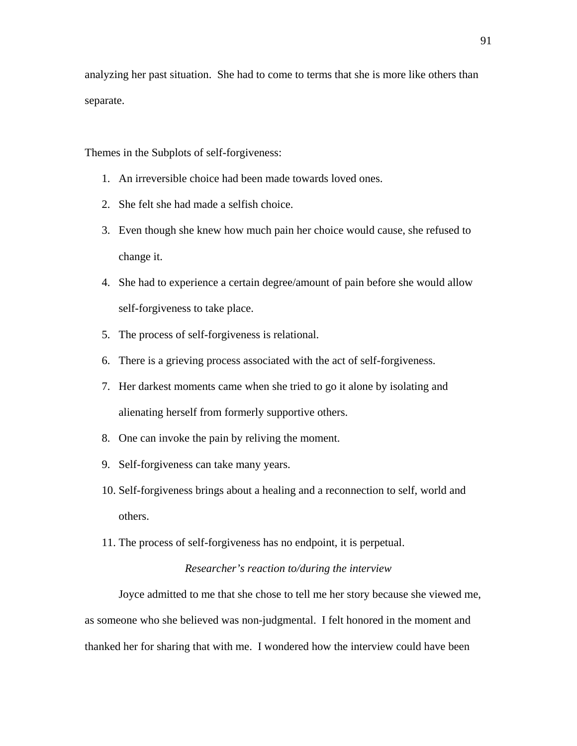analyzing her past situation.  She had to come to terms that she is more like others than separate.

Themes in the Subplots of self-forgiveness:

1. An irreversible choice had been made towards loved ones.
2. She felt she had made a selfish choice.
3. Even though she knew how much pain her choice would cause, she refused to change it.
4. She had to experience a certain degree/amount of pain before she would allow self-forgiveness to take place.
5. The process of self-forgiveness is relational.
6. There is a grieving process associated with the act of self-forgiveness.
7. Her darkest moments came when she tried to go it alone by isolating and alienating herself from formerly supportive others.
8. One can invoke the pain by reliving the moment.
9. Self-forgiveness can take many years.
10. Self-forgiveness brings about a healing and a reconnection to self, world and others.
11. The process of self-forgiveness has no endpoint, it is perpetual.

*Researcher's reaction to/during the interview*

Joyce admitted to me that she chose to tell me her story because she viewed me, as someone who she believed was non-judgmental.  I felt honored in the moment and thanked her for sharing that with me.  I wondered how the interview could have been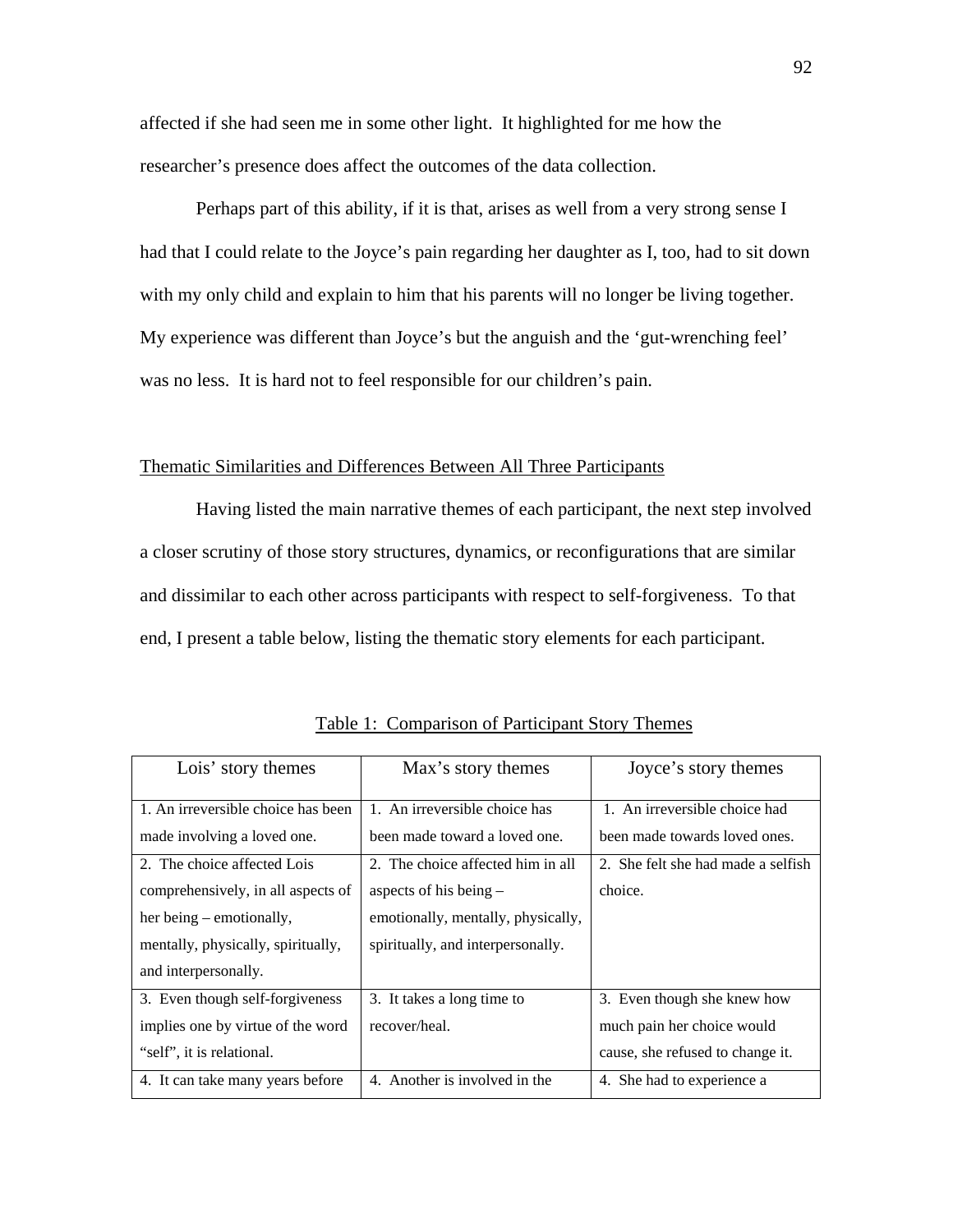affected if she had seen me in some other light. It highlighted for me how the researcher's presence does affect the outcomes of the data collection.

Perhaps part of this ability, if it is that, arises as well from a very strong sense I had that I could relate to the Joyce's pain regarding her daughter as I, too, had to sit down with my only child and explain to him that his parents will no longer be living together. My experience was different than Joyce's but the anguish and the 'gut-wrenching feel' was no less. It is hard not to feel responsible for our children's pain.

## Thematic Similarities and Differences Between All Three Participants

Having listed the main narrative themes of each participant, the next step involved a closer scrutiny of those story structures, dynamics, or reconfigurations that are similar and dissimilar to each other across participants with respect to self-forgiveness. To that end, I present a table below, listing the thematic story elements for each participant.

Table 1: Comparison of Participant Story Themes

| Lois' story themes | Max's story themes | Joyce's story themes |
|---|---|---|
| 1. An irreversible choice has been made involving a loved one. | 1. An irreversible choice has been made toward a loved one. | 1. An irreversible choice had been made towards loved ones. |
| 2. The choice affected Lois comprehensively, in all aspects of her being – emotionally, mentally, physically, spiritually, and interpersonally. | 2. The choice affected him in all aspects of his being – emotionally, mentally, physically, spiritually, and interpersonally. | 2. She felt she had made a selfish choice. |
| 3. Even though self-forgiveness implies one by virtue of the word "self", it is relational. | 3. It takes a long time to recover/heal. | 3. Even though she knew how much pain her choice would cause, she refused to change it. |
| 4. It can take many years before | 4. Another is involved in the | 4. She had to experience a |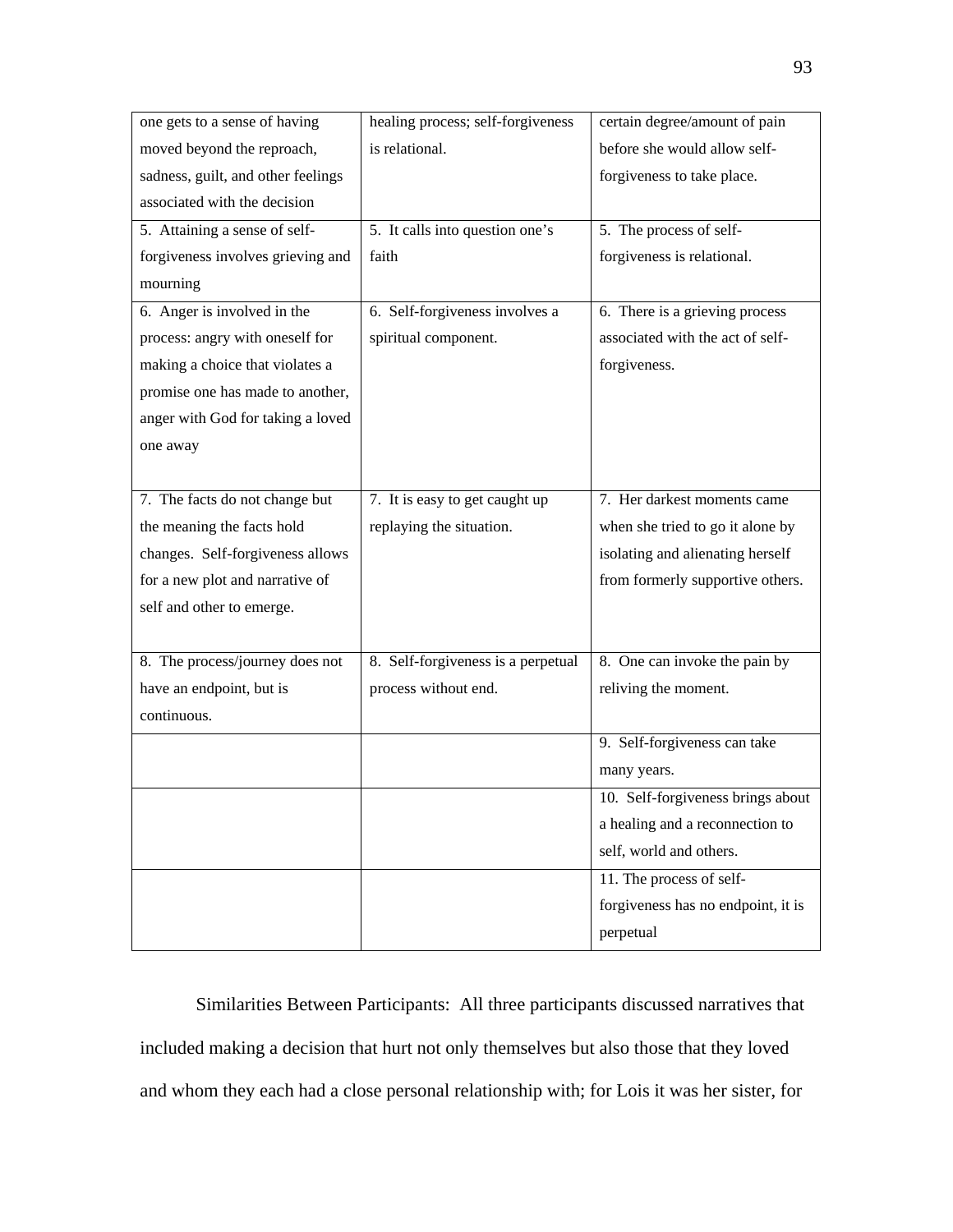| | | |
|---|---|---|
| one gets to a sense of having moved beyond the reproach, sadness, guilt, and other feelings associated with the decision | healing process; self-forgiveness is relational. | certain degree/amount of pain before she would allow self-forgiveness to take place. |
| 5. Attaining a sense of self-forgiveness involves grieving and mourning | 5. It calls into question one's faith | 5. The process of self-forgiveness is relational. |
| 6. Anger is involved in the process: angry with oneself for making a choice that violates a promise one has made to another, anger with God for taking a loved one away | 6. Self-forgiveness involves a spiritual component. | 6. There is a grieving process associated with the act of self-forgiveness. |
| 7. The facts do not change but the meaning the facts hold changes. Self-forgiveness allows for a new plot and narrative of self and other to emerge. | 7. It is easy to get caught up replaying the situation. | 7. Her darkest moments came when she tried to go it alone by isolating and alienating herself from formerly supportive others. |
| 8. The process/journey does not have an endpoint, but is continuous. | 8. Self-forgiveness is a perpetual process without end. | 8. One can invoke the pain by reliving the moment. |
| | | 9. Self-forgiveness can take many years. |
| | | 10. Self-forgiveness brings about a healing and a reconnection to self, world and others. |
| | | 11. The process of self-forgiveness has no endpoint, it is perpetual |

Similarities Between Participants: All three participants discussed narratives that included making a decision that hurt not only themselves but also those that they loved and whom they each had a close personal relationship with; for Lois it was her sister, for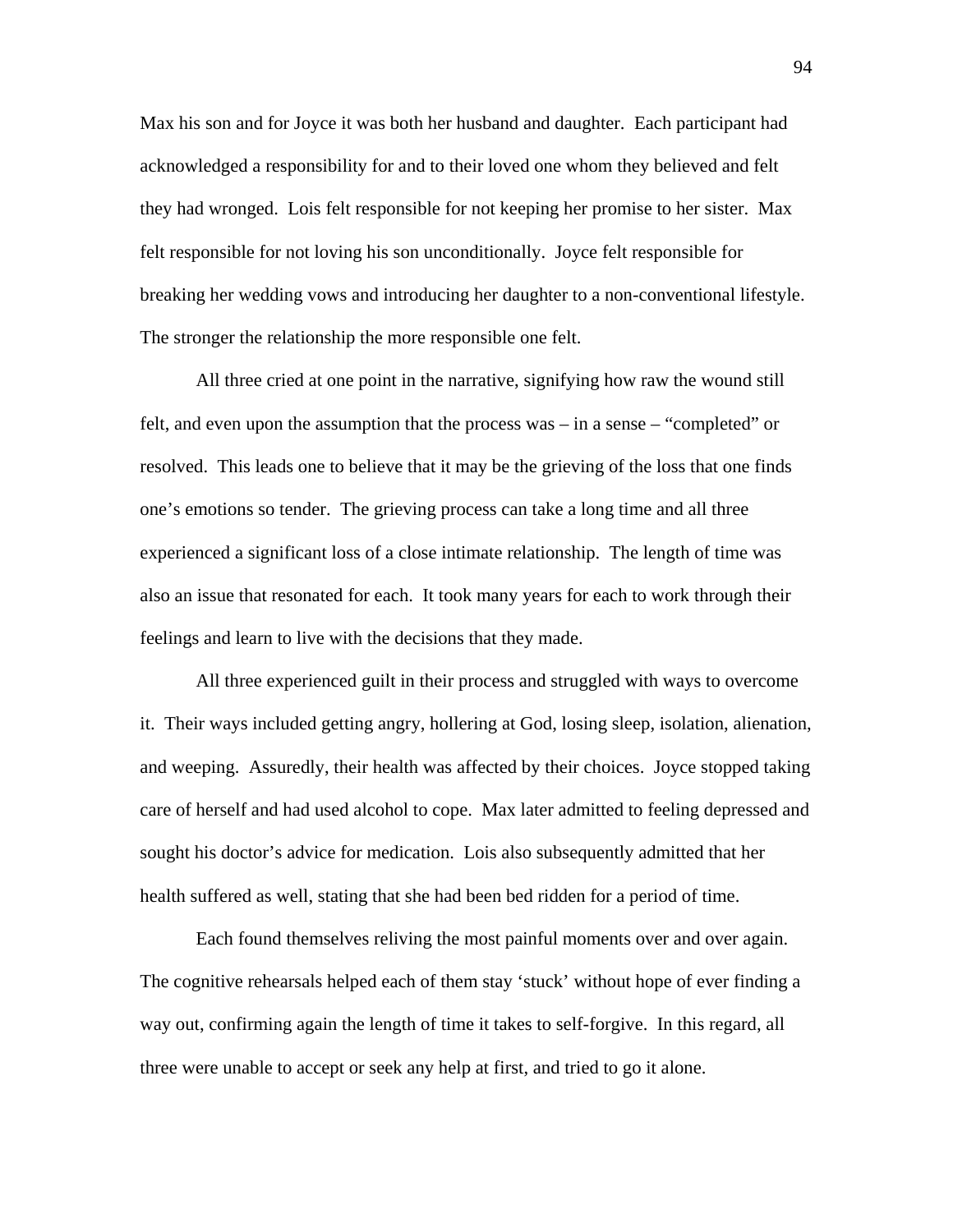Max his son and for Joyce it was both her husband and daughter. Each participant had acknowledged a responsibility for and to their loved one whom they believed and felt they had wronged. Lois felt responsible for not keeping her promise to her sister. Max felt responsible for not loving his son unconditionally. Joyce felt responsible for breaking her wedding vows and introducing her daughter to a non-conventional lifestyle. The stronger the relationship the more responsible one felt.

All three cried at one point in the narrative, signifying how raw the wound still felt, and even upon the assumption that the process was – in a sense – "completed" or resolved. This leads one to believe that it may be the grieving of the loss that one finds one's emotions so tender. The grieving process can take a long time and all three experienced a significant loss of a close intimate relationship. The length of time was also an issue that resonated for each. It took many years for each to work through their feelings and learn to live with the decisions that they made.

All three experienced guilt in their process and struggled with ways to overcome it. Their ways included getting angry, hollering at God, losing sleep, isolation, alienation, and weeping. Assuredly, their health was affected by their choices. Joyce stopped taking care of herself and had used alcohol to cope. Max later admitted to feeling depressed and sought his doctor's advice for medication. Lois also subsequently admitted that her health suffered as well, stating that she had been bed ridden for a period of time.

Each found themselves reliving the most painful moments over and over again. The cognitive rehearsals helped each of them stay 'stuck' without hope of ever finding a way out, confirming again the length of time it takes to self-forgive. In this regard, all three were unable to accept or seek any help at first, and tried to go it alone.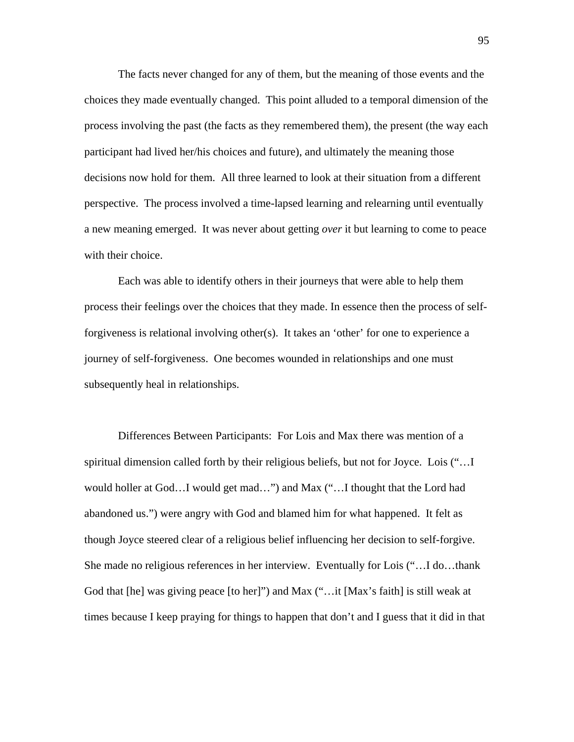The facts never changed for any of them, but the meaning of those events and the choices they made eventually changed. This point alluded to a temporal dimension of the process involving the past (the facts as they remembered them), the present (the way each participant had lived her/his choices and future), and ultimately the meaning those decisions now hold for them. All three learned to look at their situation from a different perspective. The process involved a time-lapsed learning and relearning until eventually a new meaning emerged. It was never about getting *over* it but learning to come to peace with their choice.

Each was able to identify others in their journeys that were able to help them process their feelings over the choices that they made. In essence then the process of self-forgiveness is relational involving other(s). It takes an 'other' for one to experience a journey of self-forgiveness. One becomes wounded in relationships and one must subsequently heal in relationships.

Differences Between Participants: For Lois and Max there was mention of a spiritual dimension called forth by their religious beliefs, but not for Joyce. Lois ("…I would holler at God…I would get mad…") and Max ("…I thought that the Lord had abandoned us.") were angry with God and blamed him for what happened. It felt as though Joyce steered clear of a religious belief influencing her decision to self-forgive. She made no religious references in her interview. Eventually for Lois ("…I do…thank God that [he] was giving peace [to her]") and Max ("…it [Max's faith] is still weak at times because I keep praying for things to happen that don't and I guess that it did in that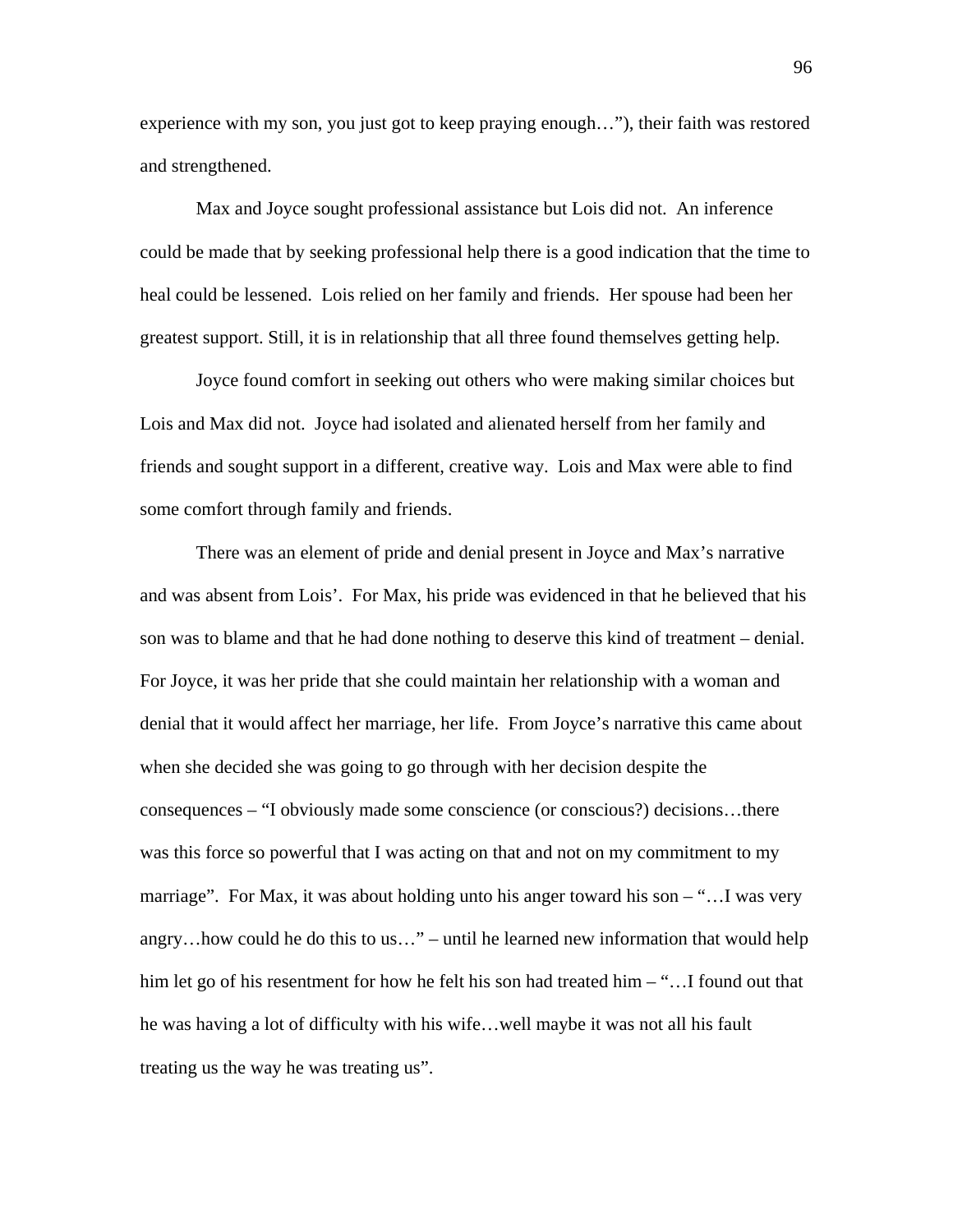experience with my son, you just got to keep praying enough…"), their faith was restored and strengthened.

Max and Joyce sought professional assistance but Lois did not. An inference could be made that by seeking professional help there is a good indication that the time to heal could be lessened. Lois relied on her family and friends. Her spouse had been her greatest support. Still, it is in relationship that all three found themselves getting help.

Joyce found comfort in seeking out others who were making similar choices but Lois and Max did not. Joyce had isolated and alienated herself from her family and friends and sought support in a different, creative way. Lois and Max were able to find some comfort through family and friends.

There was an element of pride and denial present in Joyce and Max's narrative and was absent from Lois'. For Max, his pride was evidenced in that he believed that his son was to blame and that he had done nothing to deserve this kind of treatment – denial. For Joyce, it was her pride that she could maintain her relationship with a woman and denial that it would affect her marriage, her life. From Joyce's narrative this came about when she decided she was going to go through with her decision despite the consequences – "I obviously made some conscience (or conscious?) decisions…there was this force so powerful that I was acting on that and not on my commitment to my marriage". For Max, it was about holding unto his anger toward his son – "…I was very angry…how could he do this to us…" – until he learned new information that would help him let go of his resentment for how he felt his son had treated him – "…I found out that he was having a lot of difficulty with his wife…well maybe it was not all his fault treating us the way he was treating us".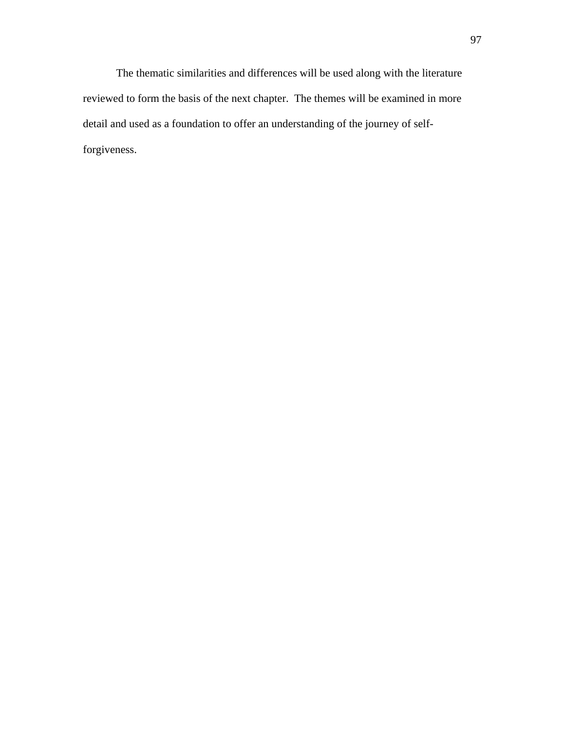The thematic similarities and differences will be used along with the literature reviewed to form the basis of the next chapter.  The themes will be examined in more detail and used as a foundation to offer an understanding of the journey of self-forgiveness.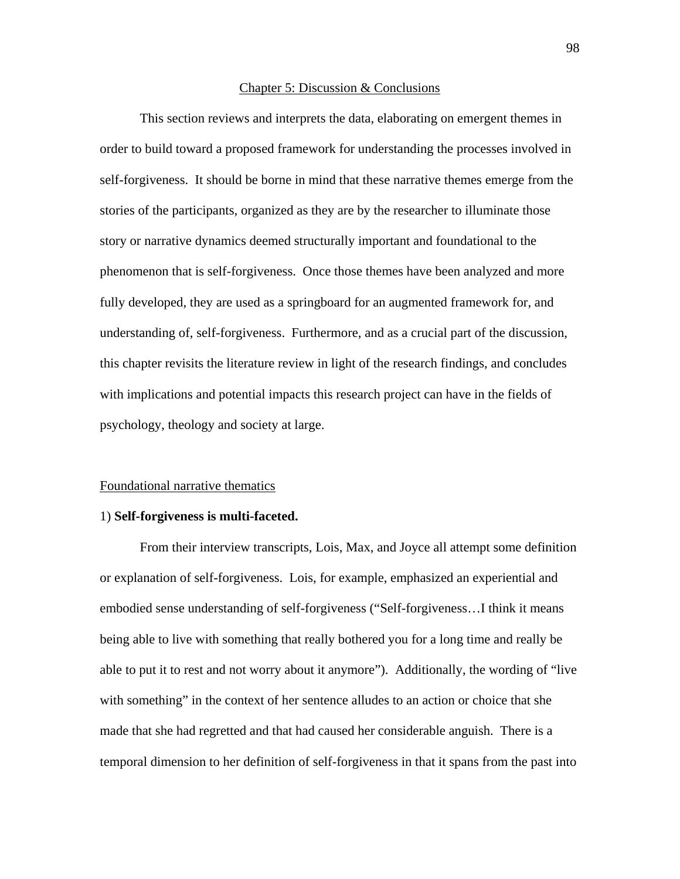## Chapter 5: Discussion & Conclusions

This section reviews and interprets the data, elaborating on emergent themes in order to build toward a proposed framework for understanding the processes involved in self-forgiveness. It should be borne in mind that these narrative themes emerge from the stories of the participants, organized as they are by the researcher to illuminate those story or narrative dynamics deemed structurally important and foundational to the phenomenon that is self-forgiveness. Once those themes have been analyzed and more fully developed, they are used as a springboard for an augmented framework for, and understanding of, self-forgiveness. Furthermore, and as a crucial part of the discussion, this chapter revisits the literature review in light of the research findings, and concludes with implications and potential impacts this research project can have in the fields of psychology, theology and society at large.

### Foundational narrative thematics

1) **Self-forgiveness is multi-faceted.**

From their interview transcripts, Lois, Max, and Joyce all attempt some definition or explanation of self-forgiveness. Lois, for example, emphasized an experiential and embodied sense understanding of self-forgiveness ("Self-forgiveness…I think it means being able to live with something that really bothered you for a long time and really be able to put it to rest and not worry about it anymore"). Additionally, the wording of "live with something" in the context of her sentence alludes to an action or choice that she made that she had regretted and that had caused her considerable anguish. There is a temporal dimension to her definition of self-forgiveness in that it spans from the past into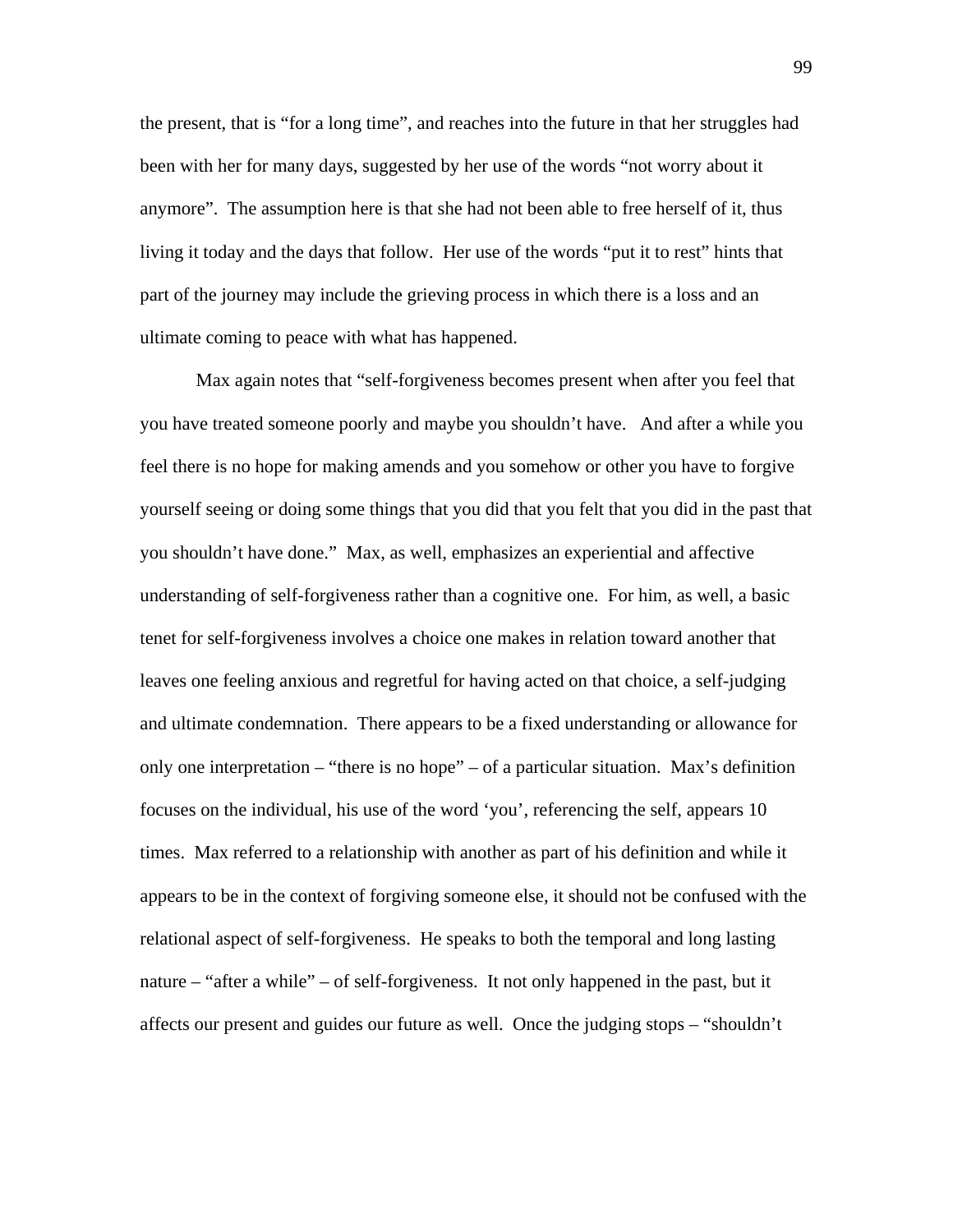the present, that is “for a long time”, and reaches into the future in that her struggles had been with her for many days, suggested by her use of the words “not worry about it anymore”. The assumption here is that she had not been able to free herself of it, thus living it today and the days that follow. Her use of the words “put it to rest” hints that part of the journey may include the grieving process in which there is a loss and an ultimate coming to peace with what has happened.

Max again notes that “self-forgiveness becomes present when after you feel that you have treated someone poorly and maybe you shouldn’t have. And after a while you feel there is no hope for making amends and you somehow or other you have to forgive yourself seeing or doing some things that you did that you felt that you did in the past that you shouldn’t have done.” Max, as well, emphasizes an experiential and affective understanding of self-forgiveness rather than a cognitive one. For him, as well, a basic tenet for self-forgiveness involves a choice one makes in relation toward another that leaves one feeling anxious and regretful for having acted on that choice, a self-judging and ultimate condemnation. There appears to be a fixed understanding or allowance for only one interpretation – “there is no hope” – of a particular situation. Max’s definition focuses on the individual, his use of the word ‘you’, referencing the self, appears 10 times. Max referred to a relationship with another as part of his definition and while it appears to be in the context of forgiving someone else, it should not be confused with the relational aspect of self-forgiveness. He speaks to both the temporal and long lasting nature – “after a while” – of self-forgiveness. It not only happened in the past, but it affects our present and guides our future as well. Once the judging stops – “shouldn’t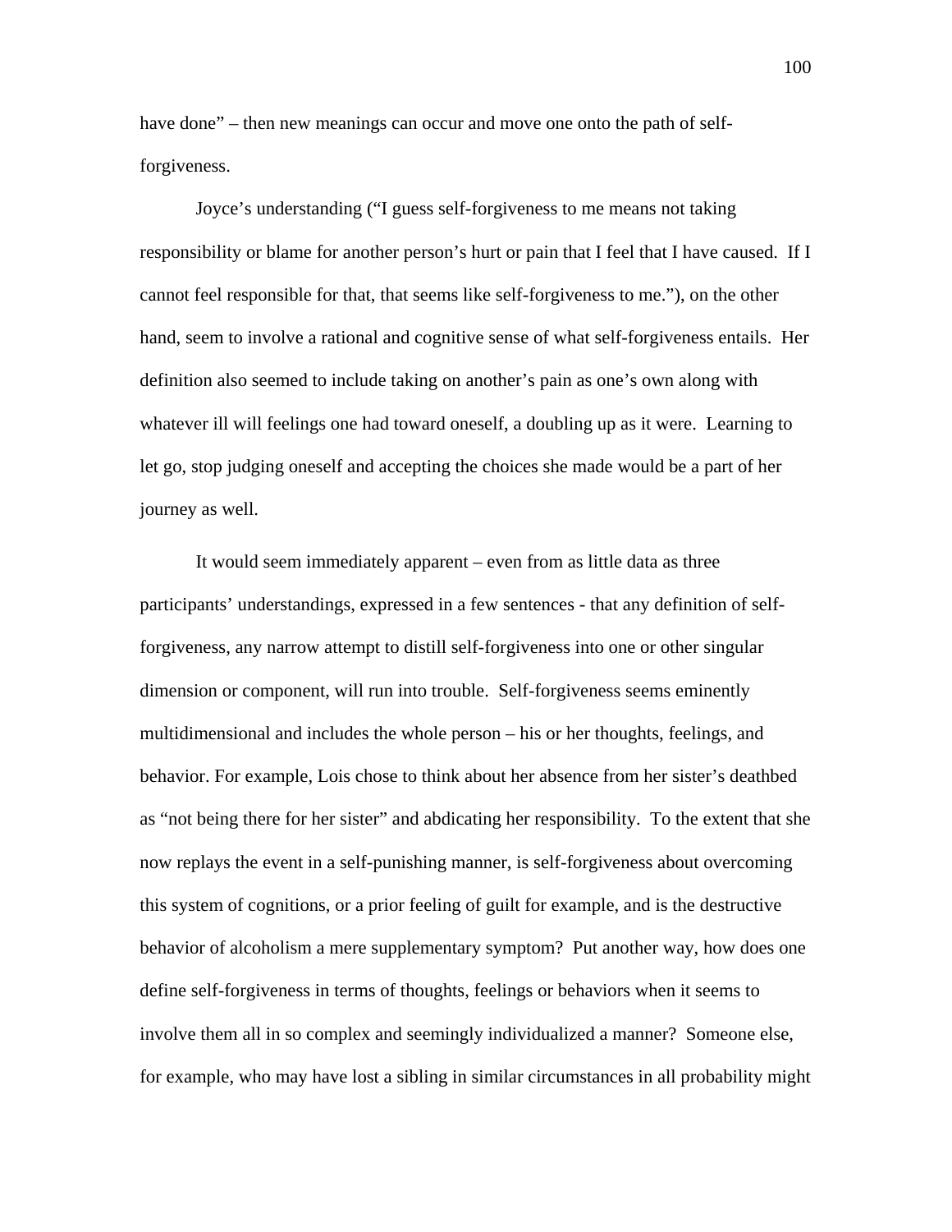have done" – then new meanings can occur and move one onto the path of self-forgiveness.

Joyce's understanding ("I guess self-forgiveness to me means not taking responsibility or blame for another person's hurt or pain that I feel that I have caused. If I cannot feel responsible for that, that seems like self-forgiveness to me."), on the other hand, seem to involve a rational and cognitive sense of what self-forgiveness entails. Her definition also seemed to include taking on another's pain as one's own along with whatever ill will feelings one had toward oneself, a doubling up as it were. Learning to let go, stop judging oneself and accepting the choices she made would be a part of her journey as well.

It would seem immediately apparent – even from as little data as three participants' understandings, expressed in a few sentences - that any definition of self-forgiveness, any narrow attempt to distill self-forgiveness into one or other singular dimension or component, will run into trouble. Self-forgiveness seems eminently multidimensional and includes the whole person – his or her thoughts, feelings, and behavior. For example, Lois chose to think about her absence from her sister's deathbed as "not being there for her sister" and abdicating her responsibility. To the extent that she now replays the event in a self-punishing manner, is self-forgiveness about overcoming this system of cognitions, or a prior feeling of guilt for example, and is the destructive behavior of alcoholism a mere supplementary symptom? Put another way, how does one define self-forgiveness in terms of thoughts, feelings or behaviors when it seems to involve them all in so complex and seemingly individualized a manner? Someone else, for example, who may have lost a sibling in similar circumstances in all probability might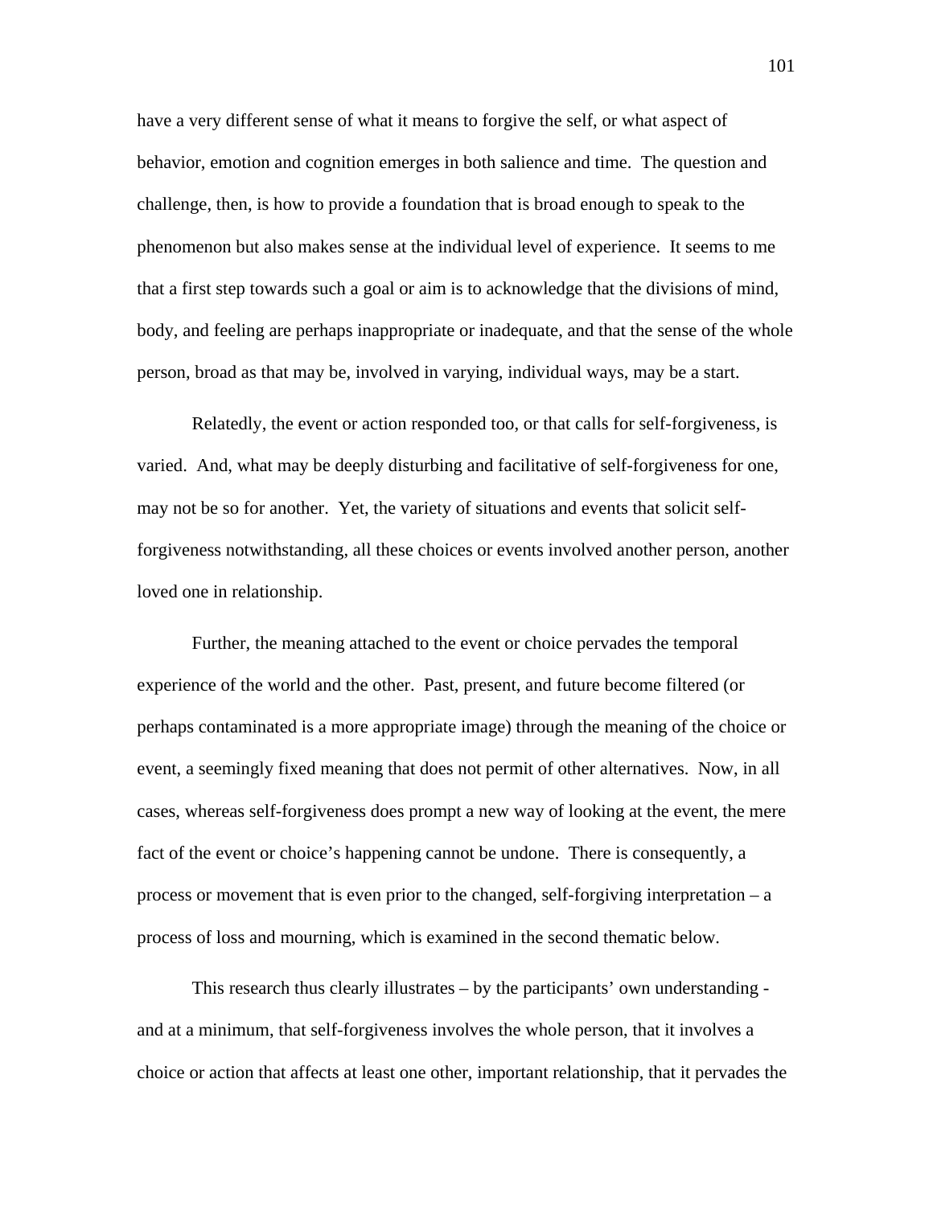have a very different sense of what it means to forgive the self, or what aspect of behavior, emotion and cognition emerges in both salience and time. The question and challenge, then, is how to provide a foundation that is broad enough to speak to the phenomenon but also makes sense at the individual level of experience. It seems to me that a first step towards such a goal or aim is to acknowledge that the divisions of mind, body, and feeling are perhaps inappropriate or inadequate, and that the sense of the whole person, broad as that may be, involved in varying, individual ways, may be a start.

Relatedly, the event or action responded too, or that calls for self-forgiveness, is varied. And, what may be deeply disturbing and facilitative of self-forgiveness for one, may not be so for another. Yet, the variety of situations and events that solicit self-forgiveness notwithstanding, all these choices or events involved another person, another loved one in relationship.

Further, the meaning attached to the event or choice pervades the temporal experience of the world and the other. Past, present, and future become filtered (or perhaps contaminated is a more appropriate image) through the meaning of the choice or event, a seemingly fixed meaning that does not permit of other alternatives. Now, in all cases, whereas self-forgiveness does prompt a new way of looking at the event, the mere fact of the event or choice's happening cannot be undone. There is consequently, a process or movement that is even prior to the changed, self-forgiving interpretation – a process of loss and mourning, which is examined in the second thematic below.

This research thus clearly illustrates – by the participants' own understanding - and at a minimum, that self-forgiveness involves the whole person, that it involves a choice or action that affects at least one other, important relationship, that it pervades the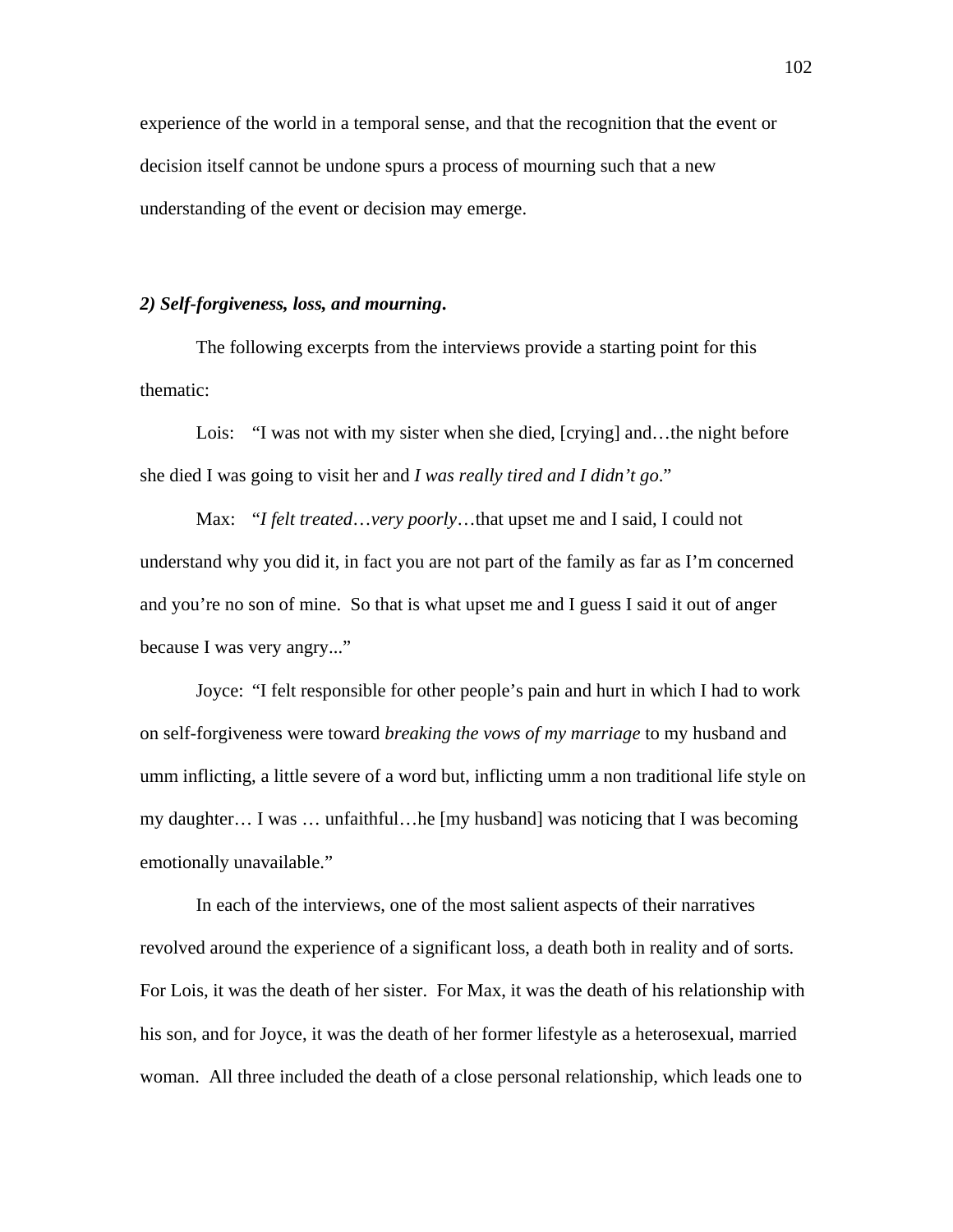experience of the world in a temporal sense, and that the recognition that the event or decision itself cannot be undone spurs a process of mourning such that a new understanding of the event or decision may emerge.

### *2) Self-forgiveness, loss, and mourning***.**

The following excerpts from the interviews provide a starting point for this thematic:

Lois: "I was not with my sister when she died, [crying] and…the night before she died I was going to visit her and *I was really tired and I didn't go*."

Max: "*I felt treated*…*very poorly*…that upset me and I said, I could not understand why you did it, in fact you are not part of the family as far as I'm concerned and you're no son of mine. So that is what upset me and I guess I said it out of anger because I was very angry..."

Joyce: "I felt responsible for other people's pain and hurt in which I had to work on self-forgiveness were toward *breaking the vows of my marriage* to my husband and umm inflicting, a little severe of a word but, inflicting umm a non traditional life style on my daughter… I was … unfaithful…he [my husband] was noticing that I was becoming emotionally unavailable."

In each of the interviews, one of the most salient aspects of their narratives revolved around the experience of a significant loss, a death both in reality and of sorts. For Lois, it was the death of her sister. For Max, it was the death of his relationship with his son, and for Joyce, it was the death of her former lifestyle as a heterosexual, married woman. All three included the death of a close personal relationship, which leads one to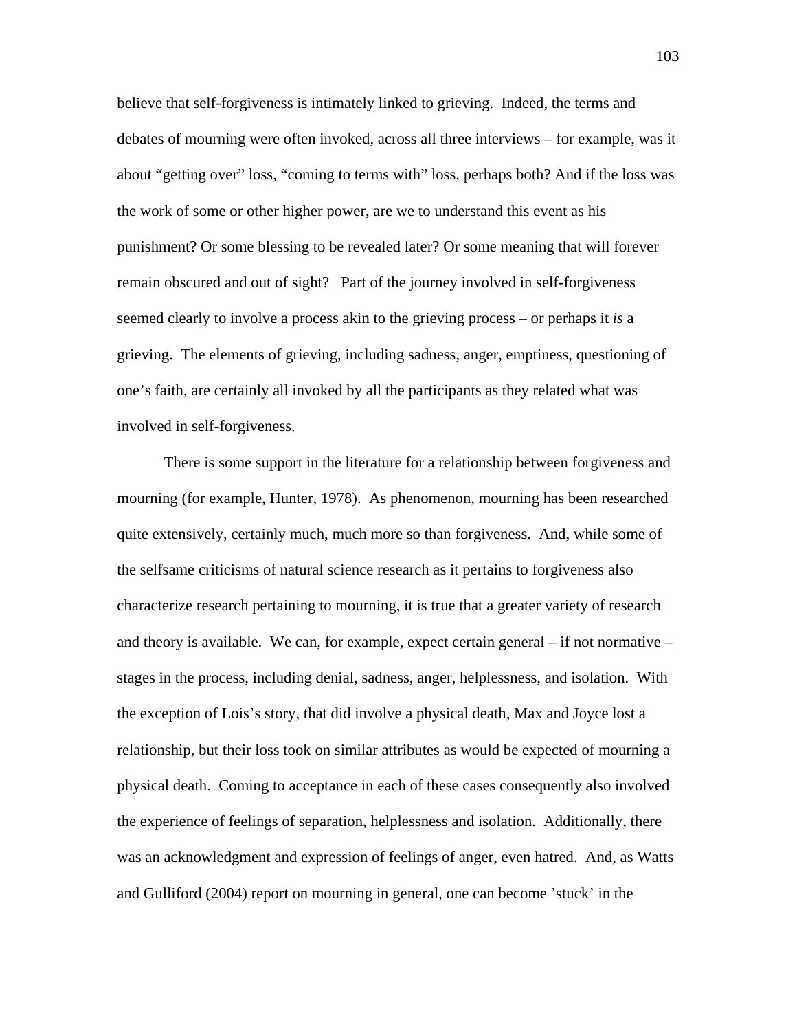believe that self-forgiveness is intimately linked to grieving. Indeed, the terms and debates of mourning were often invoked, across all three interviews – for example, was it about “getting over” loss, “coming to terms with” loss, perhaps both? And if the loss was the work of some or other higher power, are we to understand this event as his punishment? Or some blessing to be revealed later? Or some meaning that will forever remain obscured and out of sight? Part of the journey involved in self-forgiveness seemed clearly to involve a process akin to the grieving process – or perhaps it *is* a grieving. The elements of grieving, including sadness, anger, emptiness, questioning of one’s faith, are certainly all invoked by all the participants as they related what was involved in self-forgiveness.

There is some support in the literature for a relationship between forgiveness and mourning (for example, Hunter, 1978). As phenomenon, mourning has been researched quite extensively, certainly much, much more so than forgiveness. And, while some of the selfsame criticisms of natural science research as it pertains to forgiveness also characterize research pertaining to mourning, it is true that a greater variety of research and theory is available. We can, for example, expect certain general – if not normative – stages in the process, including denial, sadness, anger, helplessness, and isolation. With the exception of Lois’s story, that did involve a physical death, Max and Joyce lost a relationship, but their loss took on similar attributes as would be expected of mourning a physical death. Coming to acceptance in each of these cases consequently also involved the experience of feelings of separation, helplessness and isolation. Additionally, there was an acknowledgment and expression of feelings of anger, even hatred. And, as Watts and Gulliford (2004) report on mourning in general, one can become ’stuck’ in the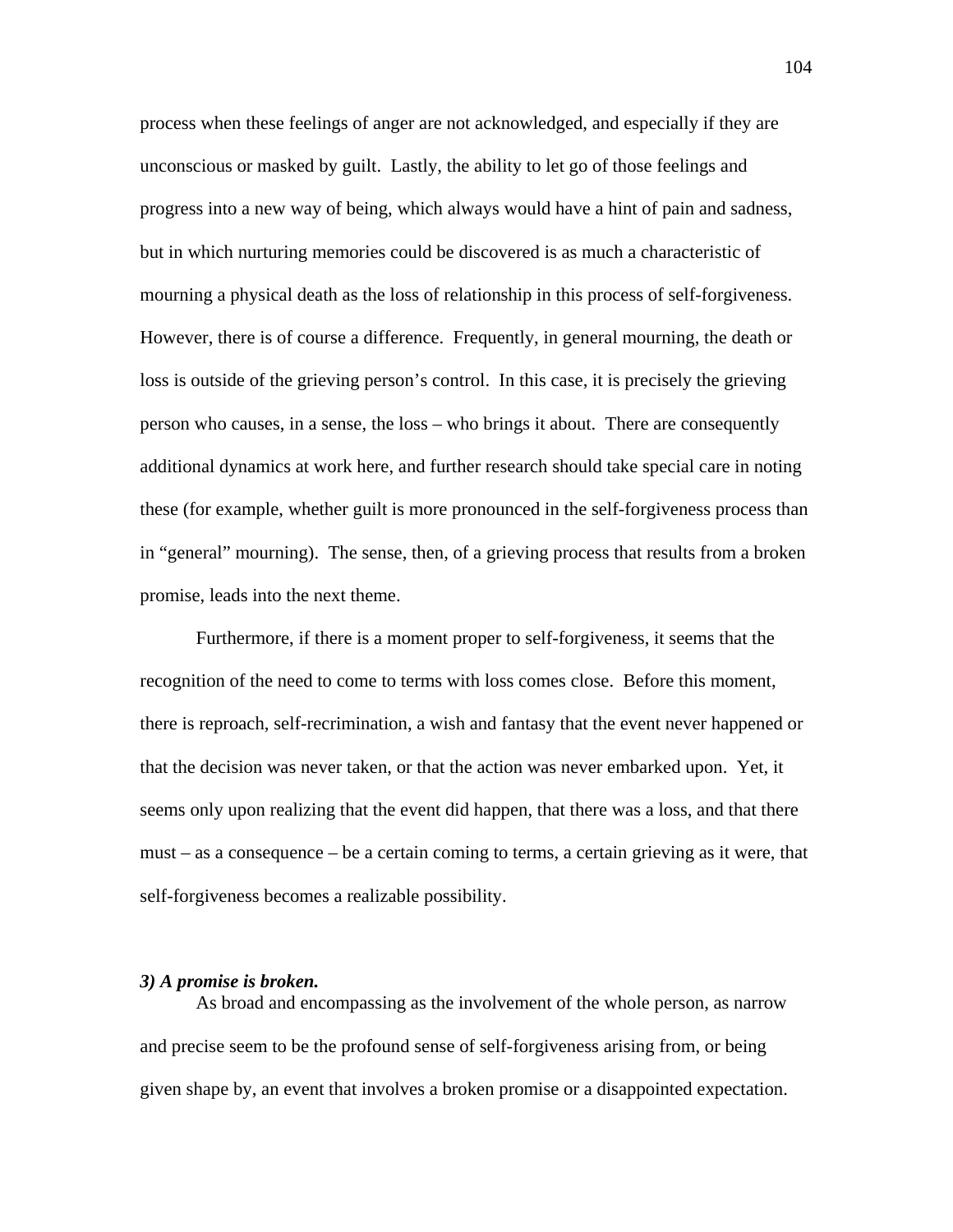process when these feelings of anger are not acknowledged, and especially if they are unconscious or masked by guilt. Lastly, the ability to let go of those feelings and progress into a new way of being, which always would have a hint of pain and sadness, but in which nurturing memories could be discovered is as much a characteristic of mourning a physical death as the loss of relationship in this process of self-forgiveness. However, there is of course a difference. Frequently, in general mourning, the death or loss is outside of the grieving person's control. In this case, it is precisely the grieving person who causes, in a sense, the loss – who brings it about. There are consequently additional dynamics at work here, and further research should take special care in noting these (for example, whether guilt is more pronounced in the self-forgiveness process than in "general" mourning). The sense, then, of a grieving process that results from a broken promise, leads into the next theme.

Furthermore, if there is a moment proper to self-forgiveness, it seems that the recognition of the need to come to terms with loss comes close. Before this moment, there is reproach, self-recrimination, a wish and fantasy that the event never happened or that the decision was never taken, or that the action was never embarked upon. Yet, it seems only upon realizing that the event did happen, that there was a loss, and that there must – as a consequence – be a certain coming to terms, a certain grieving as it were, that self-forgiveness becomes a realizable possibility.

***3) A promise is broken.***

As broad and encompassing as the involvement of the whole person, as narrow and precise seem to be the profound sense of self-forgiveness arising from, or being given shape by, an event that involves a broken promise or a disappointed expectation.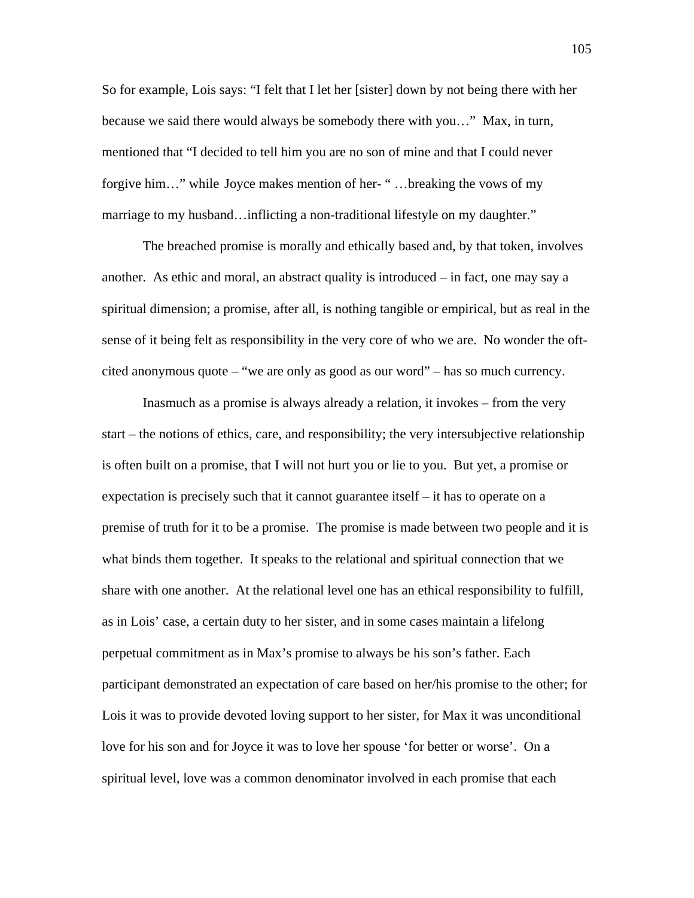So for example, Lois says: "I felt that I let her [sister] down by not being there with her because we said there would always be somebody there with you…" Max, in turn, mentioned that "I decided to tell him you are no son of mine and that I could never forgive him…" while Joyce makes mention of her- " …breaking the vows of my marriage to my husband…inflicting a non-traditional lifestyle on my daughter."

The breached promise is morally and ethically based and, by that token, involves another. As ethic and moral, an abstract quality is introduced – in fact, one may say a spiritual dimension; a promise, after all, is nothing tangible or empirical, but as real in the sense of it being felt as responsibility in the very core of who we are. No wonder the oft-cited anonymous quote – "we are only as good as our word" – has so much currency.

Inasmuch as a promise is always already a relation, it invokes – from the very start – the notions of ethics, care, and responsibility; the very intersubjective relationship is often built on a promise, that I will not hurt you or lie to you. But yet, a promise or expectation is precisely such that it cannot guarantee itself – it has to operate on a premise of truth for it to be a promise. The promise is made between two people and it is what binds them together. It speaks to the relational and spiritual connection that we share with one another. At the relational level one has an ethical responsibility to fulfill, as in Lois' case, a certain duty to her sister, and in some cases maintain a lifelong perpetual commitment as in Max's promise to always be his son's father. Each participant demonstrated an expectation of care based on her/his promise to the other; for Lois it was to provide devoted loving support to her sister, for Max it was unconditional love for his son and for Joyce it was to love her spouse 'for better or worse'. On a spiritual level, love was a common denominator involved in each promise that each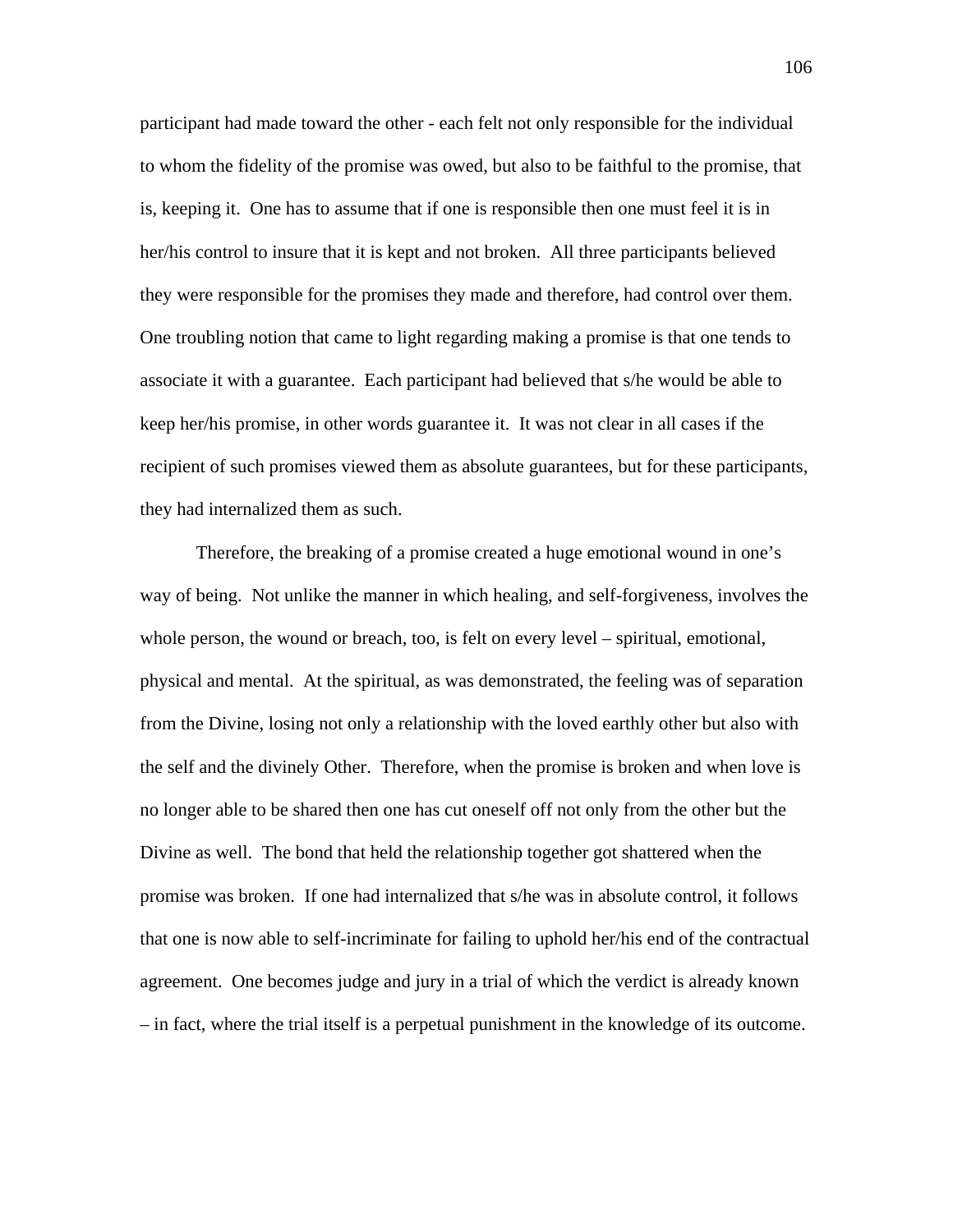participant had made toward the other - each felt not only responsible for the individual to whom the fidelity of the promise was owed, but also to be faithful to the promise, that is, keeping it. One has to assume that if one is responsible then one must feel it is in her/his control to insure that it is kept and not broken. All three participants believed they were responsible for the promises they made and therefore, had control over them. One troubling notion that came to light regarding making a promise is that one tends to associate it with a guarantee. Each participant had believed that s/he would be able to keep her/his promise, in other words guarantee it. It was not clear in all cases if the recipient of such promises viewed them as absolute guarantees, but for these participants, they had internalized them as such.

Therefore, the breaking of a promise created a huge emotional wound in one's way of being. Not unlike the manner in which healing, and self-forgiveness, involves the whole person, the wound or breach, too, is felt on every level – spiritual, emotional, physical and mental. At the spiritual, as was demonstrated, the feeling was of separation from the Divine, losing not only a relationship with the loved earthly other but also with the self and the divinely Other. Therefore, when the promise is broken and when love is no longer able to be shared then one has cut oneself off not only from the other but the Divine as well. The bond that held the relationship together got shattered when the promise was broken. If one had internalized that s/he was in absolute control, it follows that one is now able to self-incriminate for failing to uphold her/his end of the contractual agreement. One becomes judge and jury in a trial of which the verdict is already known – in fact, where the trial itself is a perpetual punishment in the knowledge of its outcome.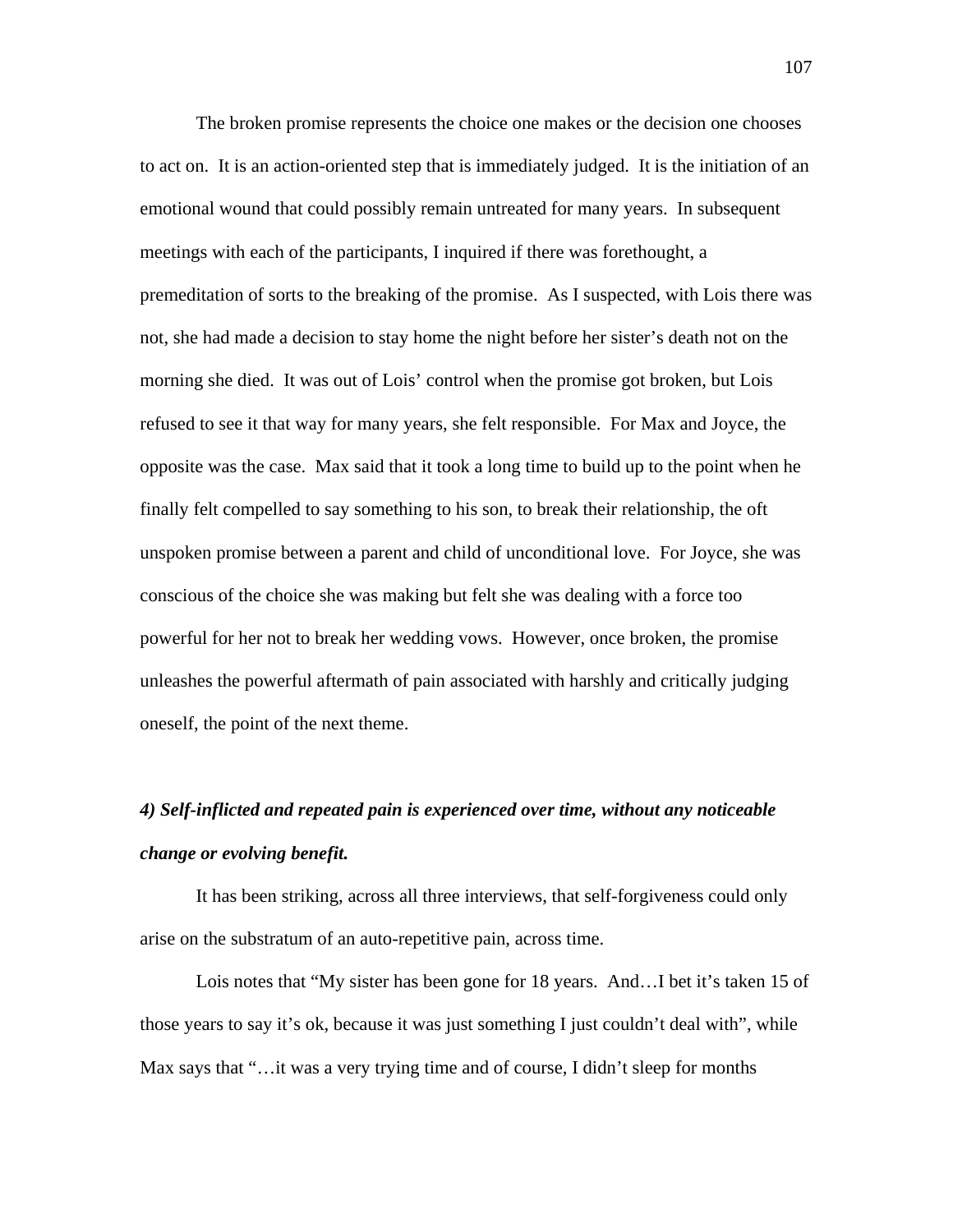The broken promise represents the choice one makes or the decision one chooses to act on. It is an action-oriented step that is immediately judged. It is the initiation of an emotional wound that could possibly remain untreated for many years. In subsequent meetings with each of the participants, I inquired if there was forethought, a premeditation of sorts to the breaking of the promise. As I suspected, with Lois there was not, she had made a decision to stay home the night before her sister's death not on the morning she died. It was out of Lois' control when the promise got broken, but Lois refused to see it that way for many years, she felt responsible. For Max and Joyce, the opposite was the case. Max said that it took a long time to build up to the point when he finally felt compelled to say something to his son, to break their relationship, the oft unspoken promise between a parent and child of unconditional love. For Joyce, she was conscious of the choice she was making but felt she was dealing with a force too powerful for her not to break her wedding vows. However, once broken, the promise unleashes the powerful aftermath of pain associated with harshly and critically judging oneself, the point of the next theme.

***4) Self-inflicted and repeated pain is experienced over time, without any noticeable change or evolving benefit.***

It has been striking, across all three interviews, that self-forgiveness could only arise on the substratum of an auto-repetitive pain, across time.

Lois notes that "My sister has been gone for 18 years. And…I bet it's taken 15 of those years to say it's ok, because it was just something I just couldn't deal with", while Max says that "…it was a very trying time and of course, I didn't sleep for months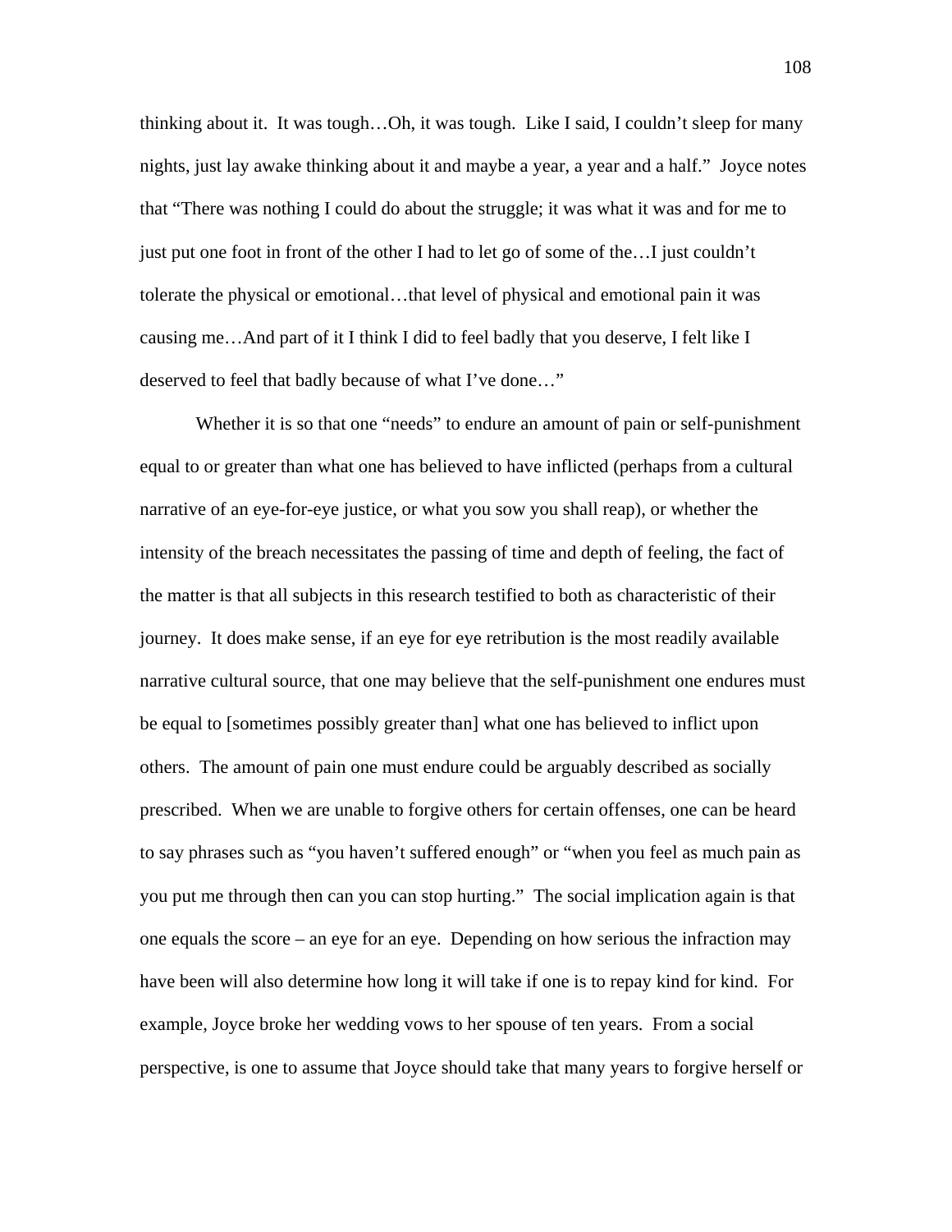thinking about it. It was tough…Oh, it was tough. Like I said, I couldn't sleep for many nights, just lay awake thinking about it and maybe a year, a year and a half." Joyce notes that "There was nothing I could do about the struggle; it was what it was and for me to just put one foot in front of the other I had to let go of some of the…I just couldn't tolerate the physical or emotional…that level of physical and emotional pain it was causing me…And part of it I think I did to feel badly that you deserve, I felt like I deserved to feel that badly because of what I've done…"

Whether it is so that one "needs" to endure an amount of pain or self-punishment equal to or greater than what one has believed to have inflicted (perhaps from a cultural narrative of an eye-for-eye justice, or what you sow you shall reap), or whether the intensity of the breach necessitates the passing of time and depth of feeling, the fact of the matter is that all subjects in this research testified to both as characteristic of their journey. It does make sense, if an eye for eye retribution is the most readily available narrative cultural source, that one may believe that the self-punishment one endures must be equal to [sometimes possibly greater than] what one has believed to inflict upon others. The amount of pain one must endure could be arguably described as socially prescribed. When we are unable to forgive others for certain offenses, one can be heard to say phrases such as "you haven't suffered enough" or "when you feel as much pain as you put me through then can you can stop hurting." The social implication again is that one equals the score – an eye for an eye. Depending on how serious the infraction may have been will also determine how long it will take if one is to repay kind for kind. For example, Joyce broke her wedding vows to her spouse of ten years. From a social perspective, is one to assume that Joyce should take that many years to forgive herself or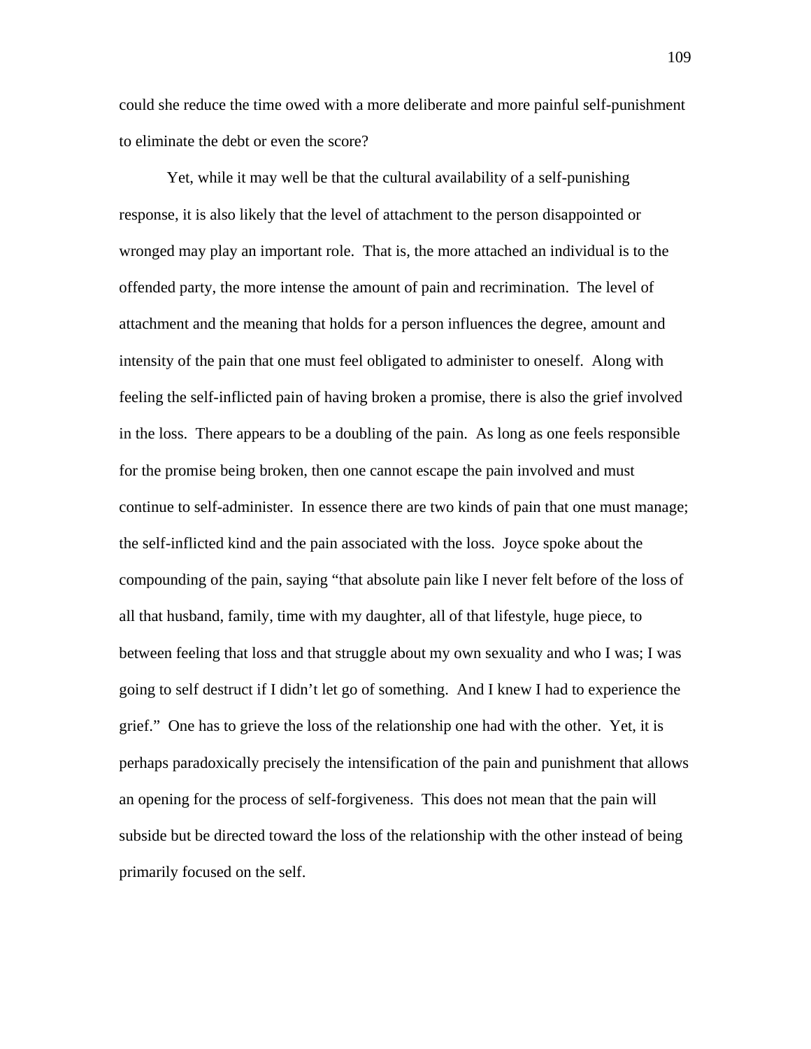could she reduce the time owed with a more deliberate and more painful self-punishment to eliminate the debt or even the score?

Yet, while it may well be that the cultural availability of a self-punishing response, it is also likely that the level of attachment to the person disappointed or wronged may play an important role. That is, the more attached an individual is to the offended party, the more intense the amount of pain and recrimination. The level of attachment and the meaning that holds for a person influences the degree, amount and intensity of the pain that one must feel obligated to administer to oneself. Along with feeling the self-inflicted pain of having broken a promise, there is also the grief involved in the loss. There appears to be a doubling of the pain. As long as one feels responsible for the promise being broken, then one cannot escape the pain involved and must continue to self-administer. In essence there are two kinds of pain that one must manage; the self-inflicted kind and the pain associated with the loss. Joyce spoke about the compounding of the pain, saying "that absolute pain like I never felt before of the loss of all that husband, family, time with my daughter, all of that lifestyle, huge piece, to between feeling that loss and that struggle about my own sexuality and who I was; I was going to self destruct if I didn't let go of something. And I knew I had to experience the grief." One has to grieve the loss of the relationship one had with the other. Yet, it is perhaps paradoxically precisely the intensification of the pain and punishment that allows an opening for the process of self-forgiveness. This does not mean that the pain will subside but be directed toward the loss of the relationship with the other instead of being primarily focused on the self.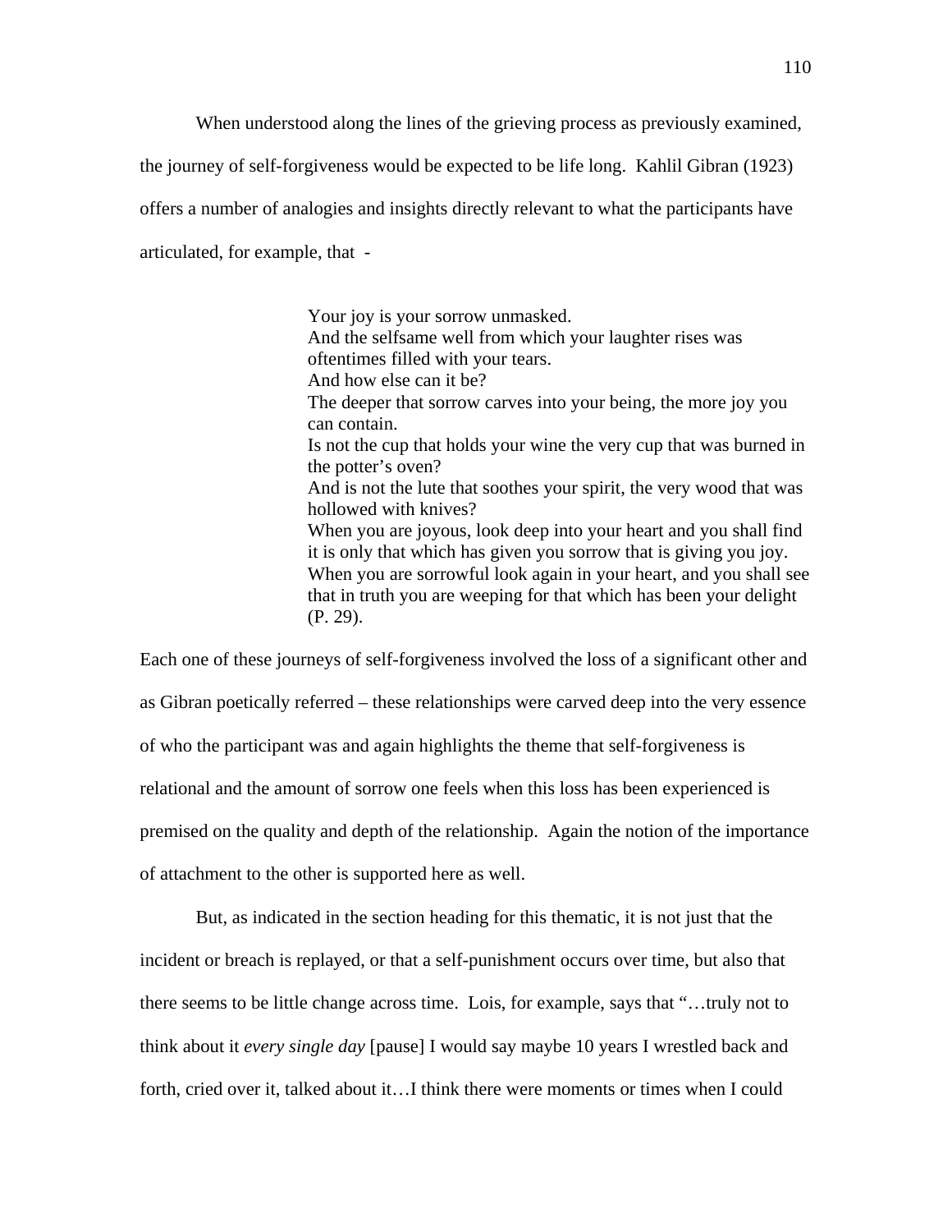When understood along the lines of the grieving process as previously examined, the journey of self-forgiveness would be expected to be life long. Kahlil Gibran (1923) offers a number of analogies and insights directly relevant to what the participants have articulated, for example, that -

> Your joy is your sorrow unmasked.
> And the selfsame well from which your laughter rises was oftentimes filled with your tears.
> And how else can it be?
> The deeper that sorrow carves into your being, the more joy you can contain.
> Is not the cup that holds your wine the very cup that was burned in the potter's oven?
> And is not the lute that soothes your spirit, the very wood that was hollowed with knives?
> When you are joyous, look deep into your heart and you shall find it is only that which has given you sorrow that is giving you joy.
> When you are sorrowful look again in your heart, and you shall see that in truth you are weeping for that which has been your delight (P. 29).

Each one of these journeys of self-forgiveness involved the loss of a significant other and as Gibran poetically referred – these relationships were carved deep into the very essence of who the participant was and again highlights the theme that self-forgiveness is relational and the amount of sorrow one feels when this loss has been experienced is premised on the quality and depth of the relationship. Again the notion of the importance of attachment to the other is supported here as well.

But, as indicated in the section heading for this thematic, it is not just that the incident or breach is replayed, or that a self-punishment occurs over time, but also that there seems to be little change across time. Lois, for example, says that "…truly not to think about it *every single day* [pause] I would say maybe 10 years I wrestled back and forth, cried over it, talked about it…I think there were moments or times when I could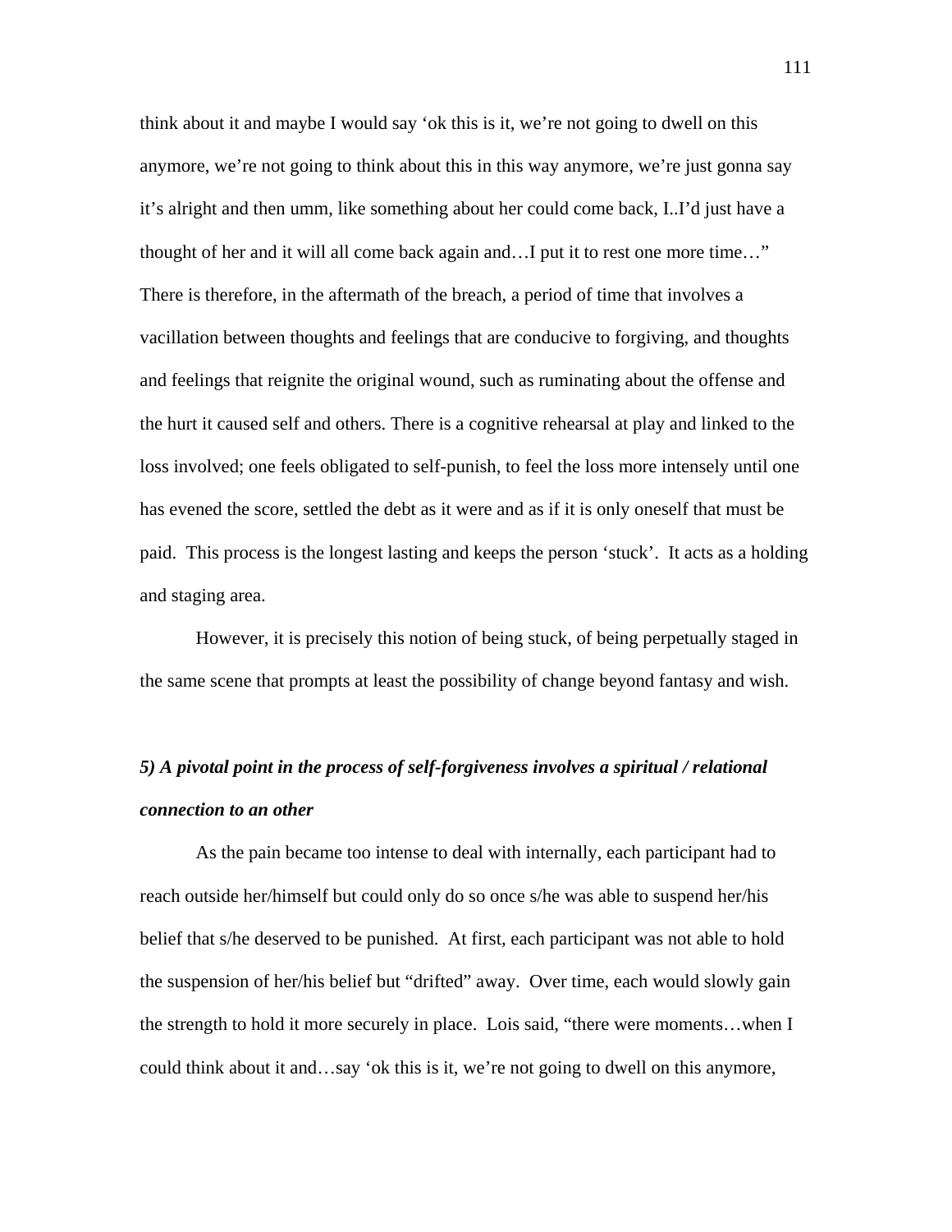think about it and maybe I would say 'ok this is it, we're not going to dwell on this anymore, we're not going to think about this in this way anymore, we're just gonna say it's alright and then umm, like something about her could come back, I..I'd just have a thought of her and it will all come back again and…I put it to rest one more time…" There is therefore, in the aftermath of the breach, a period of time that involves a vacillation between thoughts and feelings that are conducive to forgiving, and thoughts and feelings that reignite the original wound, such as ruminating about the offense and the hurt it caused self and others. There is a cognitive rehearsal at play and linked to the loss involved; one feels obligated to self-punish, to feel the loss more intensely until one has evened the score, settled the debt as it were and as if it is only oneself that must be paid.  This process is the longest lasting and keeps the person 'stuck'.  It acts as a holding and staging area.

However, it is precisely this notion of being stuck, of being perpetually staged in the same scene that prompts at least the possibility of change beyond fantasy and wish.

***5) A pivotal point in the process of self-forgiveness involves a spiritual / relational connection to an other***

As the pain became too intense to deal with internally, each participant had to reach outside her/himself but could only do so once s/he was able to suspend her/his belief that s/he deserved to be punished.  At first, each participant was not able to hold the suspension of her/his belief but "drifted" away.  Over time, each would slowly gain the strength to hold it more securely in place.  Lois said, "there were moments…when I could think about it and…say 'ok this is it, we're not going to dwell on this anymore,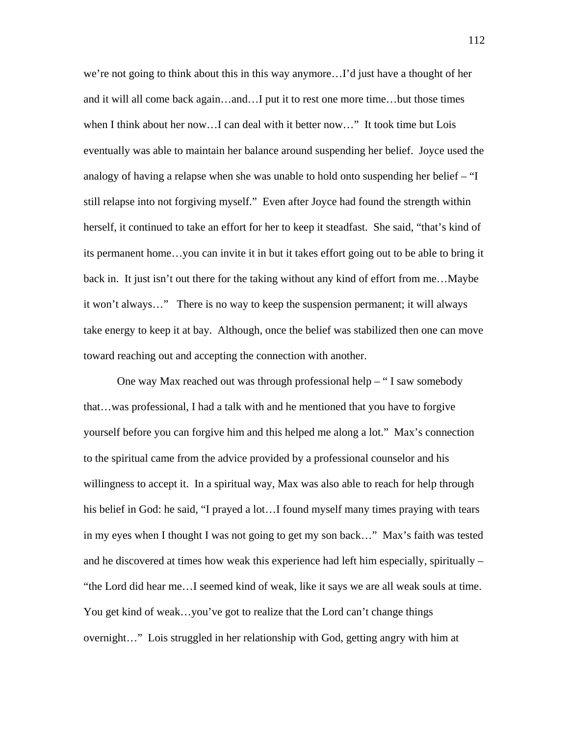we're not going to think about this in this way anymore…I'd just have a thought of her and it will all come back again…and…I put it to rest one more time…but those times when I think about her now…I can deal with it better now…" It took time but Lois eventually was able to maintain her balance around suspending her belief. Joyce used the analogy of having a relapse when she was unable to hold onto suspending her belief – "I still relapse into not forgiving myself." Even after Joyce had found the strength within herself, it continued to take an effort for her to keep it steadfast. She said, "that's kind of its permanent home…you can invite it in but it takes effort going out to be able to bring it back in. It just isn't out there for the taking without any kind of effort from me…Maybe it won't always…" There is no way to keep the suspension permanent; it will always take energy to keep it at bay. Although, once the belief was stabilized then one can move toward reaching out and accepting the connection with another.

One way Max reached out was through professional help – " I saw somebody that…was professional, I had a talk with and he mentioned that you have to forgive yourself before you can forgive him and this helped me along a lot." Max's connection to the spiritual came from the advice provided by a professional counselor and his willingness to accept it. In a spiritual way, Max was also able to reach for help through his belief in God: he said, "I prayed a lot…I found myself many times praying with tears in my eyes when I thought I was not going to get my son back…" Max's faith was tested and he discovered at times how weak this experience had left him especially, spiritually – "the Lord did hear me…I seemed kind of weak, like it says we are all weak souls at time. You get kind of weak…you've got to realize that the Lord can't change things overnight…" Lois struggled in her relationship with God, getting angry with him at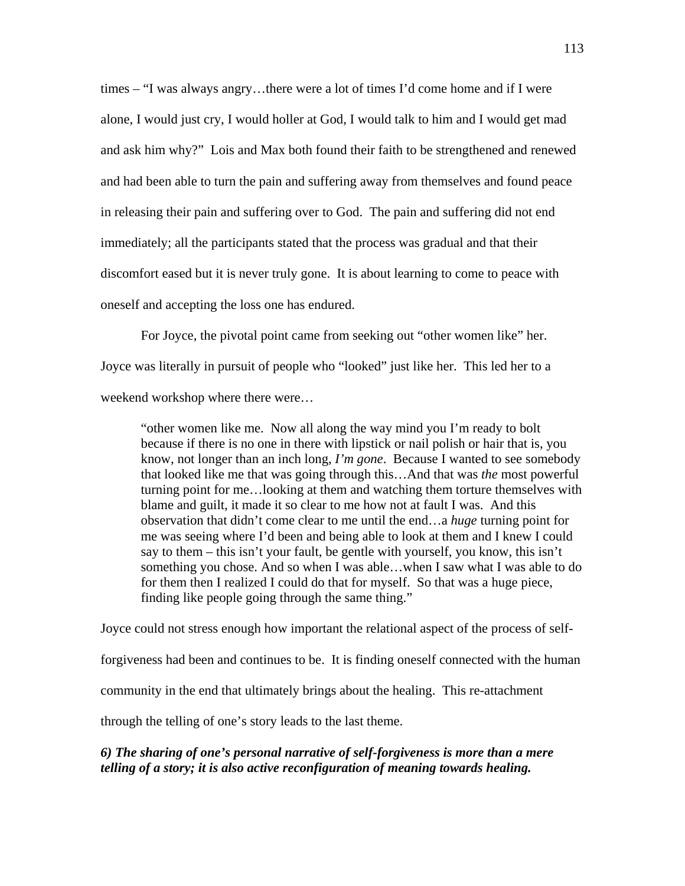times – "I was always angry…there were a lot of times I'd come home and if I were alone, I would just cry, I would holler at God, I would talk to him and I would get mad and ask him why?" Lois and Max both found their faith to be strengthened and renewed and had been able to turn the pain and suffering away from themselves and found peace in releasing their pain and suffering over to God. The pain and suffering did not end immediately; all the participants stated that the process was gradual and that their discomfort eased but it is never truly gone. It is about learning to come to peace with oneself and accepting the loss one has endured.

For Joyce, the pivotal point came from seeking out "other women like" her. Joyce was literally in pursuit of people who "looked" just like her. This led her to a weekend workshop where there were…

> "other women like me. Now all along the way mind you I'm ready to bolt because if there is no one in there with lipstick or nail polish or hair that is, you know, not longer than an inch long, *I'm gone*. Because I wanted to see somebody that looked like me that was going through this…And that was *the* most powerful turning point for me…looking at them and watching them torture themselves with blame and guilt, it made it so clear to me how not at fault I was. And this observation that didn't come clear to me until the end…a *huge* turning point for me was seeing where I'd been and being able to look at them and I knew I could say to them – this isn't your fault, be gentle with yourself, you know, this isn't something you chose. And so when I was able…when I saw what I was able to do for them then I realized I could do that for myself. So that was a huge piece, finding like people going through the same thing."

Joyce could not stress enough how important the relational aspect of the process of self-forgiveness had been and continues to be. It is finding oneself connected with the human community in the end that ultimately brings about the healing. This re-attachment through the telling of one's story leads to the last theme.

***6) The sharing of one's personal narrative of self-forgiveness is more than a mere telling of a story; it is also active reconfiguration of meaning towards healing.***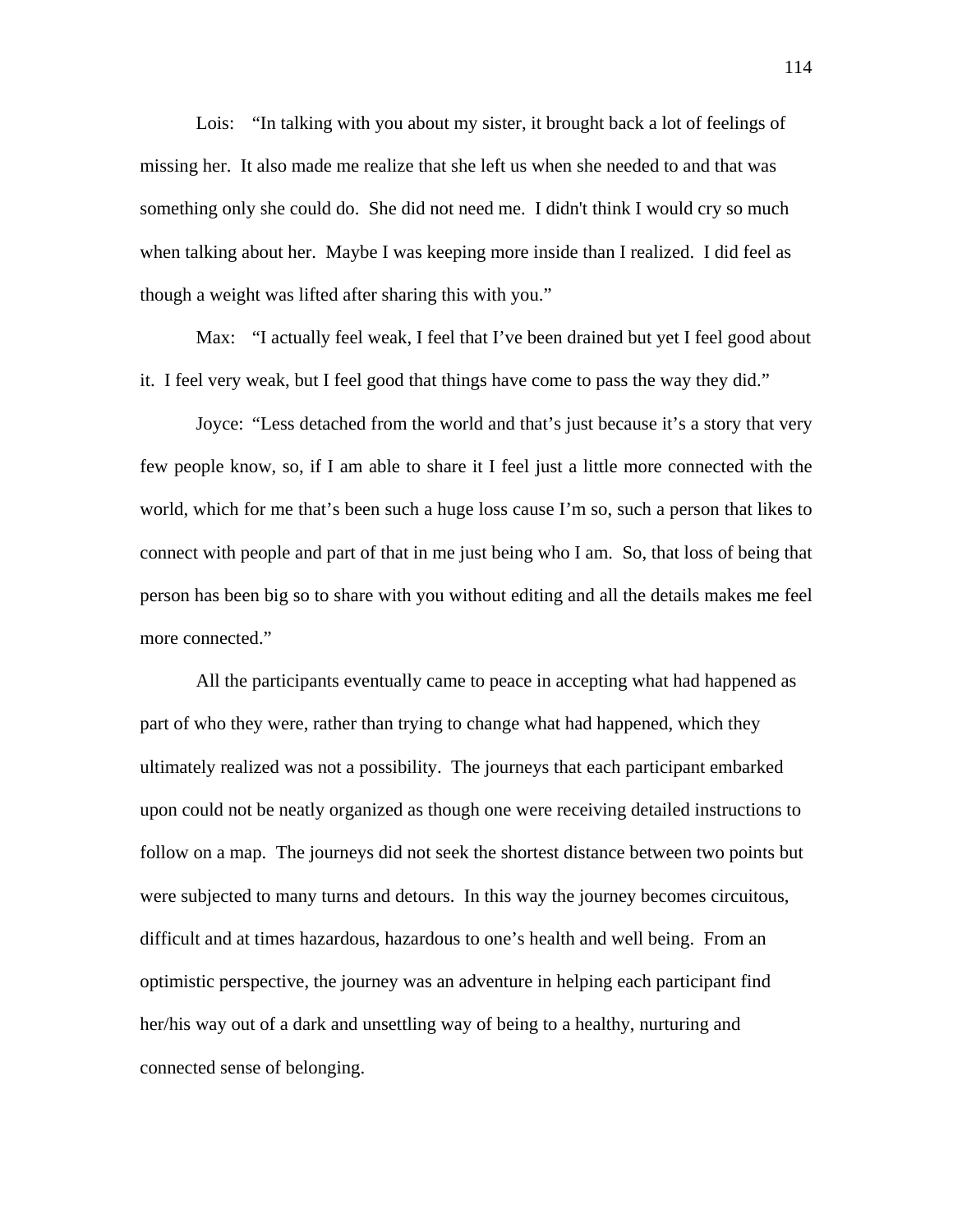Lois: "In talking with you about my sister, it brought back a lot of feelings of missing her. It also made me realize that she left us when she needed to and that was something only she could do. She did not need me. I didn't think I would cry so much when talking about her. Maybe I was keeping more inside than I realized. I did feel as though a weight was lifted after sharing this with you."

Max: "I actually feel weak, I feel that I've been drained but yet I feel good about it. I feel very weak, but I feel good that things have come to pass the way they did."

Joyce: "Less detached from the world and that's just because it's a story that very few people know, so, if I am able to share it I feel just a little more connected with the world, which for me that's been such a huge loss cause I'm so, such a person that likes to connect with people and part of that in me just being who I am. So, that loss of being that person has been big so to share with you without editing and all the details makes me feel more connected."

All the participants eventually came to peace in accepting what had happened as part of who they were, rather than trying to change what had happened, which they ultimately realized was not a possibility. The journeys that each participant embarked upon could not be neatly organized as though one were receiving detailed instructions to follow on a map. The journeys did not seek the shortest distance between two points but were subjected to many turns and detours. In this way the journey becomes circuitous, difficult and at times hazardous, hazardous to one's health and well being. From an optimistic perspective, the journey was an adventure in helping each participant find her/his way out of a dark and unsettling way of being to a healthy, nurturing and connected sense of belonging.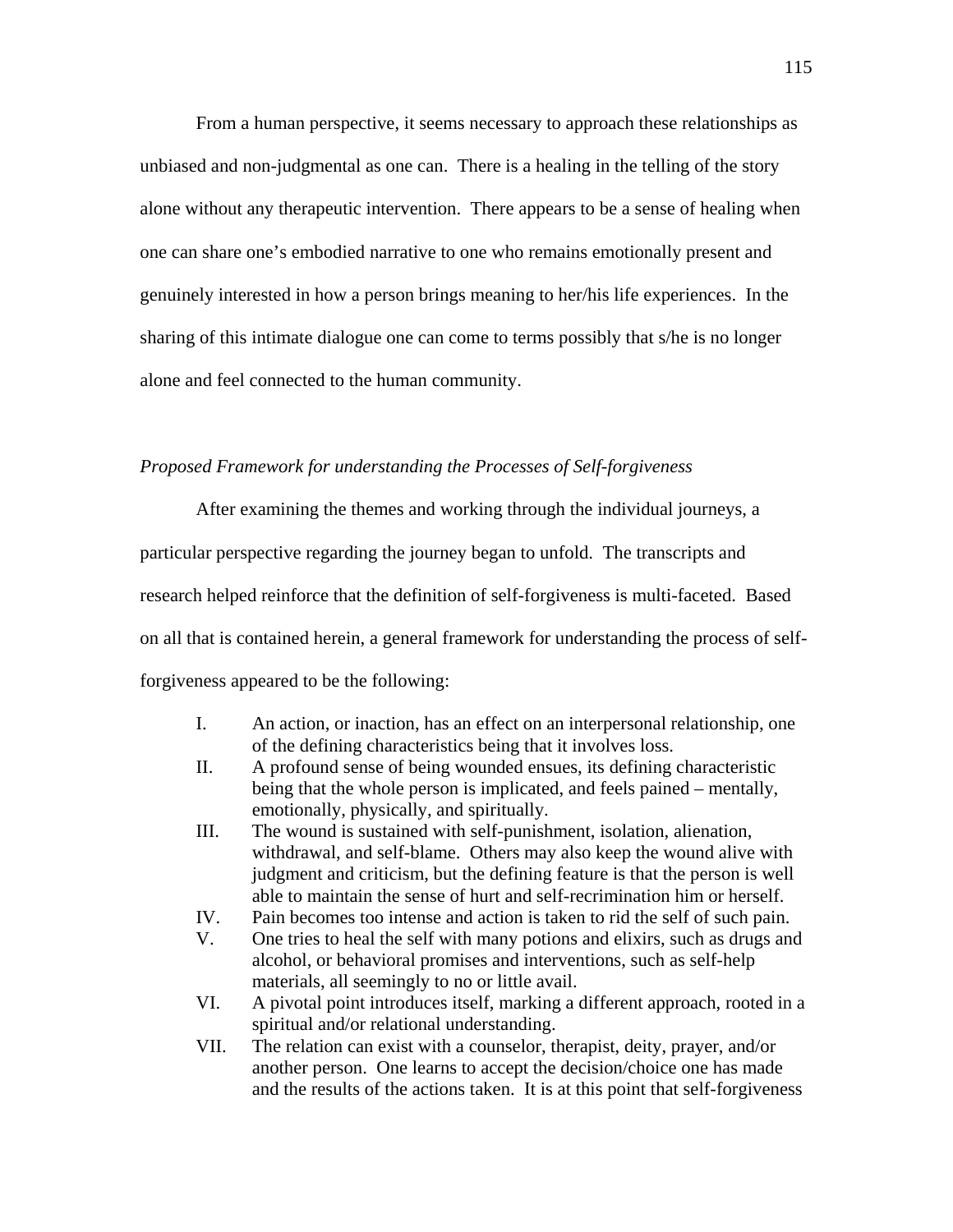From a human perspective, it seems necessary to approach these relationships as unbiased and non-judgmental as one can. There is a healing in the telling of the story alone without any therapeutic intervention. There appears to be a sense of healing when one can share one's embodied narrative to one who remains emotionally present and genuinely interested in how a person brings meaning to her/his life experiences. In the sharing of this intimate dialogue one can come to terms possibly that s/he is no longer alone and feel connected to the human community.

*Proposed Framework for understanding the Processes of Self-forgiveness*

After examining the themes and working through the individual journeys, a particular perspective regarding the journey began to unfold. The transcripts and research helped reinforce that the definition of self-forgiveness is multi-faceted. Based on all that is contained herein, a general framework for understanding the process of self-forgiveness appeared to be the following:

I. An action, or inaction, has an effect on an interpersonal relationship, one of the defining characteristics being that it involves loss.

II. A profound sense of being wounded ensues, its defining characteristic being that the whole person is implicated, and feels pained – mentally, emotionally, physically, and spiritually.

III. The wound is sustained with self-punishment, isolation, alienation, withdrawal, and self-blame. Others may also keep the wound alive with judgment and criticism, but the defining feature is that the person is well able to maintain the sense of hurt and self-recrimination him or herself.

IV. Pain becomes too intense and action is taken to rid the self of such pain.

V. One tries to heal the self with many potions and elixirs, such as drugs and alcohol, or behavioral promises and interventions, such as self-help materials, all seemingly to no or little avail.

VI. A pivotal point introduces itself, marking a different approach, rooted in a spiritual and/or relational understanding.

VII. The relation can exist with a counselor, therapist, deity, prayer, and/or another person. One learns to accept the decision/choice one has made and the results of the actions taken. It is at this point that self-forgiveness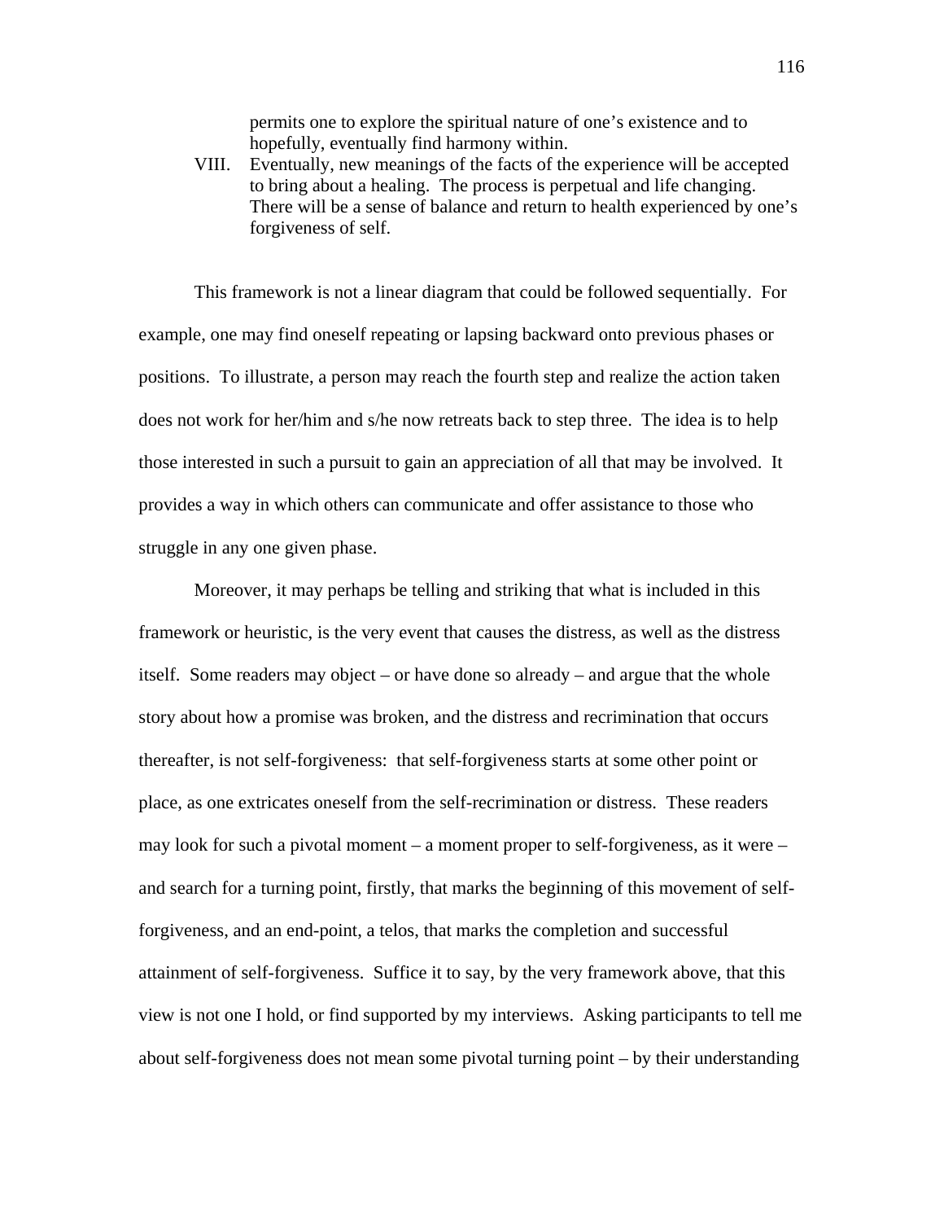permits one to explore the spiritual nature of one's existence and to hopefully, eventually find harmony within.

VIII. Eventually, new meanings of the facts of the experience will be accepted to bring about a healing. The process is perpetual and life changing. There will be a sense of balance and return to health experienced by one's forgiveness of self.

This framework is not a linear diagram that could be followed sequentially. For example, one may find oneself repeating or lapsing backward onto previous phases or positions. To illustrate, a person may reach the fourth step and realize the action taken does not work for her/him and s/he now retreats back to step three. The idea is to help those interested in such a pursuit to gain an appreciation of all that may be involved. It provides a way in which others can communicate and offer assistance to those who struggle in any one given phase.

Moreover, it may perhaps be telling and striking that what is included in this framework or heuristic, is the very event that causes the distress, as well as the distress itself. Some readers may object – or have done so already – and argue that the whole story about how a promise was broken, and the distress and recrimination that occurs thereafter, is not self-forgiveness: that self-forgiveness starts at some other point or place, as one extricates oneself from the self-recrimination or distress. These readers may look for such a pivotal moment – a moment proper to self-forgiveness, as it were – and search for a turning point, firstly, that marks the beginning of this movement of self-forgiveness, and an end-point, a telos, that marks the completion and successful attainment of self-forgiveness. Suffice it to say, by the very framework above, that this view is not one I hold, or find supported by my interviews. Asking participants to tell me about self-forgiveness does not mean some pivotal turning point – by their understanding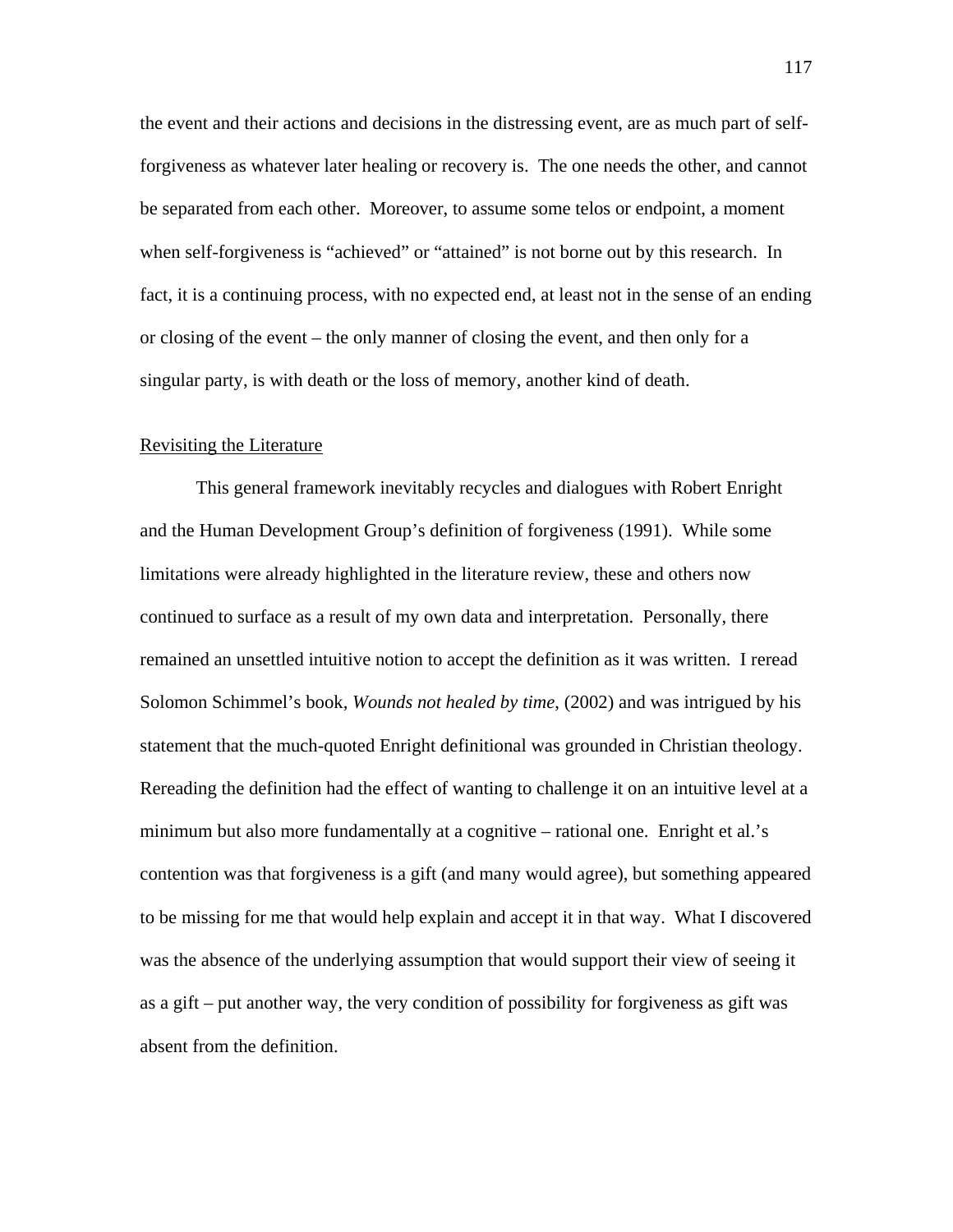the event and their actions and decisions in the distressing event, are as much part of self-forgiveness as whatever later healing or recovery is. The one needs the other, and cannot be separated from each other. Moreover, to assume some telos or endpoint, a moment when self-forgiveness is "achieved" or "attained" is not borne out by this research. In fact, it is a continuing process, with no expected end, at least not in the sense of an ending or closing of the event – the only manner of closing the event, and then only for a singular party, is with death or the loss of memory, another kind of death.

## Revisiting the Literature

This general framework inevitably recycles and dialogues with Robert Enright and the Human Development Group's definition of forgiveness (1991). While some limitations were already highlighted in the literature review, these and others now continued to surface as a result of my own data and interpretation. Personally, there remained an unsettled intuitive notion to accept the definition as it was written. I reread Solomon Schimmel's book, *Wounds not healed by time*, (2002) and was intrigued by his statement that the much-quoted Enright definitional was grounded in Christian theology. Rereading the definition had the effect of wanting to challenge it on an intuitive level at a minimum but also more fundamentally at a cognitive – rational one. Enright et al.'s contention was that forgiveness is a gift (and many would agree), but something appeared to be missing for me that would help explain and accept it in that way. What I discovered was the absence of the underlying assumption that would support their view of seeing it as a gift – put another way, the very condition of possibility for forgiveness as gift was absent from the definition.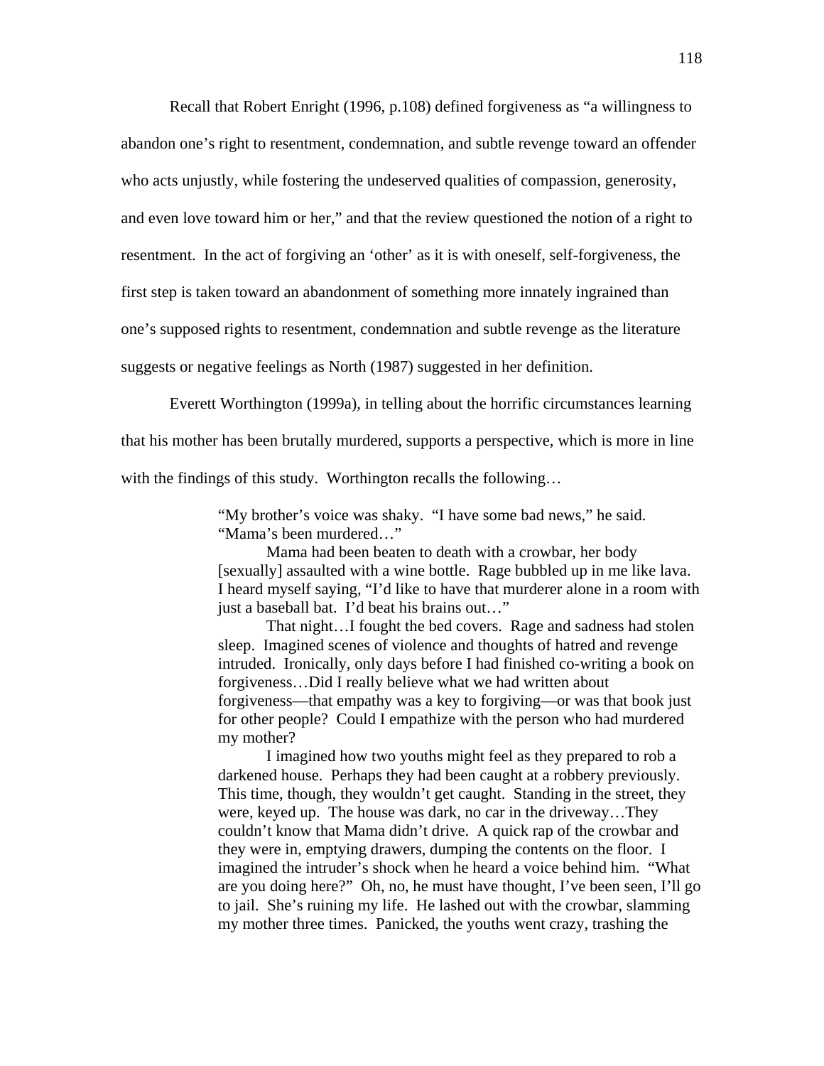Recall that Robert Enright (1996, p.108) defined forgiveness as "a willingness to abandon one's right to resentment, condemnation, and subtle revenge toward an offender who acts unjustly, while fostering the undeserved qualities of compassion, generosity, and even love toward him or her," and that the review questioned the notion of a right to resentment. In the act of forgiving an 'other' as it is with oneself, self-forgiveness, the first step is taken toward an abandonment of something more innately ingrained than one's supposed rights to resentment, condemnation and subtle revenge as the literature suggests or negative feelings as North (1987) suggested in her definition.

Everett Worthington (1999a), in telling about the horrific circumstances learning that his mother has been brutally murdered, supports a perspective, which is more in line with the findings of this study. Worthington recalls the following…

> "My brother's voice was shaky. "I have some bad news," he said. "Mama's been murdered…"
>
> Mama had been beaten to death with a crowbar, her body [sexually] assaulted with a wine bottle. Rage bubbled up in me like lava. I heard myself saying, "I'd like to have that murderer alone in a room with just a baseball bat. I'd beat his brains out…"
>
> That night…I fought the bed covers. Rage and sadness had stolen sleep. Imagined scenes of violence and thoughts of hatred and revenge intruded. Ironically, only days before I had finished co-writing a book on forgiveness…Did I really believe what we had written about forgiveness—that empathy was a key to forgiving—or was that book just for other people? Could I empathize with the person who had murdered my mother?
>
> I imagined how two youths might feel as they prepared to rob a darkened house. Perhaps they had been caught at a robbery previously. This time, though, they wouldn't get caught. Standing in the street, they were, keyed up. The house was dark, no car in the driveway…They couldn't know that Mama didn't drive. A quick rap of the crowbar and they were in, emptying drawers, dumping the contents on the floor. I imagined the intruder's shock when he heard a voice behind him. "What are you doing here?" Oh, no, he must have thought, I've been seen, I'll go to jail. She's ruining my life. He lashed out with the crowbar, slamming my mother three times. Panicked, the youths went crazy, trashing the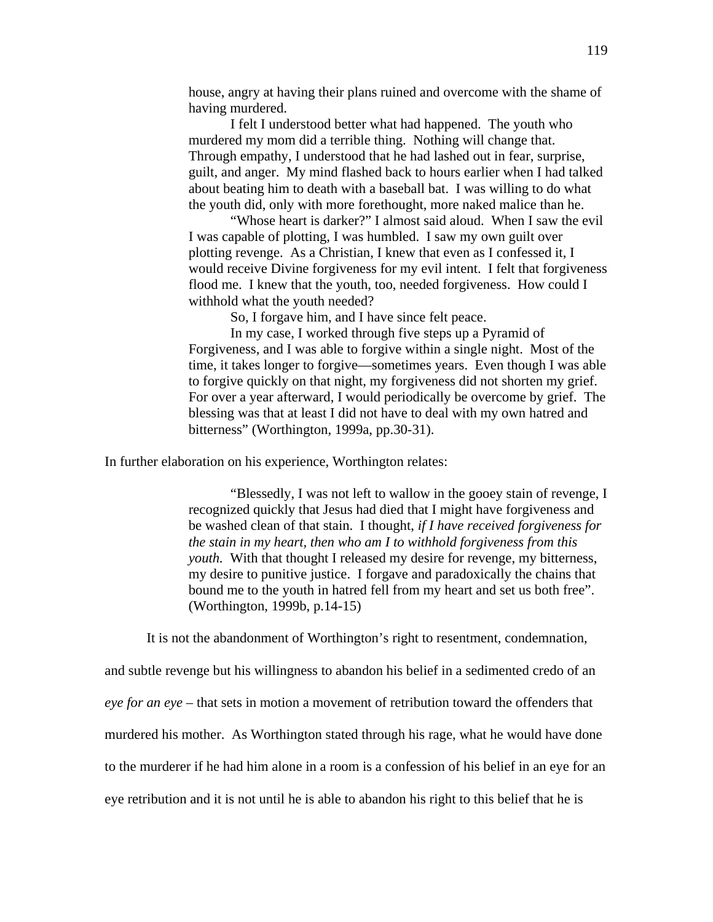> house, angry at having their plans ruined and overcome with the shame of having murdered.
>
> I felt I understood better what had happened. The youth who murdered my mom did a terrible thing. Nothing will change that. Through empathy, I understood that he had lashed out in fear, surprise, guilt, and anger. My mind flashed back to hours earlier when I had talked about beating him to death with a baseball bat. I was willing to do what the youth did, only with more forethought, more naked malice than he.
>
> "Whose heart is darker?" I almost said aloud. When I saw the evil I was capable of plotting, I was humbled. I saw my own guilt over plotting revenge. As a Christian, I knew that even as I confessed it, I would receive Divine forgiveness for my evil intent. I felt that forgiveness flood me. I knew that the youth, too, needed forgiveness. How could I withhold what the youth needed?
>
> So, I forgave him, and I have since felt peace.
>
> In my case, I worked through five steps up a Pyramid of Forgiveness, and I was able to forgive within a single night. Most of the time, it takes longer to forgive—sometimes years. Even though I was able to forgive quickly on that night, my forgiveness did not shorten my grief. For over a year afterward, I would periodically be overcome by grief. The blessing was that at least I did not have to deal with my own hatred and bitterness" (Worthington, 1999a, pp.30-31).

In further elaboration on his experience, Worthington relates:

> "Blessedly, I was not left to wallow in the gooey stain of revenge, I recognized quickly that Jesus had died that I might have forgiveness and be washed clean of that stain. I thought, *if I have received forgiveness for the stain in my heart, then who am I to withhold forgiveness from this youth.* With that thought I released my desire for revenge, my bitterness, my desire to punitive justice. I forgave and paradoxically the chains that bound me to the youth in hatred fell from my heart and set us both free". (Worthington, 1999b, p.14-15)

It is not the abandonment of Worthington's right to resentment, condemnation, and subtle revenge but his willingness to abandon his belief in a sedimented credo of an *eye for an eye* – that sets in motion a movement of retribution toward the offenders that murdered his mother. As Worthington stated through his rage, what he would have done to the murderer if he had him alone in a room is a confession of his belief in an eye for an eye retribution and it is not until he is able to abandon his right to this belief that he is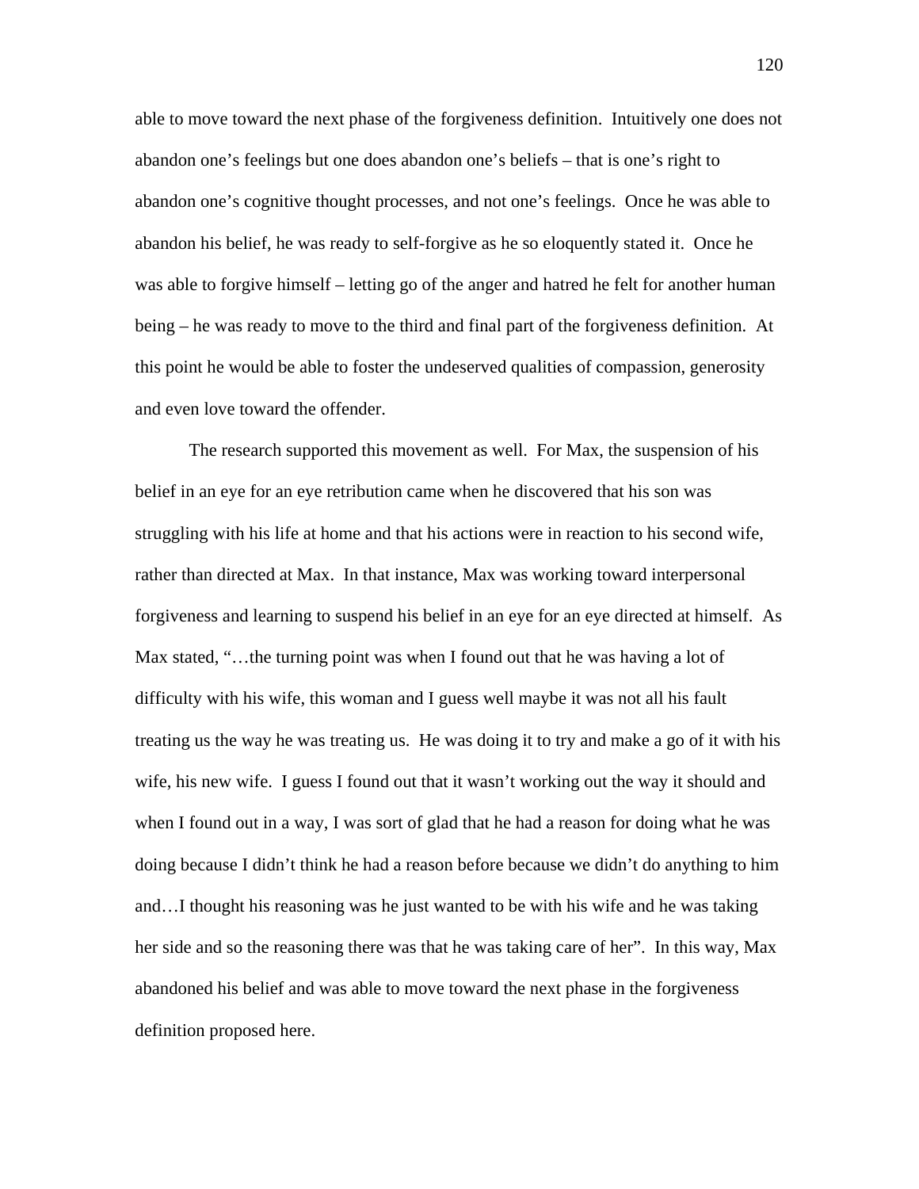able to move toward the next phase of the forgiveness definition. Intuitively one does not abandon one's feelings but one does abandon one's beliefs – that is one's right to abandon one's cognitive thought processes, and not one's feelings. Once he was able to abandon his belief, he was ready to self-forgive as he so eloquently stated it. Once he was able to forgive himself – letting go of the anger and hatred he felt for another human being – he was ready to move to the third and final part of the forgiveness definition. At this point he would be able to foster the undeserved qualities of compassion, generosity and even love toward the offender.

The research supported this movement as well. For Max, the suspension of his belief in an eye for an eye retribution came when he discovered that his son was struggling with his life at home and that his actions were in reaction to his second wife, rather than directed at Max. In that instance, Max was working toward interpersonal forgiveness and learning to suspend his belief in an eye for an eye directed at himself. As Max stated, "…the turning point was when I found out that he was having a lot of difficulty with his wife, this woman and I guess well maybe it was not all his fault treating us the way he was treating us. He was doing it to try and make a go of it with his wife, his new wife. I guess I found out that it wasn't working out the way it should and when I found out in a way, I was sort of glad that he had a reason for doing what he was doing because I didn't think he had a reason before because we didn't do anything to him and…I thought his reasoning was he just wanted to be with his wife and he was taking her side and so the reasoning there was that he was taking care of her". In this way, Max abandoned his belief and was able to move toward the next phase in the forgiveness definition proposed here.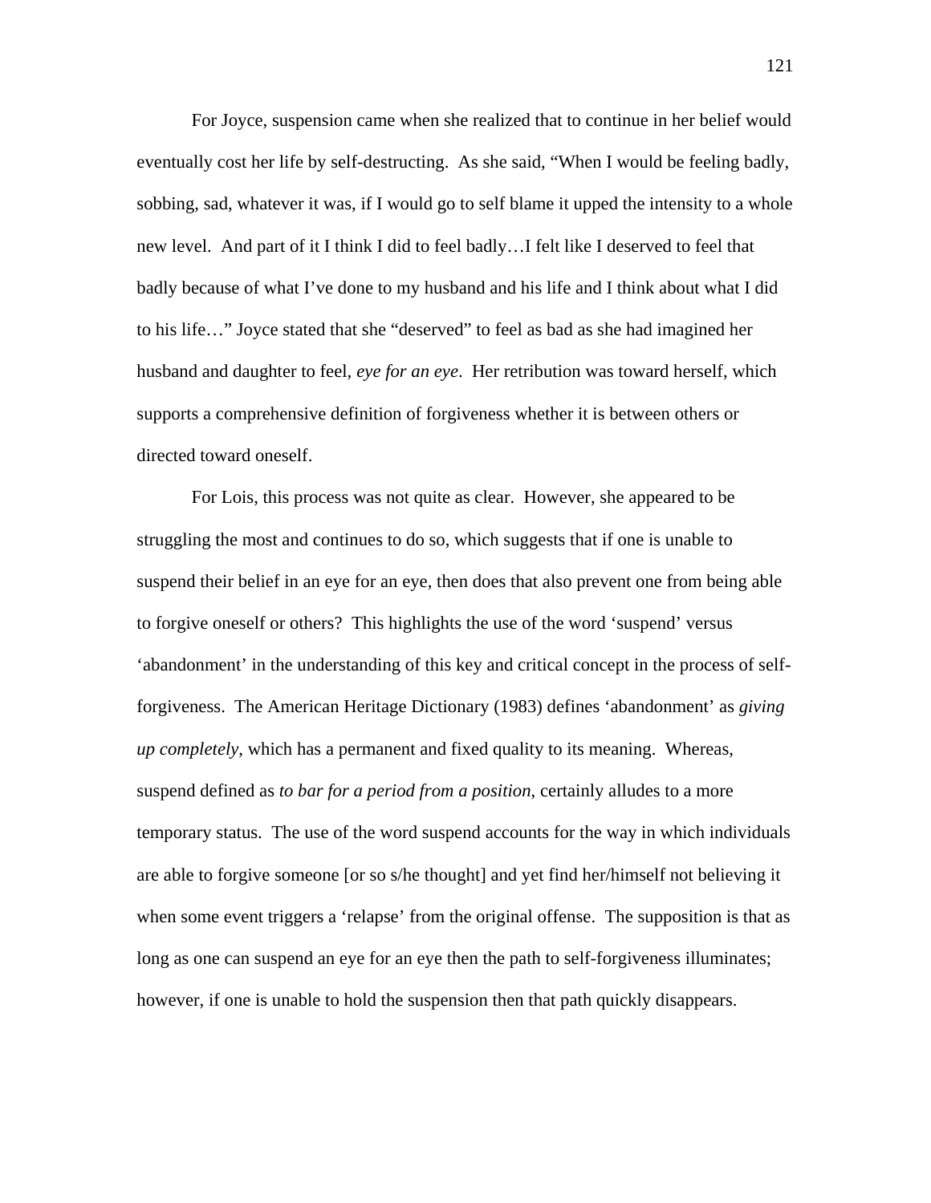For Joyce, suspension came when she realized that to continue in her belief would eventually cost her life by self-destructing. As she said, "When I would be feeling badly, sobbing, sad, whatever it was, if I would go to self blame it upped the intensity to a whole new level. And part of it I think I did to feel badly…I felt like I deserved to feel that badly because of what I've done to my husband and his life and I think about what I did to his life…" Joyce stated that she "deserved" to feel as bad as she had imagined her husband and daughter to feel, *eye for an eye*. Her retribution was toward herself, which supports a comprehensive definition of forgiveness whether it is between others or directed toward oneself.

For Lois, this process was not quite as clear. However, she appeared to be struggling the most and continues to do so, which suggests that if one is unable to suspend their belief in an eye for an eye, then does that also prevent one from being able to forgive oneself or others? This highlights the use of the word 'suspend' versus 'abandonment' in the understanding of this key and critical concept in the process of self-forgiveness. The American Heritage Dictionary (1983) defines 'abandonment' as *giving up completely*, which has a permanent and fixed quality to its meaning. Whereas, suspend defined as *to bar for a period from a position*, certainly alludes to a more temporary status. The use of the word suspend accounts for the way in which individuals are able to forgive someone [or so s/he thought] and yet find her/himself not believing it when some event triggers a 'relapse' from the original offense. The supposition is that as long as one can suspend an eye for an eye then the path to self-forgiveness illuminates; however, if one is unable to hold the suspension then that path quickly disappears.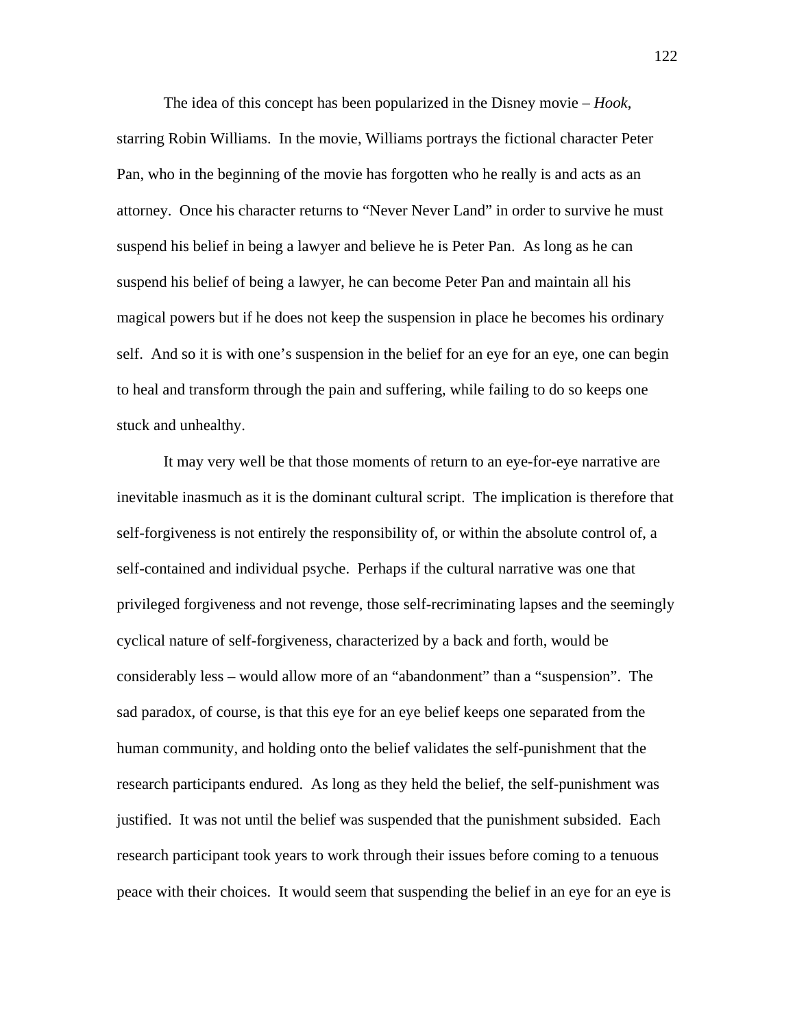The idea of this concept has been popularized in the Disney movie – *Hook*, starring Robin Williams. In the movie, Williams portrays the fictional character Peter Pan, who in the beginning of the movie has forgotten who he really is and acts as an attorney. Once his character returns to "Never Never Land" in order to survive he must suspend his belief in being a lawyer and believe he is Peter Pan. As long as he can suspend his belief of being a lawyer, he can become Peter Pan and maintain all his magical powers but if he does not keep the suspension in place he becomes his ordinary self. And so it is with one's suspension in the belief for an eye for an eye, one can begin to heal and transform through the pain and suffering, while failing to do so keeps one stuck and unhealthy.

It may very well be that those moments of return to an eye-for-eye narrative are inevitable inasmuch as it is the dominant cultural script. The implication is therefore that self-forgiveness is not entirely the responsibility of, or within the absolute control of, a self-contained and individual psyche. Perhaps if the cultural narrative was one that privileged forgiveness and not revenge, those self-recriminating lapses and the seemingly cyclical nature of self-forgiveness, characterized by a back and forth, would be considerably less – would allow more of an "abandonment" than a "suspension". The sad paradox, of course, is that this eye for an eye belief keeps one separated from the human community, and holding onto the belief validates the self-punishment that the research participants endured. As long as they held the belief, the self-punishment was justified. It was not until the belief was suspended that the punishment subsided. Each research participant took years to work through their issues before coming to a tenuous peace with their choices. It would seem that suspending the belief in an eye for an eye is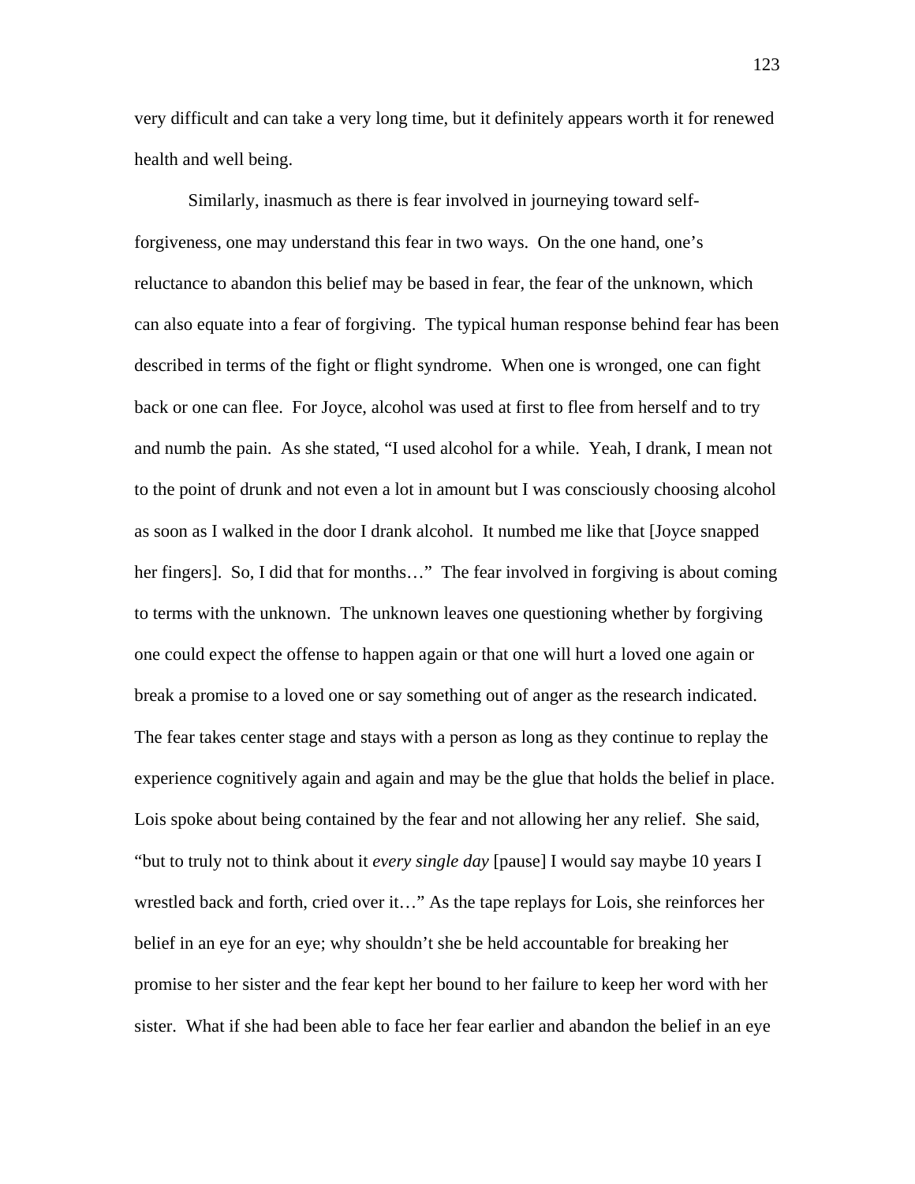very difficult and can take a very long time, but it definitely appears worth it for renewed health and well being.

Similarly, inasmuch as there is fear involved in journeying toward self-forgiveness, one may understand this fear in two ways. On the one hand, one's reluctance to abandon this belief may be based in fear, the fear of the unknown, which can also equate into a fear of forgiving. The typical human response behind fear has been described in terms of the fight or flight syndrome. When one is wronged, one can fight back or one can flee. For Joyce, alcohol was used at first to flee from herself and to try and numb the pain. As she stated, "I used alcohol for a while. Yeah, I drank, I mean not to the point of drunk and not even a lot in amount but I was consciously choosing alcohol as soon as I walked in the door I drank alcohol. It numbed me like that [Joyce snapped her fingers]. So, I did that for months…" The fear involved in forgiving is about coming to terms with the unknown. The unknown leaves one questioning whether by forgiving one could expect the offense to happen again or that one will hurt a loved one again or break a promise to a loved one or say something out of anger as the research indicated. The fear takes center stage and stays with a person as long as they continue to replay the experience cognitively again and again and may be the glue that holds the belief in place. Lois spoke about being contained by the fear and not allowing her any relief. She said, "but to truly not to think about it *every single day* [pause] I would say maybe 10 years I wrestled back and forth, cried over it…" As the tape replays for Lois, she reinforces her belief in an eye for an eye; why shouldn't she be held accountable for breaking her promise to her sister and the fear kept her bound to her failure to keep her word with her sister. What if she had been able to face her fear earlier and abandon the belief in an eye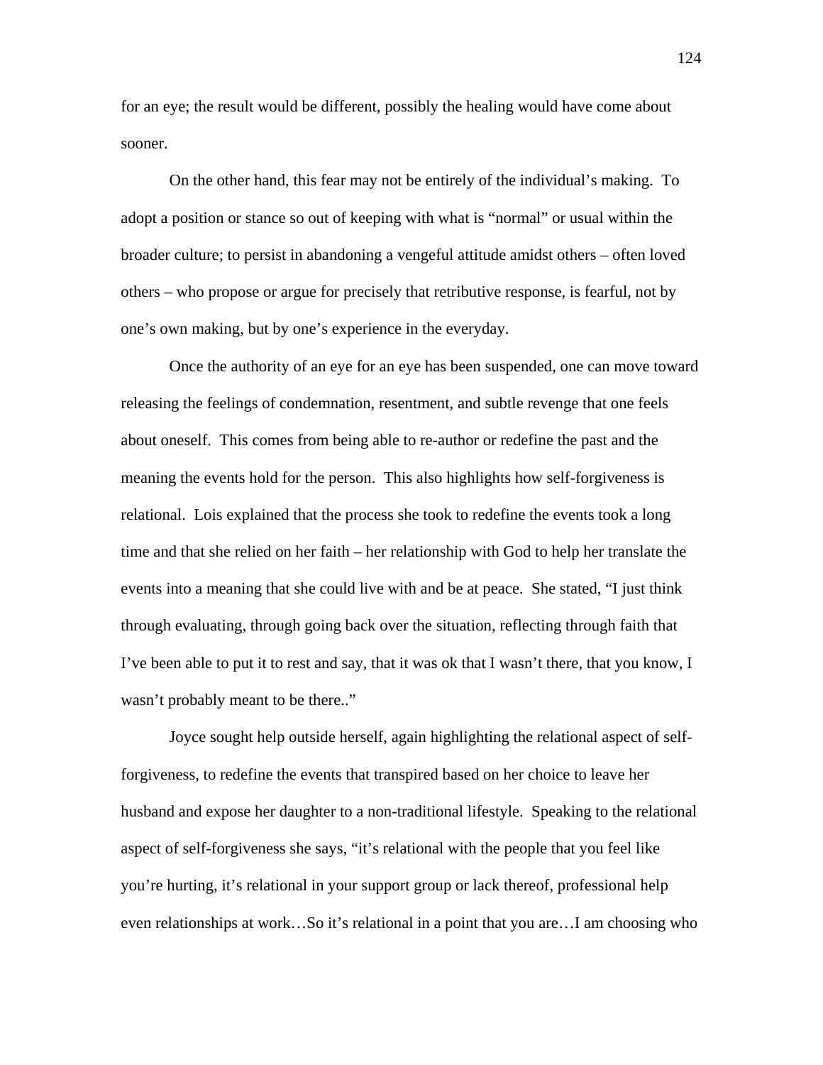for an eye; the result would be different, possibly the healing would have come about sooner.

On the other hand, this fear may not be entirely of the individual's making. To adopt a position or stance so out of keeping with what is "normal" or usual within the broader culture; to persist in abandoning a vengeful attitude amidst others – often loved others – who propose or argue for precisely that retributive response, is fearful, not by one's own making, but by one's experience in the everyday.

Once the authority of an eye for an eye has been suspended, one can move toward releasing the feelings of condemnation, resentment, and subtle revenge that one feels about oneself. This comes from being able to re-author or redefine the past and the meaning the events hold for the person. This also highlights how self-forgiveness is relational. Lois explained that the process she took to redefine the events took a long time and that she relied on her faith – her relationship with God to help her translate the events into a meaning that she could live with and be at peace. She stated, "I just think through evaluating, through going back over the situation, reflecting through faith that I've been able to put it to rest and say, that it was ok that I wasn't there, that you know, I wasn't probably meant to be there.."

Joyce sought help outside herself, again highlighting the relational aspect of self-forgiveness, to redefine the events that transpired based on her choice to leave her husband and expose her daughter to a non-traditional lifestyle. Speaking to the relational aspect of self-forgiveness she says, "it's relational with the people that you feel like you're hurting, it's relational in your support group or lack thereof, professional help even relationships at work…So it's relational in a point that you are…I am choosing who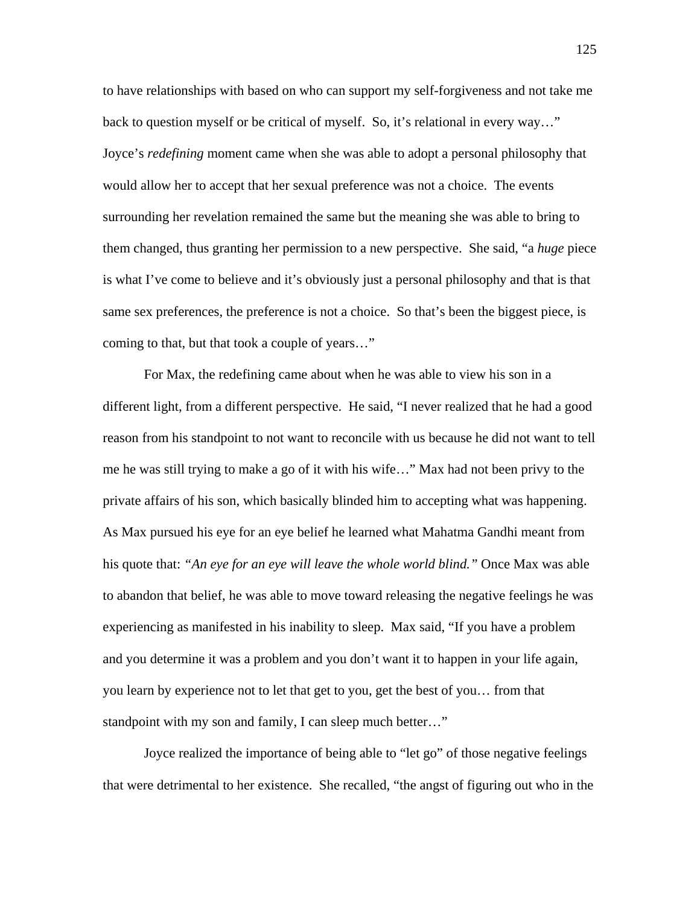to have relationships with based on who can support my self-forgiveness and not take me back to question myself or be critical of myself. So, it's relational in every way…" Joyce's *redefining* moment came when she was able to adopt a personal philosophy that would allow her to accept that her sexual preference was not a choice. The events surrounding her revelation remained the same but the meaning she was able to bring to them changed, thus granting her permission to a new perspective. She said, "a *huge* piece is what I've come to believe and it's obviously just a personal philosophy and that is that same sex preferences, the preference is not a choice. So that's been the biggest piece, is coming to that, but that took a couple of years…"

For Max, the redefining came about when he was able to view his son in a different light, from a different perspective. He said, "I never realized that he had a good reason from his standpoint to not want to reconcile with us because he did not want to tell me he was still trying to make a go of it with his wife…" Max had not been privy to the private affairs of his son, which basically blinded him to accepting what was happening. As Max pursued his eye for an eye belief he learned what Mahatma Gandhi meant from his quote that: *"An eye for an eye will leave the whole world blind."* Once Max was able to abandon that belief, he was able to move toward releasing the negative feelings he was experiencing as manifested in his inability to sleep. Max said, "If you have a problem and you determine it was a problem and you don't want it to happen in your life again, you learn by experience not to let that get to you, get the best of you… from that standpoint with my son and family, I can sleep much better…"

Joyce realized the importance of being able to "let go" of those negative feelings that were detrimental to her existence. She recalled, "the angst of figuring out who in the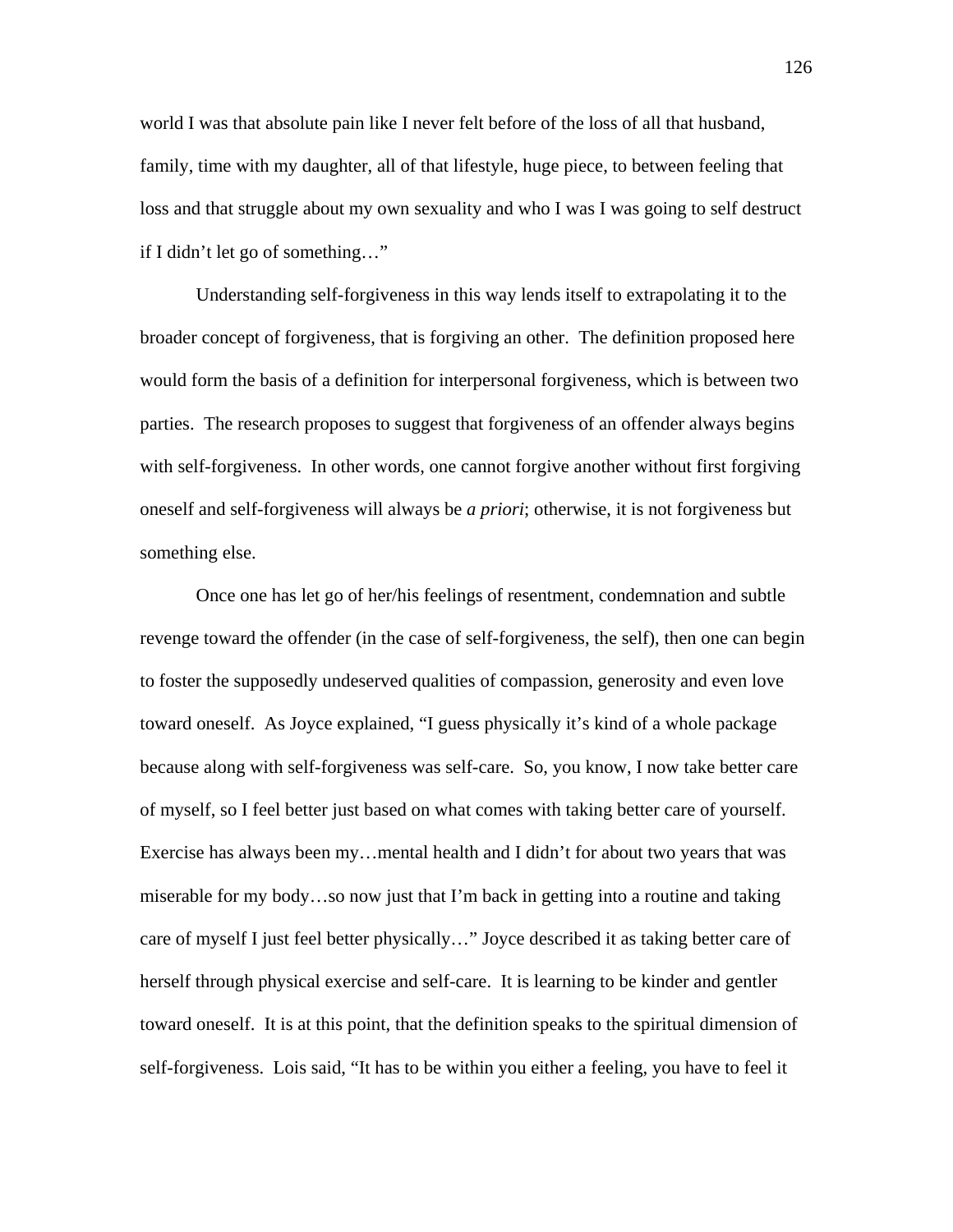world I was that absolute pain like I never felt before of the loss of all that husband, family, time with my daughter, all of that lifestyle, huge piece, to between feeling that loss and that struggle about my own sexuality and who I was I was going to self destruct if I didn't let go of something…"

Understanding self-forgiveness in this way lends itself to extrapolating it to the broader concept of forgiveness, that is forgiving an other. The definition proposed here would form the basis of a definition for interpersonal forgiveness, which is between two parties. The research proposes to suggest that forgiveness of an offender always begins with self-forgiveness. In other words, one cannot forgive another without first forgiving oneself and self-forgiveness will always be *a priori*; otherwise, it is not forgiveness but something else.

Once one has let go of her/his feelings of resentment, condemnation and subtle revenge toward the offender (in the case of self-forgiveness, the self), then one can begin to foster the supposedly undeserved qualities of compassion, generosity and even love toward oneself. As Joyce explained, "I guess physically it's kind of a whole package because along with self-forgiveness was self-care. So, you know, I now take better care of myself, so I feel better just based on what comes with taking better care of yourself. Exercise has always been my…mental health and I didn't for about two years that was miserable for my body…so now just that I'm back in getting into a routine and taking care of myself I just feel better physically…" Joyce described it as taking better care of herself through physical exercise and self-care. It is learning to be kinder and gentler toward oneself. It is at this point, that the definition speaks to the spiritual dimension of self-forgiveness. Lois said, "It has to be within you either a feeling, you have to feel it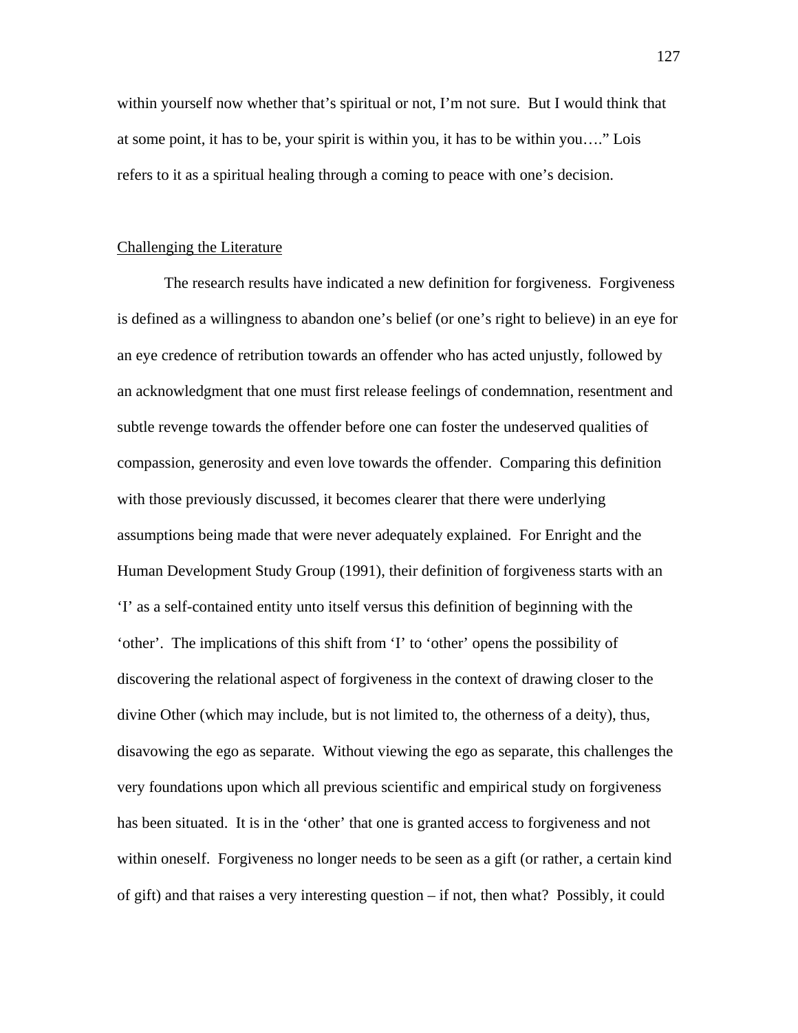within yourself now whether that's spiritual or not, I'm not sure. But I would think that at some point, it has to be, your spirit is within you, it has to be within you…." Lois refers to it as a spiritual healing through a coming to peace with one's decision.

## Challenging the Literature

The research results have indicated a new definition for forgiveness. Forgiveness is defined as a willingness to abandon one's belief (or one's right to believe) in an eye for an eye credence of retribution towards an offender who has acted unjustly, followed by an acknowledgment that one must first release feelings of condemnation, resentment and subtle revenge towards the offender before one can foster the undeserved qualities of compassion, generosity and even love towards the offender. Comparing this definition with those previously discussed, it becomes clearer that there were underlying assumptions being made that were never adequately explained. For Enright and the Human Development Study Group (1991), their definition of forgiveness starts with an 'I' as a self-contained entity unto itself versus this definition of beginning with the 'other'. The implications of this shift from 'I' to 'other' opens the possibility of discovering the relational aspect of forgiveness in the context of drawing closer to the divine Other (which may include, but is not limited to, the otherness of a deity), thus, disavowing the ego as separate. Without viewing the ego as separate, this challenges the very foundations upon which all previous scientific and empirical study on forgiveness has been situated. It is in the 'other' that one is granted access to forgiveness and not within oneself. Forgiveness no longer needs to be seen as a gift (or rather, a certain kind of gift) and that raises a very interesting question – if not, then what? Possibly, it could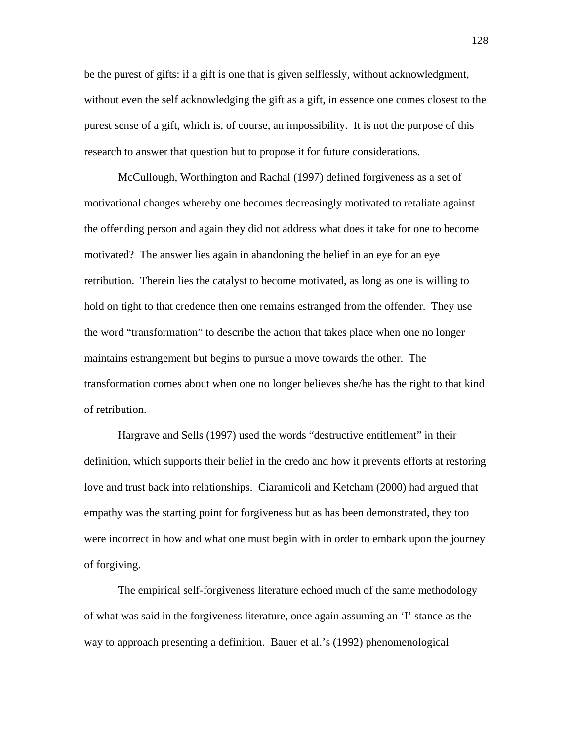be the purest of gifts: if a gift is one that is given selflessly, without acknowledgment, without even the self acknowledging the gift as a gift, in essence one comes closest to the purest sense of a gift, which is, of course, an impossibility. It is not the purpose of this research to answer that question but to propose it for future considerations.

McCullough, Worthington and Rachal (1997) defined forgiveness as a set of motivational changes whereby one becomes decreasingly motivated to retaliate against the offending person and again they did not address what does it take for one to become motivated? The answer lies again in abandoning the belief in an eye for an eye retribution. Therein lies the catalyst to become motivated, as long as one is willing to hold on tight to that credence then one remains estranged from the offender. They use the word "transformation" to describe the action that takes place when one no longer maintains estrangement but begins to pursue a move towards the other. The transformation comes about when one no longer believes she/he has the right to that kind of retribution.

Hargrave and Sells (1997) used the words "destructive entitlement" in their definition, which supports their belief in the credo and how it prevents efforts at restoring love and trust back into relationships. Ciaramicoli and Ketcham (2000) had argued that empathy was the starting point for forgiveness but as has been demonstrated, they too were incorrect in how and what one must begin with in order to embark upon the journey of forgiving.

The empirical self-forgiveness literature echoed much of the same methodology of what was said in the forgiveness literature, once again assuming an 'I' stance as the way to approach presenting a definition. Bauer et al.'s (1992) phenomenological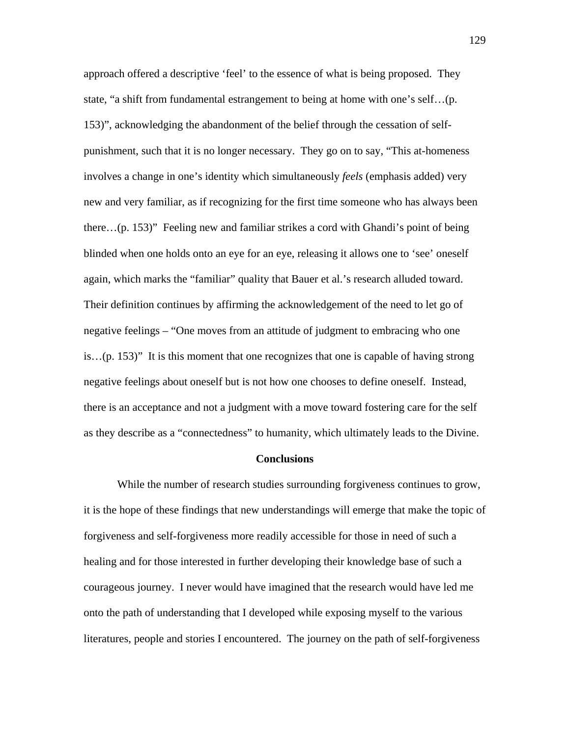approach offered a descriptive 'feel' to the essence of what is being proposed. They state, "a shift from fundamental estrangement to being at home with one's self…(p. 153)", acknowledging the abandonment of the belief through the cessation of self-punishment, such that it is no longer necessary. They go on to say, "This at-homeness involves a change in one's identity which simultaneously *feels* (emphasis added) very new and very familiar, as if recognizing for the first time someone who has always been there…(p. 153)" Feeling new and familiar strikes a cord with Ghandi's point of being blinded when one holds onto an eye for an eye, releasing it allows one to 'see' oneself again, which marks the "familiar" quality that Bauer et al.'s research alluded toward. Their definition continues by affirming the acknowledgement of the need to let go of negative feelings – "One moves from an attitude of judgment to embracing who one is…(p. 153)" It is this moment that one recognizes that one is capable of having strong negative feelings about oneself but is not how one chooses to define oneself. Instead, there is an acceptance and not a judgment with a move toward fostering care for the self as they describe as a "connectedness" to humanity, which ultimately leads to the Divine.

## Conclusions

While the number of research studies surrounding forgiveness continues to grow, it is the hope of these findings that new understandings will emerge that make the topic of forgiveness and self-forgiveness more readily accessible for those in need of such a healing and for those interested in further developing their knowledge base of such a courageous journey. I never would have imagined that the research would have led me onto the path of understanding that I developed while exposing myself to the various literatures, people and stories I encountered. The journey on the path of self-forgiveness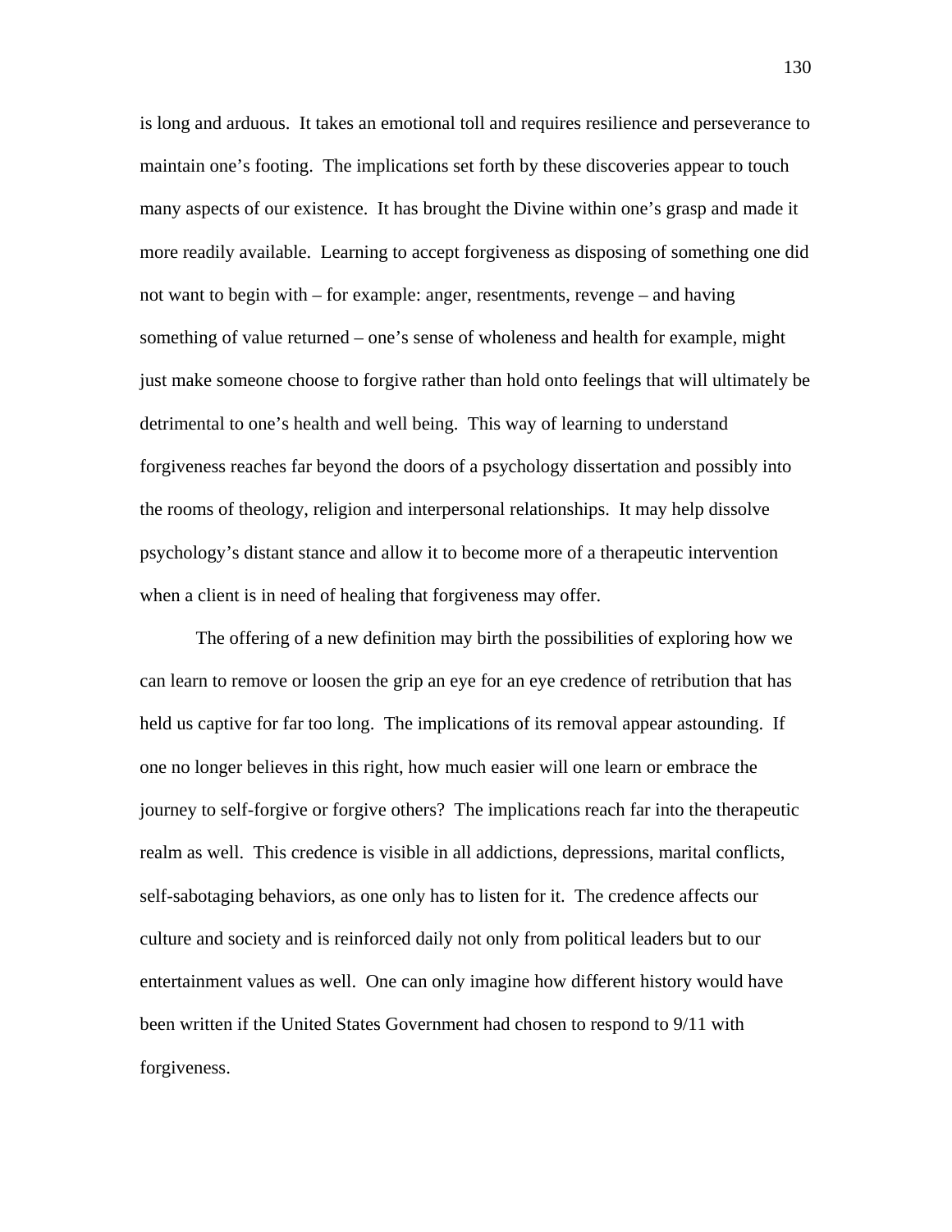is long and arduous. It takes an emotional toll and requires resilience and perseverance to maintain one's footing. The implications set forth by these discoveries appear to touch many aspects of our existence. It has brought the Divine within one's grasp and made it more readily available. Learning to accept forgiveness as disposing of something one did not want to begin with – for example: anger, resentments, revenge – and having something of value returned – one's sense of wholeness and health for example, might just make someone choose to forgive rather than hold onto feelings that will ultimately be detrimental to one's health and well being. This way of learning to understand forgiveness reaches far beyond the doors of a psychology dissertation and possibly into the rooms of theology, religion and interpersonal relationships. It may help dissolve psychology's distant stance and allow it to become more of a therapeutic intervention when a client is in need of healing that forgiveness may offer.

The offering of a new definition may birth the possibilities of exploring how we can learn to remove or loosen the grip an eye for an eye credence of retribution that has held us captive for far too long. The implications of its removal appear astounding. If one no longer believes in this right, how much easier will one learn or embrace the journey to self-forgive or forgive others? The implications reach far into the therapeutic realm as well. This credence is visible in all addictions, depressions, marital conflicts, self-sabotaging behaviors, as one only has to listen for it. The credence affects our culture and society and is reinforced daily not only from political leaders but to our entertainment values as well. One can only imagine how different history would have been written if the United States Government had chosen to respond to 9/11 with forgiveness.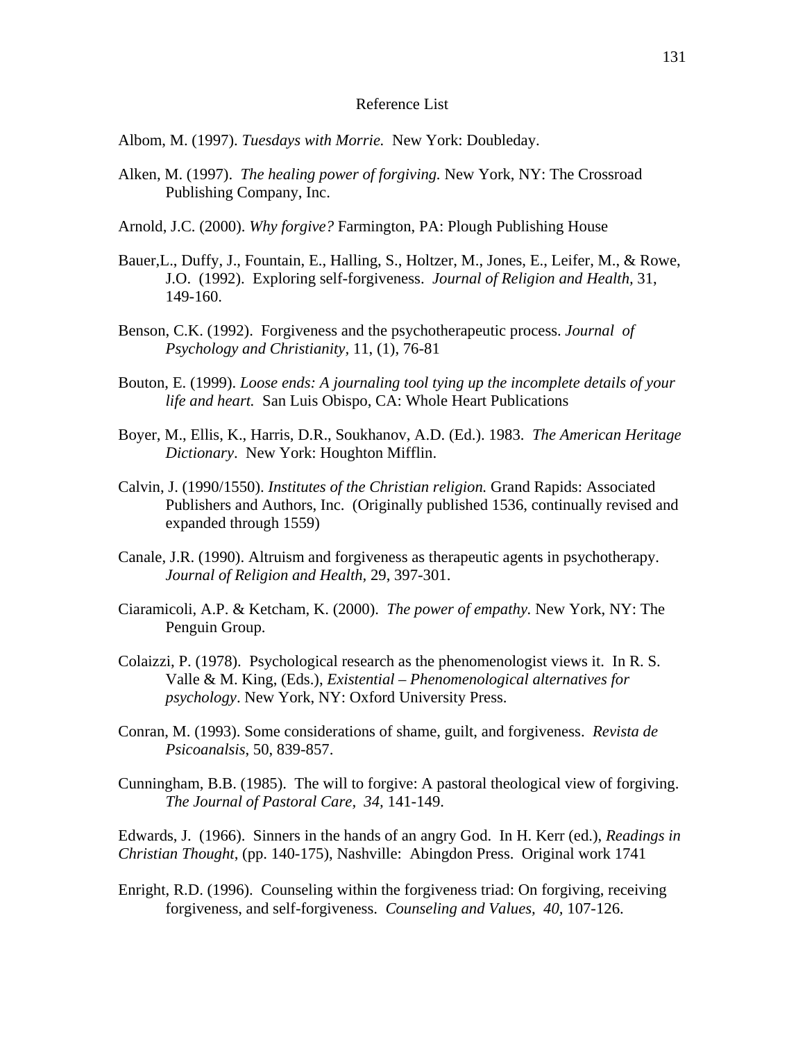# Reference List

Albom, M. (1997). *Tuesdays with Morrie.* New York: Doubleday.

Alken, M. (1997). *The healing power of forgiving.* New York, NY: The Crossroad Publishing Company, Inc.

Arnold, J.C. (2000). *Why forgive?* Farmington, PA: Plough Publishing House

Bauer,L., Duffy, J., Fountain, E., Halling, S., Holtzer, M., Jones, E., Leifer, M., & Rowe, J.O. (1992). Exploring self-forgiveness. *Journal of Religion and Health*, 31, 149-160.

Benson, C.K. (1992). Forgiveness and the psychotherapeutic process. *Journal of Psychology and Christianity,* 11, (1), 76-81

Bouton, E. (1999). *Loose ends: A journaling tool tying up the incomplete details of your life and heart.* San Luis Obispo, CA: Whole Heart Publications

Boyer, M., Ellis, K., Harris, D.R., Soukhanov, A.D. (Ed.). 1983. *The American Heritage Dictionary*. New York: Houghton Mifflin.

Calvin, J. (1990/1550). *Institutes of the Christian religion.* Grand Rapids: Associated Publishers and Authors, Inc. (Originally published 1536, continually revised and expanded through 1559)

Canale, J.R. (1990). Altruism and forgiveness as therapeutic agents in psychotherapy. *Journal of Religion and Health,* 29, 397-301.

Ciaramicoli, A.P. & Ketcham, K. (2000). *The power of empathy.* New York, NY: The Penguin Group.

Colaizzi, P. (1978). Psychological research as the phenomenologist views it. In R. S. Valle & M. King, (Eds.), *Existential – Phenomenological alternatives for psychology*. New York, NY: Oxford University Press.

Conran, M. (1993). Some considerations of shame, guilt, and forgiveness. *Revista de Psicoanalsis*, 50, 839-857.

Cunningham, B.B. (1985). The will to forgive: A pastoral theological view of forgiving. *The Journal of Pastoral Care, 34*, 141-149.

Edwards, J. (1966). Sinners in the hands of an angry God. In H. Kerr (ed.), *Readings in Christian Thought*, (pp. 140-175), Nashville: Abingdon Press. Original work 1741

Enright, R.D. (1996). Counseling within the forgiveness triad: On forgiving, receiving forgiveness, and self-forgiveness. *Counseling and Values, 40,* 107-126.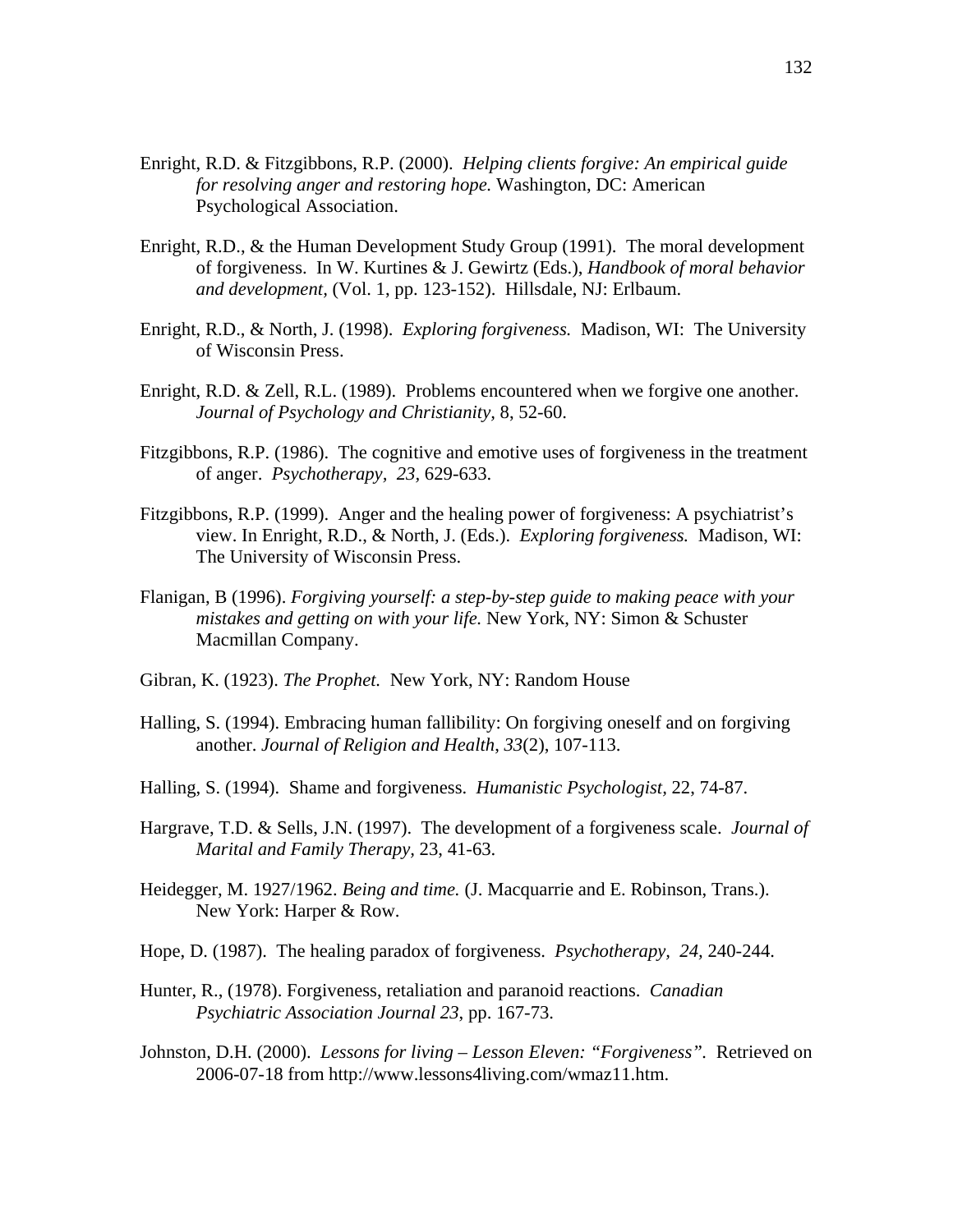Enright, R.D. & Fitzgibbons, R.P. (2000). *Helping clients forgive: An empirical guide for resolving anger and restoring hope.* Washington, DC: American Psychological Association.

Enright, R.D., & the Human Development Study Group (1991). The moral development of forgiveness. In W. Kurtines & J. Gewirtz (Eds.), *Handbook of moral behavior and development,* (Vol. 1, pp. 123-152). Hillsdale, NJ: Erlbaum.

Enright, R.D., & North, J. (1998). *Exploring forgiveness.* Madison, WI: The University of Wisconsin Press.

Enright, R.D. & Zell, R.L. (1989). Problems encountered when we forgive one another. *Journal of Psychology and Christianity,* 8, 52-60.

Fitzgibbons, R.P. (1986). The cognitive and emotive uses of forgiveness in the treatment of anger. *Psychotherapy, 23*, 629-633.

Fitzgibbons, R.P. (1999). Anger and the healing power of forgiveness: A psychiatrist's view. In Enright, R.D., & North, J. (Eds.). *Exploring forgiveness.* Madison, WI: The University of Wisconsin Press.

Flanigan, B (1996). *Forgiving yourself: a step-by-step guide to making peace with your mistakes and getting on with your life.* New York, NY: Simon & Schuster Macmillan Company.

Gibran, K. (1923). *The Prophet.* New York, NY: Random House

Halling, S. (1994). Embracing human fallibility: On forgiving oneself and on forgiving another. *Journal of Religion and Health*, *33*(2), 107-113.

Halling, S. (1994). Shame and forgiveness. *Humanistic Psychologist,* 22, 74-87.

Hargrave, T.D. & Sells, J.N. (1997). The development of a forgiveness scale. *Journal of Marital and Family Therapy,* 23, 41-63.

Heidegger, M. 1927/1962. *Being and time.* (J. Macquarrie and E. Robinson, Trans.). New York: Harper & Row.

Hope, D. (1987). The healing paradox of forgiveness. *Psychotherapy, 24,* 240-244.

Hunter, R., (1978). Forgiveness, retaliation and paranoid reactions. *Canadian Psychiatric Association Journal 23*, pp. 167-73.

Johnston, D.H. (2000). *Lessons for living – Lesson Eleven: "Forgiveness".* Retrieved on 2006-07-18 from http://www.lessons4living.com/wmaz11.htm.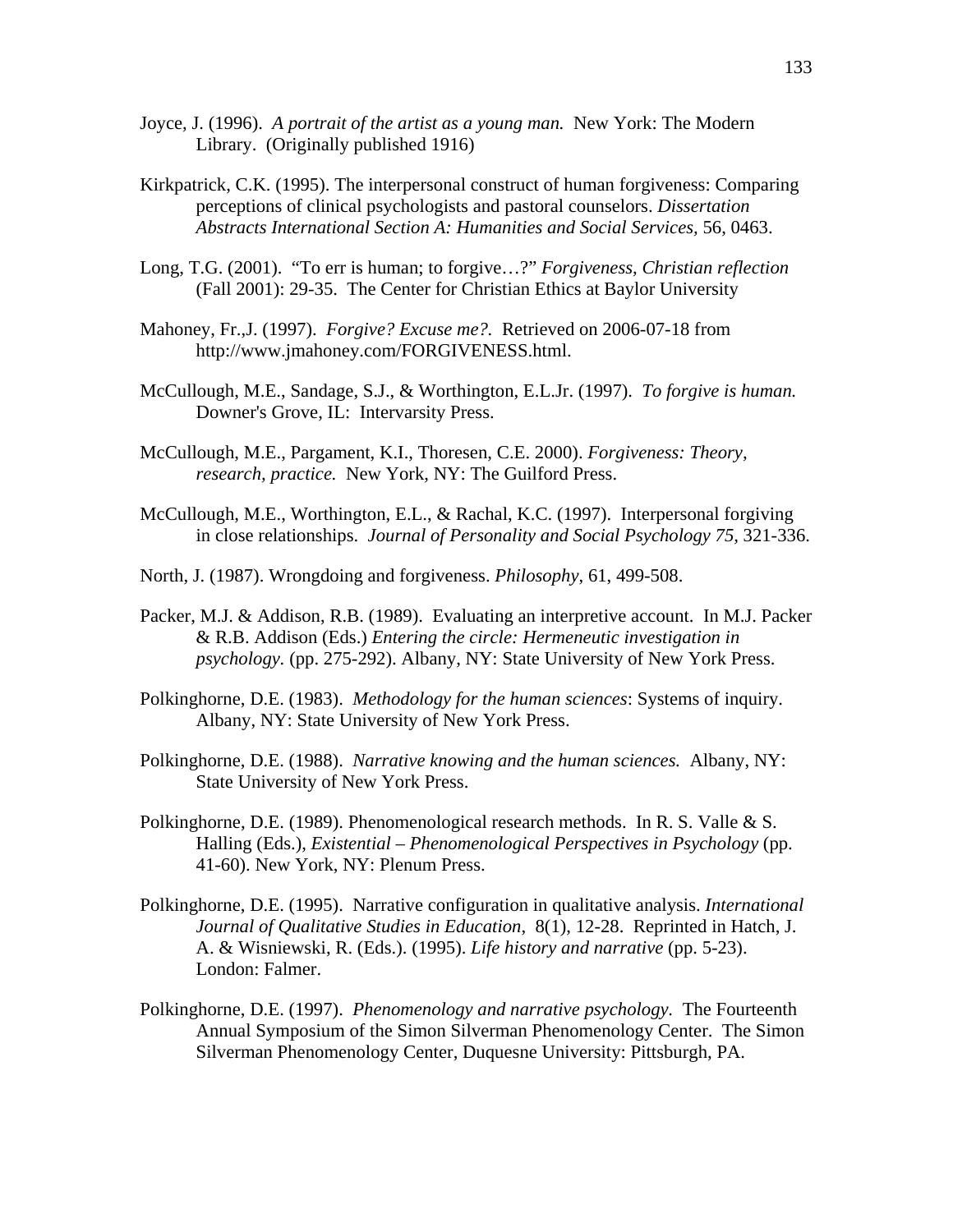Joyce, J. (1996). *A portrait of the artist as a young man.* New York: The Modern Library. (Originally published 1916)

Kirkpatrick, C.K. (1995). The interpersonal construct of human forgiveness: Comparing perceptions of clinical psychologists and pastoral counselors. *Dissertation Abstracts International Section A: Humanities and Social Services,* 56, 0463.

Long, T.G. (2001). "To err is human; to forgive…?" *Forgiveness, Christian reflection* (Fall 2001): 29-35. The Center for Christian Ethics at Baylor University

Mahoney, Fr.,J. (1997). *Forgive? Excuse me?.* Retrieved on 2006-07-18 from http://www.jmahoney.com/FORGIVENESS.html.

McCullough, M.E., Sandage, S.J., & Worthington, E.L.Jr. (1997). *To forgive is human.* Downer's Grove, IL: Intervarsity Press.

McCullough, M.E., Pargament, K.I., Thoresen, C.E. 2000). *Forgiveness: Theory, research, practice.* New York, NY: The Guilford Press.

McCullough, M.E., Worthington, E.L., & Rachal, K.C. (1997). Interpersonal forgiving in close relationships. *Journal of Personality and Social Psychology 75,* 321-336.

North, J. (1987). Wrongdoing and forgiveness. *Philosophy*, 61, 499-508.

Packer, M.J. & Addison, R.B. (1989). Evaluating an interpretive account. In M.J. Packer & R.B. Addison (Eds.) *Entering the circle: Hermeneutic investigation in psychology.* (pp. 275-292). Albany, NY: State University of New York Press.

Polkinghorne, D.E. (1983). *Methodology for the human sciences*: Systems of inquiry. Albany, NY: State University of New York Press.

Polkinghorne, D.E. (1988). *Narrative knowing and the human sciences.* Albany, NY: State University of New York Press.

Polkinghorne, D.E. (1989). Phenomenological research methods. In R. S. Valle & S. Halling (Eds.), *Existential – Phenomenological Perspectives in Psychology* (pp. 41-60). New York, NY: Plenum Press.

Polkinghorne, D.E. (1995). Narrative configuration in qualitative analysis. *International Journal of Qualitative Studies in Education*, 8(1), 12-28. Reprinted in Hatch, J. A. & Wisniewski, R. (Eds.). (1995). *Life history and narrative* (pp. 5-23). London: Falmer.

Polkinghorne, D.E. (1997). *Phenomenology and narrative psychology.* The Fourteenth Annual Symposium of the Simon Silverman Phenomenology Center. The Simon Silverman Phenomenology Center, Duquesne University: Pittsburgh, PA.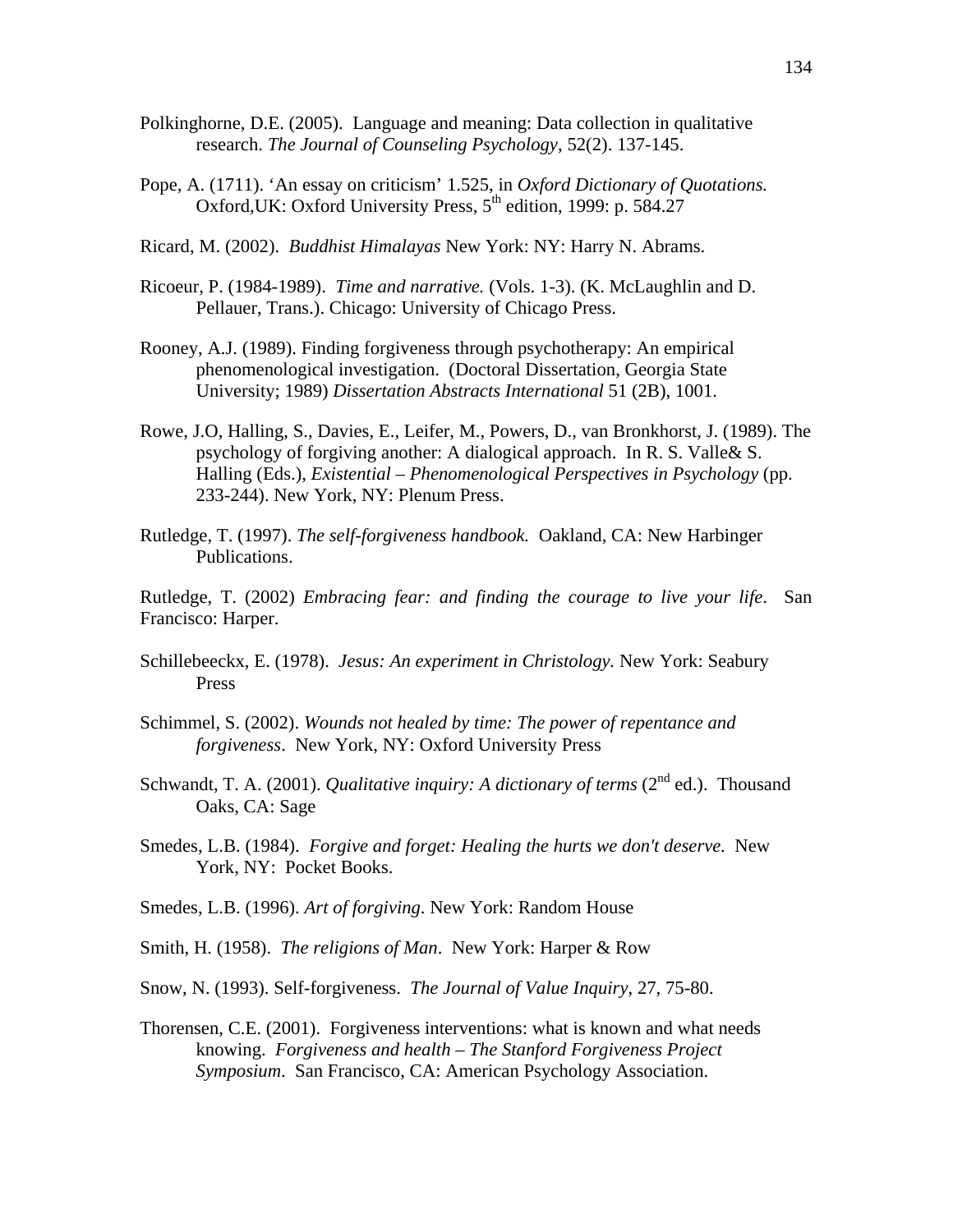Polkinghorne, D.E. (2005). Language and meaning: Data collection in qualitative research. *The Journal of Counseling Psychology*, 52(2). 137-145.

Pope, A. (1711). 'An essay on criticism' 1.525, in *Oxford Dictionary of Quotations.* Oxford,UK: Oxford University Press, 5th edition, 1999: p. 584.27

Ricard, M. (2002). *Buddhist Himalayas* New York: NY: Harry N. Abrams.

Ricoeur, P. (1984-1989). *Time and narrative.* (Vols. 1-3). (K. McLaughlin and D. Pellauer, Trans.). Chicago: University of Chicago Press.

Rooney, A.J. (1989). Finding forgiveness through psychotherapy: An empirical phenomenological investigation. (Doctoral Dissertation, Georgia State University; 1989) *Dissertation Abstracts International* 51 (2B), 1001.

Rowe, J.O, Halling, S., Davies, E., Leifer, M., Powers, D., van Bronkhorst, J. (1989). The psychology of forgiving another: A dialogical approach. In R. S. Valle& S. Halling (Eds.), *Existential – Phenomenological Perspectives in Psychology* (pp. 233-244). New York, NY: Plenum Press.

Rutledge, T. (1997). *The self-forgiveness handbook.* Oakland, CA: New Harbinger Publications.

Rutledge, T. (2002) *Embracing fear: and finding the courage to live your life*. San Francisco: Harper.

Schillebeeckx, E. (1978). *Jesus: An experiment in Christology.* New York: Seabury Press

Schimmel, S. (2002). *Wounds not healed by time: The power of repentance and forgiveness*. New York, NY: Oxford University Press

Schwandt, T. A. (2001). *Qualitative inquiry: A dictionary of terms* (2nd ed.). Thousand Oaks, CA: Sage

Smedes, L.B. (1984). *Forgive and forget: Healing the hurts we don't deserve.* New York, NY: Pocket Books.

Smedes, L.B. (1996). *Art of forgiving*. New York: Random House

Smith, H. (1958). *The religions of Man*. New York: Harper & Row

Snow, N. (1993). Self-forgiveness. *The Journal of Value Inquiry*, 27, 75-80.

Thorensen, C.E. (2001). Forgiveness interventions: what is known and what needs knowing. *Forgiveness and health – The Stanford Forgiveness Project Symposium*. San Francisco, CA: American Psychology Association.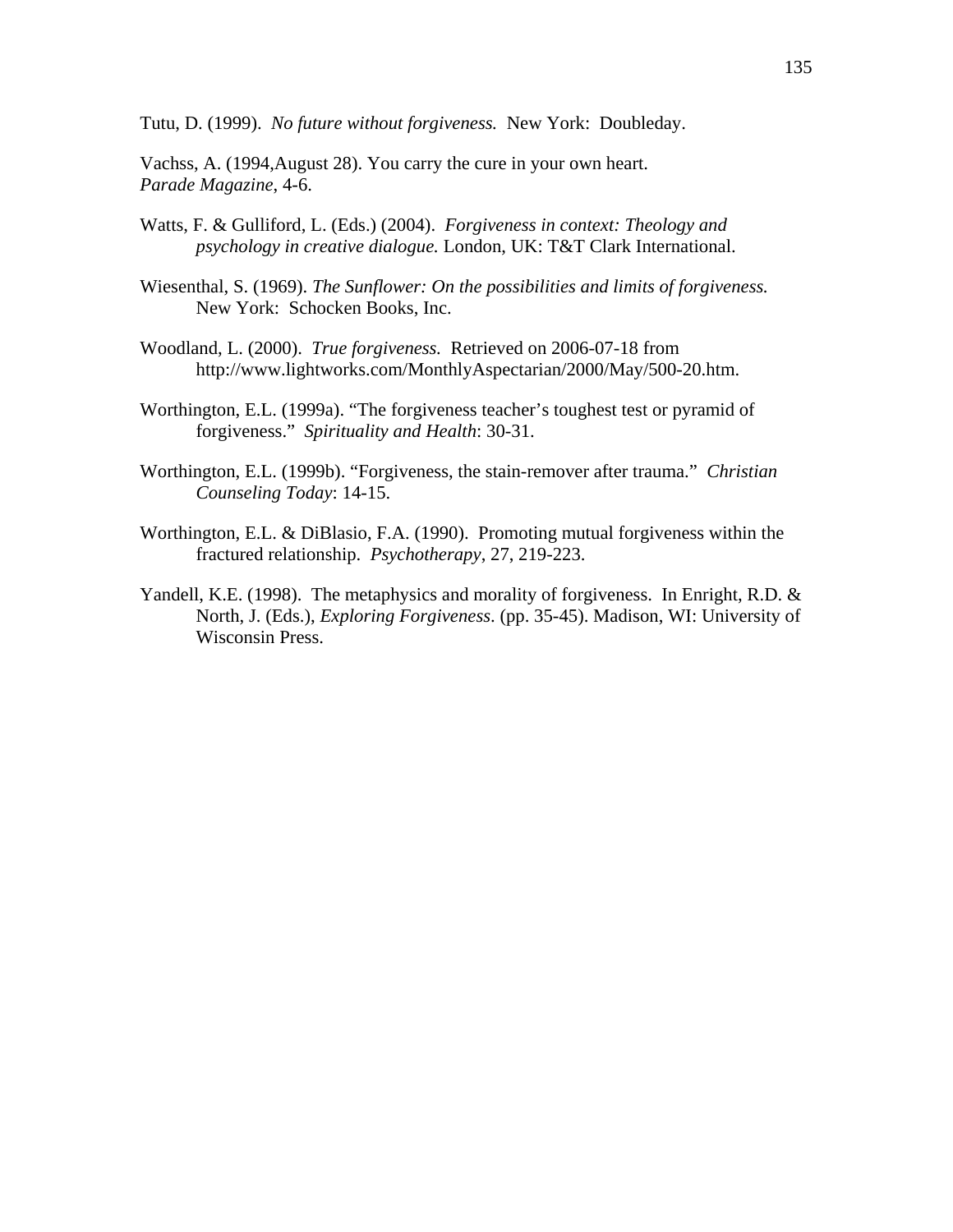Tutu, D. (1999). *No future without forgiveness.* New York: Doubleday.

Vachss, A. (1994,August 28). You carry the cure in your own heart. *Parade Magazine*, 4-6.

Watts, F. & Gulliford, L. (Eds.) (2004). *Forgiveness in context: Theology and psychology in creative dialogue.* London, UK: T&T Clark International.

Wiesenthal, S. (1969). *The Sunflower: On the possibilities and limits of forgiveness.* New York: Schocken Books, Inc.

Woodland, L. (2000). *True forgiveness.* Retrieved on 2006-07-18 from http://www.lightworks.com/MonthlyAspectarian/2000/May/500-20.htm.

Worthington, E.L. (1999a). "The forgiveness teacher's toughest test or pyramid of forgiveness." *Spirituality and Health*: 30-31.

Worthington, E.L. (1999b). "Forgiveness, the stain-remover after trauma." *Christian Counseling Today*: 14-15.

Worthington, E.L. & DiBlasio, F.A. (1990). Promoting mutual forgiveness within the fractured relationship. *Psychotherapy*, 27, 219-223.

Yandell, K.E. (1998). The metaphysics and morality of forgiveness. In Enright, R.D. & North, J. (Eds.), *Exploring Forgiveness*. (pp. 35-45). Madison, WI: University of Wisconsin Press.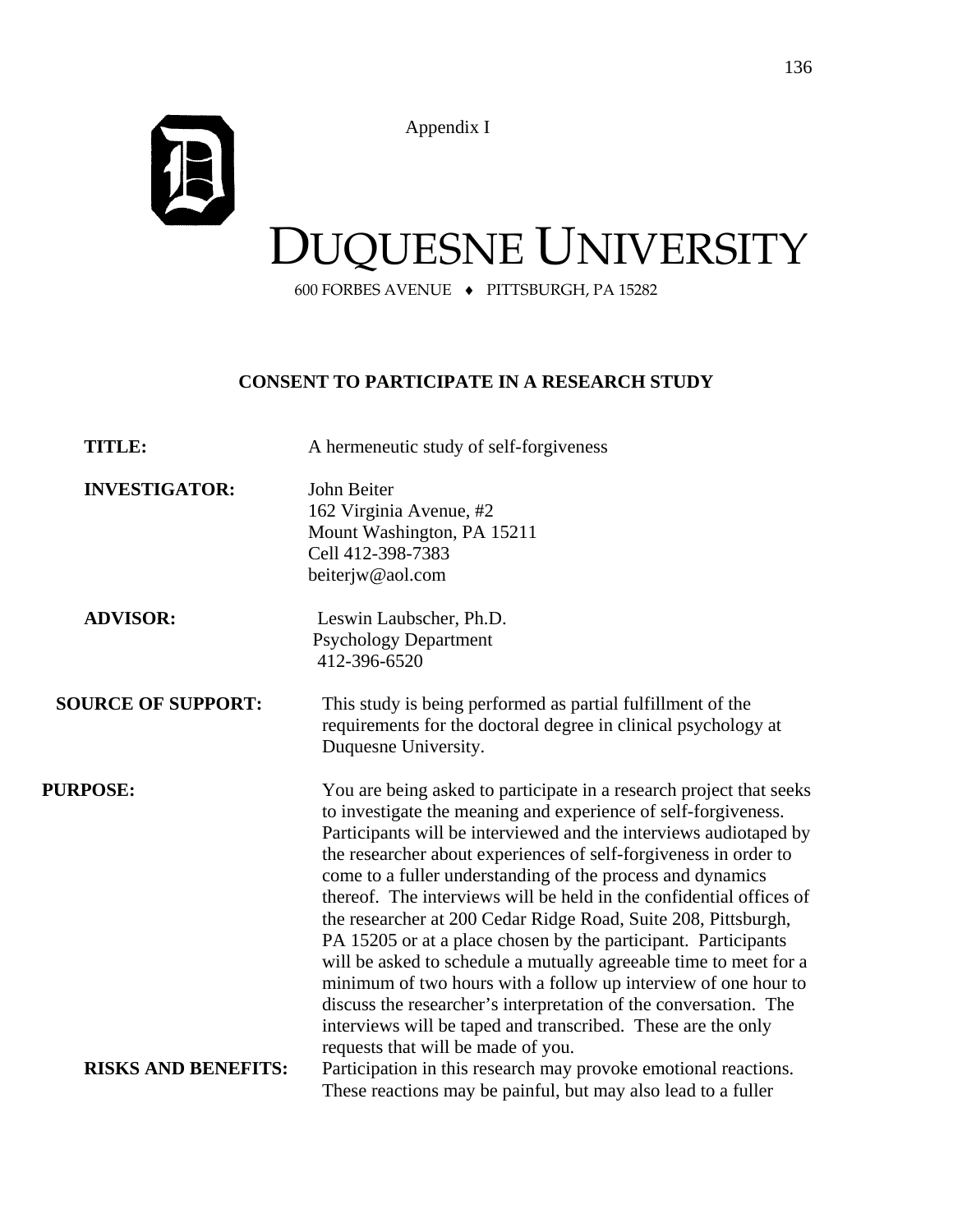Appendix I

# DUQUESNE UNIVERSITY

600 FORBES AVENUE ♦ PITTSBURGH, PA 15282

## CONSENT TO PARTICIPATE IN A RESEARCH STUDY

**TITLE:** A hermeneutic study of self-forgiveness

**INVESTIGATOR:** John Beiter
162 Virginia Avenue, #2
Mount Washington, PA 15211
Cell 412-398-7383
beiterjw@aol.com

**ADVISOR:** Leswin Laubscher, Ph.D.
Psychology Department
412-396-6520

**SOURCE OF SUPPORT:** This study is being performed as partial fulfillment of the requirements for the doctoral degree in clinical psychology at Duquesne University.

**PURPOSE:** You are being asked to participate in a research project that seeks to investigate the meaning and experience of self-forgiveness. Participants will be interviewed and the interviews audiotaped by the researcher about experiences of self-forgiveness in order to come to a fuller understanding of the process and dynamics thereof. The interviews will be held in the confidential offices of the researcher at 200 Cedar Ridge Road, Suite 208, Pittsburgh, PA 15205 or at a place chosen by the participant. Participants will be asked to schedule a mutually agreeable time to meet for a minimum of two hours with a follow up interview of one hour to discuss the researcher's interpretation of the conversation. The interviews will be taped and transcribed. These are the only requests that will be made of you.

**RISKS AND BENEFITS:** Participation in this research may provoke emotional reactions. These reactions may be painful, but may also lead to a fuller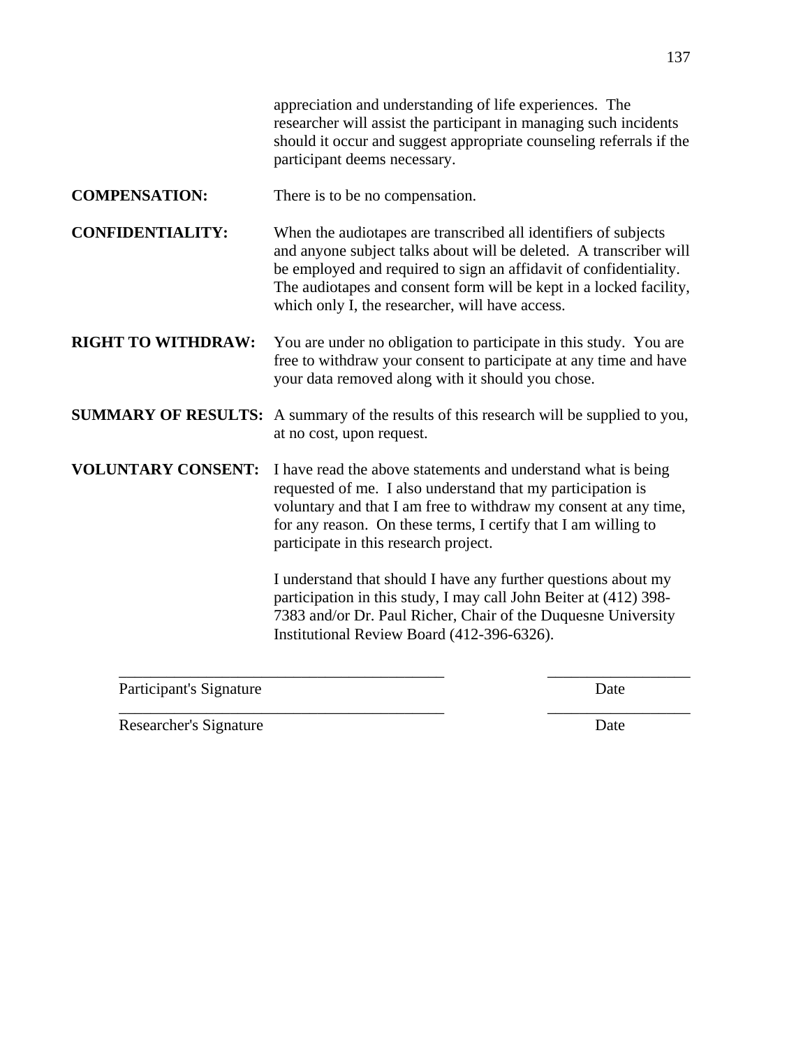appreciation and understanding of life experiences. The researcher will assist the participant in managing such incidents should it occur and suggest appropriate counseling referrals if the participant deems necessary.

**COMPENSATION:** There is to be no compensation.

**CONFIDENTIALITY:** When the audiotapes are transcribed all identifiers of subjects and anyone subject talks about will be deleted. A transcriber will be employed and required to sign an affidavit of confidentiality. The audiotapes and consent form will be kept in a locked facility, which only I, the researcher, will have access.

**RIGHT TO WITHDRAW:** You are under no obligation to participate in this study. You are free to withdraw your consent to participate at any time and have your data removed along with it should you chose.

**SUMMARY OF RESULTS:** A summary of the results of this research will be supplied to you, at no cost, upon request.

**VOLUNTARY CONSENT:** I have read the above statements and understand what is being requested of me. I also understand that my participation is voluntary and that I am free to withdraw my consent at any time, for any reason. On these terms, I certify that I am willing to participate in this research project.

I understand that should I have any further questions about my participation in this study, I may call John Beiter at (412) 398-7383 and/or Dr. Paul Richer, Chair of the Duquesne University Institutional Review Board (412-396-6326).

___________________________________________ ___________________

Participant's Signature Date

___________________________________________ ___________________

Researcher's Signature Date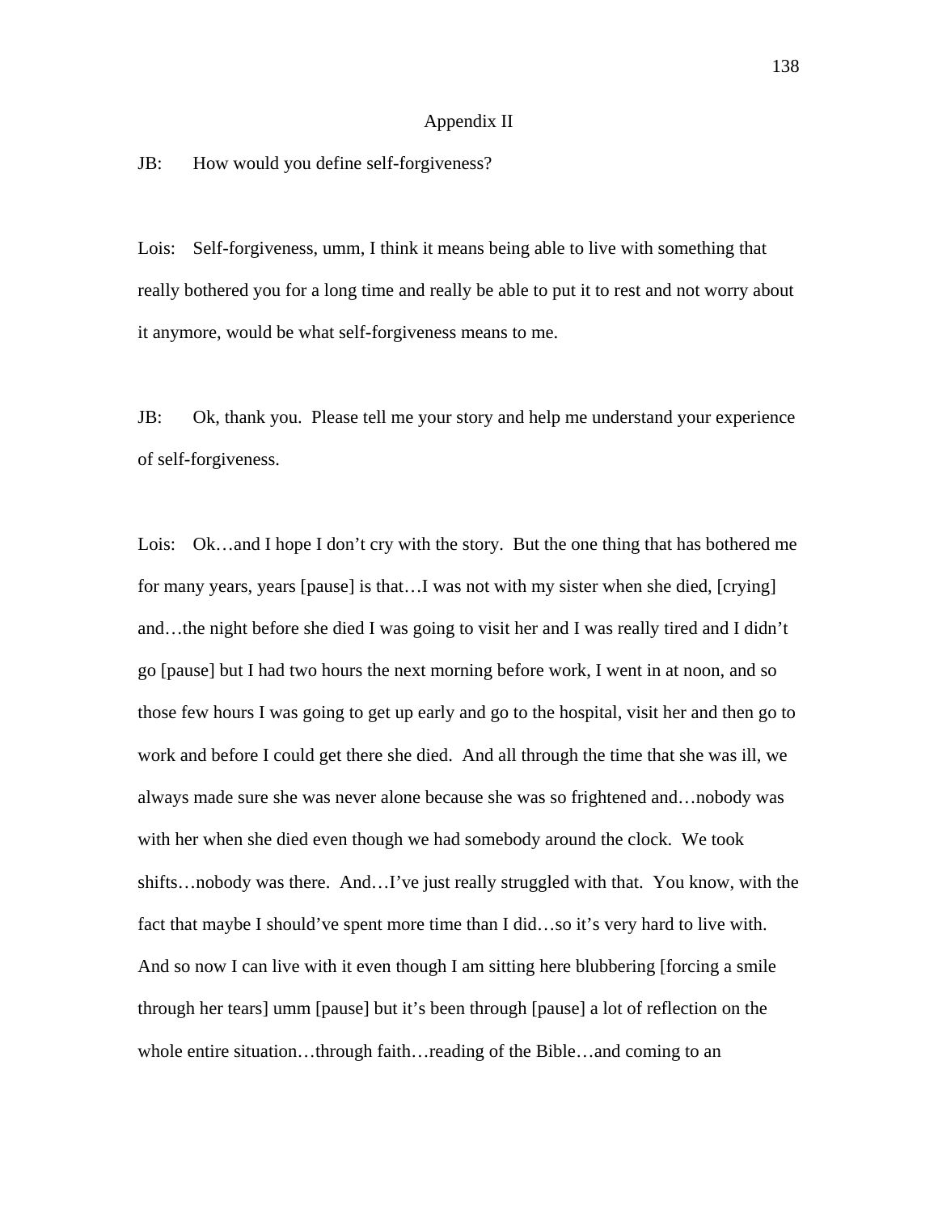## Appendix II

JB: How would you define self-forgiveness?

Lois: Self-forgiveness, umm, I think it means being able to live with something that really bothered you for a long time and really be able to put it to rest and not worry about it anymore, would be what self-forgiveness means to me.

JB: Ok, thank you. Please tell me your story and help me understand your experience of self-forgiveness.

Lois: Ok…and I hope I don't cry with the story. But the one thing that has bothered me for many years, years [pause] is that…I was not with my sister when she died, [crying] and…the night before she died I was going to visit her and I was really tired and I didn't go [pause] but I had two hours the next morning before work, I went in at noon, and so those few hours I was going to get up early and go to the hospital, visit her and then go to work and before I could get there she died. And all through the time that she was ill, we always made sure she was never alone because she was so frightened and…nobody was with her when she died even though we had somebody around the clock. We took shifts…nobody was there. And…I've just really struggled with that. You know, with the fact that maybe I should've spent more time than I did…so it's very hard to live with. And so now I can live with it even though I am sitting here blubbering [forcing a smile through her tears] umm [pause] but it's been through [pause] a lot of reflection on the whole entire situation…through faith…reading of the Bible…and coming to an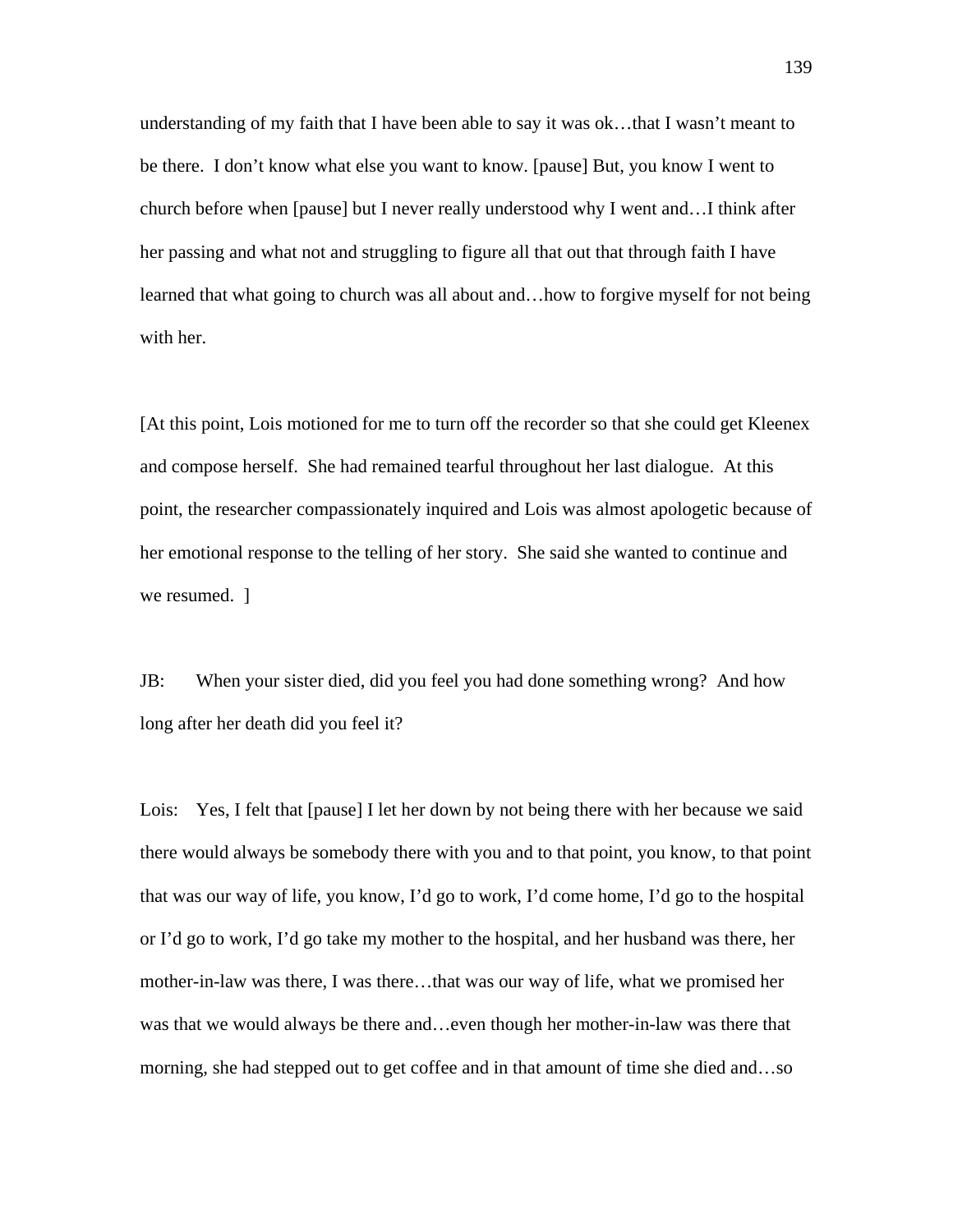understanding of my faith that I have been able to say it was ok…that I wasn't meant to be there. I don't know what else you want to know. [pause] But, you know I went to church before when [pause] but I never really understood why I went and…I think after her passing and what not and struggling to figure all that out that through faith I have learned that what going to church was all about and…how to forgive myself for not being with her.

[At this point, Lois motioned for me to turn off the recorder so that she could get Kleenex and compose herself. She had remained tearful throughout her last dialogue. At this point, the researcher compassionately inquired and Lois was almost apologetic because of her emotional response to the telling of her story. She said she wanted to continue and we resumed. ]

JB: When your sister died, did you feel you had done something wrong? And how long after her death did you feel it?

Lois: Yes, I felt that [pause] I let her down by not being there with her because we said there would always be somebody there with you and to that point, you know, to that point that was our way of life, you know, I'd go to work, I'd come home, I'd go to the hospital or I'd go to work, I'd go take my mother to the hospital, and her husband was there, her mother-in-law was there, I was there…that was our way of life, what we promised her was that we would always be there and…even though her mother-in-law was there that morning, she had stepped out to get coffee and in that amount of time she died and…so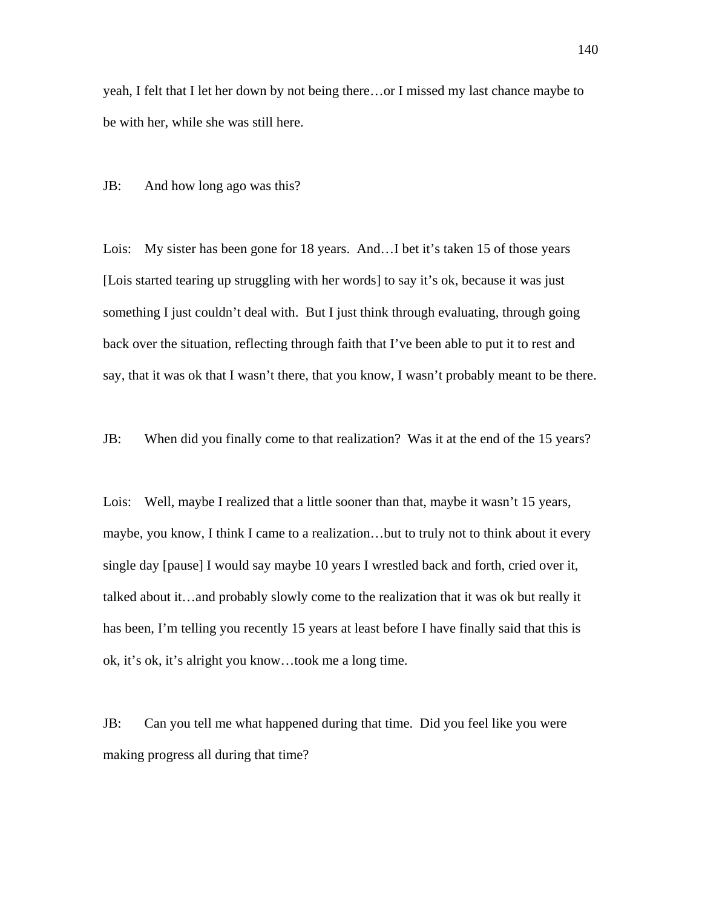yeah, I felt that I let her down by not being there…or I missed my last chance maybe to be with her, while she was still here.

JB: And how long ago was this?

Lois: My sister has been gone for 18 years. And…I bet it's taken 15 of those years [Lois started tearing up struggling with her words] to say it's ok, because it was just something I just couldn't deal with. But I just think through evaluating, through going back over the situation, reflecting through faith that I've been able to put it to rest and say, that it was ok that I wasn't there, that you know, I wasn't probably meant to be there.

JB: When did you finally come to that realization? Was it at the end of the 15 years?

Lois: Well, maybe I realized that a little sooner than that, maybe it wasn't 15 years, maybe, you know, I think I came to a realization…but to truly not to think about it every single day [pause] I would say maybe 10 years I wrestled back and forth, cried over it, talked about it…and probably slowly come to the realization that it was ok but really it has been, I'm telling you recently 15 years at least before I have finally said that this is ok, it's ok, it's alright you know…took me a long time.

JB: Can you tell me what happened during that time. Did you feel like you were making progress all during that time?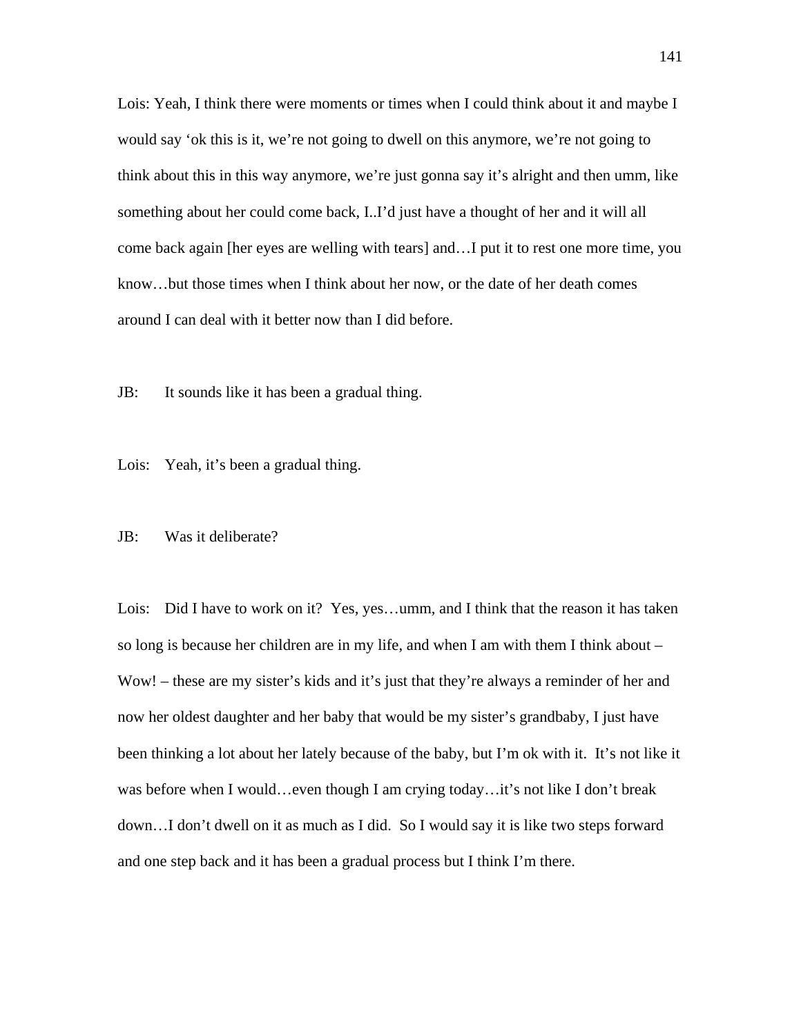Lois: Yeah, I think there were moments or times when I could think about it and maybe I would say ‘ok this is it, we’re not going to dwell on this anymore, we’re not going to think about this in this way anymore, we’re just gonna say it’s alright and then umm, like something about her could come back, I..I’d just have a thought of her and it will all come back again [her eyes are welling with tears] and…I put it to rest one more time, you know…but those times when I think about her now, or the date of her death comes around I can deal with it better now than I did before.

JB: It sounds like it has been a gradual thing.

Lois: Yeah, it’s been a gradual thing.

JB: Was it deliberate?

Lois: Did I have to work on it? Yes, yes…umm, and I think that the reason it has taken so long is because her children are in my life, and when I am with them I think about – Wow! – these are my sister’s kids and it’s just that they’re always a reminder of her and now her oldest daughter and her baby that would be my sister’s grandbaby, I just have been thinking a lot about her lately because of the baby, but I’m ok with it. It’s not like it was before when I would…even though I am crying today…it’s not like I don’t break down…I don’t dwell on it as much as I did. So I would say it is like two steps forward and one step back and it has been a gradual process but I think I’m there.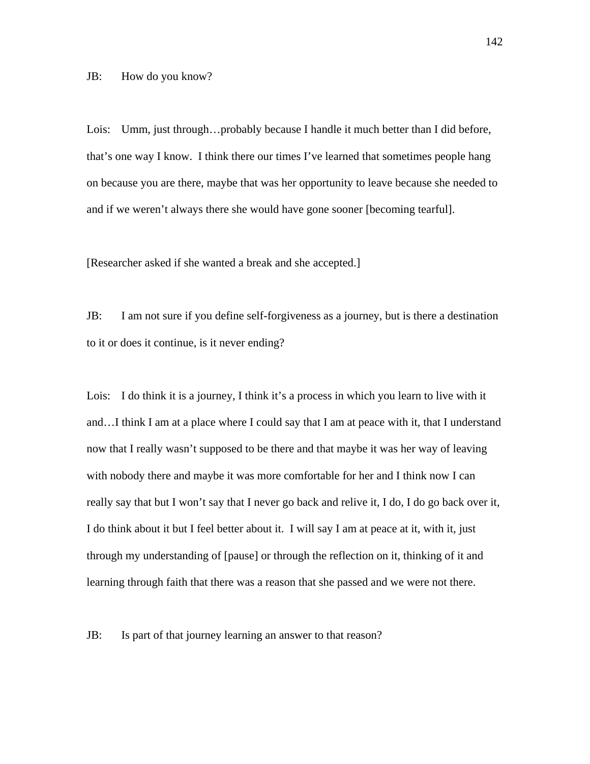JB: How do you know?

Lois: Umm, just through…probably because I handle it much better than I did before, that's one way I know. I think there our times I've learned that sometimes people hang on because you are there, maybe that was her opportunity to leave because she needed to and if we weren't always there she would have gone sooner [becoming tearful].

[Researcher asked if she wanted a break and she accepted.]

JB: I am not sure if you define self-forgiveness as a journey, but is there a destination to it or does it continue, is it never ending?

Lois: I do think it is a journey, I think it's a process in which you learn to live with it and…I think I am at a place where I could say that I am at peace with it, that I understand now that I really wasn't supposed to be there and that maybe it was her way of leaving with nobody there and maybe it was more comfortable for her and I think now I can really say that but I won't say that I never go back and relive it, I do, I do go back over it, I do think about it but I feel better about it. I will say I am at peace at it, with it, just through my understanding of [pause] or through the reflection on it, thinking of it and learning through faith that there was a reason that she passed and we were not there.

JB: Is part of that journey learning an answer to that reason?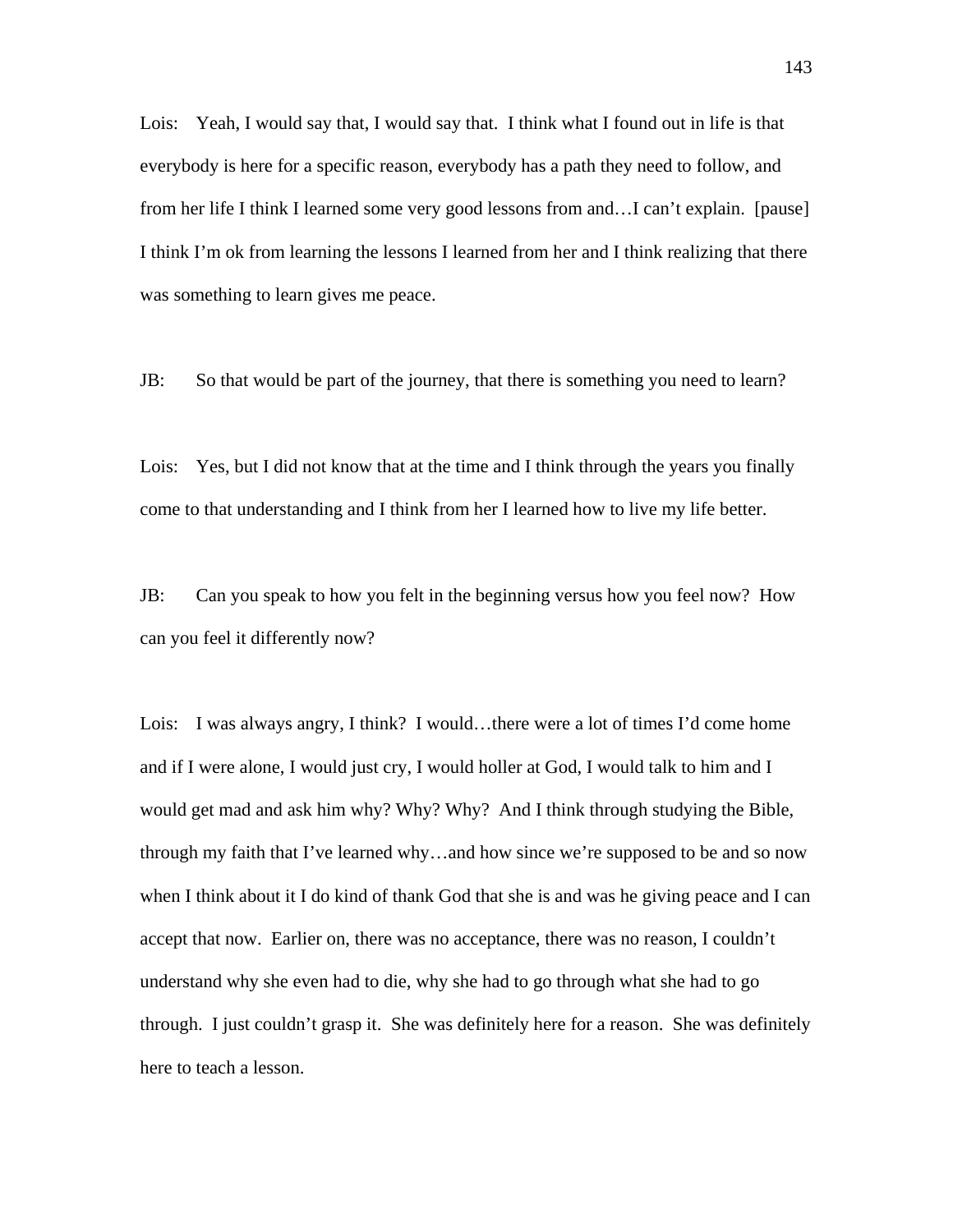Lois: Yeah, I would say that, I would say that. I think what I found out in life is that everybody is here for a specific reason, everybody has a path they need to follow, and from her life I think I learned some very good lessons from and…I can't explain. [pause] I think I'm ok from learning the lessons I learned from her and I think realizing that there was something to learn gives me peace.

JB: So that would be part of the journey, that there is something you need to learn?

Lois: Yes, but I did not know that at the time and I think through the years you finally come to that understanding and I think from her I learned how to live my life better.

JB: Can you speak to how you felt in the beginning versus how you feel now? How can you feel it differently now?

Lois: I was always angry, I think? I would…there were a lot of times I'd come home and if I were alone, I would just cry, I would holler at God, I would talk to him and I would get mad and ask him why? Why? Why? And I think through studying the Bible, through my faith that I've learned why…and how since we're supposed to be and so now when I think about it I do kind of thank God that she is and was he giving peace and I can accept that now. Earlier on, there was no acceptance, there was no reason, I couldn't understand why she even had to die, why she had to go through what she had to go through. I just couldn't grasp it. She was definitely here for a reason. She was definitely here to teach a lesson.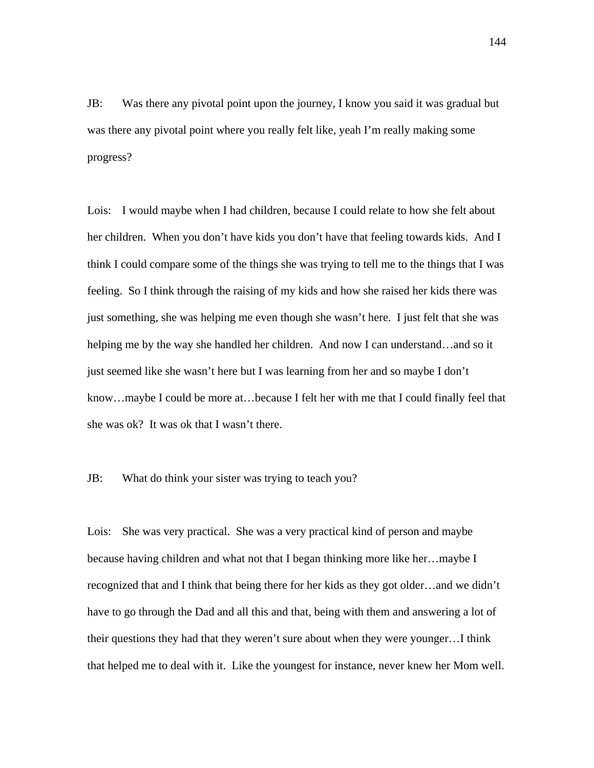JB: Was there any pivotal point upon the journey, I know you said it was gradual but was there any pivotal point where you really felt like, yeah I'm really making some progress?

Lois: I would maybe when I had children, because I could relate to how she felt about her children. When you don't have kids you don't have that feeling towards kids. And I think I could compare some of the things she was trying to tell me to the things that I was feeling. So I think through the raising of my kids and how she raised her kids there was just something, she was helping me even though she wasn't here. I just felt that she was helping me by the way she handled her children. And now I can understand…and so it just seemed like she wasn't here but I was learning from her and so maybe I don't know…maybe I could be more at…because I felt her with me that I could finally feel that she was ok? It was ok that I wasn't there.

JB: What do think your sister was trying to teach you?

Lois: She was very practical. She was a very practical kind of person and maybe because having children and what not that I began thinking more like her…maybe I recognized that and I think that being there for her kids as they got older…and we didn't have to go through the Dad and all this and that, being with them and answering a lot of their questions they had that they weren't sure about when they were younger…I think that helped me to deal with it. Like the youngest for instance, never knew her Mom well.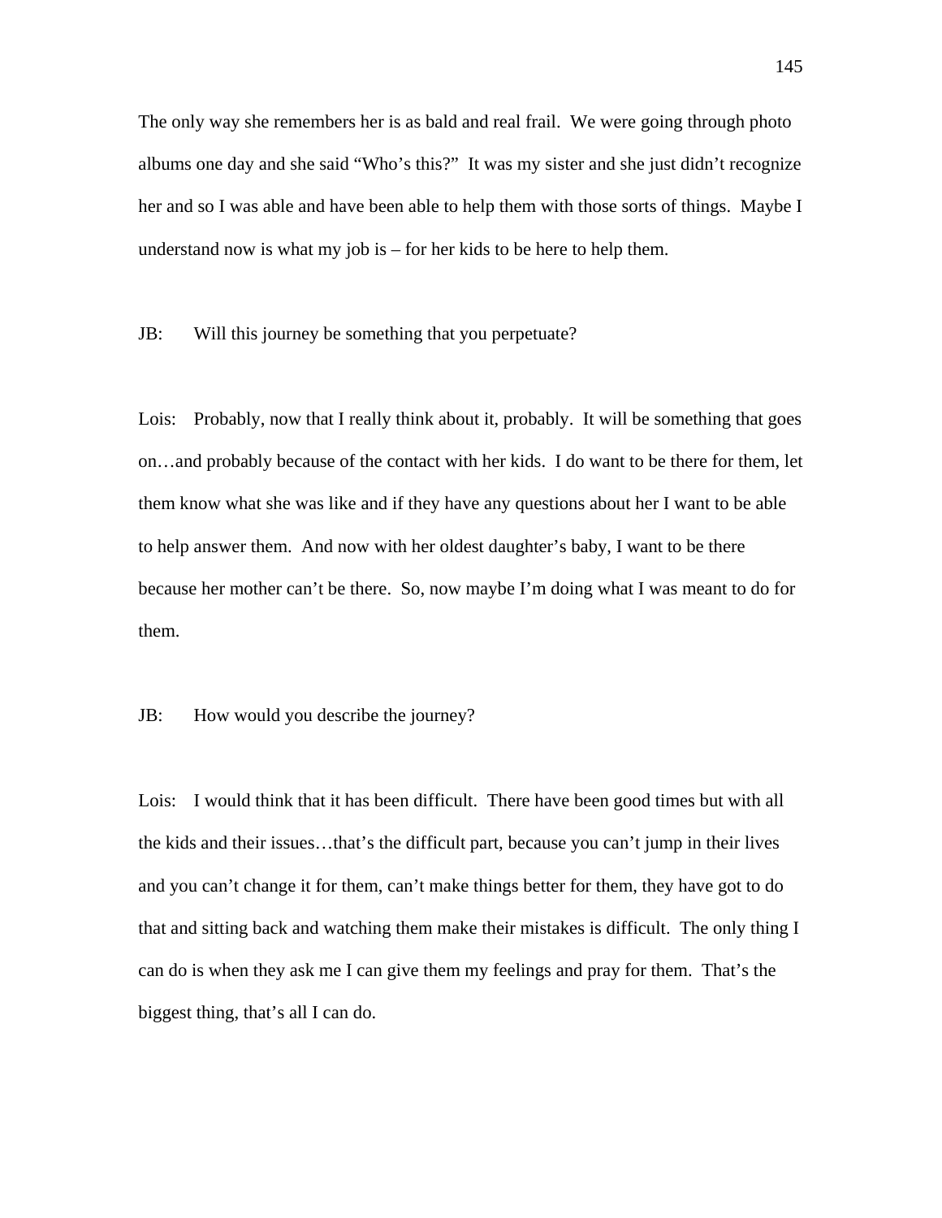The only way she remembers her is as bald and real frail. We were going through photo albums one day and she said "Who's this?" It was my sister and she just didn't recognize her and so I was able and have been able to help them with those sorts of things. Maybe I understand now is what my job is – for her kids to be here to help them.

JB: Will this journey be something that you perpetuate?

Lois: Probably, now that I really think about it, probably. It will be something that goes on…and probably because of the contact with her kids. I do want to be there for them, let them know what she was like and if they have any questions about her I want to be able to help answer them. And now with her oldest daughter's baby, I want to be there because her mother can't be there. So, now maybe I'm doing what I was meant to do for them.

JB: How would you describe the journey?

Lois: I would think that it has been difficult. There have been good times but with all the kids and their issues…that's the difficult part, because you can't jump in their lives and you can't change it for them, can't make things better for them, they have got to do that and sitting back and watching them make their mistakes is difficult. The only thing I can do is when they ask me I can give them my feelings and pray for them. That's the biggest thing, that's all I can do.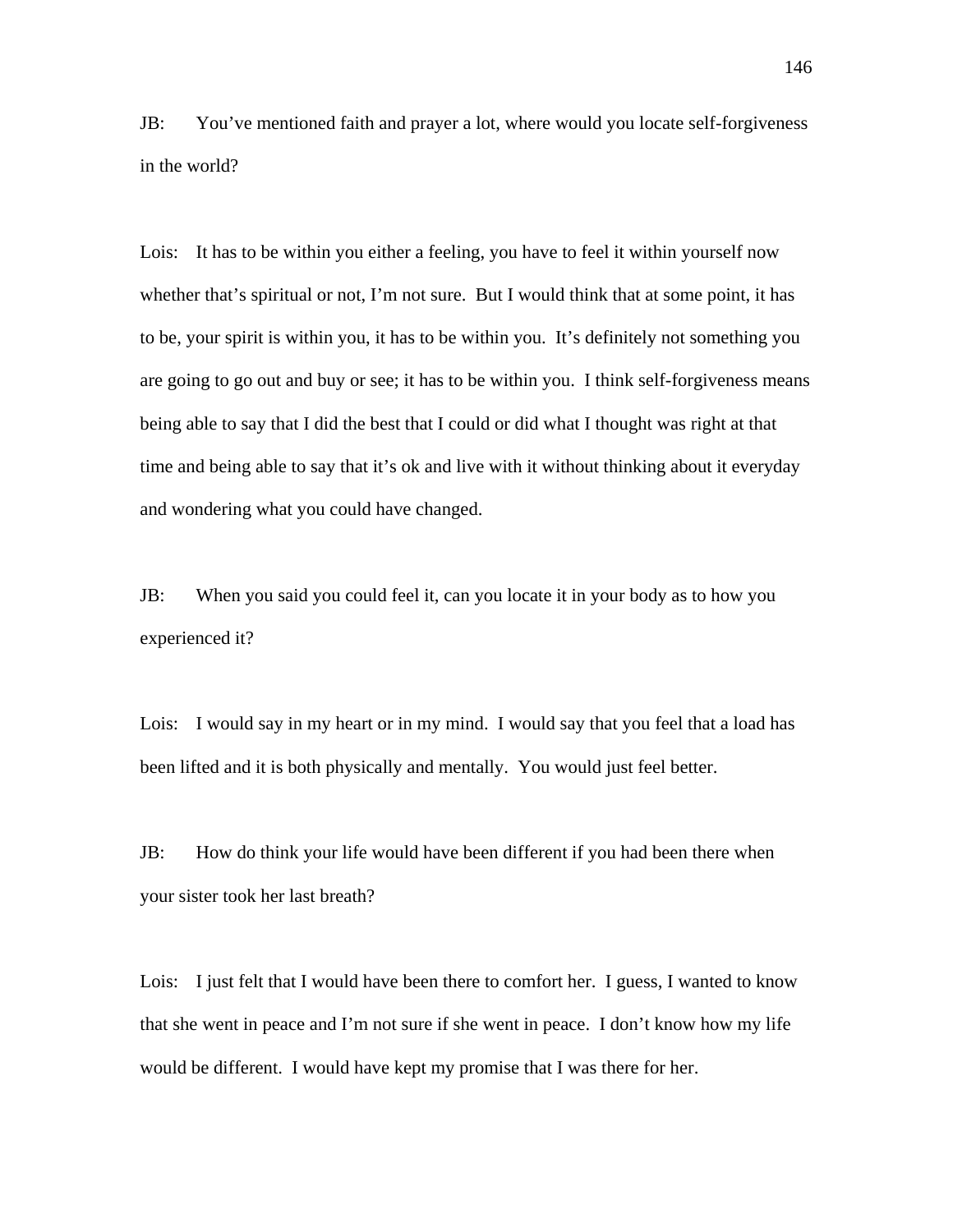JB: You've mentioned faith and prayer a lot, where would you locate self-forgiveness in the world?

Lois: It has to be within you either a feeling, you have to feel it within yourself now whether that's spiritual or not, I'm not sure. But I would think that at some point, it has to be, your spirit is within you, it has to be within you. It's definitely not something you are going to go out and buy or see; it has to be within you. I think self-forgiveness means being able to say that I did the best that I could or did what I thought was right at that time and being able to say that it's ok and live with it without thinking about it everyday and wondering what you could have changed.

JB: When you said you could feel it, can you locate it in your body as to how you experienced it?

Lois: I would say in my heart or in my mind. I would say that you feel that a load has been lifted and it is both physically and mentally. You would just feel better.

JB: How do think your life would have been different if you had been there when your sister took her last breath?

Lois: I just felt that I would have been there to comfort her. I guess, I wanted to know that she went in peace and I'm not sure if she went in peace. I don't know how my life would be different. I would have kept my promise that I was there for her.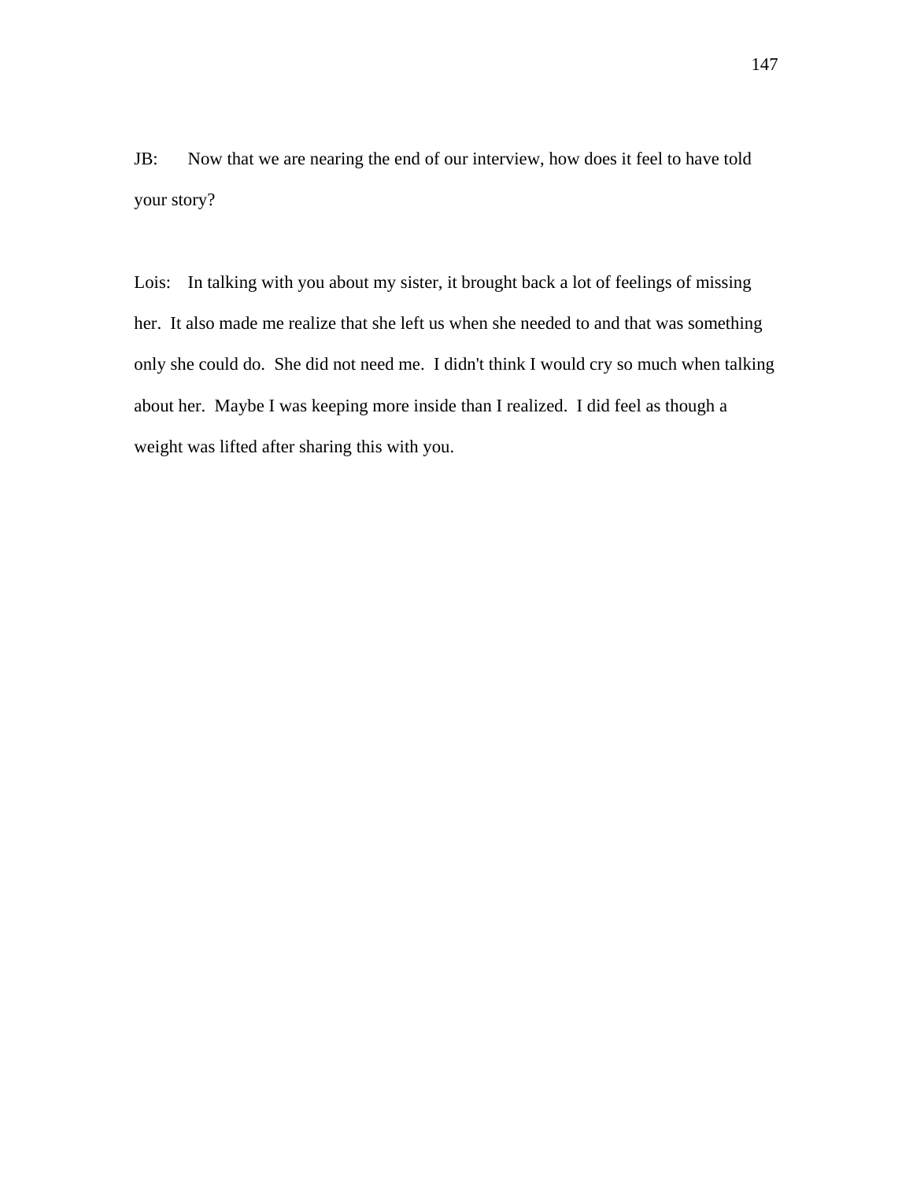JB: Now that we are nearing the end of our interview, how does it feel to have told your story?

Lois: In talking with you about my sister, it brought back a lot of feelings of missing her. It also made me realize that she left us when she needed to and that was something only she could do. She did not need me. I didn't think I would cry so much when talking about her. Maybe I was keeping more inside than I realized. I did feel as though a weight was lifted after sharing this with you.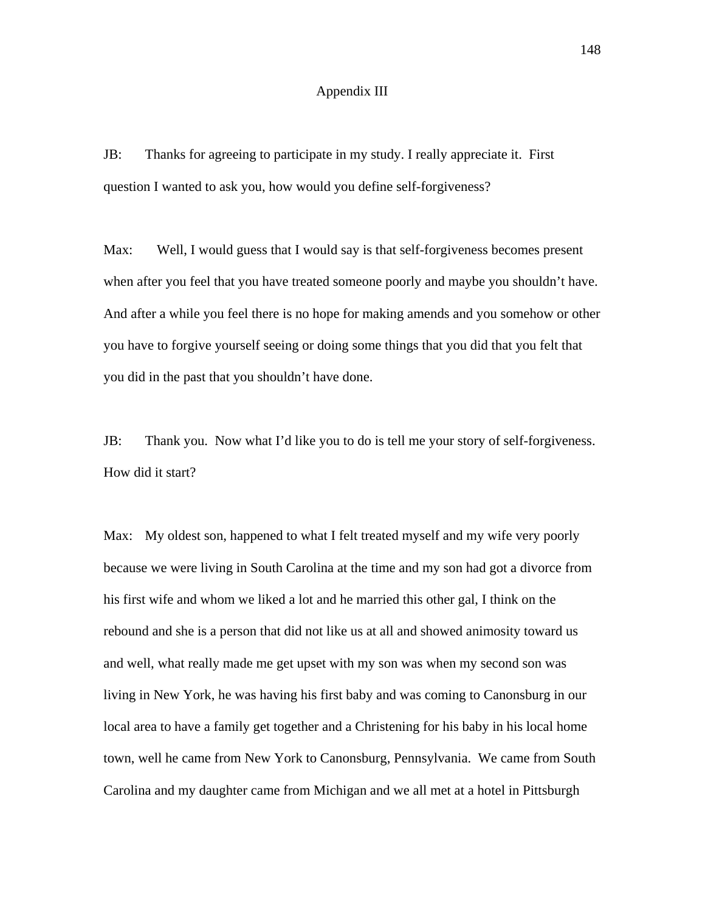## Appendix III

JB: Thanks for agreeing to participate in my study. I really appreciate it. First question I wanted to ask you, how would you define self-forgiveness?

Max: Well, I would guess that I would say is that self-forgiveness becomes present when after you feel that you have treated someone poorly and maybe you shouldn't have. And after a while you feel there is no hope for making amends and you somehow or other you have to forgive yourself seeing or doing some things that you did that you felt that you did in the past that you shouldn't have done.

JB: Thank you. Now what I'd like you to do is tell me your story of self-forgiveness. How did it start?

Max: My oldest son, happened to what I felt treated myself and my wife very poorly because we were living in South Carolina at the time and my son had got a divorce from his first wife and whom we liked a lot and he married this other gal, I think on the rebound and she is a person that did not like us at all and showed animosity toward us and well, what really made me get upset with my son was when my second son was living in New York, he was having his first baby and was coming to Canonsburg in our local area to have a family get together and a Christening for his baby in his local home town, well he came from New York to Canonsburg, Pennsylvania. We came from South Carolina and my daughter came from Michigan and we all met at a hotel in Pittsburgh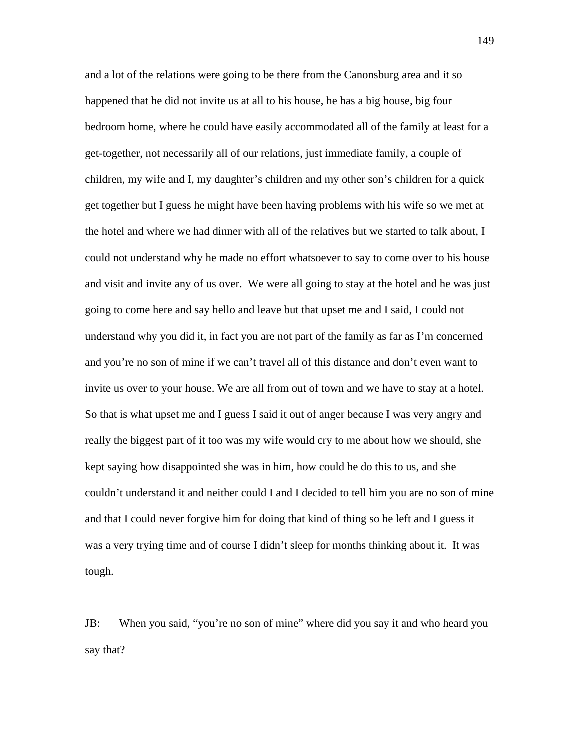and a lot of the relations were going to be there from the Canonsburg area and it so happened that he did not invite us at all to his house, he has a big house, big four bedroom home, where he could have easily accommodated all of the family at least for a get-together, not necessarily all of our relations, just immediate family, a couple of children, my wife and I, my daughter's children and my other son's children for a quick get together but I guess he might have been having problems with his wife so we met at the hotel and where we had dinner with all of the relatives but we started to talk about, I could not understand why he made no effort whatsoever to say to come over to his house and visit and invite any of us over. We were all going to stay at the hotel and he was just going to come here and say hello and leave but that upset me and I said, I could not understand why you did it, in fact you are not part of the family as far as I'm concerned and you're no son of mine if we can't travel all of this distance and don't even want to invite us over to your house. We are all from out of town and we have to stay at a hotel. So that is what upset me and I guess I said it out of anger because I was very angry and really the biggest part of it too was my wife would cry to me about how we should, she kept saying how disappointed she was in him, how could he do this to us, and she couldn't understand it and neither could I and I decided to tell him you are no son of mine and that I could never forgive him for doing that kind of thing so he left and I guess it was a very trying time and of course I didn't sleep for months thinking about it. It was tough.

JB: When you said, "you're no son of mine" where did you say it and who heard you say that?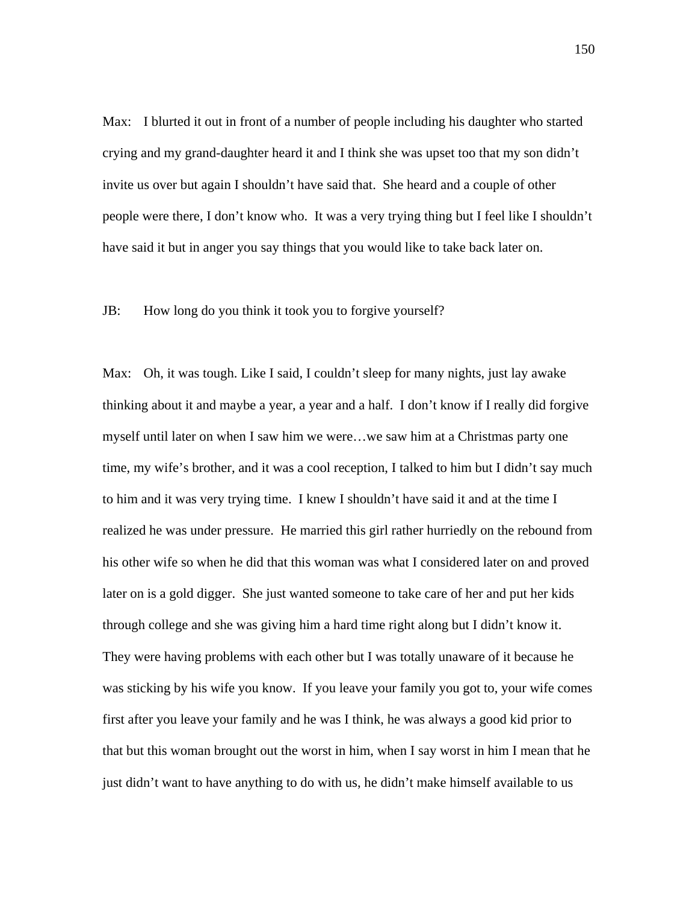Max: I blurted it out in front of a number of people including his daughter who started crying and my grand-daughter heard it and I think she was upset too that my son didn't invite us over but again I shouldn't have said that. She heard and a couple of other people were there, I don't know who. It was a very trying thing but I feel like I shouldn't have said it but in anger you say things that you would like to take back later on.

JB: How long do you think it took you to forgive yourself?

Max: Oh, it was tough. Like I said, I couldn't sleep for many nights, just lay awake thinking about it and maybe a year, a year and a half. I don't know if I really did forgive myself until later on when I saw him we were…we saw him at a Christmas party one time, my wife's brother, and it was a cool reception, I talked to him but I didn't say much to him and it was very trying time. I knew I shouldn't have said it and at the time I realized he was under pressure. He married this girl rather hurriedly on the rebound from his other wife so when he did that this woman was what I considered later on and proved later on is a gold digger. She just wanted someone to take care of her and put her kids through college and she was giving him a hard time right along but I didn't know it. They were having problems with each other but I was totally unaware of it because he was sticking by his wife you know. If you leave your family you got to, your wife comes first after you leave your family and he was I think, he was always a good kid prior to that but this woman brought out the worst in him, when I say worst in him I mean that he just didn't want to have anything to do with us, he didn't make himself available to us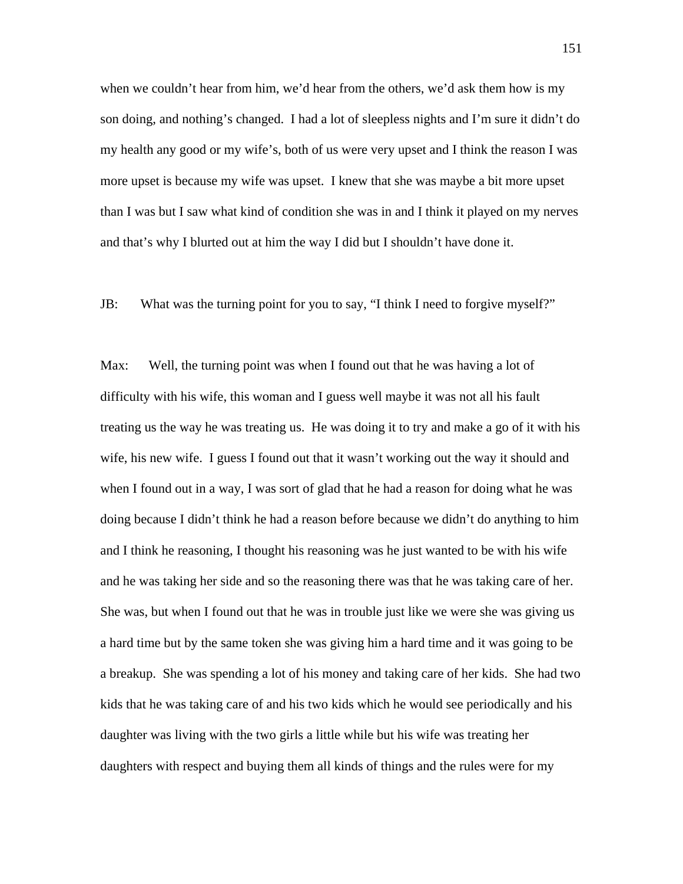when we couldn't hear from him, we'd hear from the others, we'd ask them how is my son doing, and nothing's changed. I had a lot of sleepless nights and I'm sure it didn't do my health any good or my wife's, both of us were very upset and I think the reason I was more upset is because my wife was upset. I knew that she was maybe a bit more upset than I was but I saw what kind of condition she was in and I think it played on my nerves and that's why I blurted out at him the way I did but I shouldn't have done it.

JB: What was the turning point for you to say, "I think I need to forgive myself?"

Max: Well, the turning point was when I found out that he was having a lot of difficulty with his wife, this woman and I guess well maybe it was not all his fault treating us the way he was treating us. He was doing it to try and make a go of it with his wife, his new wife. I guess I found out that it wasn't working out the way it should and when I found out in a way, I was sort of glad that he had a reason for doing what he was doing because I didn't think he had a reason before because we didn't do anything to him and I think he reasoning, I thought his reasoning was he just wanted to be with his wife and he was taking her side and so the reasoning there was that he was taking care of her. She was, but when I found out that he was in trouble just like we were she was giving us a hard time but by the same token she was giving him a hard time and it was going to be a breakup. She was spending a lot of his money and taking care of her kids. She had two kids that he was taking care of and his two kids which he would see periodically and his daughter was living with the two girls a little while but his wife was treating her daughters with respect and buying them all kinds of things and the rules were for my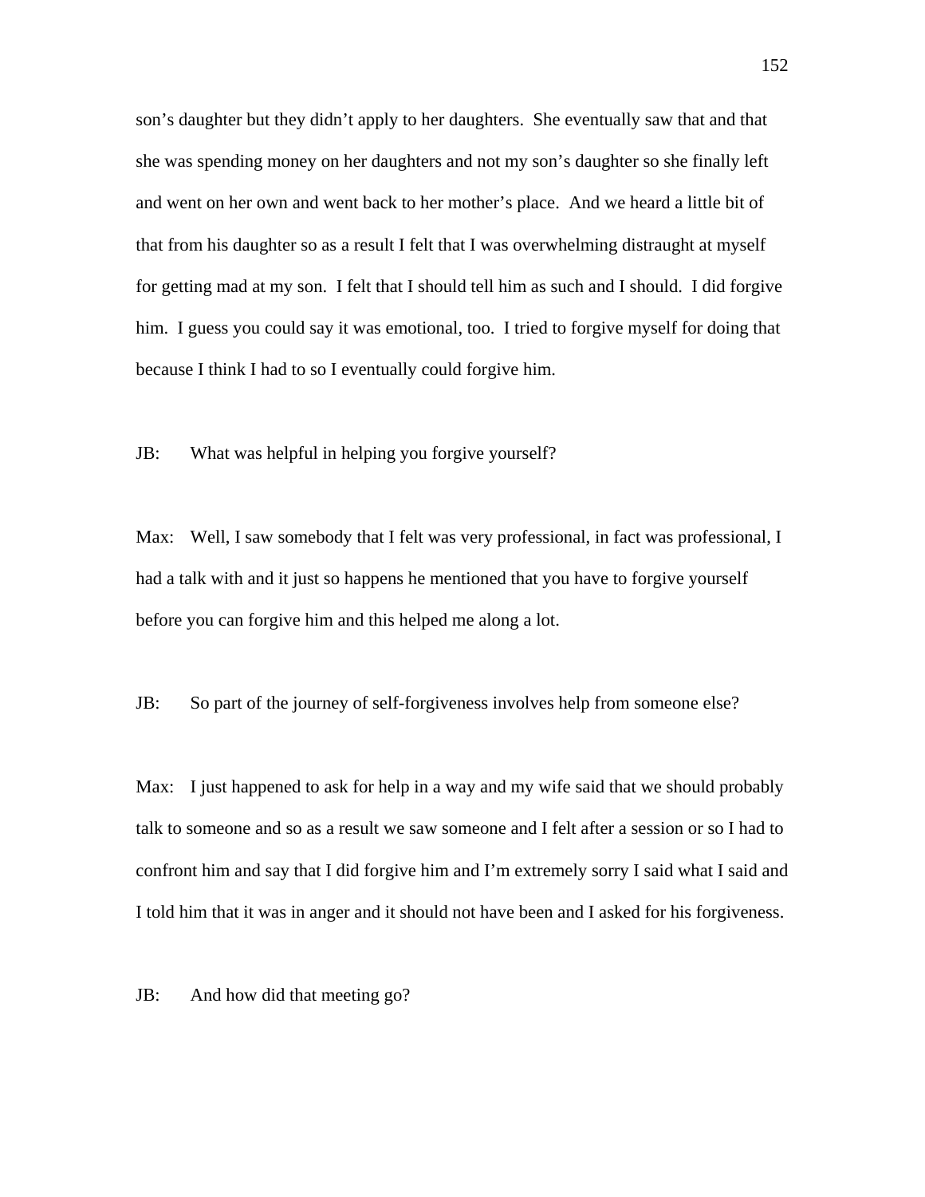son's daughter but they didn't apply to her daughters. She eventually saw that and that she was spending money on her daughters and not my son's daughter so she finally left and went on her own and went back to her mother's place. And we heard a little bit of that from his daughter so as a result I felt that I was overwhelming distraught at myself for getting mad at my son. I felt that I should tell him as such and I should. I did forgive him. I guess you could say it was emotional, too. I tried to forgive myself for doing that because I think I had to so I eventually could forgive him.

JB: What was helpful in helping you forgive yourself?

Max: Well, I saw somebody that I felt was very professional, in fact was professional, I had a talk with and it just so happens he mentioned that you have to forgive yourself before you can forgive him and this helped me along a lot.

JB: So part of the journey of self-forgiveness involves help from someone else?

Max: I just happened to ask for help in a way and my wife said that we should probably talk to someone and so as a result we saw someone and I felt after a session or so I had to confront him and say that I did forgive him and I'm extremely sorry I said what I said and I told him that it was in anger and it should not have been and I asked for his forgiveness.

JB: And how did that meeting go?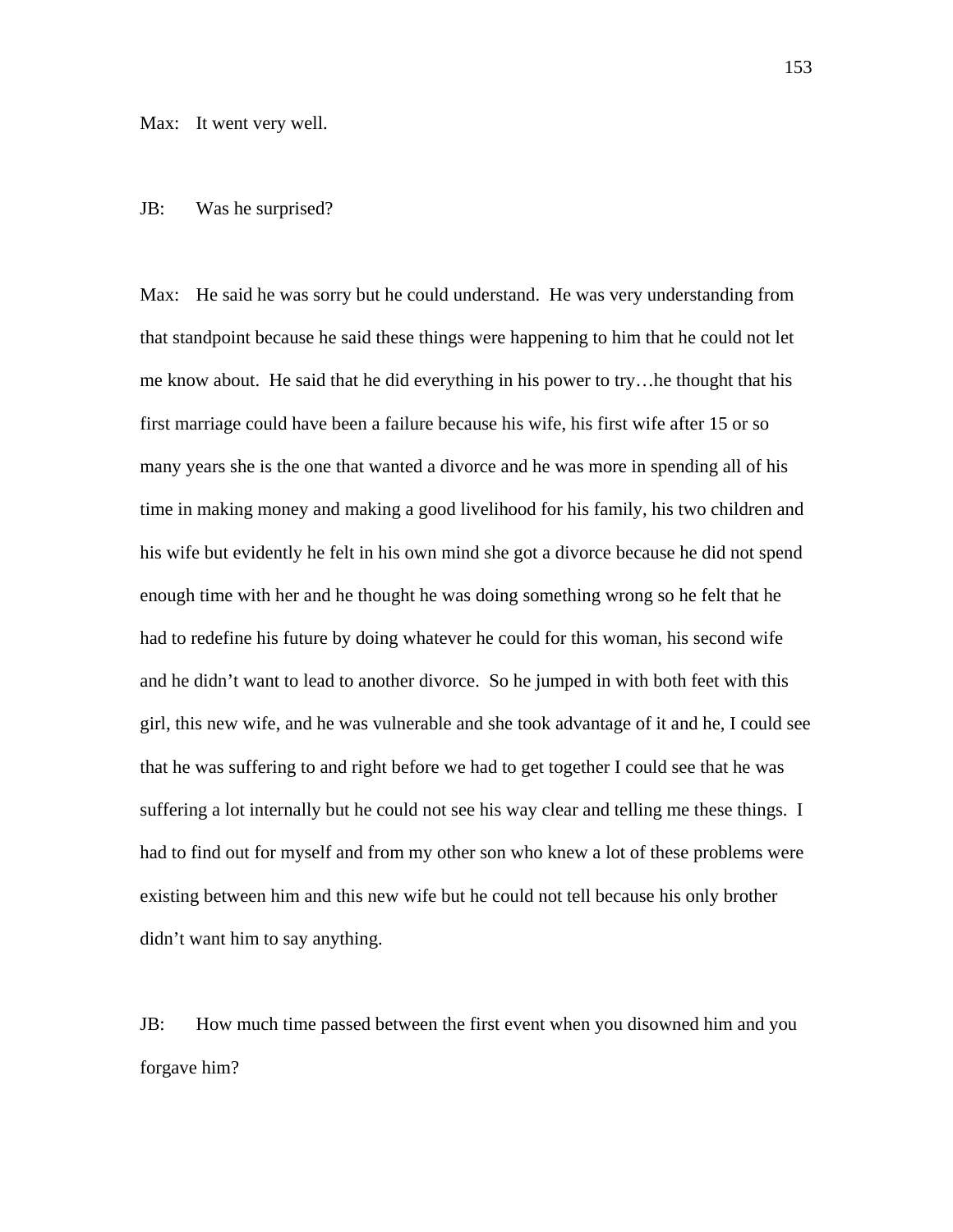Max: It went very well.

JB: Was he surprised?

Max: He said he was sorry but he could understand. He was very understanding from that standpoint because he said these things were happening to him that he could not let me know about. He said that he did everything in his power to try…he thought that his first marriage could have been a failure because his wife, his first wife after 15 or so many years she is the one that wanted a divorce and he was more in spending all of his time in making money and making a good livelihood for his family, his two children and his wife but evidently he felt in his own mind she got a divorce because he did not spend enough time with her and he thought he was doing something wrong so he felt that he had to redefine his future by doing whatever he could for this woman, his second wife and he didn't want to lead to another divorce. So he jumped in with both feet with this girl, this new wife, and he was vulnerable and she took advantage of it and he, I could see that he was suffering to and right before we had to get together I could see that he was suffering a lot internally but he could not see his way clear and telling me these things. I had to find out for myself and from my other son who knew a lot of these problems were existing between him and this new wife but he could not tell because his only brother didn't want him to say anything.

JB: How much time passed between the first event when you disowned him and you forgave him?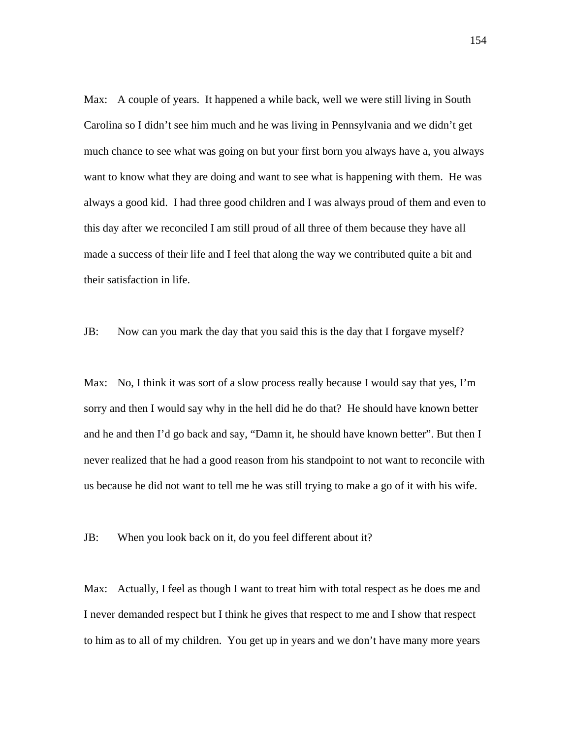Max: A couple of years. It happened a while back, well we were still living in South Carolina so I didn't see him much and he was living in Pennsylvania and we didn't get much chance to see what was going on but your first born you always have a, you always want to know what they are doing and want to see what is happening with them. He was always a good kid. I had three good children and I was always proud of them and even to this day after we reconciled I am still proud of all three of them because they have all made a success of their life and I feel that along the way we contributed quite a bit and their satisfaction in life.

JB: Now can you mark the day that you said this is the day that I forgave myself?

Max: No, I think it was sort of a slow process really because I would say that yes, I'm sorry and then I would say why in the hell did he do that? He should have known better and he and then I'd go back and say, "Damn it, he should have known better". But then I never realized that he had a good reason from his standpoint to not want to reconcile with us because he did not want to tell me he was still trying to make a go of it with his wife.

JB: When you look back on it, do you feel different about it?

Max: Actually, I feel as though I want to treat him with total respect as he does me and I never demanded respect but I think he gives that respect to me and I show that respect to him as to all of my children. You get up in years and we don't have many more years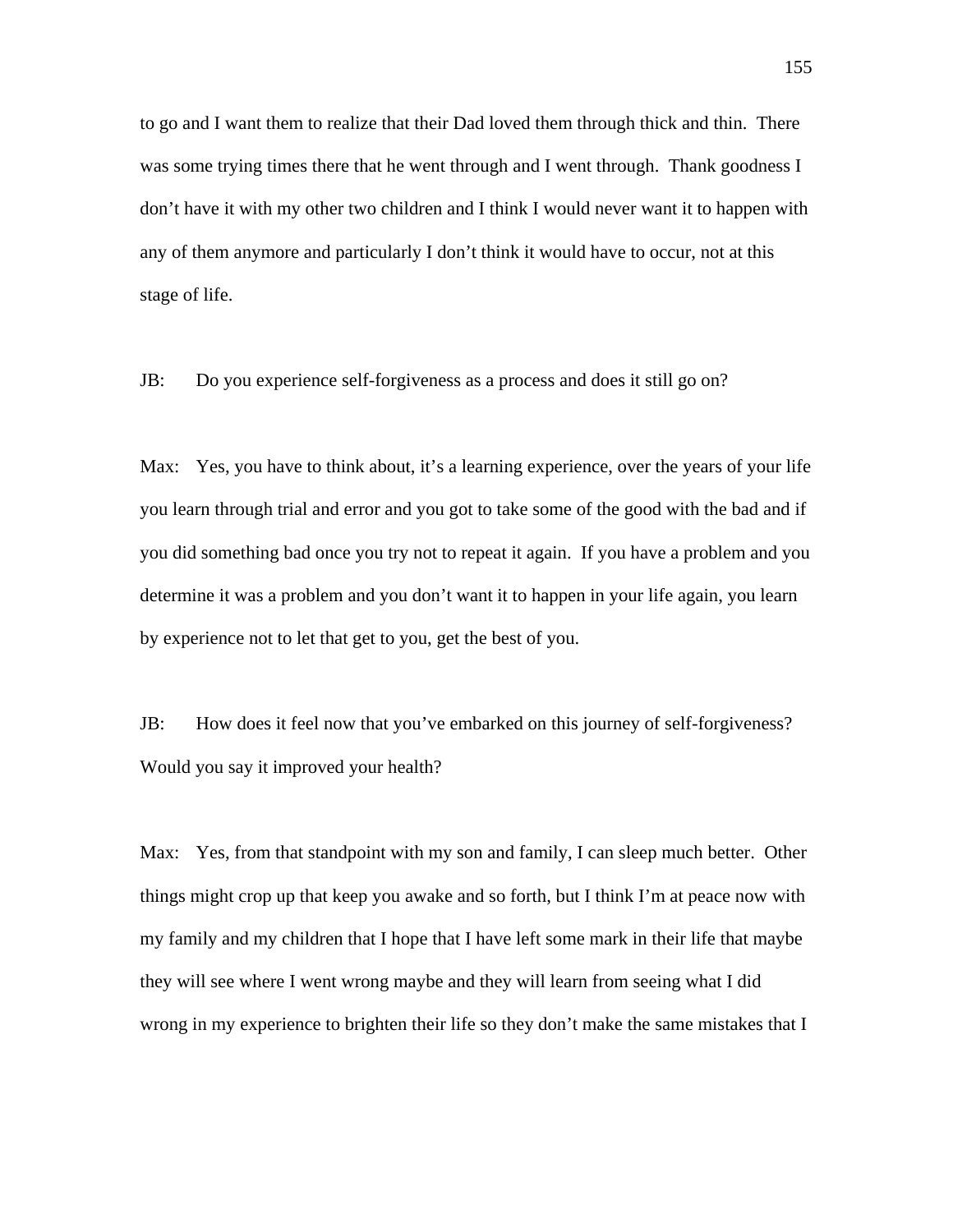to go and I want them to realize that their Dad loved them through thick and thin. There was some trying times there that he went through and I went through. Thank goodness I don't have it with my other two children and I think I would never want it to happen with any of them anymore and particularly I don't think it would have to occur, not at this stage of life.

JB: Do you experience self-forgiveness as a process and does it still go on?

Max: Yes, you have to think about, it's a learning experience, over the years of your life you learn through trial and error and you got to take some of the good with the bad and if you did something bad once you try not to repeat it again. If you have a problem and you determine it was a problem and you don't want it to happen in your life again, you learn by experience not to let that get to you, get the best of you.

JB: How does it feel now that you've embarked on this journey of self-forgiveness? Would you say it improved your health?

Max: Yes, from that standpoint with my son and family, I can sleep much better. Other things might crop up that keep you awake and so forth, but I think I'm at peace now with my family and my children that I hope that I have left some mark in their life that maybe they will see where I went wrong maybe and they will learn from seeing what I did wrong in my experience to brighten their life so they don't make the same mistakes that I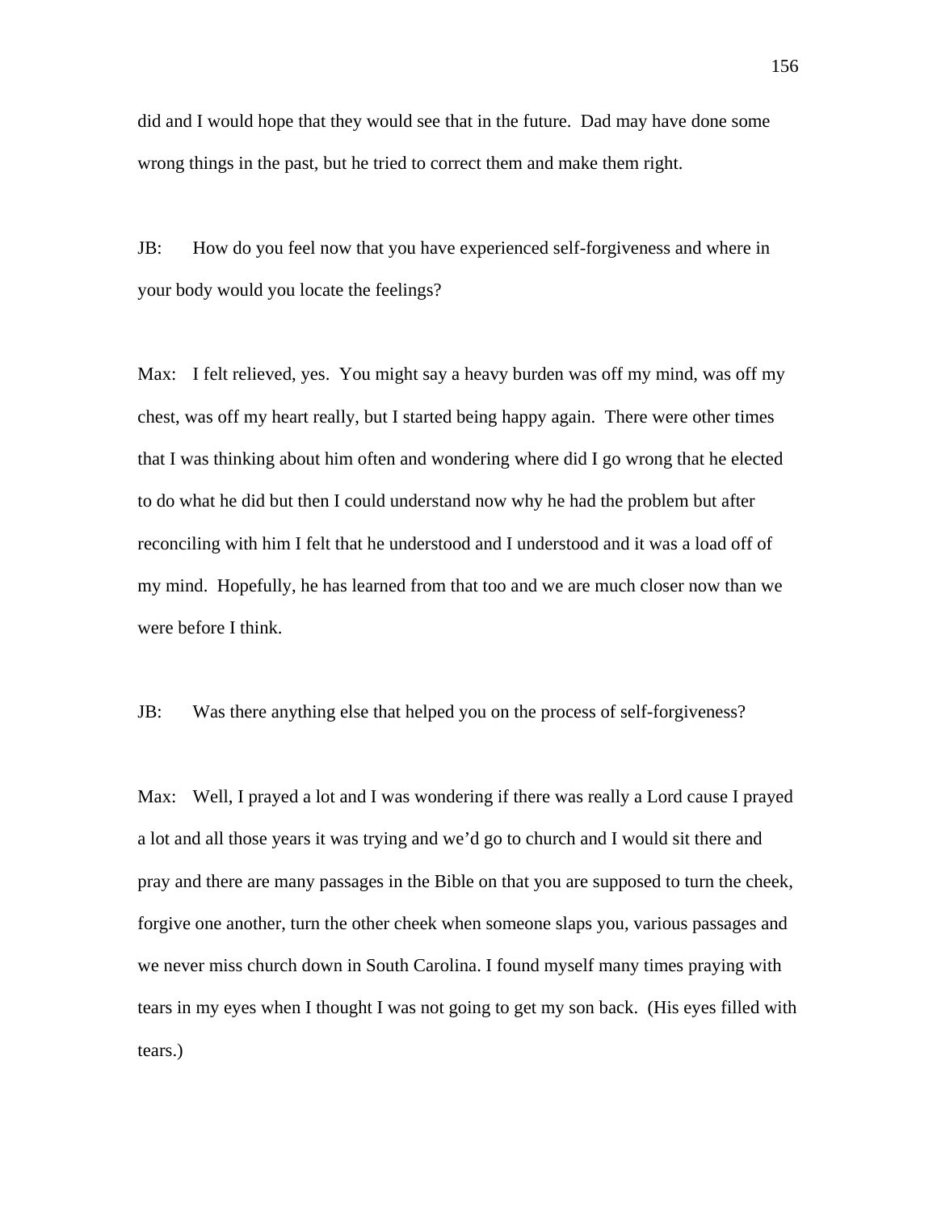did and I would hope that they would see that in the future. Dad may have done some wrong things in the past, but he tried to correct them and make them right.

JB: How do you feel now that you have experienced self-forgiveness and where in your body would you locate the feelings?

Max: I felt relieved, yes. You might say a heavy burden was off my mind, was off my chest, was off my heart really, but I started being happy again. There were other times that I was thinking about him often and wondering where did I go wrong that he elected to do what he did but then I could understand now why he had the problem but after reconciling with him I felt that he understood and I understood and it was a load off of my mind. Hopefully, he has learned from that too and we are much closer now than we were before I think.

JB: Was there anything else that helped you on the process of self-forgiveness?

Max: Well, I prayed a lot and I was wondering if there was really a Lord cause I prayed a lot and all those years it was trying and we'd go to church and I would sit there and pray and there are many passages in the Bible on that you are supposed to turn the cheek, forgive one another, turn the other cheek when someone slaps you, various passages and we never miss church down in South Carolina. I found myself many times praying with tears in my eyes when I thought I was not going to get my son back. (His eyes filled with tears.)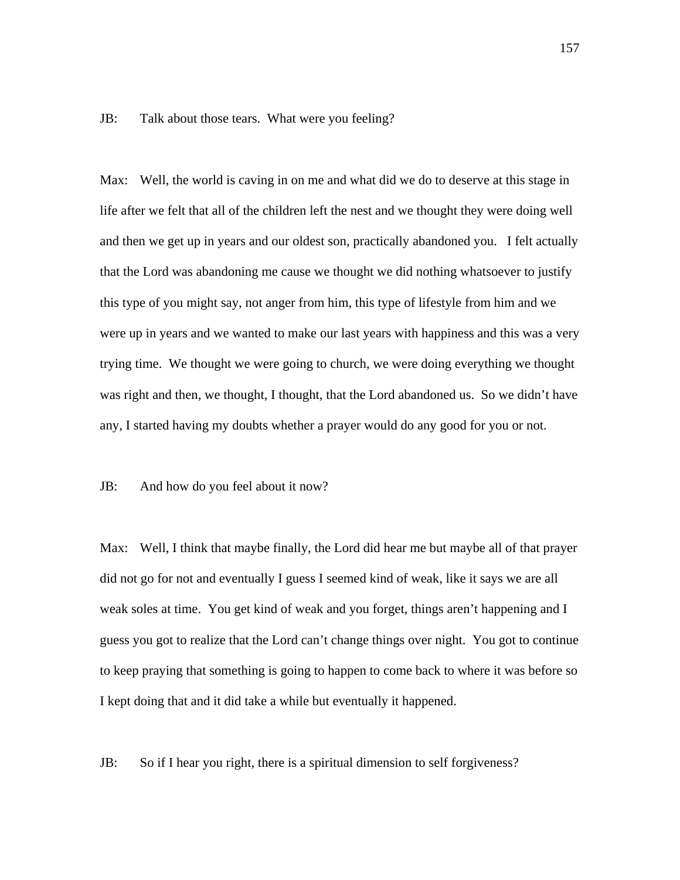JB: Talk about those tears. What were you feeling?

Max: Well, the world is caving in on me and what did we do to deserve at this stage in life after we felt that all of the children left the nest and we thought they were doing well and then we get up in years and our oldest son, practically abandoned you. I felt actually that the Lord was abandoning me cause we thought we did nothing whatsoever to justify this type of you might say, not anger from him, this type of lifestyle from him and we were up in years and we wanted to make our last years with happiness and this was a very trying time. We thought we were going to church, we were doing everything we thought was right and then, we thought, I thought, that the Lord abandoned us. So we didn't have any, I started having my doubts whether a prayer would do any good for you or not.

JB: And how do you feel about it now?

Max: Well, I think that maybe finally, the Lord did hear me but maybe all of that prayer did not go for not and eventually I guess I seemed kind of weak, like it says we are all weak soles at time. You get kind of weak and you forget, things aren't happening and I guess you got to realize that the Lord can't change things over night. You got to continue to keep praying that something is going to happen to come back to where it was before so I kept doing that and it did take a while but eventually it happened.

JB: So if I hear you right, there is a spiritual dimension to self forgiveness?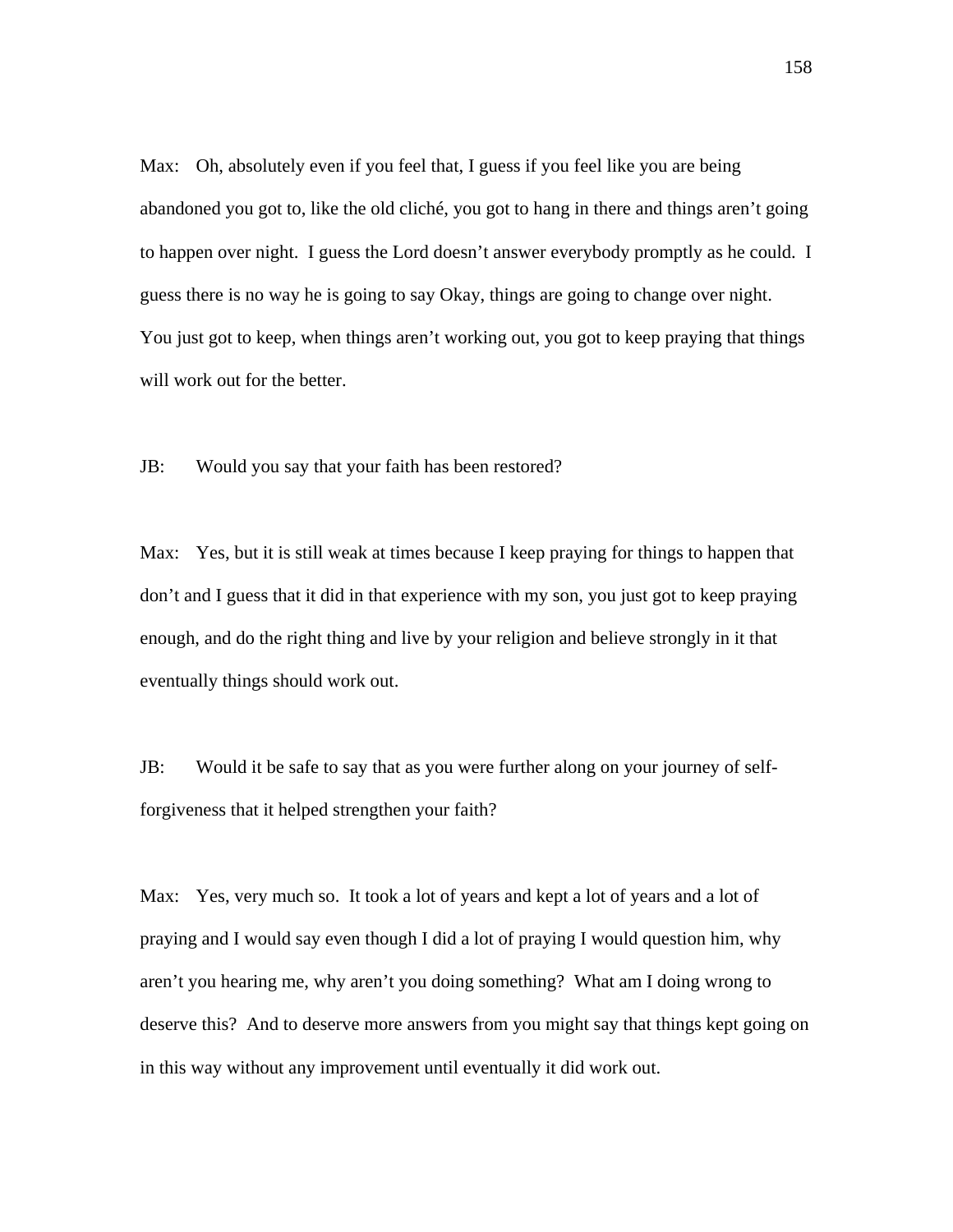Max: Oh, absolutely even if you feel that, I guess if you feel like you are being abandoned you got to, like the old cliché, you got to hang in there and things aren't going to happen over night. I guess the Lord doesn't answer everybody promptly as he could. I guess there is no way he is going to say Okay, things are going to change over night. You just got to keep, when things aren't working out, you got to keep praying that things will work out for the better.

JB: Would you say that your faith has been restored?

Max: Yes, but it is still weak at times because I keep praying for things to happen that don't and I guess that it did in that experience with my son, you just got to keep praying enough, and do the right thing and live by your religion and believe strongly in it that eventually things should work out.

JB: Would it be safe to say that as you were further along on your journey of self-forgiveness that it helped strengthen your faith?

Max: Yes, very much so. It took a lot of years and kept a lot of years and a lot of praying and I would say even though I did a lot of praying I would question him, why aren't you hearing me, why aren't you doing something? What am I doing wrong to deserve this? And to deserve more answers from you might say that things kept going on in this way without any improvement until eventually it did work out.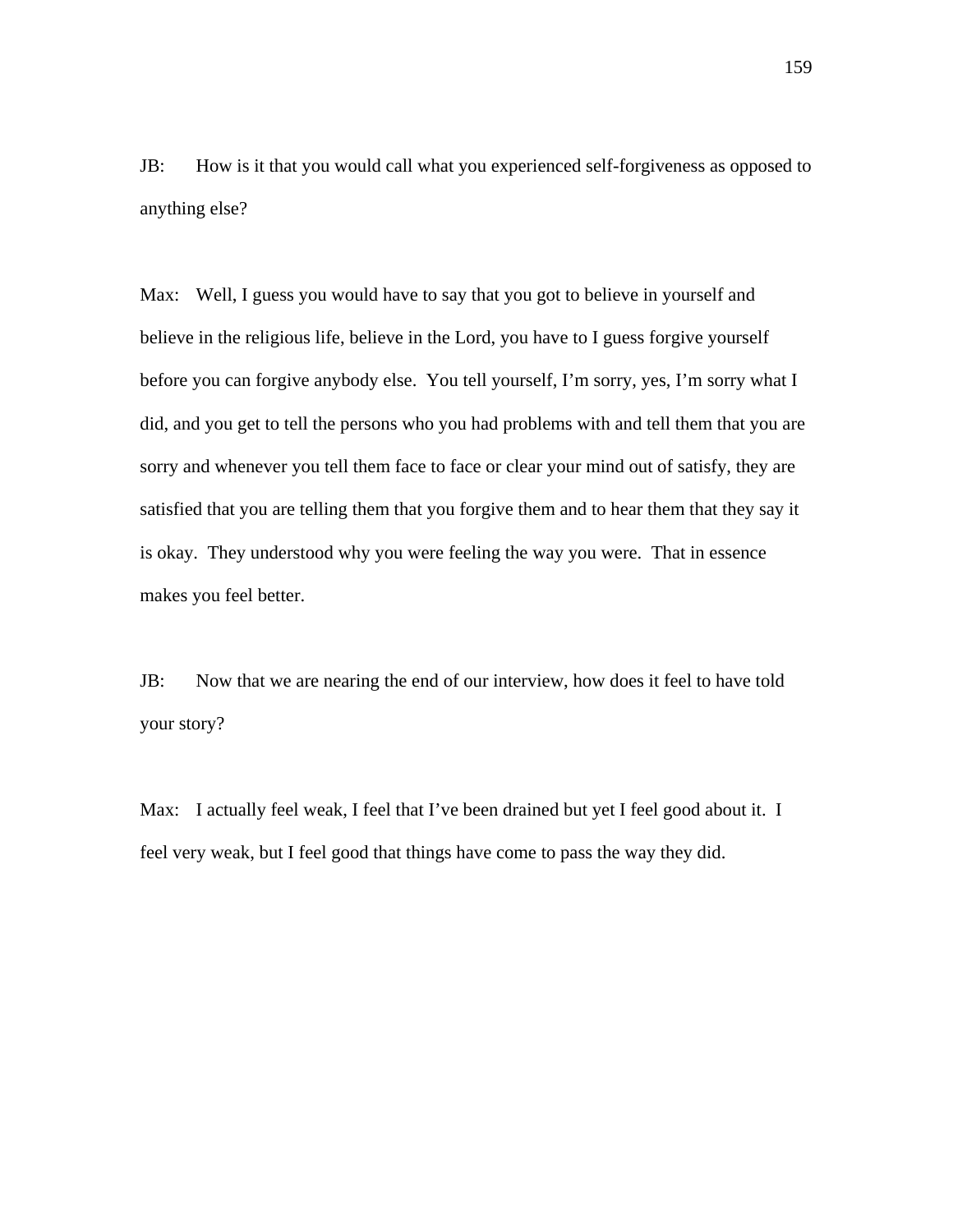JB: How is it that you would call what you experienced self-forgiveness as opposed to anything else?

Max: Well, I guess you would have to say that you got to believe in yourself and believe in the religious life, believe in the Lord, you have to I guess forgive yourself before you can forgive anybody else. You tell yourself, I'm sorry, yes, I'm sorry what I did, and you get to tell the persons who you had problems with and tell them that you are sorry and whenever you tell them face to face or clear your mind out of satisfy, they are satisfied that you are telling them that you forgive them and to hear them that they say it is okay. They understood why you were feeling the way you were. That in essence makes you feel better.

JB: Now that we are nearing the end of our interview, how does it feel to have told your story?

Max: I actually feel weak, I feel that I've been drained but yet I feel good about it. I feel very weak, but I feel good that things have come to pass the way they did.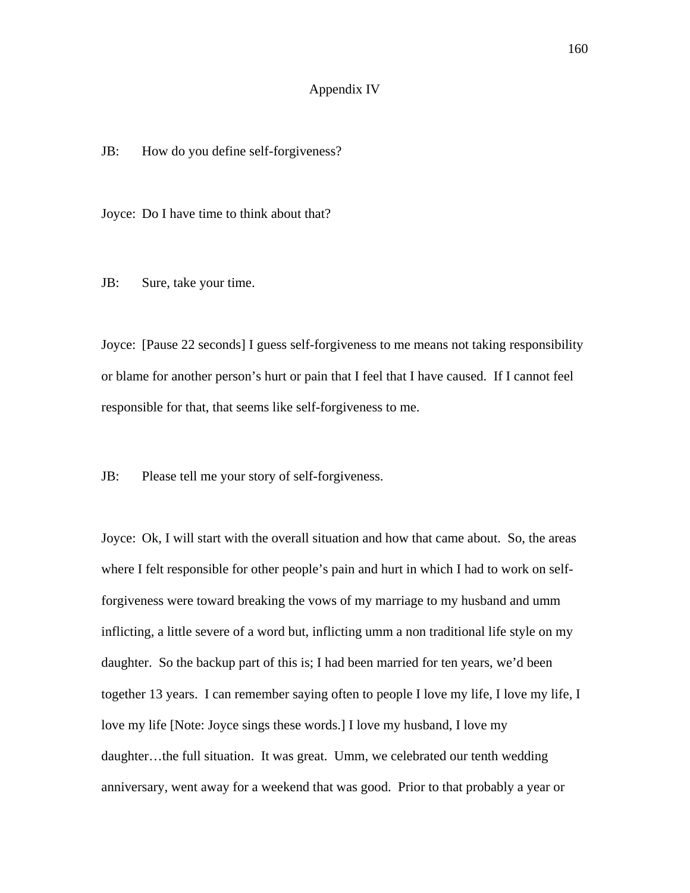## Appendix IV

JB: How do you define self-forgiveness?

Joyce: Do I have time to think about that?

JB: Sure, take your time.

Joyce: [Pause 22 seconds] I guess self-forgiveness to me means not taking responsibility or blame for another person's hurt or pain that I feel that I have caused. If I cannot feel responsible for that, that seems like self-forgiveness to me.

JB: Please tell me your story of self-forgiveness.

Joyce: Ok, I will start with the overall situation and how that came about. So, the areas where I felt responsible for other people's pain and hurt in which I had to work on self-forgiveness were toward breaking the vows of my marriage to my husband and umm inflicting, a little severe of a word but, inflicting umm a non traditional life style on my daughter. So the backup part of this is; I had been married for ten years, we'd been together 13 years. I can remember saying often to people I love my life, I love my life, I love my life [Note: Joyce sings these words.] I love my husband, I love my daughter…the full situation. It was great. Umm, we celebrated our tenth wedding anniversary, went away for a weekend that was good. Prior to that probably a year or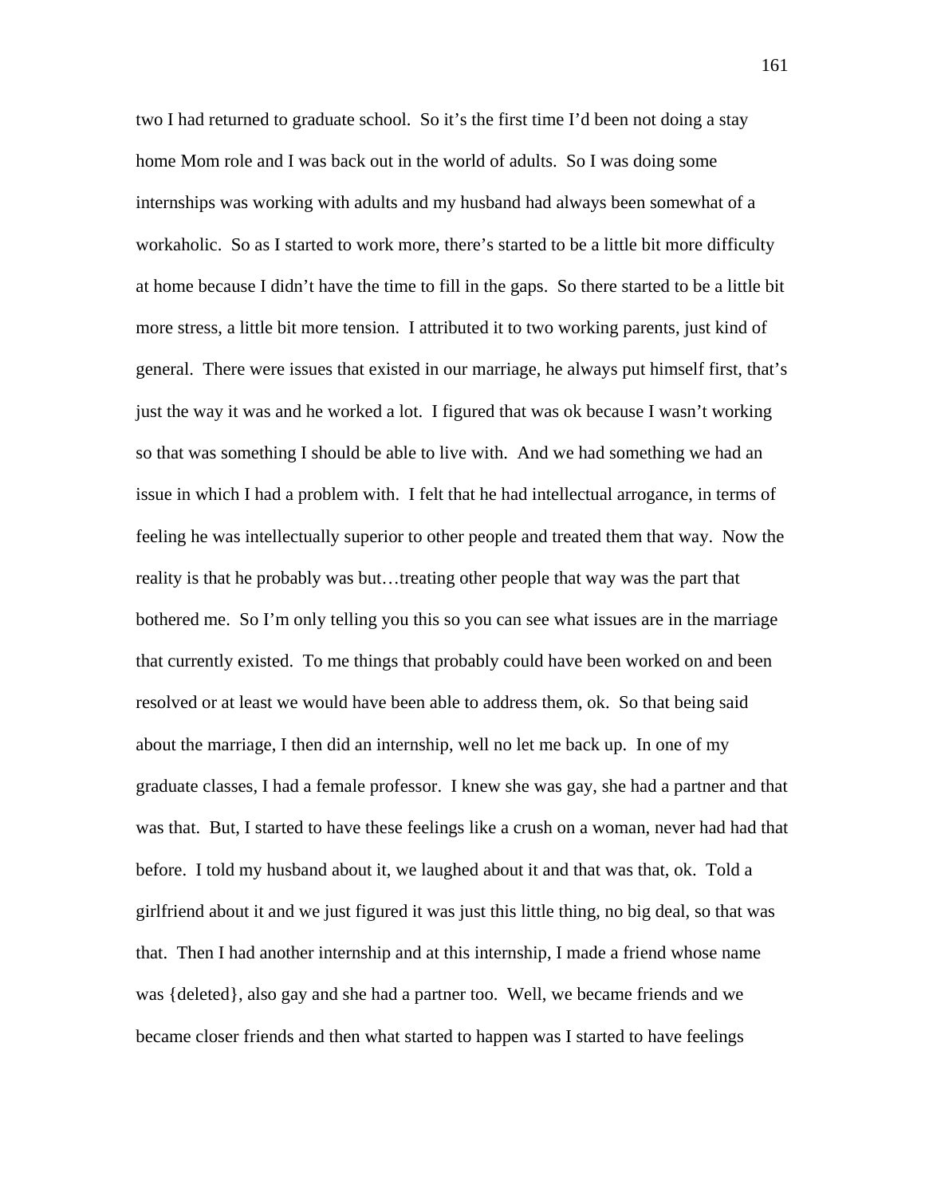two I had returned to graduate school. So it's the first time I'd been not doing a stay home Mom role and I was back out in the world of adults. So I was doing some internships was working with adults and my husband had always been somewhat of a workaholic. So as I started to work more, there's started to be a little bit more difficulty at home because I didn't have the time to fill in the gaps. So there started to be a little bit more stress, a little bit more tension. I attributed it to two working parents, just kind of general. There were issues that existed in our marriage, he always put himself first, that's just the way it was and he worked a lot. I figured that was ok because I wasn't working so that was something I should be able to live with. And we had something we had an issue in which I had a problem with. I felt that he had intellectual arrogance, in terms of feeling he was intellectually superior to other people and treated them that way. Now the reality is that he probably was but…treating other people that way was the part that bothered me. So I'm only telling you this so you can see what issues are in the marriage that currently existed. To me things that probably could have been worked on and been resolved or at least we would have been able to address them, ok. So that being said about the marriage, I then did an internship, well no let me back up. In one of my graduate classes, I had a female professor. I knew she was gay, she had a partner and that was that. But, I started to have these feelings like a crush on a woman, never had had that before. I told my husband about it, we laughed about it and that was that, ok. Told a girlfriend about it and we just figured it was just this little thing, no big deal, so that was that. Then I had another internship and at this internship, I made a friend whose name was {deleted}, also gay and she had a partner too. Well, we became friends and we became closer friends and then what started to happen was I started to have feelings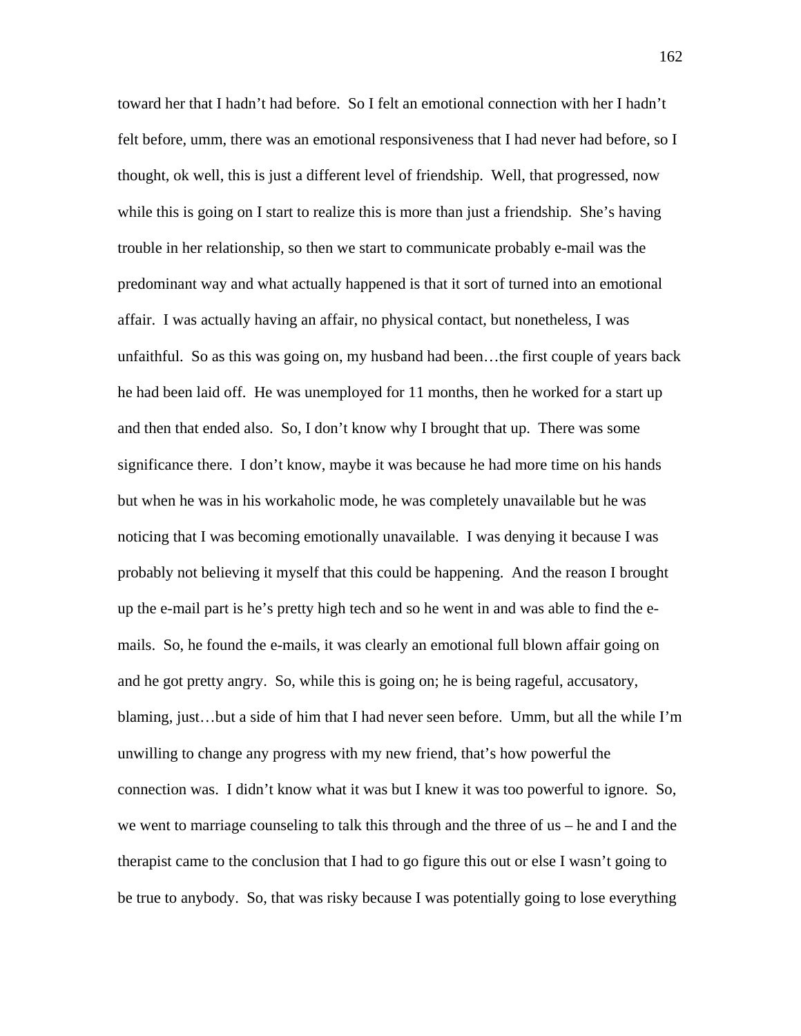toward her that I hadn't had before. So I felt an emotional connection with her I hadn't felt before, umm, there was an emotional responsiveness that I had never had before, so I thought, ok well, this is just a different level of friendship. Well, that progressed, now while this is going on I start to realize this is more than just a friendship. She's having trouble in her relationship, so then we start to communicate probably e-mail was the predominant way and what actually happened is that it sort of turned into an emotional affair. I was actually having an affair, no physical contact, but nonetheless, I was unfaithful. So as this was going on, my husband had been…the first couple of years back he had been laid off. He was unemployed for 11 months, then he worked for a start up and then that ended also. So, I don't know why I brought that up. There was some significance there. I don't know, maybe it was because he had more time on his hands but when he was in his workaholic mode, he was completely unavailable but he was noticing that I was becoming emotionally unavailable. I was denying it because I was probably not believing it myself that this could be happening. And the reason I brought up the e-mail part is he's pretty high tech and so he went in and was able to find the e-mails. So, he found the e-mails, it was clearly an emotional full blown affair going on and he got pretty angry. So, while this is going on; he is being rageful, accusatory, blaming, just…but a side of him that I had never seen before. Umm, but all the while I'm unwilling to change any progress with my new friend, that's how powerful the connection was. I didn't know what it was but I knew it was too powerful to ignore. So, we went to marriage counseling to talk this through and the three of us – he and I and the therapist came to the conclusion that I had to go figure this out or else I wasn't going to be true to anybody. So, that was risky because I was potentially going to lose everything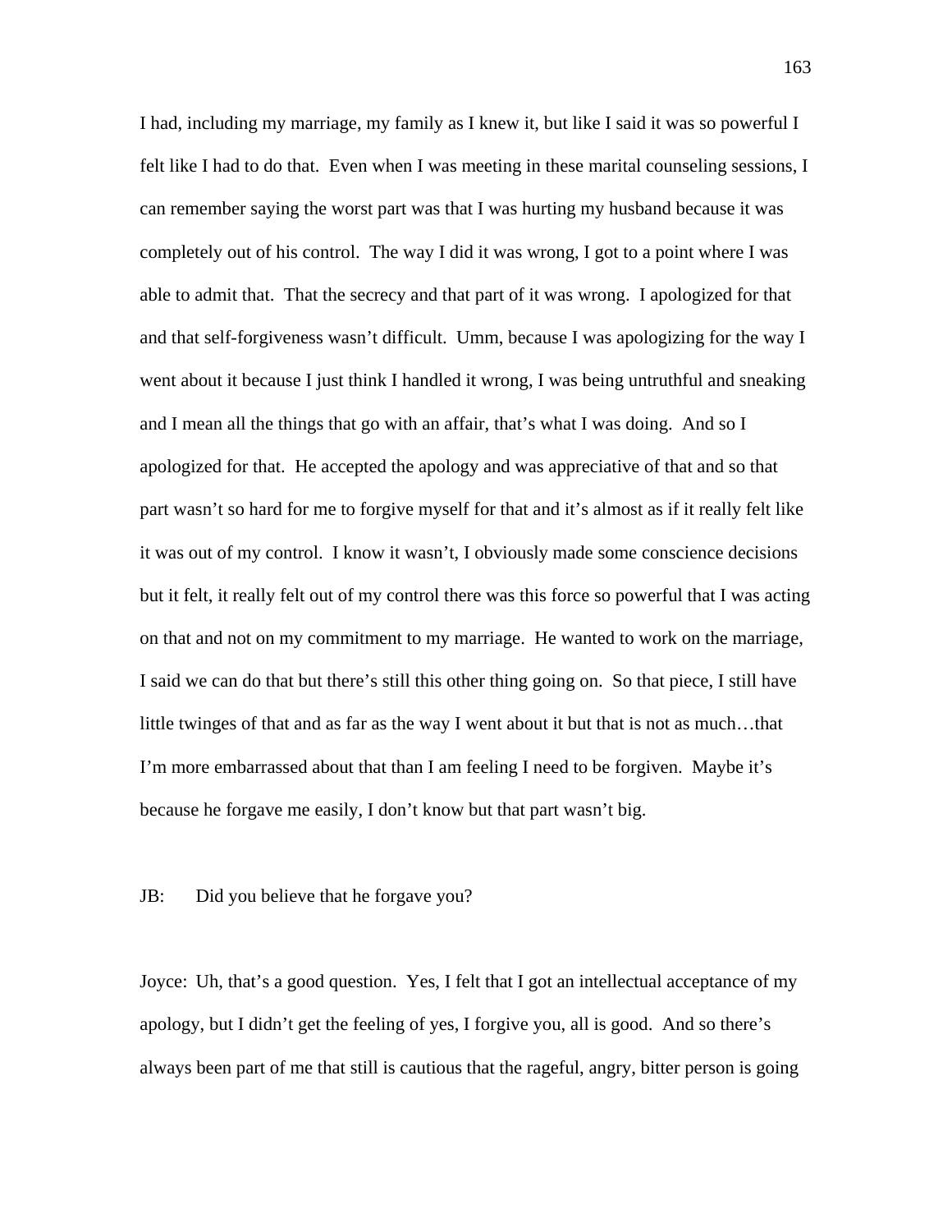I had, including my marriage, my family as I knew it, but like I said it was so powerful I felt like I had to do that. Even when I was meeting in these marital counseling sessions, I can remember saying the worst part was that I was hurting my husband because it was completely out of his control. The way I did it was wrong, I got to a point where I was able to admit that. That the secrecy and that part of it was wrong. I apologized for that and that self-forgiveness wasn't difficult. Umm, because I was apologizing for the way I went about it because I just think I handled it wrong, I was being untruthful and sneaking and I mean all the things that go with an affair, that's what I was doing. And so I apologized for that. He accepted the apology and was appreciative of that and so that part wasn't so hard for me to forgive myself for that and it's almost as if it really felt like it was out of my control. I know it wasn't, I obviously made some conscience decisions but it felt, it really felt out of my control there was this force so powerful that I was acting on that and not on my commitment to my marriage. He wanted to work on the marriage, I said we can do that but there's still this other thing going on. So that piece, I still have little twinges of that and as far as the way I went about it but that is not as much…that I'm more embarrassed about that than I am feeling I need to be forgiven. Maybe it's because he forgave me easily, I don't know but that part wasn't big.

JB: Did you believe that he forgave you?

Joyce: Uh, that's a good question. Yes, I felt that I got an intellectual acceptance of my apology, but I didn't get the feeling of yes, I forgive you, all is good. And so there's always been part of me that still is cautious that the rageful, angry, bitter person is going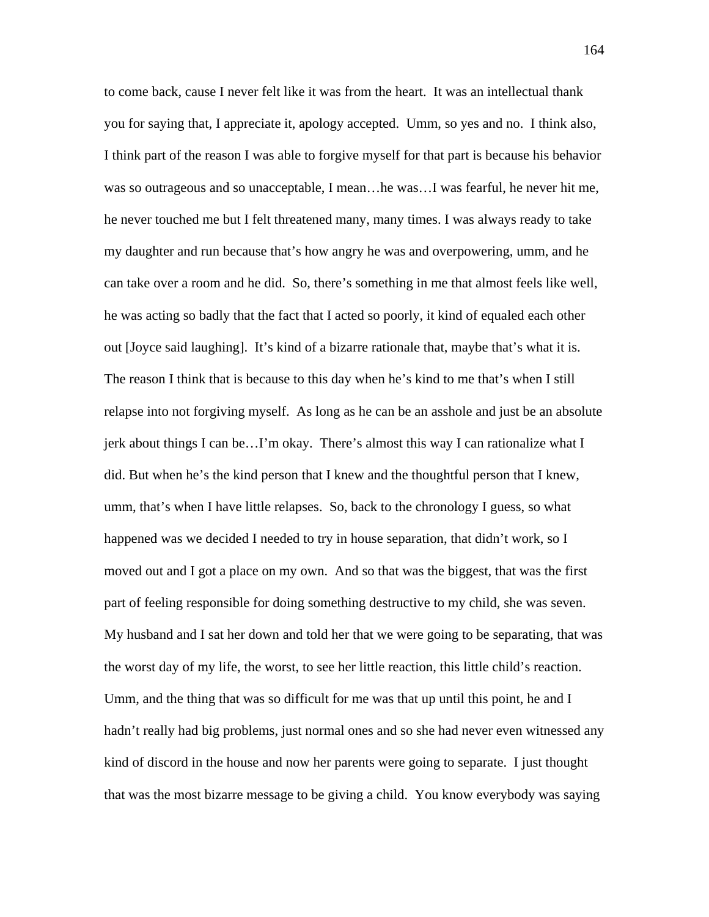to come back, cause I never felt like it was from the heart. It was an intellectual thank you for saying that, I appreciate it, apology accepted. Umm, so yes and no. I think also, I think part of the reason I was able to forgive myself for that part is because his behavior was so outrageous and so unacceptable, I mean…he was…I was fearful, he never hit me, he never touched me but I felt threatened many, many times. I was always ready to take my daughter and run because that's how angry he was and overpowering, umm, and he can take over a room and he did. So, there's something in me that almost feels like well, he was acting so badly that the fact that I acted so poorly, it kind of equaled each other out [Joyce said laughing]. It's kind of a bizarre rationale that, maybe that's what it is. The reason I think that is because to this day when he's kind to me that's when I still relapse into not forgiving myself. As long as he can be an asshole and just be an absolute jerk about things I can be…I'm okay. There's almost this way I can rationalize what I did. But when he's the kind person that I knew and the thoughtful person that I knew, umm, that's when I have little relapses. So, back to the chronology I guess, so what happened was we decided I needed to try in house separation, that didn't work, so I moved out and I got a place on my own. And so that was the biggest, that was the first part of feeling responsible for doing something destructive to my child, she was seven. My husband and I sat her down and told her that we were going to be separating, that was the worst day of my life, the worst, to see her little reaction, this little child's reaction. Umm, and the thing that was so difficult for me was that up until this point, he and I hadn't really had big problems, just normal ones and so she had never even witnessed any kind of discord in the house and now her parents were going to separate. I just thought that was the most bizarre message to be giving a child. You know everybody was saying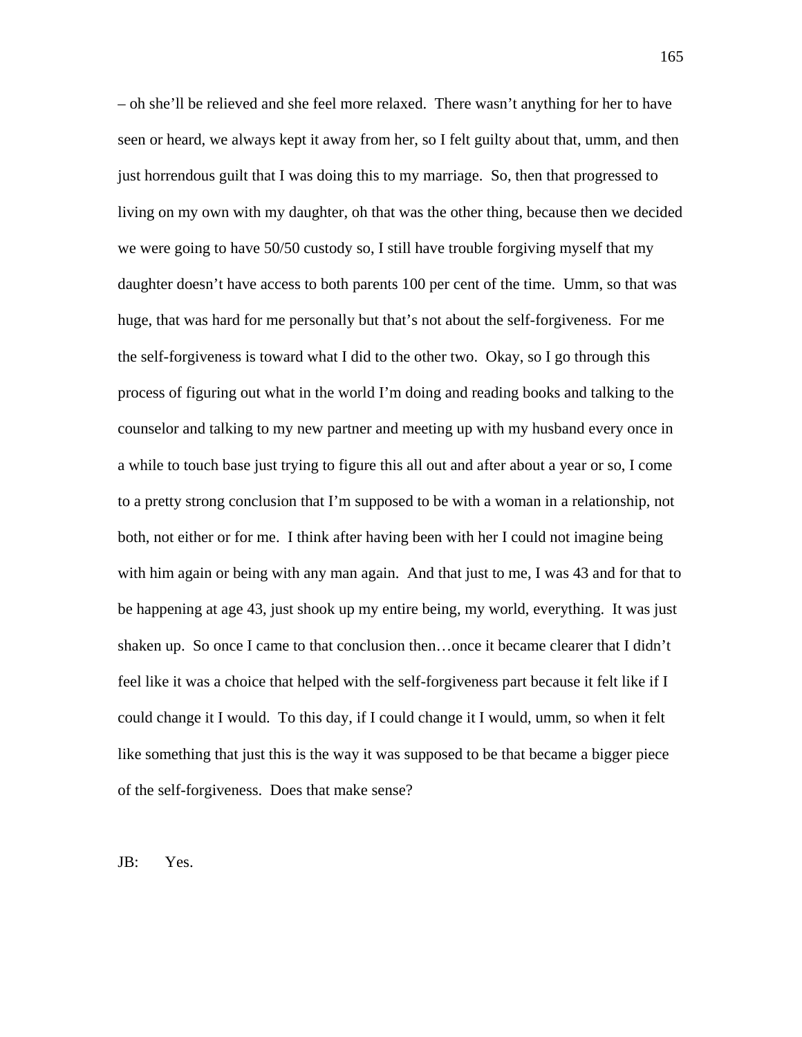– oh she'll be relieved and she feel more relaxed. There wasn't anything for her to have seen or heard, we always kept it away from her, so I felt guilty about that, umm, and then just horrendous guilt that I was doing this to my marriage. So, then that progressed to living on my own with my daughter, oh that was the other thing, because then we decided we were going to have 50/50 custody so, I still have trouble forgiving myself that my daughter doesn't have access to both parents 100 per cent of the time. Umm, so that was huge, that was hard for me personally but that's not about the self-forgiveness. For me the self-forgiveness is toward what I did to the other two. Okay, so I go through this process of figuring out what in the world I'm doing and reading books and talking to the counselor and talking to my new partner and meeting up with my husband every once in a while to touch base just trying to figure this all out and after about a year or so, I come to a pretty strong conclusion that I'm supposed to be with a woman in a relationship, not both, not either or for me. I think after having been with her I could not imagine being with him again or being with any man again. And that just to me, I was 43 and for that to be happening at age 43, just shook up my entire being, my world, everything. It was just shaken up. So once I came to that conclusion then…once it became clearer that I didn't feel like it was a choice that helped with the self-forgiveness part because it felt like if I could change it I would. To this day, if I could change it I would, umm, so when it felt like something that just this is the way it was supposed to be that became a bigger piece of the self-forgiveness. Does that make sense?

JB: Yes.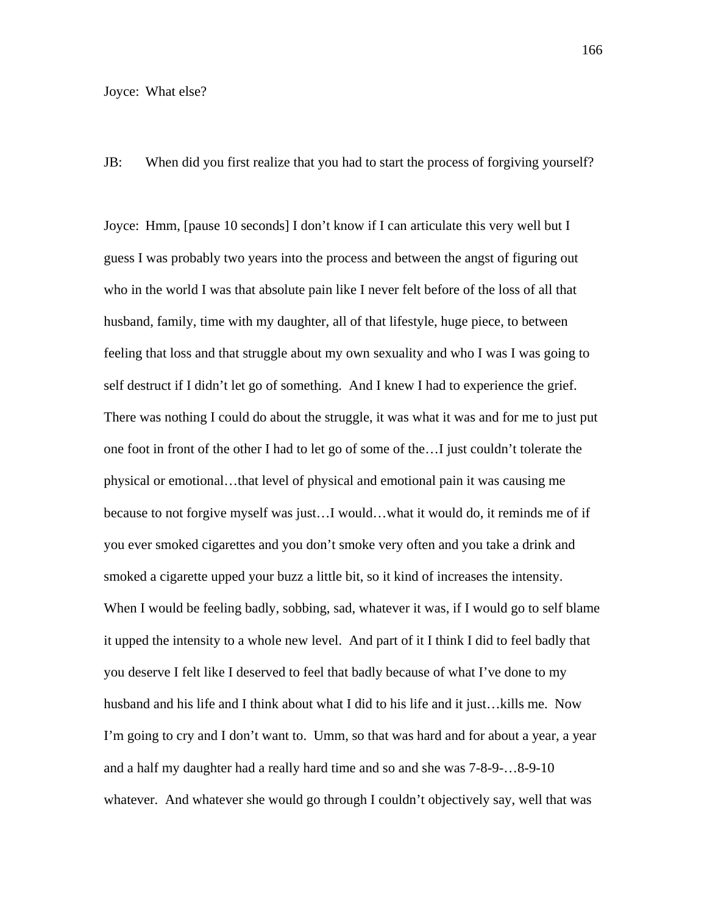Joyce: What else?

JB: When did you first realize that you had to start the process of forgiving yourself?

Joyce: Hmm, [pause 10 seconds] I don't know if I can articulate this very well but I guess I was probably two years into the process and between the angst of figuring out who in the world I was that absolute pain like I never felt before of the loss of all that husband, family, time with my daughter, all of that lifestyle, huge piece, to between feeling that loss and that struggle about my own sexuality and who I was I was going to self destruct if I didn't let go of something. And I knew I had to experience the grief. There was nothing I could do about the struggle, it was what it was and for me to just put one foot in front of the other I had to let go of some of the…I just couldn't tolerate the physical or emotional…that level of physical and emotional pain it was causing me because to not forgive myself was just…I would…what it would do, it reminds me of if you ever smoked cigarettes and you don't smoke very often and you take a drink and smoked a cigarette upped your buzz a little bit, so it kind of increases the intensity. When I would be feeling badly, sobbing, sad, whatever it was, if I would go to self blame it upped the intensity to a whole new level. And part of it I think I did to feel badly that you deserve I felt like I deserved to feel that badly because of what I've done to my husband and his life and I think about what I did to his life and it just…kills me. Now I'm going to cry and I don't want to. Umm, so that was hard and for about a year, a year and a half my daughter had a really hard time and so and she was 7-8-9-…8-9-10 whatever. And whatever she would go through I couldn't objectively say, well that was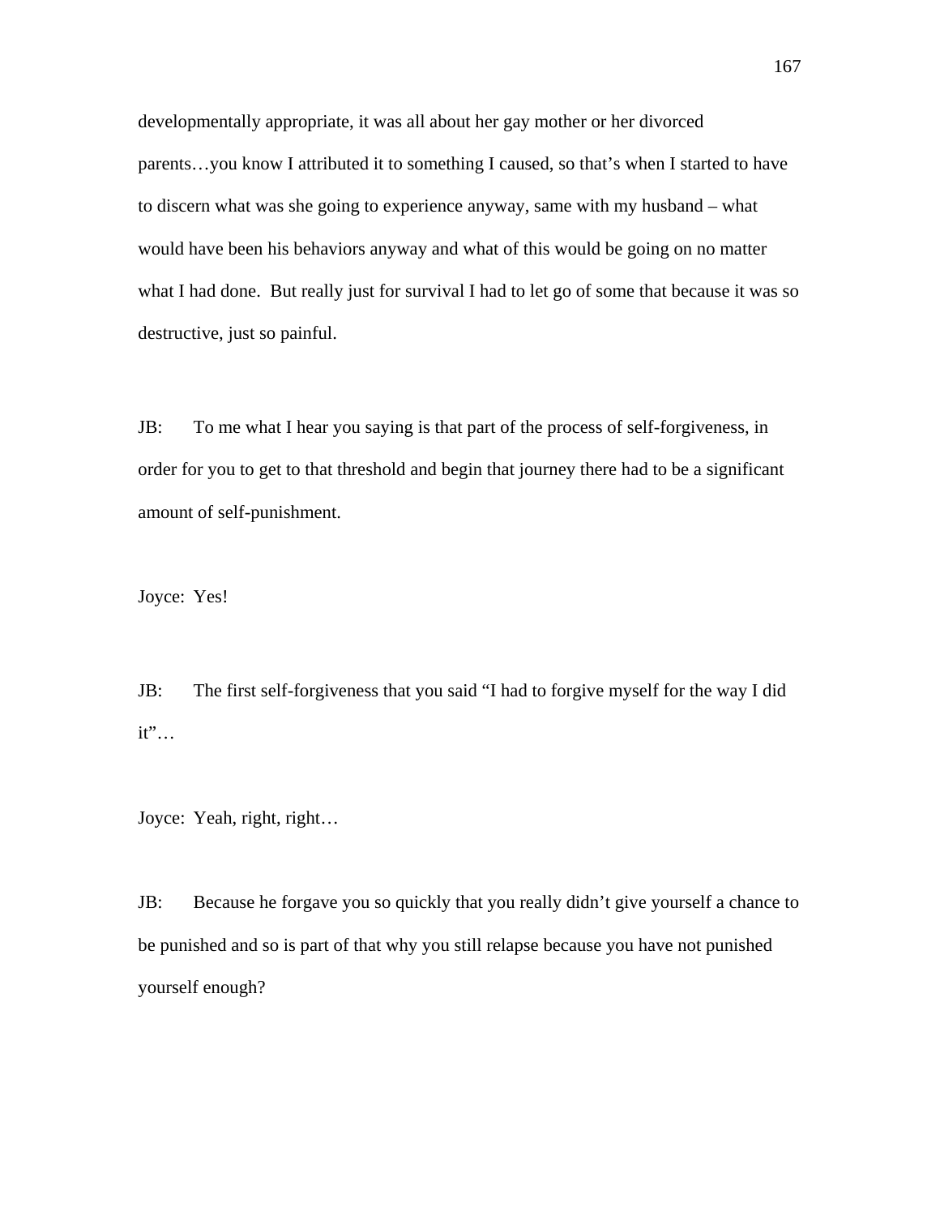developmentally appropriate, it was all about her gay mother or her divorced parents…you know I attributed it to something I caused, so that's when I started to have to discern what was she going to experience anyway, same with my husband – what would have been his behaviors anyway and what of this would be going on no matter what I had done. But really just for survival I had to let go of some that because it was so destructive, just so painful.

JB: To me what I hear you saying is that part of the process of self-forgiveness, in order for you to get to that threshold and begin that journey there had to be a significant amount of self-punishment.

Joyce: Yes!

JB: The first self-forgiveness that you said "I had to forgive myself for the way I did it"…

Joyce: Yeah, right, right…

JB: Because he forgave you so quickly that you really didn't give yourself a chance to be punished and so is part of that why you still relapse because you have not punished yourself enough?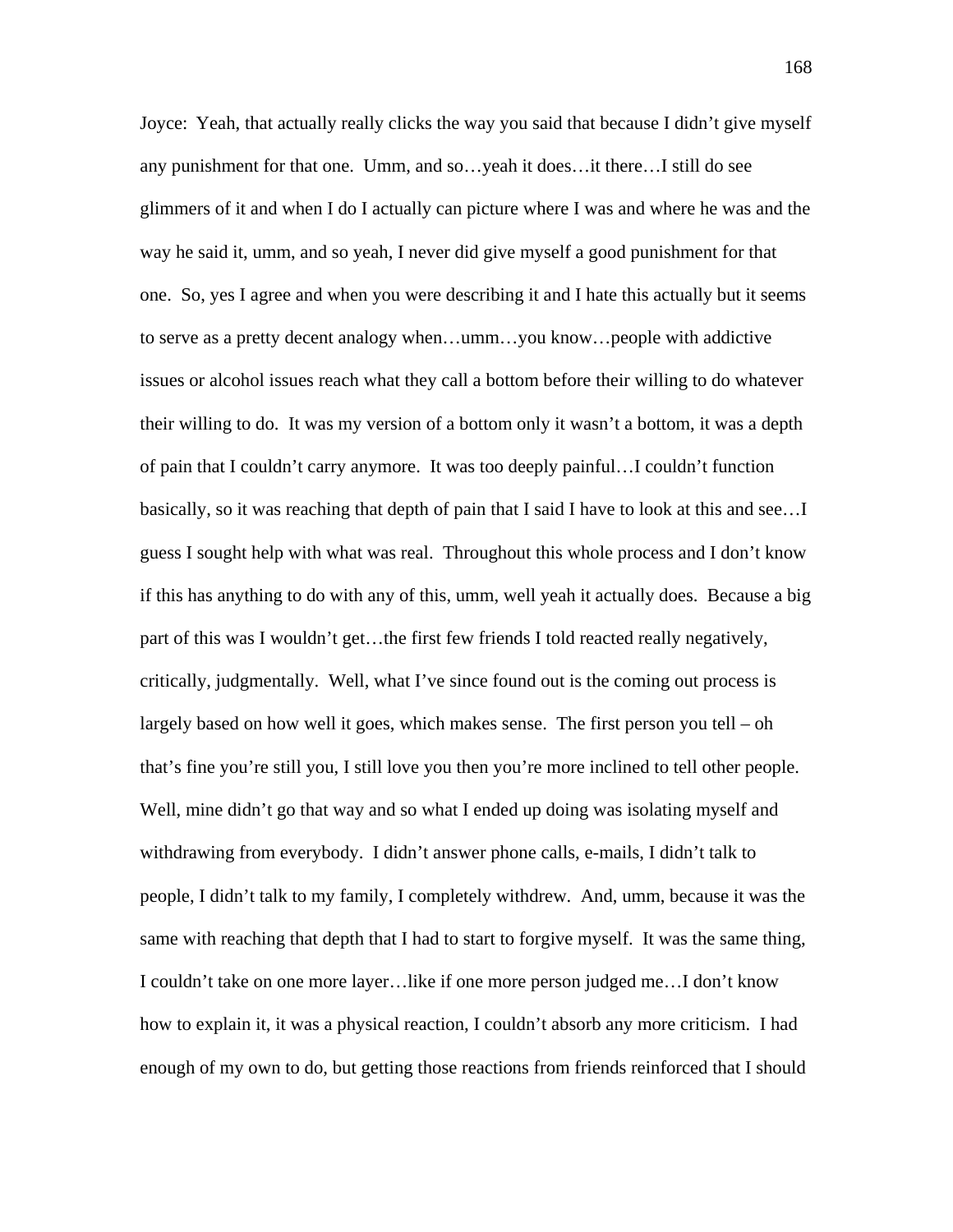Joyce: Yeah, that actually really clicks the way you said that because I didn't give myself any punishment for that one. Umm, and so…yeah it does…it there…I still do see glimmers of it and when I do I actually can picture where I was and where he was and the way he said it, umm, and so yeah, I never did give myself a good punishment for that one. So, yes I agree and when you were describing it and I hate this actually but it seems to serve as a pretty decent analogy when…umm…you know…people with addictive issues or alcohol issues reach what they call a bottom before their willing to do whatever their willing to do. It was my version of a bottom only it wasn't a bottom, it was a depth of pain that I couldn't carry anymore. It was too deeply painful…I couldn't function basically, so it was reaching that depth of pain that I said I have to look at this and see…I guess I sought help with what was real. Throughout this whole process and I don't know if this has anything to do with any of this, umm, well yeah it actually does. Because a big part of this was I wouldn't get…the first few friends I told reacted really negatively, critically, judgmentally. Well, what I've since found out is the coming out process is largely based on how well it goes, which makes sense. The first person you tell – oh that's fine you're still you, I still love you then you're more inclined to tell other people. Well, mine didn't go that way and so what I ended up doing was isolating myself and withdrawing from everybody. I didn't answer phone calls, e-mails, I didn't talk to people, I didn't talk to my family, I completely withdrew. And, umm, because it was the same with reaching that depth that I had to start to forgive myself. It was the same thing, I couldn't take on one more layer…like if one more person judged me…I don't know how to explain it, it was a physical reaction, I couldn't absorb any more criticism. I had enough of my own to do, but getting those reactions from friends reinforced that I should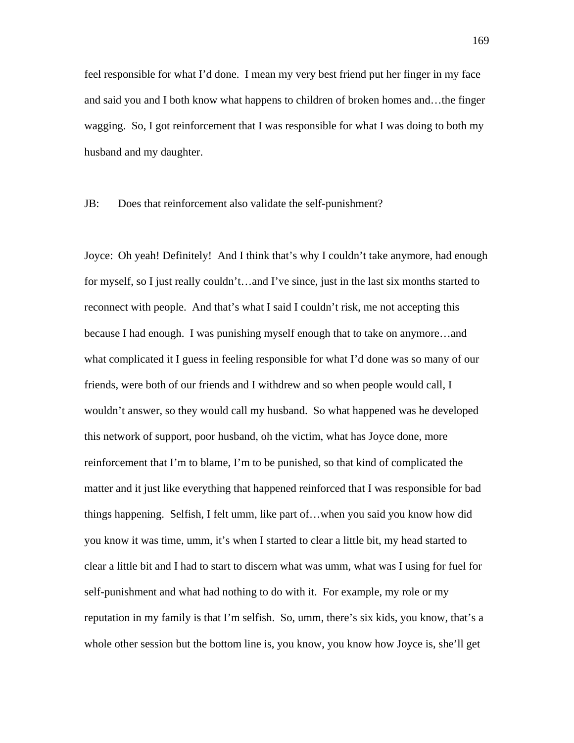feel responsible for what I'd done. I mean my very best friend put her finger in my face and said you and I both know what happens to children of broken homes and…the finger wagging. So, I got reinforcement that I was responsible for what I was doing to both my husband and my daughter.

JB: Does that reinforcement also validate the self-punishment?

Joyce: Oh yeah! Definitely! And I think that's why I couldn't take anymore, had enough for myself, so I just really couldn't…and I've since, just in the last six months started to reconnect with people. And that's what I said I couldn't risk, me not accepting this because I had enough. I was punishing myself enough that to take on anymore…and what complicated it I guess in feeling responsible for what I'd done was so many of our friends, were both of our friends and I withdrew and so when people would call, I wouldn't answer, so they would call my husband. So what happened was he developed this network of support, poor husband, oh the victim, what has Joyce done, more reinforcement that I'm to blame, I'm to be punished, so that kind of complicated the matter and it just like everything that happened reinforced that I was responsible for bad things happening. Selfish, I felt umm, like part of…when you said you know how did you know it was time, umm, it's when I started to clear a little bit, my head started to clear a little bit and I had to start to discern what was umm, what was I using for fuel for self-punishment and what had nothing to do with it. For example, my role or my reputation in my family is that I'm selfish. So, umm, there's six kids, you know, that's a whole other session but the bottom line is, you know, you know how Joyce is, she'll get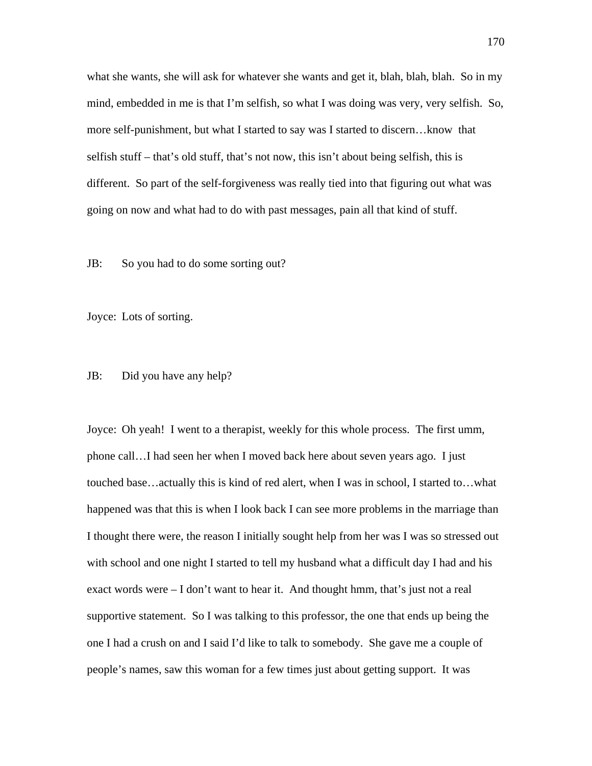what she wants, she will ask for whatever she wants and get it, blah, blah, blah. So in my mind, embedded in me is that I'm selfish, so what I was doing was very, very selfish. So, more self-punishment, but what I started to say was I started to discern…know that selfish stuff – that's old stuff, that's not now, this isn't about being selfish, this is different. So part of the self-forgiveness was really tied into that figuring out what was going on now and what had to do with past messages, pain all that kind of stuff.

JB: So you had to do some sorting out?

Joyce: Lots of sorting.

JB: Did you have any help?

Joyce: Oh yeah! I went to a therapist, weekly for this whole process. The first umm, phone call…I had seen her when I moved back here about seven years ago. I just touched base…actually this is kind of red alert, when I was in school, I started to…what happened was that this is when I look back I can see more problems in the marriage than I thought there were, the reason I initially sought help from her was I was so stressed out with school and one night I started to tell my husband what a difficult day I had and his exact words were – I don't want to hear it. And thought hmm, that's just not a real supportive statement. So I was talking to this professor, the one that ends up being the one I had a crush on and I said I'd like to talk to somebody. She gave me a couple of people's names, saw this woman for a few times just about getting support. It was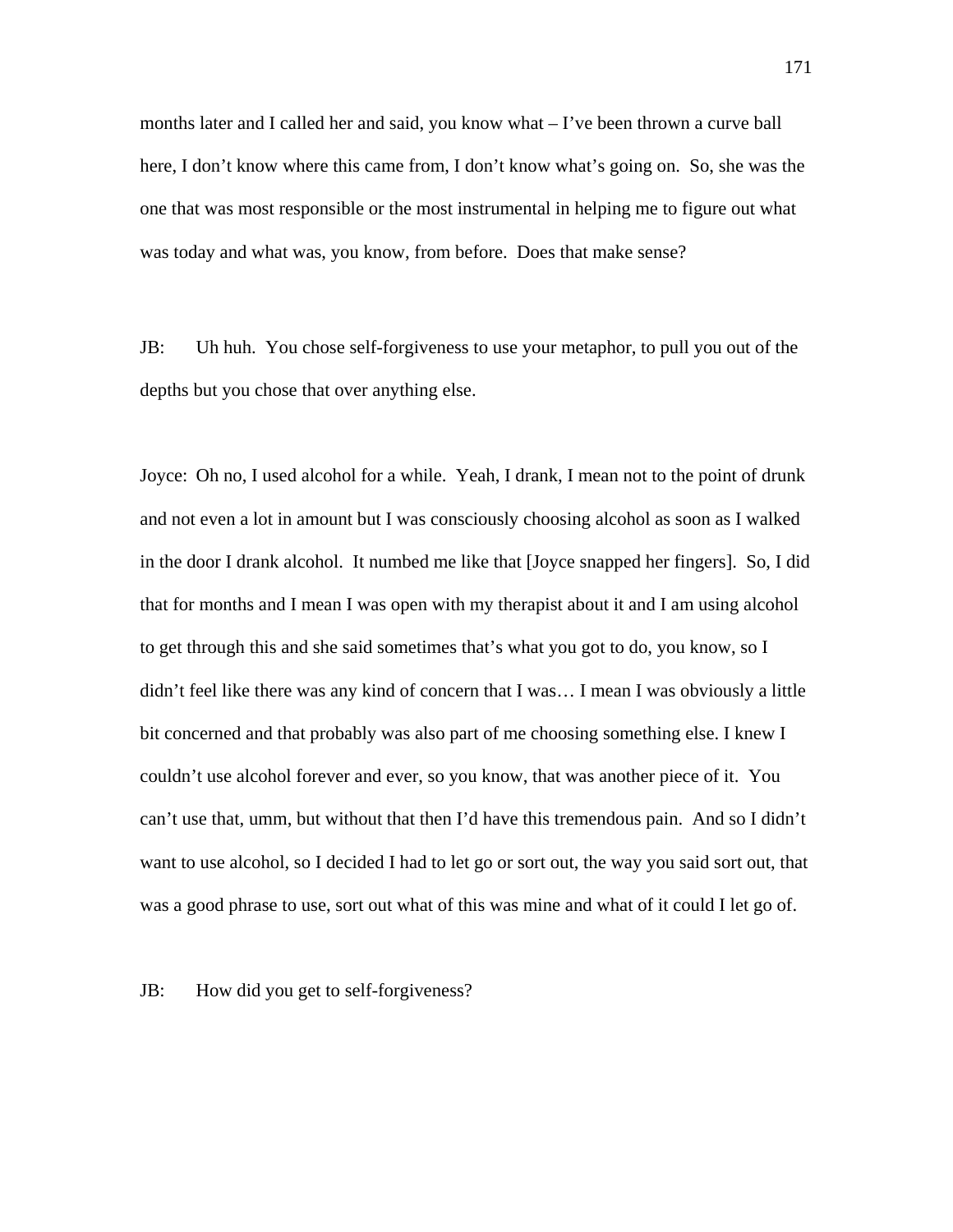months later and I called her and said, you know what – I've been thrown a curve ball here, I don't know where this came from, I don't know what's going on. So, she was the one that was most responsible or the most instrumental in helping me to figure out what was today and what was, you know, from before. Does that make sense?

JB: Uh huh. You chose self-forgiveness to use your metaphor, to pull you out of the depths but you chose that over anything else.

Joyce: Oh no, I used alcohol for a while. Yeah, I drank, I mean not to the point of drunk and not even a lot in amount but I was consciously choosing alcohol as soon as I walked in the door I drank alcohol. It numbed me like that [Joyce snapped her fingers]. So, I did that for months and I mean I was open with my therapist about it and I am using alcohol to get through this and she said sometimes that's what you got to do, you know, so I didn't feel like there was any kind of concern that I was… I mean I was obviously a little bit concerned and that probably was also part of me choosing something else. I knew I couldn't use alcohol forever and ever, so you know, that was another piece of it. You can't use that, umm, but without that then I'd have this tremendous pain. And so I didn't want to use alcohol, so I decided I had to let go or sort out, the way you said sort out, that was a good phrase to use, sort out what of this was mine and what of it could I let go of.

JB: How did you get to self-forgiveness?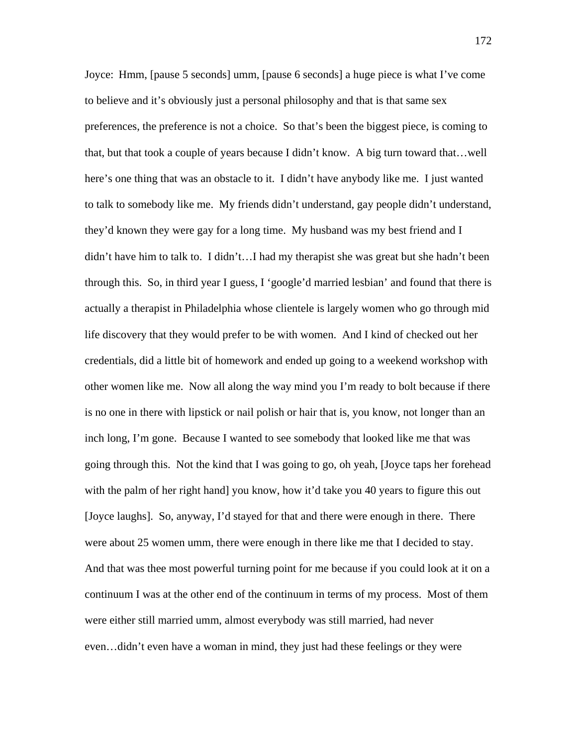Joyce: Hmm, [pause 5 seconds] umm, [pause 6 seconds] a huge piece is what I've come to believe and it's obviously just a personal philosophy and that is that same sex preferences, the preference is not a choice. So that's been the biggest piece, is coming to that, but that took a couple of years because I didn't know. A big turn toward that…well here's one thing that was an obstacle to it. I didn't have anybody like me. I just wanted to talk to somebody like me. My friends didn't understand, gay people didn't understand, they'd known they were gay for a long time. My husband was my best friend and I didn't have him to talk to. I didn't…I had my therapist she was great but she hadn't been through this. So, in third year I guess, I 'google'd married lesbian' and found that there is actually a therapist in Philadelphia whose clientele is largely women who go through mid life discovery that they would prefer to be with women. And I kind of checked out her credentials, did a little bit of homework and ended up going to a weekend workshop with other women like me. Now all along the way mind you I'm ready to bolt because if there is no one in there with lipstick or nail polish or hair that is, you know, not longer than an inch long, I'm gone. Because I wanted to see somebody that looked like me that was going through this. Not the kind that I was going to go, oh yeah, [Joyce taps her forehead with the palm of her right hand] you know, how it'd take you 40 years to figure this out [Joyce laughs]. So, anyway, I'd stayed for that and there were enough in there. There were about 25 women umm, there were enough in there like me that I decided to stay. And that was thee most powerful turning point for me because if you could look at it on a continuum I was at the other end of the continuum in terms of my process. Most of them were either still married umm, almost everybody was still married, had never even…didn't even have a woman in mind, they just had these feelings or they were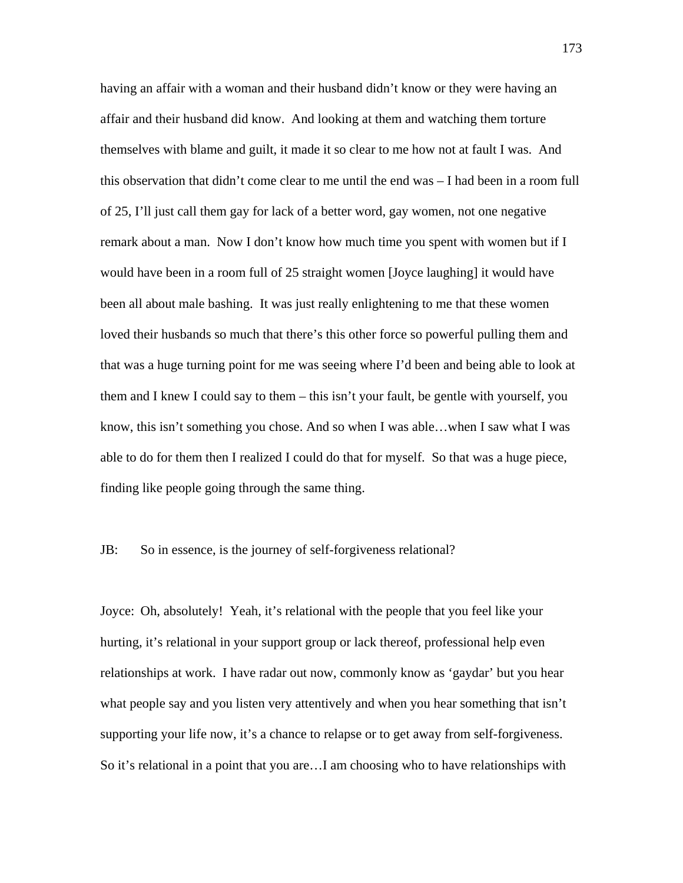having an affair with a woman and their husband didn't know or they were having an affair and their husband did know. And looking at them and watching them torture themselves with blame and guilt, it made it so clear to me how not at fault I was. And this observation that didn't come clear to me until the end was – I had been in a room full of 25, I'll just call them gay for lack of a better word, gay women, not one negative remark about a man. Now I don't know how much time you spent with women but if I would have been in a room full of 25 straight women [Joyce laughing] it would have been all about male bashing. It was just really enlightening to me that these women loved their husbands so much that there's this other force so powerful pulling them and that was a huge turning point for me was seeing where I'd been and being able to look at them and I knew I could say to them – this isn't your fault, be gentle with yourself, you know, this isn't something you chose. And so when I was able…when I saw what I was able to do for them then I realized I could do that for myself. So that was a huge piece, finding like people going through the same thing.

JB: So in essence, is the journey of self-forgiveness relational?

Joyce: Oh, absolutely! Yeah, it's relational with the people that you feel like your hurting, it's relational in your support group or lack thereof, professional help even relationships at work. I have radar out now, commonly know as 'gaydar' but you hear what people say and you listen very attentively and when you hear something that isn't supporting your life now, it's a chance to relapse or to get away from self-forgiveness. So it's relational in a point that you are…I am choosing who to have relationships with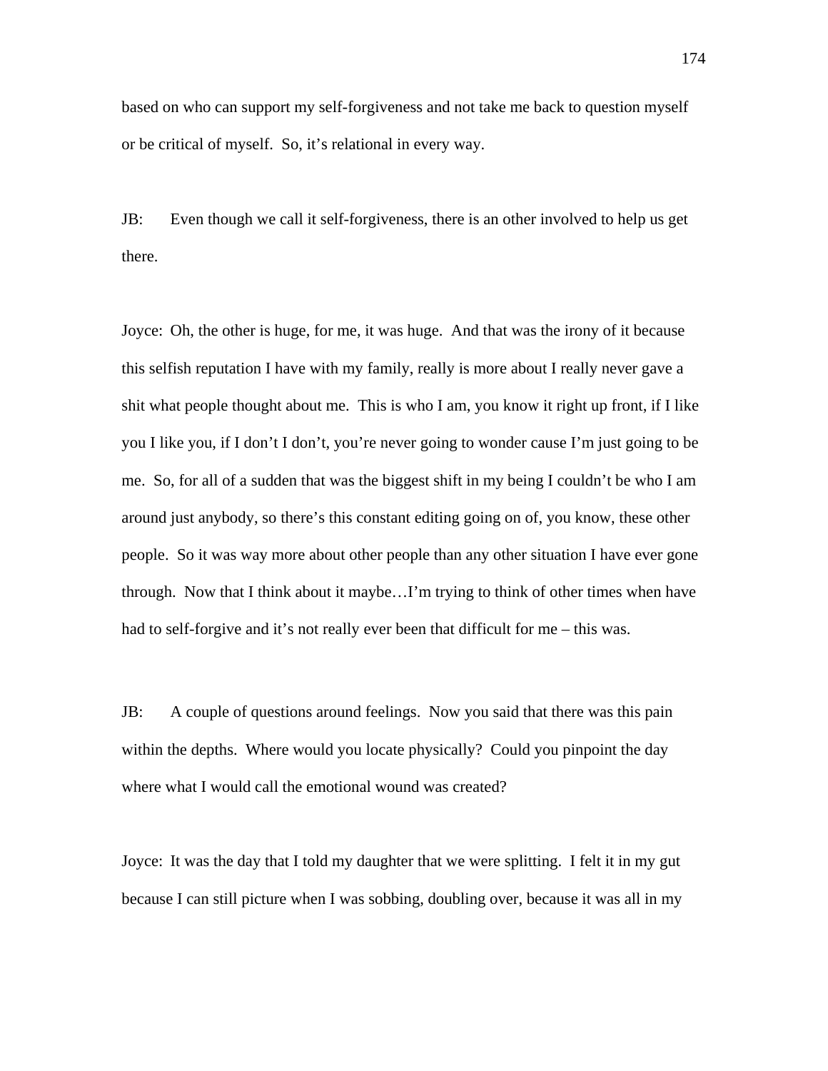based on who can support my self-forgiveness and not take me back to question myself or be critical of myself. So, it's relational in every way.

JB: Even though we call it self-forgiveness, there is an other involved to help us get there.

Joyce: Oh, the other is huge, for me, it was huge. And that was the irony of it because this selfish reputation I have with my family, really is more about I really never gave a shit what people thought about me. This is who I am, you know it right up front, if I like you I like you, if I don't I don't, you're never going to wonder cause I'm just going to be me. So, for all of a sudden that was the biggest shift in my being I couldn't be who I am around just anybody, so there's this constant editing going on of, you know, these other people. So it was way more about other people than any other situation I have ever gone through. Now that I think about it maybe…I'm trying to think of other times when have had to self-forgive and it's not really ever been that difficult for me – this was.

JB: A couple of questions around feelings. Now you said that there was this pain within the depths. Where would you locate physically? Could you pinpoint the day where what I would call the emotional wound was created?

Joyce: It was the day that I told my daughter that we were splitting. I felt it in my gut because I can still picture when I was sobbing, doubling over, because it was all in my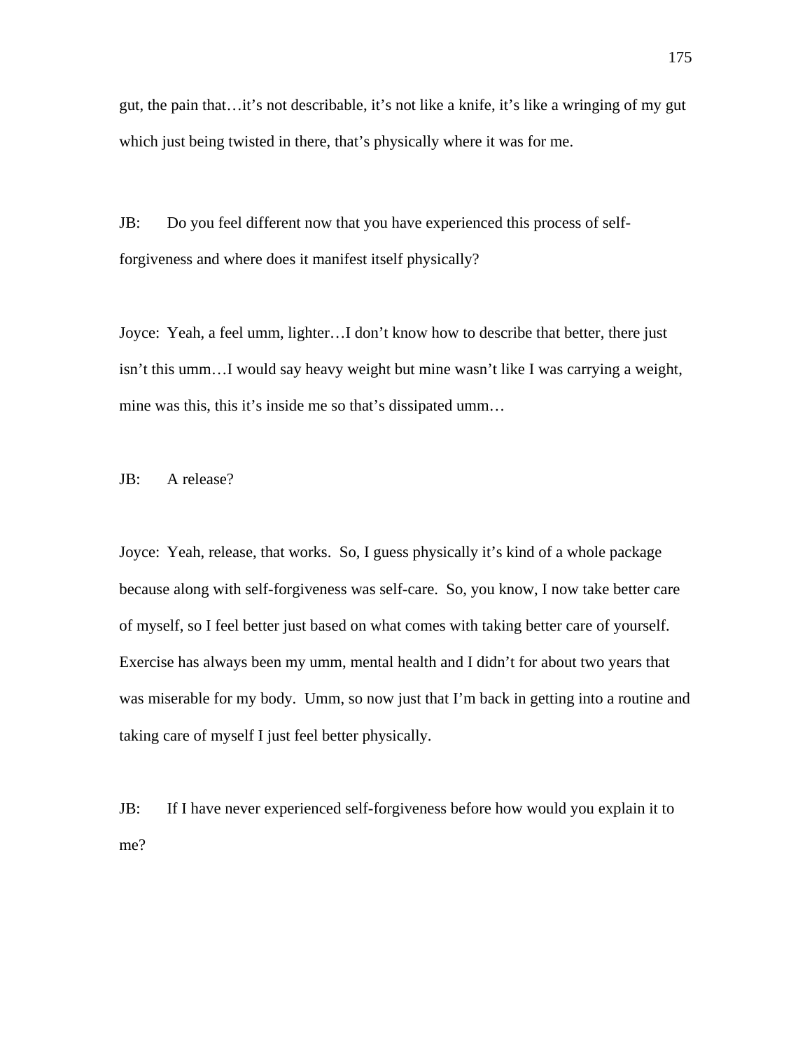gut, the pain that…it's not describable, it's not like a knife, it's like a wringing of my gut which just being twisted in there, that's physically where it was for me.

JB: Do you feel different now that you have experienced this process of self-forgiveness and where does it manifest itself physically?

Joyce: Yeah, a feel umm, lighter…I don't know how to describe that better, there just isn't this umm…I would say heavy weight but mine wasn't like I was carrying a weight, mine was this, this it's inside me so that's dissipated umm…

JB: A release?

Joyce: Yeah, release, that works. So, I guess physically it's kind of a whole package because along with self-forgiveness was self-care. So, you know, I now take better care of myself, so I feel better just based on what comes with taking better care of yourself. Exercise has always been my umm, mental health and I didn't for about two years that was miserable for my body. Umm, so now just that I'm back in getting into a routine and taking care of myself I just feel better physically.

JB: If I have never experienced self-forgiveness before how would you explain it to me?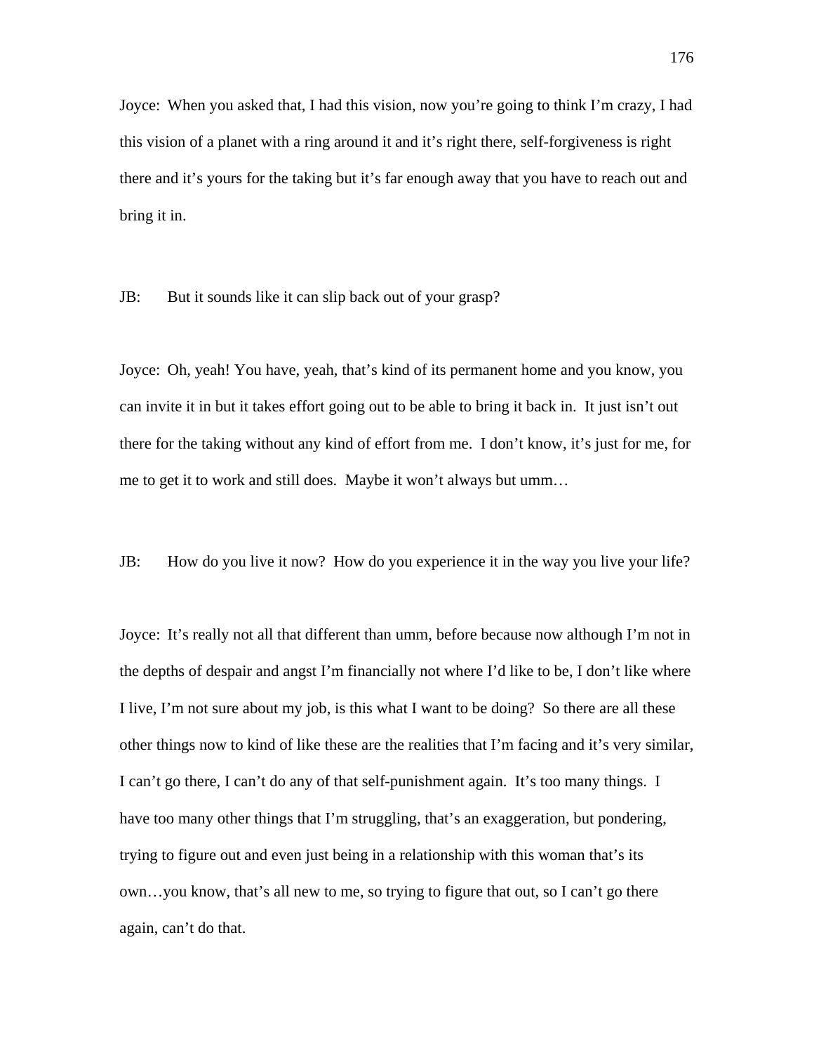Joyce: When you asked that, I had this vision, now you're going to think I'm crazy, I had this vision of a planet with a ring around it and it's right there, self-forgiveness is right there and it's yours for the taking but it's far enough away that you have to reach out and bring it in.

JB: But it sounds like it can slip back out of your grasp?

Joyce: Oh, yeah! You have, yeah, that's kind of its permanent home and you know, you can invite it in but it takes effort going out to be able to bring it back in. It just isn't out there for the taking without any kind of effort from me. I don't know, it's just for me, for me to get it to work and still does. Maybe it won't always but umm…

JB: How do you live it now? How do you experience it in the way you live your life?

Joyce: It's really not all that different than umm, before because now although I'm not in the depths of despair and angst I'm financially not where I'd like to be, I don't like where I live, I'm not sure about my job, is this what I want to be doing? So there are all these other things now to kind of like these are the realities that I'm facing and it's very similar, I can't go there, I can't do any of that self-punishment again. It's too many things. I have too many other things that I'm struggling, that's an exaggeration, but pondering, trying to figure out and even just being in a relationship with this woman that's its own…you know, that's all new to me, so trying to figure that out, so I can't go there again, can't do that.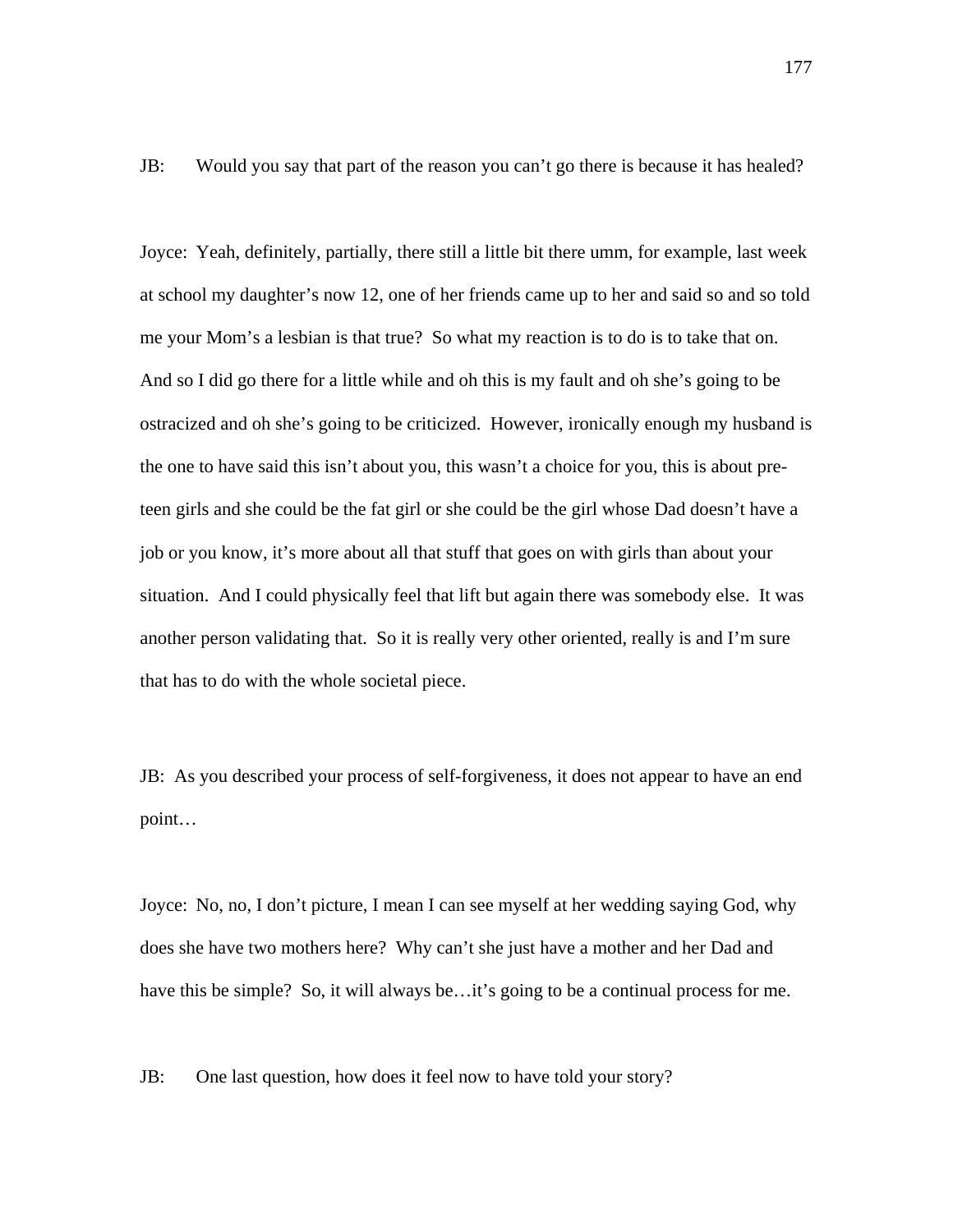JB: Would you say that part of the reason you can't go there is because it has healed?

Joyce: Yeah, definitely, partially, there still a little bit there umm, for example, last week at school my daughter's now 12, one of her friends came up to her and said so and so told me your Mom's a lesbian is that true? So what my reaction is to do is to take that on. And so I did go there for a little while and oh this is my fault and oh she's going to be ostracized and oh she's going to be criticized. However, ironically enough my husband is the one to have said this isn't about you, this wasn't a choice for you, this is about pre-teen girls and she could be the fat girl or she could be the girl whose Dad doesn't have a job or you know, it's more about all that stuff that goes on with girls than about your situation. And I could physically feel that lift but again there was somebody else. It was another person validating that. So it is really very other oriented, really is and I'm sure that has to do with the whole societal piece.

JB: As you described your process of self-forgiveness, it does not appear to have an end point…

Joyce: No, no, I don't picture, I mean I can see myself at her wedding saying God, why does she have two mothers here? Why can't she just have a mother and her Dad and have this be simple? So, it will always be…it's going to be a continual process for me.

JB: One last question, how does it feel now to have told your story?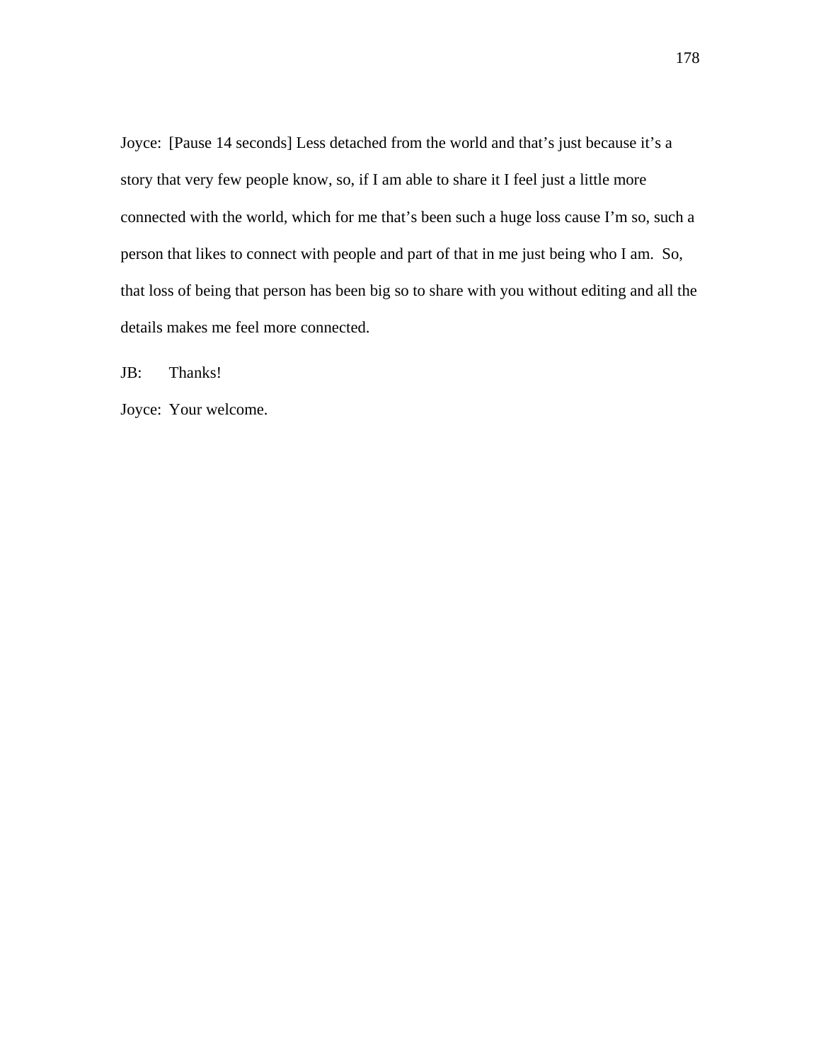Joyce: [Pause 14 seconds] Less detached from the world and that's just because it's a story that very few people know, so, if I am able to share it I feel just a little more connected with the world, which for me that's been such a huge loss cause I'm so, such a person that likes to connect with people and part of that in me just being who I am. So, that loss of being that person has been big so to share with you without editing and all the details makes me feel more connected.

JB: Thanks!

Joyce: Your welcome.